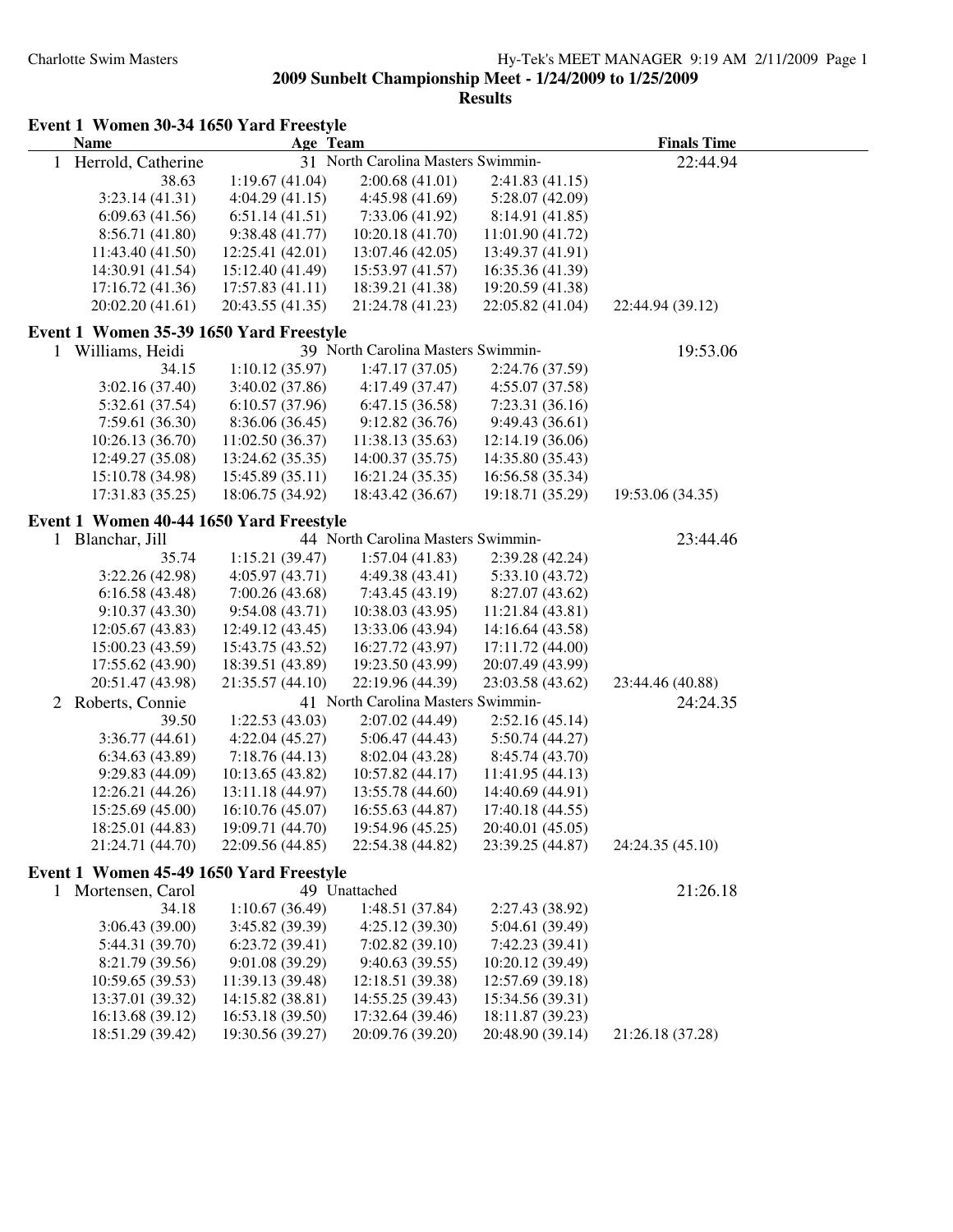**2009 Sunbelt Championship Meet - 1/24/2009 to 1/25/2009**

**Results**

### Event 1 Women 30-34 1650 Yard Freestyle

| | Name | Age | Team | | Finals Time |
|---|---|---|---|---|---|
| 1 | Herrold, Catherine | 31 | North Carolina Masters Swimmin- | | 22:44.94 |
| 38.63 | 1:19.67 (41.04) | 2:00.68 (41.01) | 2:41.83 (41.15) | | |
| 3:23.14 (41.31) | 4:04.29 (41.15) | 4:45.98 (41.69) | 5:28.07 (42.09) | | |
| 6:09.63 (41.56) | 6:51.14 (41.51) | 7:33.06 (41.92) | 8:14.91 (41.85) | | |
| 8:56.71 (41.80) | 9:38.48 (41.77) | 10:20.18 (41.70) | 11:01.90 (41.72) | | |
| 11:43.40 (41.50) | 12:25.41 (42.01) | 13:07.46 (42.05) | 13:49.37 (41.91) | | |
| 14:30.91 (41.54) | 15:12.40 (41.49) | 15:53.97 (41.57) | 16:35.36 (41.39) | | |
| 17:16.72 (41.36) | 17:57.83 (41.11) | 18:39.21 (41.38) | 19:20.59 (41.38) | | |
| 20:02.20 (41.61) | 20:43.55 (41.35) | 21:24.78 (41.23) | 22:05.82 (41.04) | 22:44.94 (39.12) | |

### Event 1 Women 35-39 1650 Yard Freestyle

| | Name | Age | Team | | Finals Time |
|---|---|---|---|---|---|
| 1 | Williams, Heidi | 39 | North Carolina Masters Swimmin- | | 19:53.06 |
| 34.15 | 1:10.12 (35.97) | 1:47.17 (37.05) | 2:24.76 (37.59) | | |
| 3:02.16 (37.40) | 3:40.02 (37.86) | 4:17.49 (37.47) | 4:55.07 (37.58) | | |
| 5:32.61 (37.54) | 6:10.57 (37.96) | 6:47.15 (36.58) | 7:23.31 (36.16) | | |
| 7:59.61 (36.30) | 8:36.06 (36.45) | 9:12.82 (36.76) | 9:49.43 (36.61) | | |
| 10:26.13 (36.70) | 11:02.50 (36.37) | 11:38.13 (35.63) | 12:14.19 (36.06) | | |
| 12:49.27 (35.08) | 13:24.62 (35.35) | 14:00.37 (35.75) | 14:35.80 (35.43) | | |
| 15:10.78 (34.98) | 15:45.89 (35.11) | 16:21.24 (35.35) | 16:56.58 (35.34) | | |
| 17:31.83 (35.25) | 18:06.75 (34.92) | 18:43.42 (36.67) | 19:18.71 (35.29) | 19:53.06 (34.35) | |

### Event 1 Women 40-44 1650 Yard Freestyle

| | Name | Age | Team | | Finals Time |
|---|---|---|---|---|---|
| 1 | Blanchar, Jill | 44 | North Carolina Masters Swimmin- | | 23:44.46 |
| 35.74 | 1:15.21 (39.47) | 1:57.04 (41.83) | 2:39.28 (42.24) | | |
| 3:22.26 (42.98) | 4:05.97 (43.71) | 4:49.38 (43.41) | 5:33.10 (43.72) | | |
| 6:16.58 (43.48) | 7:00.26 (43.68) | 7:43.45 (43.19) | 8:27.07 (43.62) | | |
| 9:10.37 (43.30) | 9:54.08 (43.71) | 10:38.03 (43.95) | 11:21.84 (43.81) | | |
| 12:05.67 (43.83) | 12:49.12 (43.45) | 13:33.06 (43.94) | 14:16.64 (43.58) | | |
| 15:00.23 (43.59) | 15:43.75 (43.52) | 16:27.72 (43.97) | 17:11.72 (44.00) | | |
| 17:55.62 (43.90) | 18:39.51 (43.89) | 19:23.50 (43.99) | 20:07.49 (43.99) | | |
| 20:51.47 (43.98) | 21:35.57 (44.10) | 22:19.96 (44.39) | 23:03.58 (43.62) | 23:44.46 (40.88) | |
| 2 | Roberts, Connie | 41 | North Carolina Masters Swimmin- | | 24:24.35 |
| 39.50 | 1:22.53 (43.03) | 2:07.02 (44.49) | 2:52.16 (45.14) | | |
| 3:36.77 (44.61) | 4:22.04 (45.27) | 5:06.47 (44.43) | 5:50.74 (44.27) | | |
| 6:34.63 (43.89) | 7:18.76 (44.13) | 8:02.04 (43.28) | 8:45.74 (43.70) | | |
| 9:29.83 (44.09) | 10:13.65 (43.82) | 10:57.82 (44.17) | 11:41.95 (44.13) | | |
| 12:26.21 (44.26) | 13:11.18 (44.97) | 13:55.78 (44.60) | 14:40.69 (44.91) | | |
| 15:25.69 (45.00) | 16:10.76 (45.07) | 16:55.63 (44.87) | 17:40.18 (44.55) | | |
| 18:25.01 (44.83) | 19:09.71 (44.70) | 19:54.96 (45.25) | 20:40.01 (45.05) | | |
| 21:24.71 (44.70) | 22:09.56 (44.85) | 22:54.38 (44.82) | 23:39.25 (44.87) | 24:24.35 (45.10) | |

### Event 1 Women 45-49 1650 Yard Freestyle

| | Name | Age | Team | | Finals Time |
|---|---|---|---|---|---|
| 1 | Mortensen, Carol | 49 | Unattached | | 21:26.18 |
| 34.18 | 1:10.67 (36.49) | 1:48.51 (37.84) | 2:27.43 (38.92) | | |
| 3:06.43 (39.00) | 3:45.82 (39.39) | 4:25.12 (39.30) | 5:04.61 (39.49) | | |
| 5:44.31 (39.70) | 6:23.72 (39.41) | 7:02.82 (39.10) | 7:42.23 (39.41) | | |
| 8:21.79 (39.56) | 9:01.08 (39.29) | 9:40.63 (39.55) | 10:20.12 (39.49) | | |
| 10:59.65 (39.53) | 11:39.13 (39.48) | 12:18.51 (39.38) | 12:57.69 (39.18) | | |
| 13:37.01 (39.32) | 14:15.82 (38.81) | 14:55.25 (39.43) | 15:34.56 (39.31) | | |
| 16:13.68 (39.12) | 16:53.18 (39.50) | 17:32.64 (39.46) | 18:11.87 (39.23) | | |
| 18:51.29 (39.42) | 19:30.56 (39.27) | 20:09.76 (39.20) | 20:48.90 (39.14) | 21:26.18 (37.28) | |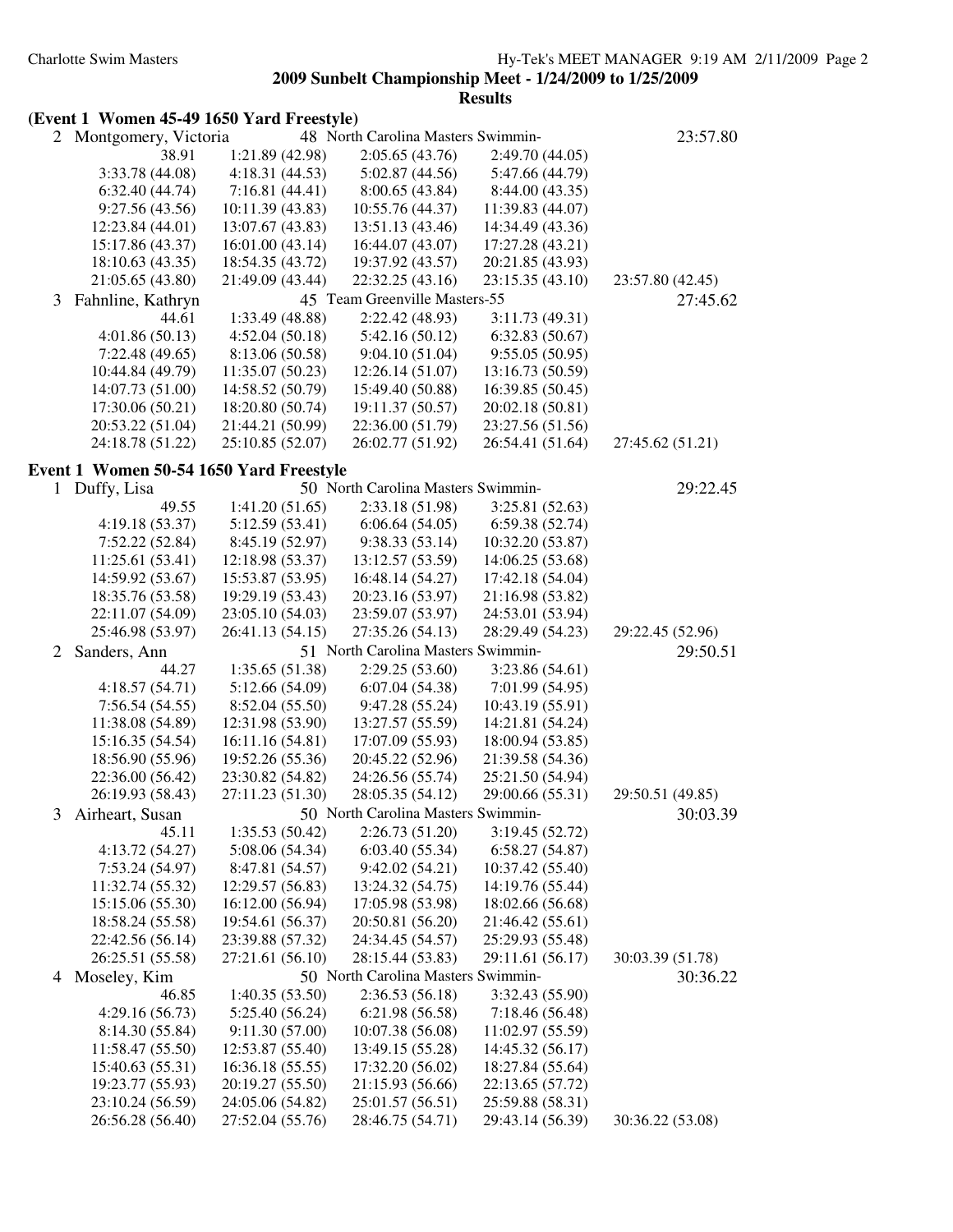**2009 Sunbelt Championship Meet - 1/24/2009 to 1/25/2009**

**Results**

**(Event 1 Women 45-49 1650 Yard Freestyle)**

2 Montgomery, Victoria 48 North Carolina Masters Swimmin- 23:57.80

```
         38.91     1:21.89 (42.98)   2:05.65 (43.76)   2:49.70 (44.05)
   3:33.78 (44.08)   4:18.31 (44.53)   5:02.87 (44.56)   5:47.66 (44.79)
   6:32.40 (44.74)   7:16.81 (44.41)   8:00.65 (43.84)   8:44.00 (43.35)
   9:27.56 (43.56)  10:11.39 (43.83)  10:55.76 (44.37)  11:39.83 (44.07)
  12:23.84 (44.01)  13:07.67 (43.83)  13:51.13 (43.46)  14:34.49 (43.36)
  15:17.86 (43.37)  16:01.00 (43.14)  16:44.07 (43.07)  17:27.28 (43.21)
  18:10.63 (43.35)  18:54.35 (43.72)  19:37.92 (43.57)  20:21.85 (43.93)
  21:05.65 (43.80)  21:49.09 (43.44)  22:32.25 (43.16)  23:15.35 (43.10)  23:57.80 (42.45)
```

3 Fahnline, Kathryn 45 Team Greenville Masters-55 27:45.62

```
         44.61     1:33.49 (48.88)   2:22.42 (48.93)   3:11.73 (49.31)
   4:01.86 (50.13)   4:52.04 (50.18)   5:42.16 (50.12)   6:32.83 (50.67)
   7:22.48 (49.65)   8:13.06 (50.58)   9:04.10 (51.04)   9:55.05 (50.95)
  10:44.84 (49.79)  11:35.07 (50.23)  12:26.14 (51.07)  13:16.73 (50.59)
  14:07.73 (51.00)  14:58.52 (50.79)  15:49.40 (50.88)  16:39.85 (50.45)
  17:30.06 (50.21)  18:20.80 (50.74)  19:11.37 (50.57)  20:02.18 (50.81)
  20:53.22 (51.04)  21:44.21 (50.99)  22:36.00 (51.79)  23:27.56 (51.56)
  24:18.78 (51.22)  25:10.85 (52.07)  26:02.77 (51.92)  26:54.41 (51.64)  27:45.62 (51.21)
```

**Event 1 Women 50-54 1650 Yard Freestyle**

1 Duffy, Lisa 50 North Carolina Masters Swimmin- 29:22.45

```
         49.55     1:41.20 (51.65)   2:33.18 (51.98)   3:25.81 (52.63)
   4:19.18 (53.37)   5:12.59 (53.41)   6:06.64 (54.05)   6:59.38 (52.74)
   7:52.22 (52.84)   8:45.19 (52.97)   9:38.33 (53.14)  10:32.20 (53.87)
  11:25.61 (53.41)  12:18.98 (53.37)  13:12.57 (53.59)  14:06.25 (53.68)
  14:59.92 (53.67)  15:53.87 (53.95)  16:48.14 (54.27)  17:42.18 (54.04)
  18:35.76 (53.58)  19:29.19 (53.43)  20:23.16 (53.97)  21:16.98 (53.82)
  22:11.07 (54.09)  23:05.10 (54.03)  23:59.07 (53.97)  24:53.01 (53.94)
  25:46.98 (53.97)  26:41.13 (54.15)  27:35.26 (54.13)  28:29.49 (54.23)  29:22.45 (52.96)
```

2 Sanders, Ann 51 North Carolina Masters Swimmin- 29:50.51

```
         44.27     1:35.65 (51.38)   2:29.25 (53.60)   3:23.86 (54.61)
   4:18.57 (54.71)   5:12.66 (54.09)   6:07.04 (54.38)   7:01.99 (54.95)
   7:56.54 (54.55)   8:52.04 (55.50)   9:47.28 (55.24)  10:43.19 (55.91)
  11:38.08 (54.89)  12:31.98 (53.90)  13:27.57 (55.59)  14:21.81 (54.24)
  15:16.35 (54.54)  16:11.16 (54.81)  17:07.09 (55.93)  18:00.94 (53.85)
  18:56.90 (55.96)  19:52.26 (55.36)  20:45.22 (52.96)  21:39.58 (54.36)
  22:36.00 (56.42)  23:30.82 (54.82)  24:26.56 (55.74)  25:21.50 (54.94)
  26:19.93 (58.43)  27:11.23 (51.30)  28:05.35 (54.12)  29:00.66 (55.31)  29:50.51 (49.85)
```

3 Airheart, Susan 50 North Carolina Masters Swimmin- 30:03.39

```
         45.11     1:35.53 (50.42)   2:26.73 (51.20)   3:19.45 (52.72)
   4:13.72 (54.27)   5:08.06 (54.34)   6:03.40 (55.34)   6:58.27 (54.87)
   7:53.24 (54.97)   8:47.81 (54.57)   9:42.02 (54.21)  10:37.42 (55.40)
  11:32.74 (55.32)  12:29.57 (56.83)  13:24.32 (54.75)  14:19.76 (55.44)
  15:15.06 (55.30)  16:12.00 (56.94)  17:05.98 (53.98)  18:02.66 (56.68)
  18:58.24 (55.58)  19:54.61 (56.37)  20:50.81 (56.20)  21:46.42 (55.61)
  22:42.56 (56.14)  23:39.88 (57.32)  24:34.45 (54.57)  25:29.93 (55.48)
  26:25.51 (55.58)  27:21.61 (56.10)  28:15.44 (53.83)  29:11.61 (56.17)  30:03.39 (51.78)
```

4 Moseley, Kim 50 North Carolina Masters Swimmin- 30:36.22

```
         46.85     1:40.35 (53.50)   2:36.53 (56.18)   3:32.43 (55.90)
   4:29.16 (56.73)   5:25.40 (56.24)   6:21.98 (56.58)   7:18.46 (56.48)
   8:14.30 (55.84)   9:11.30 (57.00)  10:07.38 (56.08)  11:02.97 (55.59)
  11:58.47 (55.50)  12:53.87 (55.40)  13:49.15 (55.28)  14:45.32 (56.17)
  15:40.63 (55.31)  16:36.18 (55.55)  17:32.20 (56.02)  18:27.84 (55.64)
  19:23.77 (55.93)  20:19.27 (55.50)  21:15.93 (56.66)  22:13.65 (57.72)
  23:10.24 (56.59)  24:05.06 (54.82)  25:01.57 (56.51)  25:59.88 (58.31)
  26:56.28 (56.40)  27:52.04 (55.76)  28:46.75 (54.71)  29:43.14 (56.39)  30:36.22 (53.08)
```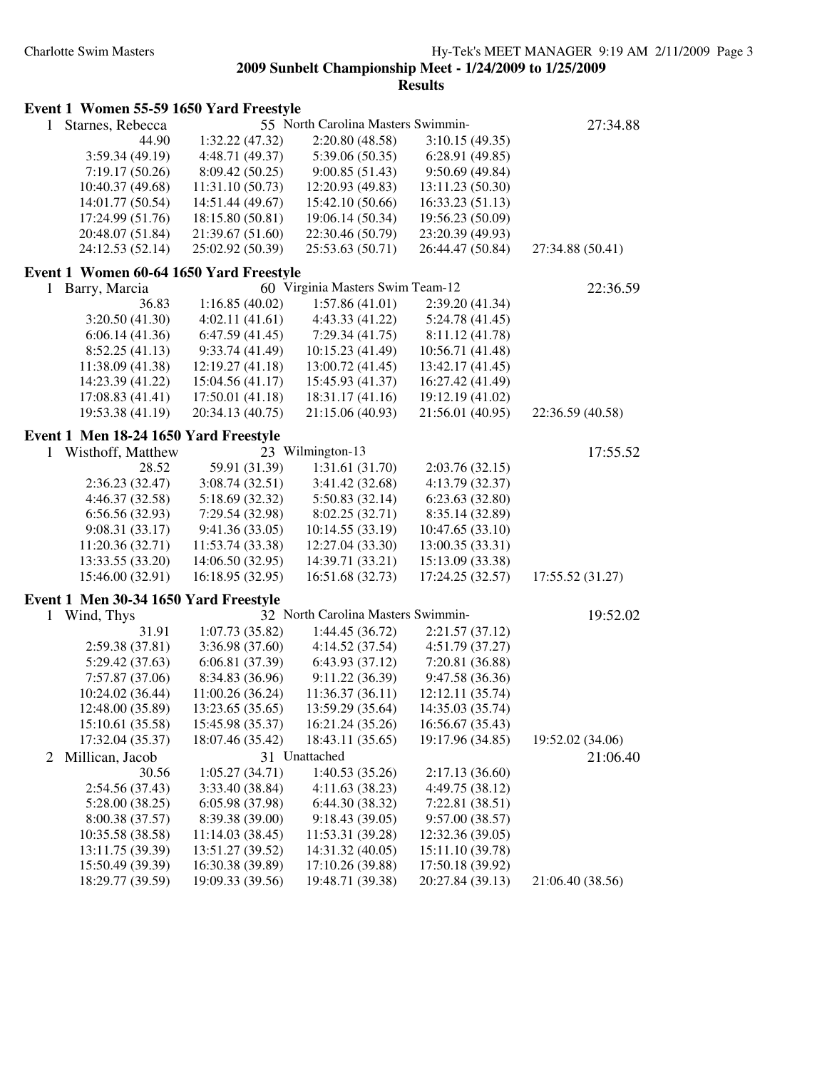**2009 Sunbelt Championship Meet - 1/24/2009 to 1/25/2009**

**Results**

### Event 1 Women 55-59 1650 Yard Freestyle

1 Starnes, Rebecca — 55 North Carolina Masters Swimmin- — 27:34.88

| | | | | |
|---|---|---|---|---|
| 44.90 | 1:32.22 (47.32) | 2:20.80 (48.58) | 3:10.15 (49.35) | |
| 3:59.34 (49.19) | 4:48.71 (49.37) | 5:39.06 (50.35) | 6:28.91 (49.85) | |
| 7:19.17 (50.26) | 8:09.42 (50.25) | 9:00.85 (51.43) | 9:50.69 (49.84) | |
| 10:40.37 (49.68) | 11:31.10 (50.73) | 12:20.93 (49.83) | 13:11.23 (50.30) | |
| 14:01.77 (50.54) | 14:51.44 (49.67) | 15:42.10 (50.66) | 16:33.23 (51.13) | |
| 17:24.99 (51.76) | 18:15.80 (50.81) | 19:06.14 (50.34) | 19:56.23 (50.09) | |
| 20:48.07 (51.84) | 21:39.67 (51.60) | 22:30.46 (50.79) | 23:20.39 (49.93) | |
| 24:12.53 (52.14) | 25:02.92 (50.39) | 25:53.63 (50.71) | 26:44.47 (50.84) | 27:34.88 (50.41) |

### Event 1 Women 60-64 1650 Yard Freestyle

1 Barry, Marcia — 60 Virginia Masters Swim Team-12 — 22:36.59

| | | | | |
|---|---|---|---|---|
| 36.83 | 1:16.85 (40.02) | 1:57.86 (41.01) | 2:39.20 (41.34) | |
| 3:20.50 (41.30) | 4:02.11 (41.61) | 4:43.33 (41.22) | 5:24.78 (41.45) | |
| 6:06.14 (41.36) | 6:47.59 (41.45) | 7:29.34 (41.75) | 8:11.12 (41.78) | |
| 8:52.25 (41.13) | 9:33.74 (41.49) | 10:15.23 (41.49) | 10:56.71 (41.48) | |
| 11:38.09 (41.38) | 12:19.27 (41.18) | 13:00.72 (41.45) | 13:42.17 (41.45) | |
| 14:23.39 (41.22) | 15:04.56 (41.17) | 15:45.93 (41.37) | 16:27.42 (41.49) | |
| 17:08.83 (41.41) | 17:50.01 (41.18) | 18:31.17 (41.16) | 19:12.19 (41.02) | |
| 19:53.38 (41.19) | 20:34.13 (40.75) | 21:15.06 (40.93) | 21:56.01 (40.95) | 22:36.59 (40.58) |

### Event 1 Men 18-24 1650 Yard Freestyle

1 Wisthoff, Matthew — 23 Wilmington-13 — 17:55.52

| | | | | |
|---|---|---|---|---|
| 28.52 | 59.91 (31.39) | 1:31.61 (31.70) | 2:03.76 (32.15) | |
| 2:36.23 (32.47) | 3:08.74 (32.51) | 3:41.42 (32.68) | 4:13.79 (32.37) | |
| 4:46.37 (32.58) | 5:18.69 (32.32) | 5:50.83 (32.14) | 6:23.63 (32.80) | |
| 6:56.56 (32.93) | 7:29.54 (32.98) | 8:02.25 (32.71) | 8:35.14 (32.89) | |
| 9:08.31 (33.17) | 9:41.36 (33.05) | 10:14.55 (33.19) | 10:47.65 (33.10) | |
| 11:20.36 (32.71) | 11:53.74 (33.38) | 12:27.04 (33.30) | 13:00.35 (33.31) | |
| 13:33.55 (33.20) | 14:06.50 (32.95) | 14:39.71 (33.21) | 15:13.09 (33.38) | |
| 15:46.00 (32.91) | 16:18.95 (32.95) | 16:51.68 (32.73) | 17:24.25 (32.57) | 17:55.52 (31.27) |

### Event 1 Men 30-34 1650 Yard Freestyle

1 Wind, Thys — 32 North Carolina Masters Swimmin- — 19:52.02

| | | | | |
|---|---|---|---|---|
| 31.91 | 1:07.73 (35.82) | 1:44.45 (36.72) | 2:21.57 (37.12) | |
| 2:59.38 (37.81) | 3:36.98 (37.60) | 4:14.52 (37.54) | 4:51.79 (37.27) | |
| 5:29.42 (37.63) | 6:06.81 (37.39) | 6:43.93 (37.12) | 7:20.81 (36.88) | |
| 7:57.87 (37.06) | 8:34.83 (36.96) | 9:11.22 (36.39) | 9:47.58 (36.36) | |
| 10:24.02 (36.44) | 11:00.26 (36.24) | 11:36.37 (36.11) | 12:12.11 (35.74) | |
| 12:48.00 (35.89) | 13:23.65 (35.65) | 13:59.29 (35.64) | 14:35.03 (35.74) | |
| 15:10.61 (35.58) | 15:45.98 (35.37) | 16:21.24 (35.26) | 16:56.67 (35.43) | |
| 17:32.04 (35.37) | 18:07.46 (35.42) | 18:43.11 (35.65) | 19:17.96 (34.85) | 19:52.02 (34.06) |

2 Millican, Jacob — 31 Unattached — 21:06.40

| | | | | |
|---|---|---|---|---|
| 30.56 | 1:05.27 (34.71) | 1:40.53 (35.26) | 2:17.13 (36.60) | |
| 2:54.56 (37.43) | 3:33.40 (38.84) | 4:11.63 (38.23) | 4:49.75 (38.12) | |
| 5:28.00 (38.25) | 6:05.98 (37.98) | 6:44.30 (38.32) | 7:22.81 (38.51) | |
| 8:00.38 (37.57) | 8:39.38 (39.00) | 9:18.43 (39.05) | 9:57.00 (38.57) | |
| 10:35.58 (38.58) | 11:14.03 (38.45) | 11:53.31 (39.28) | 12:32.36 (39.05) | |
| 13:11.75 (39.39) | 13:51.27 (39.52) | 14:31.32 (40.05) | 15:11.10 (39.78) | |
| 15:50.49 (39.39) | 16:30.38 (39.89) | 17:10.26 (39.88) | 17:50.18 (39.92) | |
| 18:29.77 (39.59) | 19:09.33 (39.56) | 19:48.71 (39.38) | 20:27.84 (39.13) | 21:06.40 (38.56) |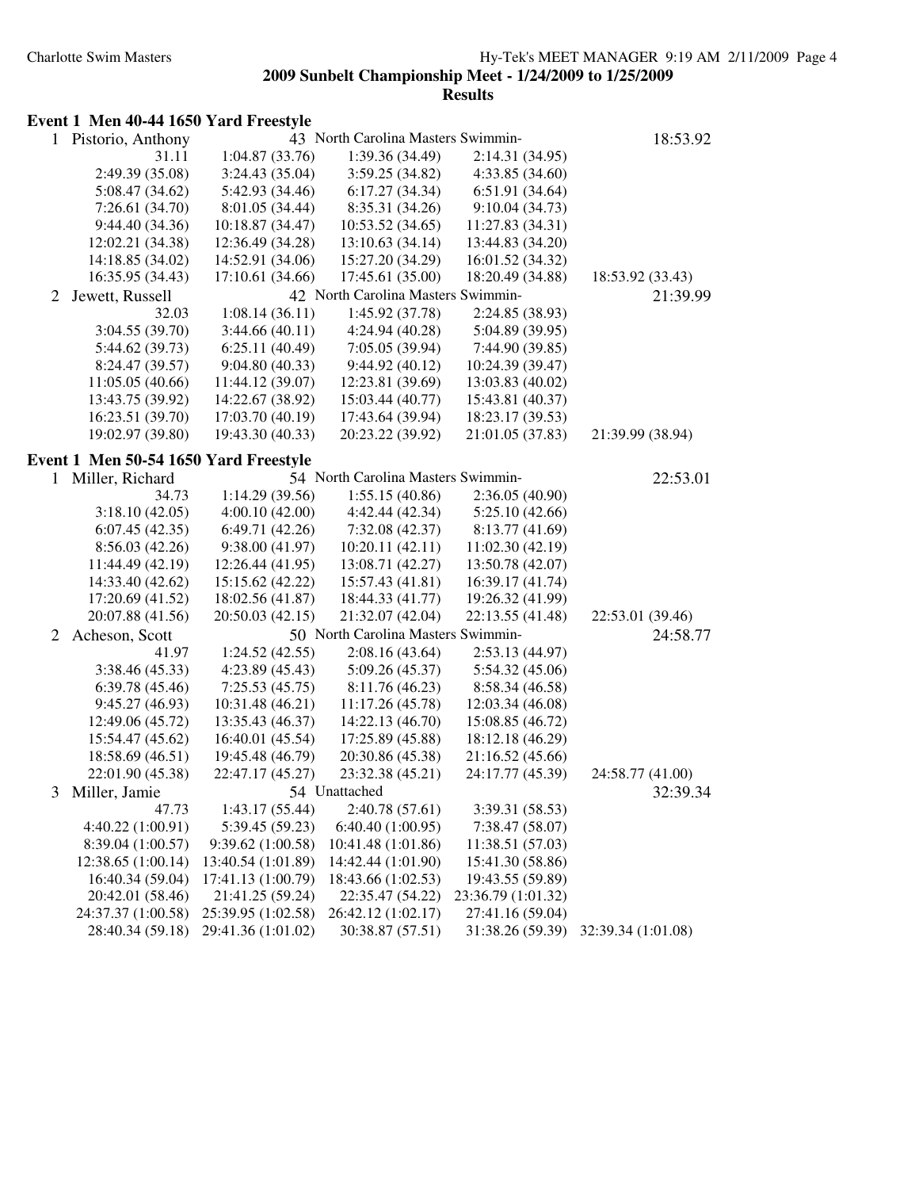**2009 Sunbelt Championship Meet - 1/24/2009 to 1/25/2009**

**Results**

## Event 1 Men 40-44 1650 Yard Freestyle

1 Pistorio, Anthony — 43 North Carolina Masters Swimmin- — 18:53.92

| | | | | |
|---|---|---|---|---|
| 31.11 | 1:04.87 (33.76) | 1:39.36 (34.49) | 2:14.31 (34.95) | |
| 2:49.39 (35.08) | 3:24.43 (35.04) | 3:59.25 (34.82) | 4:33.85 (34.60) | |
| 5:08.47 (34.62) | 5:42.93 (34.46) | 6:17.27 (34.34) | 6:51.91 (34.64) | |
| 7:26.61 (34.70) | 8:01.05 (34.44) | 8:35.31 (34.26) | 9:10.04 (34.73) | |
| 9:44.40 (34.36) | 10:18.87 (34.47) | 10:53.52 (34.65) | 11:27.83 (34.31) | |
| 12:02.21 (34.38) | 12:36.49 (34.28) | 13:10.63 (34.14) | 13:44.83 (34.20) | |
| 14:18.85 (34.02) | 14:52.91 (34.06) | 15:27.20 (34.29) | 16:01.52 (34.32) | |
| 16:35.95 (34.43) | 17:10.61 (34.66) | 17:45.61 (35.00) | 18:20.49 (34.88) | 18:53.92 (33.43) |

2 Jewett, Russell — 42 North Carolina Masters Swimmin- — 21:39.99

| | | | | |
|---|---|---|---|---|
| 32.03 | 1:08.14 (36.11) | 1:45.92 (37.78) | 2:24.85 (38.93) | |
| 3:04.55 (39.70) | 3:44.66 (40.11) | 4:24.94 (40.28) | 5:04.89 (39.95) | |
| 5:44.62 (39.73) | 6:25.11 (40.49) | 7:05.05 (39.94) | 7:44.90 (39.85) | |
| 8:24.47 (39.57) | 9:04.80 (40.33) | 9:44.92 (40.12) | 10:24.39 (39.47) | |
| 11:05.05 (40.66) | 11:44.12 (39.07) | 12:23.81 (39.69) | 13:03.83 (40.02) | |
| 13:43.75 (39.92) | 14:22.67 (38.92) | 15:03.44 (40.77) | 15:43.81 (40.37) | |
| 16:23.51 (39.70) | 17:03.70 (40.19) | 17:43.64 (39.94) | 18:23.17 (39.53) | |
| 19:02.97 (39.80) | 19:43.30 (40.33) | 20:23.22 (39.92) | 21:01.05 (37.83) | 21:39.99 (38.94) |

## Event 1 Men 50-54 1650 Yard Freestyle

1 Miller, Richard — 54 North Carolina Masters Swimmin- — 22:53.01

| | | | | |
|---|---|---|---|---|
| 34.73 | 1:14.29 (39.56) | 1:55.15 (40.86) | 2:36.05 (40.90) | |
| 3:18.10 (42.05) | 4:00.10 (42.00) | 4:42.44 (42.34) | 5:25.10 (42.66) | |
| 6:07.45 (42.35) | 6:49.71 (42.26) | 7:32.08 (42.37) | 8:13.77 (41.69) | |
| 8:56.03 (42.26) | 9:38.00 (41.97) | 10:20.11 (42.11) | 11:02.30 (42.19) | |
| 11:44.49 (42.19) | 12:26.44 (41.95) | 13:08.71 (42.27) | 13:50.78 (42.07) | |
| 14:33.40 (42.62) | 15:15.62 (42.22) | 15:57.43 (41.81) | 16:39.17 (41.74) | |
| 17:20.69 (41.52) | 18:02.56 (41.87) | 18:44.33 (41.77) | 19:26.32 (41.99) | |
| 20:07.88 (41.56) | 20:50.03 (42.15) | 21:32.07 (42.04) | 22:13.55 (41.48) | 22:53.01 (39.46) |

2 Acheson, Scott — 50 North Carolina Masters Swimmin- — 24:58.77

| | | | | |
|---|---|---|---|---|
| 41.97 | 1:24.52 (42.55) | 2:08.16 (43.64) | 2:53.13 (44.97) | |
| 3:38.46 (45.33) | 4:23.89 (45.43) | 5:09.26 (45.37) | 5:54.32 (45.06) | |
| 6:39.78 (45.46) | 7:25.53 (45.75) | 8:11.76 (46.23) | 8:58.34 (46.58) | |
| 9:45.27 (46.93) | 10:31.48 (46.21) | 11:17.26 (45.78) | 12:03.34 (46.08) | |
| 12:49.06 (45.72) | 13:35.43 (46.37) | 14:22.13 (46.70) | 15:08.85 (46.72) | |
| 15:54.47 (45.62) | 16:40.01 (45.54) | 17:25.89 (45.88) | 18:12.18 (46.29) | |
| 18:58.69 (46.51) | 19:45.48 (46.79) | 20:30.86 (45.38) | 21:16.52 (45.66) | |
| 22:01.90 (45.38) | 22:47.17 (45.27) | 23:32.38 (45.21) | 24:17.77 (45.39) | 24:58.77 (41.00) |

3 Miller, Jamie — 54 Unattached — 32:39.34

| | | | | |
|---|---|---|---|---|
| 47.73 | 1:43.17 (55.44) | 2:40.78 (57.61) | 3:39.31 (58.53) | |
| 4:40.22 (1:00.91) | 5:39.45 (59.23) | 6:40.40 (1:00.95) | 7:38.47 (58.07) | |
| 8:39.04 (1:00.57) | 9:39.62 (1:00.58) | 10:41.48 (1:01.86) | 11:38.51 (57.03) | |
| 12:38.65 (1:00.14) | 13:40.54 (1:01.89) | 14:42.44 (1:01.90) | 15:41.30 (58.86) | |
| 16:40.34 (59.04) | 17:41.13 (1:00.79) | 18:43.66 (1:02.53) | 19:43.55 (59.89) | |
| 20:42.01 (58.46) | 21:41.25 (59.24) | 22:35.47 (54.22) | 23:36.79 (1:01.32) | |
| 24:37.37 (1:00.58) | 25:39.95 (1:02.58) | 26:42.12 (1:02.17) | 27:41.16 (59.04) | |
| 28:40.34 (59.18) | 29:41.36 (1:01.02) | 30:38.87 (57.51) | 31:38.26 (59.39) | 32:39.34 (1:01.08) |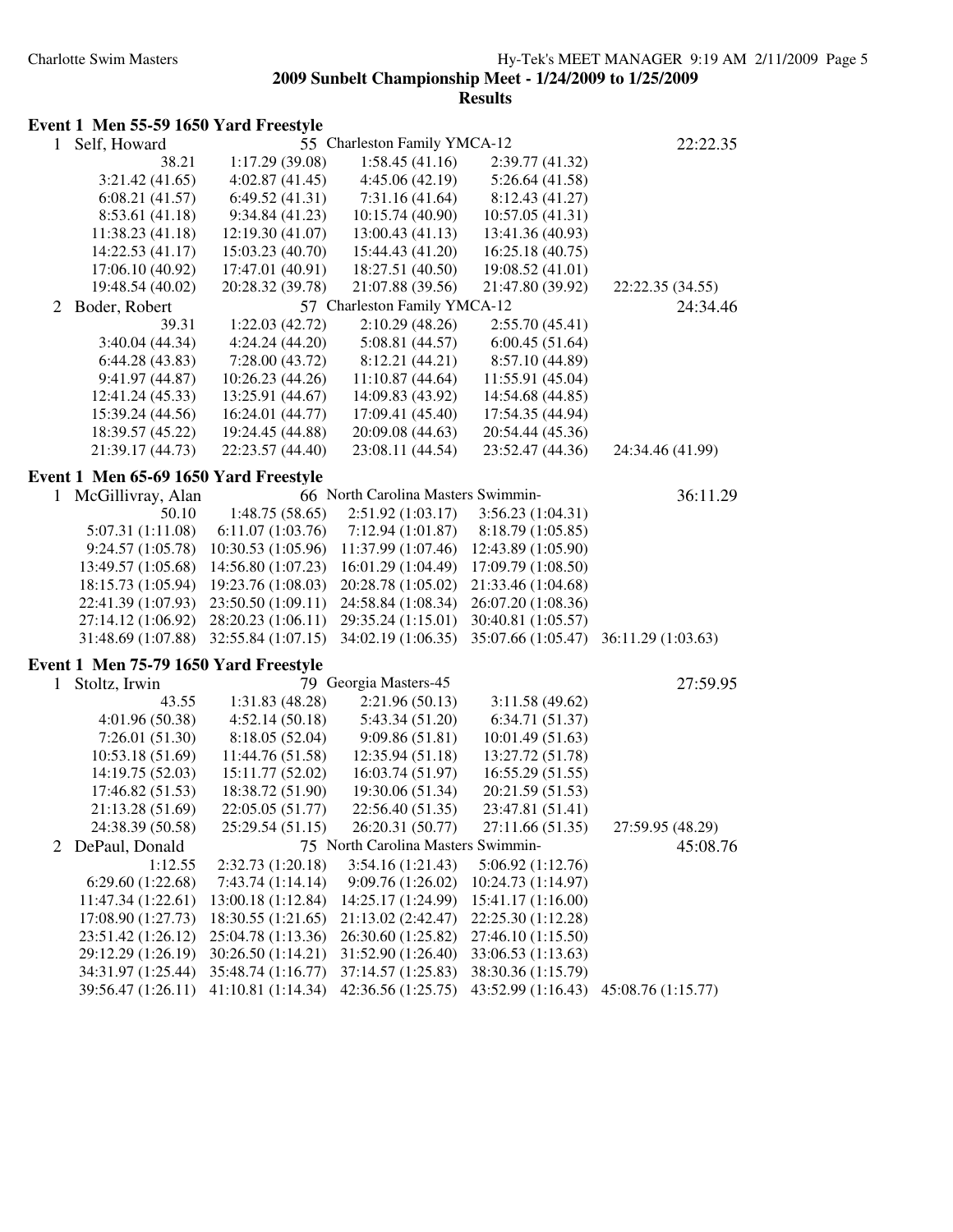**2009 Sunbelt Championship Meet - 1/24/2009 to 1/25/2009**

**Results**

## Event 1 Men 55-59 1650 Yard Freestyle

1 Self, Howard — 55 Charleston Family YMCA-12 — 22:22.35

| | | | | |
|---|---|---|---|---|
| 38.21 | 1:17.29 (39.08) | 1:58.45 (41.16) | 2:39.77 (41.32) | |
| 3:21.42 (41.65) | 4:02.87 (41.45) | 4:45.06 (42.19) | 5:26.64 (41.58) | |
| 6:08.21 (41.57) | 6:49.52 (41.31) | 7:31.16 (41.64) | 8:12.43 (41.27) | |
| 8:53.61 (41.18) | 9:34.84 (41.23) | 10:15.74 (40.90) | 10:57.05 (41.31) | |
| 11:38.23 (41.18) | 12:19.30 (41.07) | 13:00.43 (41.13) | 13:41.36 (40.93) | |
| 14:22.53 (41.17) | 15:03.23 (40.70) | 15:44.43 (41.20) | 16:25.18 (40.75) | |
| 17:06.10 (40.92) | 17:47.01 (40.91) | 18:27.51 (40.50) | 19:08.52 (41.01) | |
| 19:48.54 (40.02) | 20:28.32 (39.78) | 21:07.88 (39.56) | 21:47.80 (39.92) | 22:22.35 (34.55) |

2 Boder, Robert — 57 Charleston Family YMCA-12 — 24:34.46

| | | | | |
|---|---|---|---|---|
| 39.31 | 1:22.03 (42.72) | 2:10.29 (48.26) | 2:55.70 (45.41) | |
| 3:40.04 (44.34) | 4:24.24 (44.20) | 5:08.81 (44.57) | 6:00.45 (51.64) | |
| 6:44.28 (43.83) | 7:28.00 (43.72) | 8:12.21 (44.21) | 8:57.10 (44.89) | |
| 9:41.97 (44.87) | 10:26.23 (44.26) | 11:10.87 (44.64) | 11:55.91 (45.04) | |
| 12:41.24 (45.33) | 13:25.91 (44.67) | 14:09.83 (43.92) | 14:54.68 (44.85) | |
| 15:39.24 (44.56) | 16:24.01 (44.77) | 17:09.41 (45.40) | 17:54.35 (44.94) | |
| 18:39.57 (45.22) | 19:24.45 (44.88) | 20:09.08 (44.63) | 20:54.44 (45.36) | |
| 21:39.17 (44.73) | 22:23.57 (44.40) | 23:08.11 (44.54) | 23:52.47 (44.36) | 24:34.46 (41.99) |

## Event 1 Men 65-69 1650 Yard Freestyle

1 McGillivray, Alan — 66 North Carolina Masters Swimmin- — 36:11.29

| | | | | |
|---|---|---|---|---|
| 50.10 | 1:48.75 (58.65) | 2:51.92 (1:03.17) | 3:56.23 (1:04.31) | |
| 5:07.31 (1:11.08) | 6:11.07 (1:03.76) | 7:12.94 (1:01.87) | 8:18.79 (1:05.85) | |
| 9:24.57 (1:05.78) | 10:30.53 (1:05.96) | 11:37.99 (1:07.46) | 12:43.89 (1:05.90) | |
| 13:49.57 (1:05.68) | 14:56.80 (1:07.23) | 16:01.29 (1:04.49) | 17:09.79 (1:08.50) | |
| 18:15.73 (1:05.94) | 19:23.76 (1:08.03) | 20:28.78 (1:05.02) | 21:33.46 (1:04.68) | |
| 22:41.39 (1:07.93) | 23:50.50 (1:09.11) | 24:58.84 (1:08.34) | 26:07.20 (1:08.36) | |
| 27:14.12 (1:06.92) | 28:20.23 (1:06.11) | 29:35.24 (1:15.01) | 30:40.81 (1:05.57) | |
| 31:48.69 (1:07.88) | 32:55.84 (1:07.15) | 34:02.19 (1:06.35) | 35:07.66 (1:05.47) | 36:11.29 (1:03.63) |

## Event 1 Men 75-79 1650 Yard Freestyle

1 Stoltz, Irwin — 79 Georgia Masters-45 — 27:59.95

| | | | | |
|---|---|---|---|---|
| 43.55 | 1:31.83 (48.28) | 2:21.96 (50.13) | 3:11.58 (49.62) | |
| 4:01.96 (50.38) | 4:52.14 (50.18) | 5:43.34 (51.20) | 6:34.71 (51.37) | |
| 7:26.01 (51.30) | 8:18.05 (52.04) | 9:09.86 (51.81) | 10:01.49 (51.63) | |
| 10:53.18 (51.69) | 11:44.76 (51.58) | 12:35.94 (51.18) | 13:27.72 (51.78) | |
| 14:19.75 (52.03) | 15:11.77 (52.02) | 16:03.74 (51.97) | 16:55.29 (51.55) | |
| 17:46.82 (51.53) | 18:38.72 (51.90) | 19:30.06 (51.34) | 20:21.59 (51.53) | |
| 21:13.28 (51.69) | 22:05.05 (51.77) | 22:56.40 (51.35) | 23:47.81 (51.41) | |
| 24:38.39 (50.58) | 25:29.54 (51.15) | 26:20.31 (50.77) | 27:11.66 (51.35) | 27:59.95 (48.29) |

2 DePaul, Donald — 75 North Carolina Masters Swimmin- — 45:08.76

| | | | | |
|---|---|---|---|---|
| 1:12.55 | 2:32.73 (1:20.18) | 3:54.16 (1:21.43) | 5:06.92 (1:12.76) | |
| 6:29.60 (1:22.68) | 7:43.74 (1:14.14) | 9:09.76 (1:26.02) | 10:24.73 (1:14.97) | |
| 11:47.34 (1:22.61) | 13:00.18 (1:12.84) | 14:25.17 (1:24.99) | 15:41.17 (1:16.00) | |
| 17:08.90 (1:27.73) | 18:30.55 (1:21.65) | 21:13.02 (2:42.47) | 22:25.30 (1:12.28) | |
| 23:51.42 (1:26.12) | 25:04.78 (1:13.36) | 26:30.60 (1:25.82) | 27:46.10 (1:15.50) | |
| 29:12.29 (1:26.19) | 30:26.50 (1:14.21) | 31:52.90 (1:26.40) | 33:06.53 (1:13.63) | |
| 34:31.97 (1:25.44) | 35:48.74 (1:16.77) | 37:14.57 (1:25.83) | 38:30.36 (1:15.79) | |
| 39:56.47 (1:26.11) | 41:10.81 (1:14.34) | 42:36.56 (1:25.75) | 43:52.99 (1:16.43) | 45:08.76 (1:15.77) |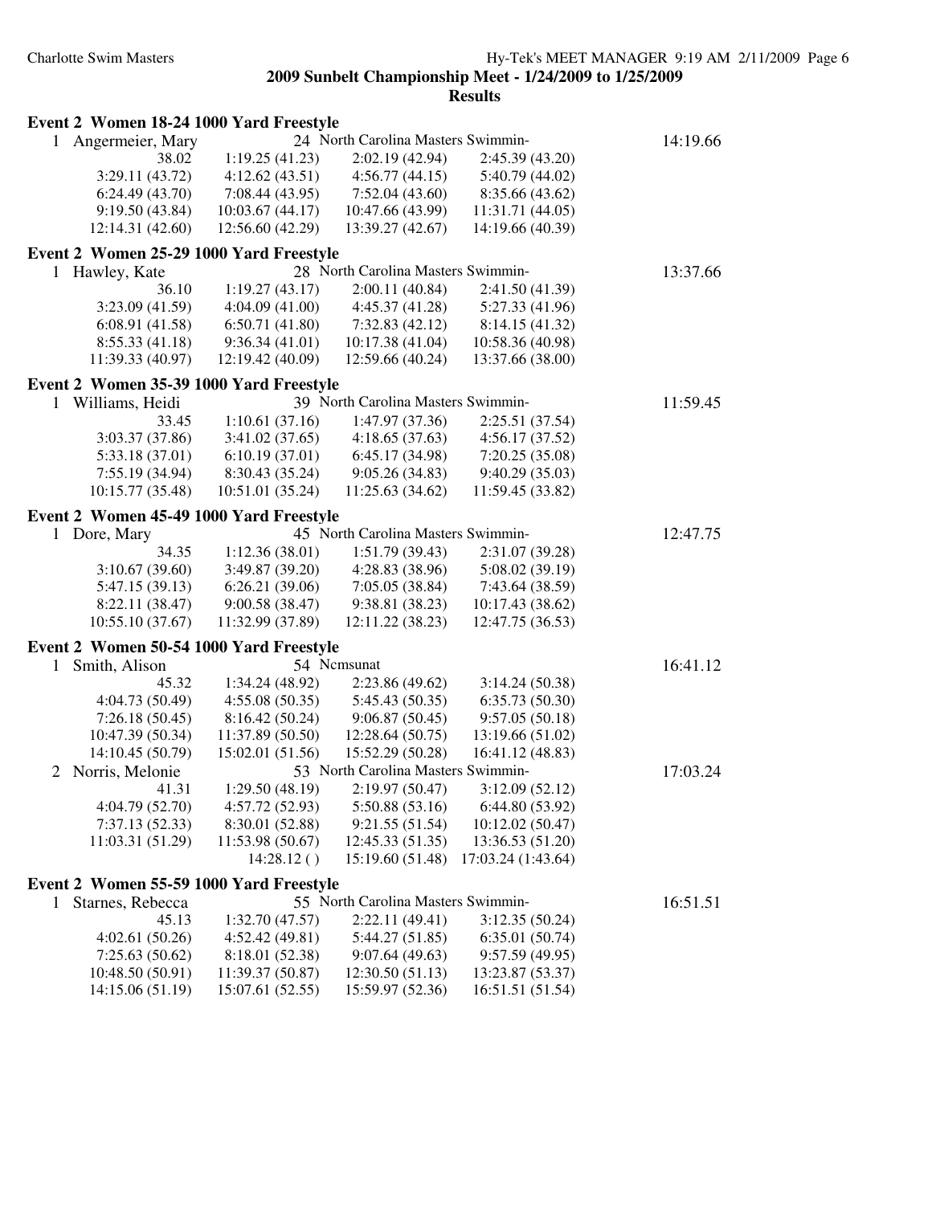**2009 Sunbelt Championship Meet - 1/24/2009 to 1/25/2009**

**Results**

### Event 2 Women 18-24 1000 Yard Freestyle

```
  1 Angermeier, Mary          24 North Carolina Masters Swimmin-              14:19.66
           38.02      1:19.25 (41.23)    2:02.19 (42.94)    2:45.39 (43.20)
     3:29.11 (43.72)  4:12.62 (43.51)    4:56.77 (44.15)    5:40.79 (44.02)
     6:24.49 (43.70)  7:08.44 (43.95)    7:52.04 (43.60)    8:35.66 (43.62)
     9:19.50 (43.84) 10:03.67 (44.17)   10:47.66 (43.99)   11:31.71 (44.05)
    12:14.31 (42.60) 12:56.60 (42.29)   13:39.27 (42.67)   14:19.66 (40.39)
```

### Event 2 Women 25-29 1000 Yard Freestyle

```
  1 Hawley, Kate              28 North Carolina Masters Swimmin-              13:37.66
           36.10      1:19.27 (43.17)    2:00.11 (40.84)    2:41.50 (41.39)
     3:23.09 (41.59)  4:04.09 (41.00)    4:45.37 (41.28)    5:27.33 (41.96)
     6:08.91 (41.58)  6:50.71 (41.80)    7:32.83 (42.12)    8:14.15 (41.32)
     8:55.33 (41.18)  9:36.34 (41.01)   10:17.38 (41.04)   10:58.36 (40.98)
    11:39.33 (40.97) 12:19.42 (40.09)   12:59.66 (40.24)   13:37.66 (38.00)
```

### Event 2 Women 35-39 1000 Yard Freestyle

```
  1 Williams, Heidi           39 North Carolina Masters Swimmin-              11:59.45
           33.45      1:10.61 (37.16)    1:47.97 (37.36)    2:25.51 (37.54)
     3:03.37 (37.86)  3:41.02 (37.65)    4:18.65 (37.63)    4:56.17 (37.52)
     5:33.18 (37.01)  6:10.19 (37.01)    6:45.17 (34.98)    7:20.25 (35.08)
     7:55.19 (34.94)  8:30.43 (35.24)    9:05.26 (34.83)    9:40.29 (35.03)
    10:15.77 (35.48) 10:51.01 (35.24)   11:25.63 (34.62)   11:59.45 (33.82)
```

### Event 2 Women 45-49 1000 Yard Freestyle

```
  1 Dore, Mary                45 North Carolina Masters Swimmin-              12:47.75
           34.35      1:12.36 (38.01)    1:51.79 (39.43)    2:31.07 (39.28)
     3:10.67 (39.60)  3:49.87 (39.20)    4:28.83 (38.96)    5:08.02 (39.19)
     5:47.15 (39.13)  6:26.21 (39.06)    7:05.05 (38.84)    7:43.64 (38.59)
     8:22.11 (38.47)  9:00.58 (38.47)    9:38.81 (38.23)   10:17.43 (38.62)
    10:55.10 (37.67) 11:32.99 (37.89)   12:11.22 (38.23)   12:47.75 (36.53)
```

### Event 2 Women 50-54 1000 Yard Freestyle

```
  1 Smith, Alison             54 Ncmsunat                                     16:41.12
           45.32      1:34.24 (48.92)    2:23.86 (49.62)    3:14.24 (50.38)
     4:04.73 (50.49)  4:55.08 (50.35)    5:45.43 (50.35)    6:35.73 (50.30)
     7:26.18 (50.45)  8:16.42 (50.24)    9:06.87 (50.45)    9:57.05 (50.18)
    10:47.39 (50.34) 11:37.89 (50.50)   12:28.64 (50.75)   13:19.66 (51.02)
    14:10.45 (50.79) 15:02.01 (51.56)   15:52.29 (50.28)   16:41.12 (48.83)
  2 Norris, Melonie           53 North Carolina Masters Swimmin-              17:03.24
           41.31      1:29.50 (48.19)    2:19.97 (50.47)    3:12.09 (52.12)
     4:04.79 (52.70)  4:57.72 (52.93)    5:50.88 (53.16)    6:44.80 (53.92)
     7:37.13 (52.33)  8:30.01 (52.88)    9:21.55 (51.54)   10:12.02 (50.47)
    11:03.31 (51.29) 11:53.98 (50.67)   12:45.33 (51.35)   13:36.53 (51.20)
                     14:28.12 ( )       15:19.60 (51.48)   17:03.24 (1:43.64)
```

### Event 2 Women 55-59 1000 Yard Freestyle

```
  1 Starnes, Rebecca          55 North Carolina Masters Swimmin-              16:51.51
           45.13      1:32.70 (47.57)    2:22.11 (49.41)    3:12.35 (50.24)
     4:02.61 (50.26)  4:52.42 (49.81)    5:44.27 (51.85)    6:35.01 (50.74)
     7:25.63 (50.62)  8:18.01 (52.38)    9:07.64 (49.63)    9:57.59 (49.95)
    10:48.50 (50.91) 11:39.37 (50.87)   12:30.50 (51.13)   13:23.87 (53.37)
    14:15.06 (51.19) 15:07.61 (52.55)   15:59.97 (52.36)   16:51.51 (51.54)
```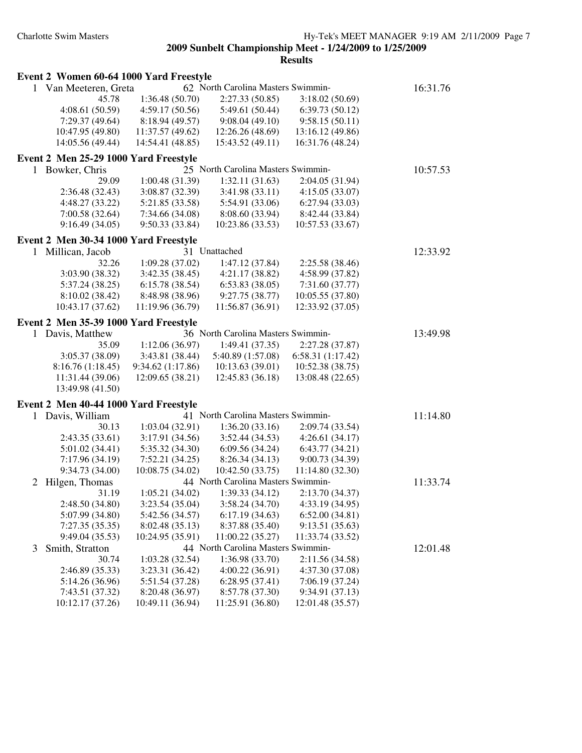**2009 Sunbelt Championship Meet - 1/24/2009 to 1/25/2009**

**Results**

## Event 2 Women 60-64 1000 Yard Freestyle

1 Van Meeteren, Greta 62 North Carolina Masters Swimmin- 16:31.76

| | | | |
|---|---|---|---|
| 45.78 | 1:36.48 (50.70) | 2:27.33 (50.85) | 3:18.02 (50.69) |
| 4:08.61 (50.59) | 4:59.17 (50.56) | 5:49.61 (50.44) | 6:39.73 (50.12) |
| 7:29.37 (49.64) | 8:18.94 (49.57) | 9:08.04 (49.10) | 9:58.15 (50.11) |
| 10:47.95 (49.80) | 11:37.57 (49.62) | 12:26.26 (48.69) | 13:16.12 (49.86) |
| 14:05.56 (49.44) | 14:54.41 (48.85) | 15:43.52 (49.11) | 16:31.76 (48.24) |

## Event 2 Men 25-29 1000 Yard Freestyle

1 Bowker, Chris 25 North Carolina Masters Swimmin- 10:57.53

| | | | |
|---|---|---|---|
| 29.09 | 1:00.48 (31.39) | 1:32.11 (31.63) | 2:04.05 (31.94) |
| 2:36.48 (32.43) | 3:08.87 (32.39) | 3:41.98 (33.11) | 4:15.05 (33.07) |
| 4:48.27 (33.22) | 5:21.85 (33.58) | 5:54.91 (33.06) | 6:27.94 (33.03) |
| 7:00.58 (32.64) | 7:34.66 (34.08) | 8:08.60 (33.94) | 8:42.44 (33.84) |
| 9:16.49 (34.05) | 9:50.33 (33.84) | 10:23.86 (33.53) | 10:57.53 (33.67) |

## Event 2 Men 30-34 1000 Yard Freestyle

1 Millican, Jacob 31 Unattached 12:33.92

| | | | |
|---|---|---|---|
| 32.26 | 1:09.28 (37.02) | 1:47.12 (37.84) | 2:25.58 (38.46) |
| 3:03.90 (38.32) | 3:42.35 (38.45) | 4:21.17 (38.82) | 4:58.99 (37.82) |
| 5:37.24 (38.25) | 6:15.78 (38.54) | 6:53.83 (38.05) | 7:31.60 (37.77) |
| 8:10.02 (38.42) | 8:48.98 (38.96) | 9:27.75 (38.77) | 10:05.55 (37.80) |
| 10:43.17 (37.62) | 11:19.96 (36.79) | 11:56.87 (36.91) | 12:33.92 (37.05) |

## Event 2 Men 35-39 1000 Yard Freestyle

1 Davis, Matthew 36 North Carolina Masters Swimmin- 13:49.98

| | | | |
|---|---|---|---|
| 35.09 | 1:12.06 (36.97) | 1:49.41 (37.35) | 2:27.28 (37.87) |
| 3:05.37 (38.09) | 3:43.81 (38.44) | 5:40.89 (1:57.08) | 6:58.31 (1:17.42) |
| 8:16.76 (1:18.45) | 9:34.62 (1:17.86) | 10:13.63 (39.01) | 10:52.38 (38.75) |
| 11:31.44 (39.06) | 12:09.65 (38.21) | 12:45.83 (36.18) | 13:08.48 (22.65) |
| 13:49.98 (41.50) | | | |

## Event 2 Men 40-44 1000 Yard Freestyle

1 Davis, William 41 North Carolina Masters Swimmin- 11:14.80

| | | | |
|---|---|---|---|
| 30.13 | 1:03.04 (32.91) | 1:36.20 (33.16) | 2:09.74 (33.54) |
| 2:43.35 (33.61) | 3:17.91 (34.56) | 3:52.44 (34.53) | 4:26.61 (34.17) |
| 5:01.02 (34.41) | 5:35.32 (34.30) | 6:09.56 (34.24) | 6:43.77 (34.21) |
| 7:17.96 (34.19) | 7:52.21 (34.25) | 8:26.34 (34.13) | 9:00.73 (34.39) |
| 9:34.73 (34.00) | 10:08.75 (34.02) | 10:42.50 (33.75) | 11:14.80 (32.30) |

2 Hilgen, Thomas 44 North Carolina Masters Swimmin- 11:33.74

| | | | |
|---|---|---|---|
| 31.19 | 1:05.21 (34.02) | 1:39.33 (34.12) | 2:13.70 (34.37) |
| 2:48.50 (34.80) | 3:23.54 (35.04) | 3:58.24 (34.70) | 4:33.19 (34.95) |
| 5:07.99 (34.80) | 5:42.56 (34.57) | 6:17.19 (34.63) | 6:52.00 (34.81) |
| 7:27.35 (35.35) | 8:02.48 (35.13) | 8:37.88 (35.40) | 9:13.51 (35.63) |
| 9:49.04 (35.53) | 10:24.95 (35.91) | 11:00.22 (35.27) | 11:33.74 (33.52) |

3 Smith, Stratton 44 North Carolina Masters Swimmin- 12:01.48

| | | | |
|---|---|---|---|
| 30.74 | 1:03.28 (32.54) | 1:36.98 (33.70) | 2:11.56 (34.58) |
| 2:46.89 (35.33) | 3:23.31 (36.42) | 4:00.22 (36.91) | 4:37.30 (37.08) |
| 5:14.26 (36.96) | 5:51.54 (37.28) | 6:28.95 (37.41) | 7:06.19 (37.24) |
| 7:43.51 (37.32) | 8:20.48 (36.97) | 8:57.78 (37.30) | 9:34.91 (37.13) |
| 10:12.17 (37.26) | 10:49.11 (36.94) | 11:25.91 (36.80) | 12:01.48 (35.57) |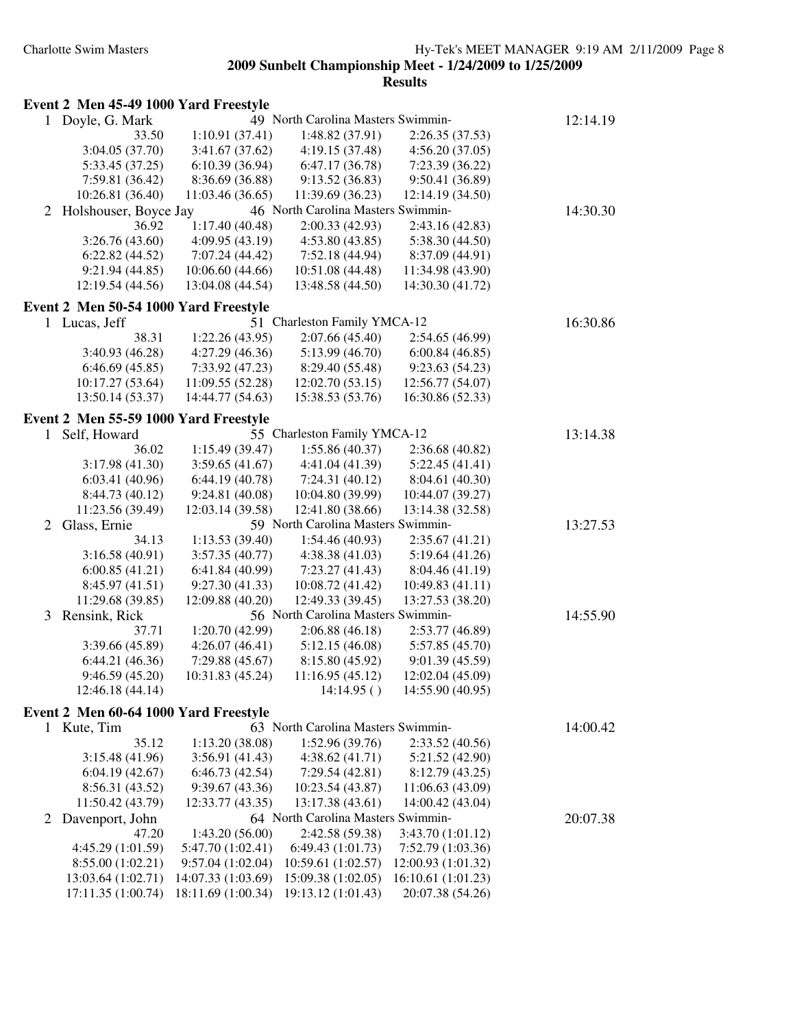**2009 Sunbelt Championship Meet - 1/24/2009 to 1/25/2009**

**Results**

### Event 2 Men 45-49 1000 Yard Freestyle

1 Doyle, G. Mark — 49 North Carolina Masters Swimmin- — 12:14.19

| | | | |
|---|---|---|---|
| 33.50 | 1:10.91 (37.41) | 1:48.82 (37.91) | 2:26.35 (37.53) |
| 3:04.05 (37.70) | 3:41.67 (37.62) | 4:19.15 (37.48) | 4:56.20 (37.05) |
| 5:33.45 (37.25) | 6:10.39 (36.94) | 6:47.17 (36.78) | 7:23.39 (36.22) |
| 7:59.81 (36.42) | 8:36.69 (36.88) | 9:13.52 (36.83) | 9:50.41 (36.89) |
| 10:26.81 (36.40) | 11:03.46 (36.65) | 11:39.69 (36.23) | 12:14.19 (34.50) |

2 Holshouser, Boyce Jay — 46 North Carolina Masters Swimmin- — 14:30.30

| | | | |
|---|---|---|---|
| 36.92 | 1:17.40 (40.48) | 2:00.33 (42.93) | 2:43.16 (42.83) |
| 3:26.76 (43.60) | 4:09.95 (43.19) | 4:53.80 (43.85) | 5:38.30 (44.50) |
| 6:22.82 (44.52) | 7:07.24 (44.42) | 7:52.18 (44.94) | 8:37.09 (44.91) |
| 9:21.94 (44.85) | 10:06.60 (44.66) | 10:51.08 (44.48) | 11:34.98 (43.90) |
| 12:19.54 (44.56) | 13:04.08 (44.54) | 13:48.58 (44.50) | 14:30.30 (41.72) |

### Event 2 Men 50-54 1000 Yard Freestyle

1 Lucas, Jeff — 51 Charleston Family YMCA-12 — 16:30.86

| | | | |
|---|---|---|---|
| 38.31 | 1:22.26 (43.95) | 2:07.66 (45.40) | 2:54.65 (46.99) |
| 3:40.93 (46.28) | 4:27.29 (46.36) | 5:13.99 (46.70) | 6:00.84 (46.85) |
| 6:46.69 (45.85) | 7:33.92 (47.23) | 8:29.40 (55.48) | 9:23.63 (54.23) |
| 10:17.27 (53.64) | 11:09.55 (52.28) | 12:02.70 (53.15) | 12:56.77 (54.07) |
| 13:50.14 (53.37) | 14:44.77 (54.63) | 15:38.53 (53.76) | 16:30.86 (52.33) |

### Event 2 Men 55-59 1000 Yard Freestyle

1 Self, Howard — 55 Charleston Family YMCA-12 — 13:14.38

| | | | |
|---|---|---|---|
| 36.02 | 1:15.49 (39.47) | 1:55.86 (40.37) | 2:36.68 (40.82) |
| 3:17.98 (41.30) | 3:59.65 (41.67) | 4:41.04 (41.39) | 5:22.45 (41.41) |
| 6:03.41 (40.96) | 6:44.19 (40.78) | 7:24.31 (40.12) | 8:04.61 (40.30) |
| 8:44.73 (40.12) | 9:24.81 (40.08) | 10:04.80 (39.99) | 10:44.07 (39.27) |
| 11:23.56 (39.49) | 12:03.14 (39.58) | 12:41.80 (38.66) | 13:14.38 (32.58) |

2 Glass, Ernie — 59 North Carolina Masters Swimmin- — 13:27.53

| | | | |
|---|---|---|---|
| 34.13 | 1:13.53 (39.40) | 1:54.46 (40.93) | 2:35.67 (41.21) |
| 3:16.58 (40.91) | 3:57.35 (40.77) | 4:38.38 (41.03) | 5:19.64 (41.26) |
| 6:00.85 (41.21) | 6:41.84 (40.99) | 7:23.27 (41.43) | 8:04.46 (41.19) |
| 8:45.97 (41.51) | 9:27.30 (41.33) | 10:08.72 (41.42) | 10:49.83 (41.11) |
| 11:29.68 (39.85) | 12:09.88 (40.20) | 12:49.33 (39.45) | 13:27.53 (38.20) |

3 Rensink, Rick — 56 North Carolina Masters Swimmin- — 14:55.90

| | | | |
|---|---|---|---|
| 37.71 | 1:20.70 (42.99) | 2:06.88 (46.18) | 2:53.77 (46.89) |
| 3:39.66 (45.89) | 4:26.07 (46.41) | 5:12.15 (46.08) | 5:57.85 (45.70) |
| 6:44.21 (46.36) | 7:29.88 (45.67) | 8:15.80 (45.92) | 9:01.39 (45.59) |
| 9:46.59 (45.20) | 10:31.83 (45.24) | 11:16.95 (45.12) | 12:02.04 (45.09) |
| 12:46.18 (44.14) | | 14:14.95 ( ) | 14:55.90 (40.95) |

### Event 2 Men 60-64 1000 Yard Freestyle

1 Kute, Tim — 63 North Carolina Masters Swimmin- — 14:00.42

| | | | |
|---|---|---|---|
| 35.12 | 1:13.20 (38.08) | 1:52.96 (39.76) | 2:33.52 (40.56) |
| 3:15.48 (41.96) | 3:56.91 (41.43) | 4:38.62 (41.71) | 5:21.52 (42.90) |
| 6:04.19 (42.67) | 6:46.73 (42.54) | 7:29.54 (42.81) | 8:12.79 (43.25) |
| 8:56.31 (43.52) | 9:39.67 (43.36) | 10:23.54 (43.87) | 11:06.63 (43.09) |
| 11:50.42 (43.79) | 12:33.77 (43.35) | 13:17.38 (43.61) | 14:00.42 (43.04) |

2 Davenport, John — 64 North Carolina Masters Swimmin- — 20:07.38

| | | | |
|---|---|---|---|
| 47.20 | 1:43.20 (56.00) | 2:42.58 (59.38) | 3:43.70 (1:01.12) |
| 4:45.29 (1:01.59) | 5:47.70 (1:02.41) | 6:49.43 (1:01.73) | 7:52.79 (1:03.36) |
| 8:55.00 (1:02.21) | 9:57.04 (1:02.04) | 10:59.61 (1:02.57) | 12:00.93 (1:01.32) |
| 13:03.64 (1:02.71) | 14:07.33 (1:03.69) | 15:09.38 (1:02.05) | 16:10.61 (1:01.23) |
| 17:11.35 (1:00.74) | 18:11.69 (1:00.34) | 19:13.12 (1:01.43) | 20:07.38 (54.26) |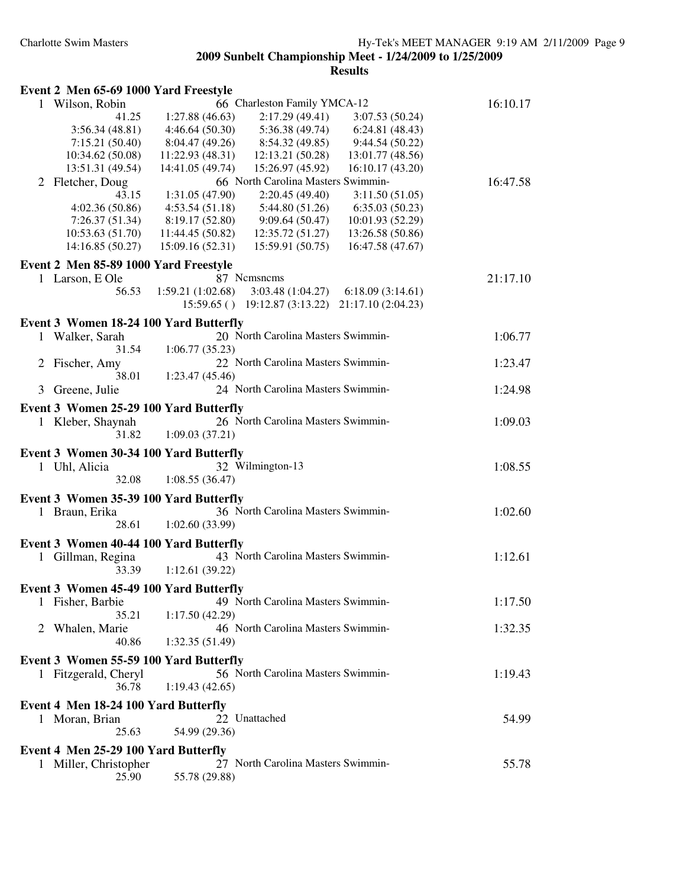**2009 Sunbelt Championship Meet - 1/24/2009 to 1/25/2009**

**Results**

### Event 2 Men 65-69 1000 Yard Freestyle

```
  1 Wilson, Robin               66 Charleston Family YMCA-12                 16:10.17
          41.25      1:27.88 (46.63)    2:17.29 (49.41)    3:07.53 (50.24)
    3:56.34 (48.81)  4:46.64 (50.30)    5:36.38 (49.74)    6:24.81 (48.43)
    7:15.21 (50.40)  8:04.47 (49.26)    8:54.32 (49.85)    9:44.54 (50.22)
   10:34.62 (50.08) 11:22.93 (48.31)   12:13.21 (50.28)   13:01.77 (48.56)
   13:51.31 (49.54) 14:41.05 (49.74)   15:26.97 (45.92)   16:10.17 (43.20)
  2 Fletcher, Doug              66 North Carolina Masters Swimmin-           16:47.58
          43.15      1:31.05 (47.90)    2:20.45 (49.40)    3:11.50 (51.05)
    4:02.36 (50.86)  4:53.54 (51.18)    5:44.80 (51.26)    6:35.03 (50.23)
    7:26.37 (51.34)  8:19.17 (52.80)    9:09.64 (50.47)   10:01.93 (52.29)
   10:53.63 (51.70) 11:44.45 (50.82)   12:35.72 (51.27)   13:26.58 (50.86)
   14:16.85 (50.27) 15:09.16 (52.31)   15:59.91 (50.75)   16:47.58 (47.67)
```

### Event 2 Men 85-89 1000 Yard Freestyle

```
  1 Larson, E Ole               87 Ncmsncms                                  21:17.10
          56.53      1:59.21 (1:02.68)  3:03.48 (1:04.27)  6:18.09 (3:14.61)
                     15:59.65 ( )      19:12.87 (3:13.22) 21:17.10 (2:04.23)
```

### Event 3 Women 18-24 100 Yard Butterfly

```
  1 Walker, Sarah               20 North Carolina Masters Swimmin-            1:06.77
          31.54      1:06.77 (35.23)
  2 Fischer, Amy                22 North Carolina Masters Swimmin-            1:23.47
          38.01      1:23.47 (45.46)
  3 Greene, Julie               24 North Carolina Masters Swimmin-            1:24.98
```

### Event 3 Women 25-29 100 Yard Butterfly

```
  1 Kleber, Shaynah             26 North Carolina Masters Swimmin-            1:09.03
          31.82      1:09.03 (37.21)
```

### Event 3 Women 30-34 100 Yard Butterfly

```
  1 Uhl, Alicia                 32 Wilmington-13                              1:08.55
          32.08      1:08.55 (36.47)
```

### Event 3 Women 35-39 100 Yard Butterfly

```
  1 Braun, Erika                36 North Carolina Masters Swimmin-            1:02.60
          28.61      1:02.60 (33.99)
```

### Event 3 Women 40-44 100 Yard Butterfly

```
  1 Gillman, Regina             43 North Carolina Masters Swimmin-            1:12.61
          33.39      1:12.61 (39.22)
```

### Event 3 Women 45-49 100 Yard Butterfly

```
  1 Fisher, Barbie              49 North Carolina Masters Swimmin-            1:17.50
          35.21      1:17.50 (42.29)
  2 Whalen, Marie               46 North Carolina Masters Swimmin-            1:32.35
          40.86      1:32.35 (51.49)
```

### Event 3 Women 55-59 100 Yard Butterfly

```
  1 Fitzgerald, Cheryl          56 North Carolina Masters Swimmin-            1:19.43
          36.78      1:19.43 (42.65)
```

### Event 4 Men 18-24 100 Yard Butterfly

```
  1 Moran, Brian                22 Unattached                                   54.99
          25.63        54.99 (29.36)
```

### Event 4 Men 25-29 100 Yard Butterfly

```
  1 Miller, Christopher         27 North Carolina Masters Swimmin-              55.78
          25.90        55.78 (29.88)
```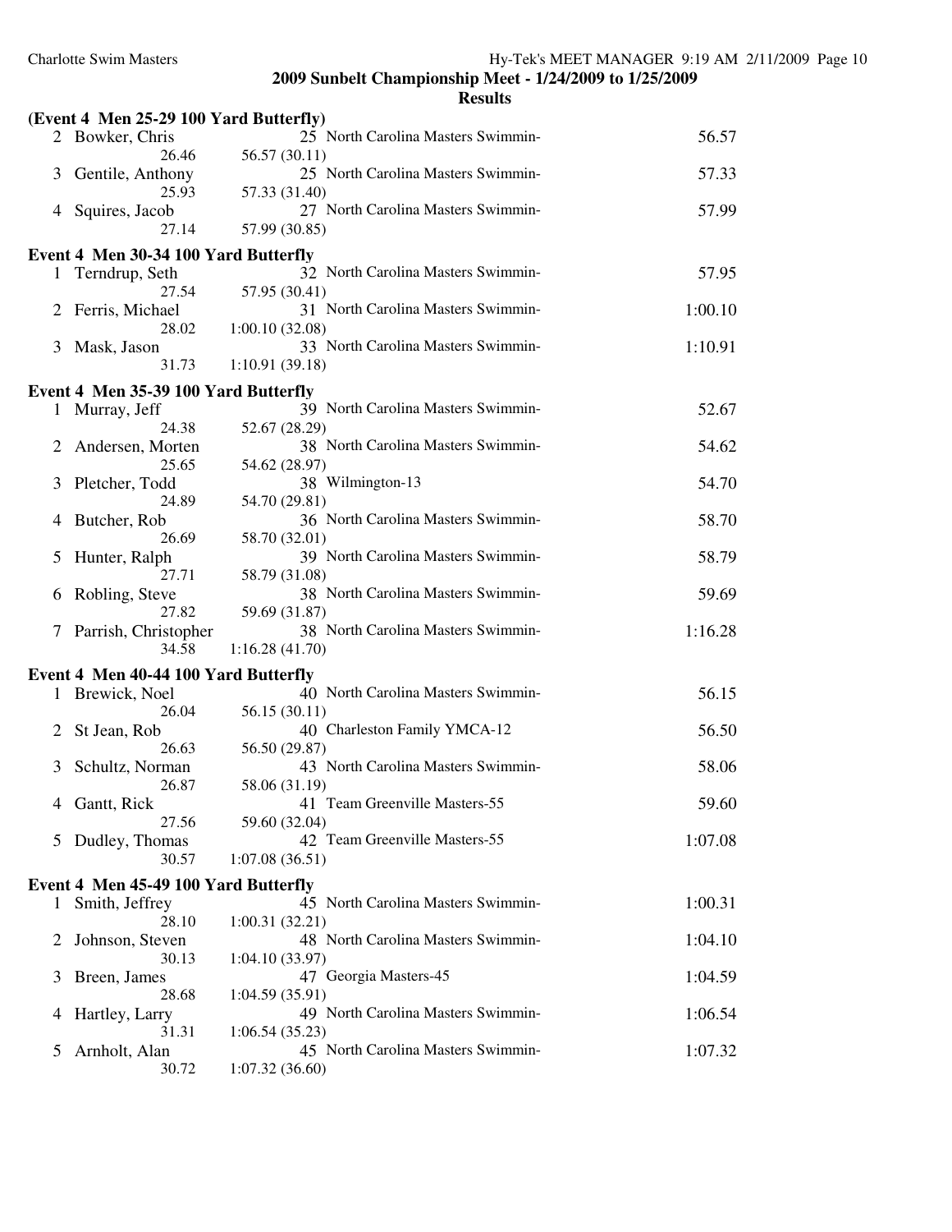## 2009 Sunbelt Championship Meet - 1/24/2009 to 1/25/2009

### Results

**(Event 4 Men 25-29 100 Yard Butterfly)**

| Place | Name | Age | Team | Time | Splits |
|---|---|---|---|---|---|
| 2 | Bowker, Chris | 25 | North Carolina Masters Swimmin- | 56.57 | 26.46, 56.57 (30.11) |
| 3 | Gentile, Anthony | 25 | North Carolina Masters Swimmin- | 57.33 | 25.93, 57.33 (31.40) |
| 4 | Squires, Jacob | 27 | North Carolina Masters Swimmin- | 57.99 | 27.14, 57.99 (30.85) |

**Event 4 Men 30-34 100 Yard Butterfly**

| Place | Name | Age | Team | Time | Splits |
|---|---|---|---|---|---|
| 1 | Terndrup, Seth | 32 | North Carolina Masters Swimmin- | 57.95 | 27.54, 57.95 (30.41) |
| 2 | Ferris, Michael | 31 | North Carolina Masters Swimmin- | 1:00.10 | 28.02, 1:00.10 (32.08) |
| 3 | Mask, Jason | 33 | North Carolina Masters Swimmin- | 1:10.91 | 31.73, 1:10.91 (39.18) |

**Event 4 Men 35-39 100 Yard Butterfly**

| Place | Name | Age | Team | Time | Splits |
|---|---|---|---|---|---|
| 1 | Murray, Jeff | 39 | North Carolina Masters Swimmin- | 52.67 | 24.38, 52.67 (28.29) |
| 2 | Andersen, Morten | 38 | North Carolina Masters Swimmin- | 54.62 | 25.65, 54.62 (28.97) |
| 3 | Pletcher, Todd | 38 | Wilmington-13 | 54.70 | 24.89, 54.70 (29.81) |
| 4 | Butcher, Rob | 36 | North Carolina Masters Swimmin- | 58.70 | 26.69, 58.70 (32.01) |
| 5 | Hunter, Ralph | 39 | North Carolina Masters Swimmin- | 58.79 | 27.71, 58.79 (31.08) |
| 6 | Robling, Steve | 38 | North Carolina Masters Swimmin- | 59.69 | 27.82, 59.69 (31.87) |
| 7 | Parrish, Christopher | 38 | North Carolina Masters Swimmin- | 1:16.28 | 34.58, 1:16.28 (41.70) |

**Event 4 Men 40-44 100 Yard Butterfly**

| Place | Name | Age | Team | Time | Splits |
|---|---|---|---|---|---|
| 1 | Brewick, Noel | 40 | North Carolina Masters Swimmin- | 56.15 | 26.04, 56.15 (30.11) |
| 2 | St Jean, Rob | 40 | Charleston Family YMCA-12 | 56.50 | 26.63, 56.50 (29.87) |
| 3 | Schultz, Norman | 43 | North Carolina Masters Swimmin- | 58.06 | 26.87, 58.06 (31.19) |
| 4 | Gantt, Rick | 41 | Team Greenville Masters-55 | 59.60 | 27.56, 59.60 (32.04) |
| 5 | Dudley, Thomas | 42 | Team Greenville Masters-55 | 1:07.08 | 30.57, 1:07.08 (36.51) |

**Event 4 Men 45-49 100 Yard Butterfly**

| Place | Name | Age | Team | Time | Splits |
|---|---|---|---|---|---|
| 1 | Smith, Jeffrey | 45 | North Carolina Masters Swimmin- | 1:00.31 | 28.10, 1:00.31 (32.21) |
| 2 | Johnson, Steven | 48 | North Carolina Masters Swimmin- | 1:04.10 | 30.13, 1:04.10 (33.97) |
| 3 | Breen, James | 47 | Georgia Masters-45 | 1:04.59 | 28.68, 1:04.59 (35.91) |
| 4 | Hartley, Larry | 49 | North Carolina Masters Swimmin- | 1:06.54 | 31.31, 1:06.54 (35.23) |
| 5 | Arnholt, Alan | 45 | North Carolina Masters Swimmin- | 1:07.32 | 30.72, 1:07.32 (36.60) |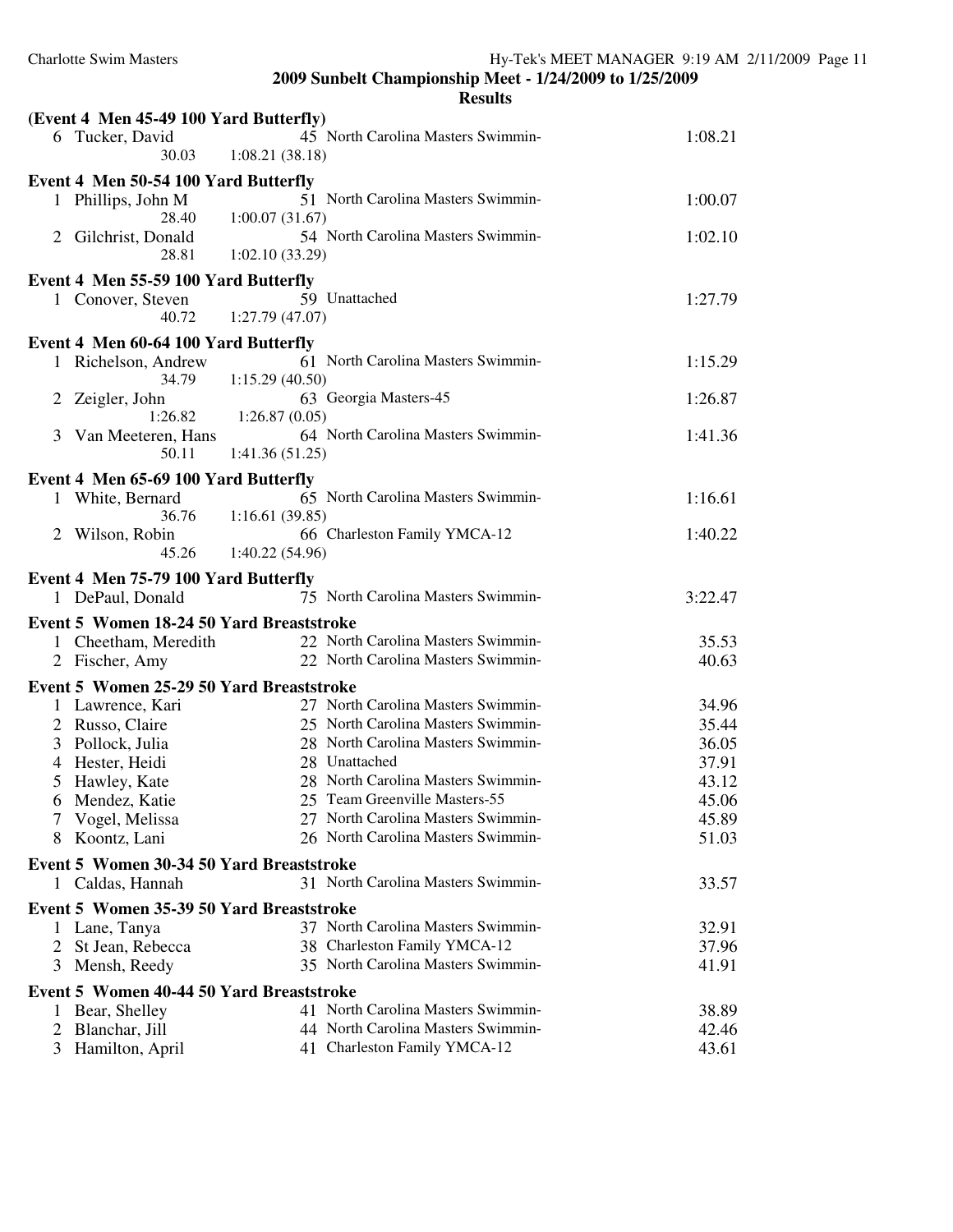**2009 Sunbelt Championship Meet - 1/24/2009 to 1/25/2009**

**Results**

**(Event 4 Men 45-49 100 Yard Butterfly)**

| | Name | Age | Team | Time |
|---|---|---|---|---|
| 6 | Tucker, David | 45 | North Carolina Masters Swimmin- | 1:08.21 |
| | 30.03 | 1:08.21 (38.18) | | |

**Event 4 Men 50-54 100 Yard Butterfly**

| | Name | Age | Team | Time |
|---|---|---|---|---|
| 1 | Phillips, John M | 51 | North Carolina Masters Swimmin- | 1:00.07 |
| | 28.40 | 1:00.07 (31.67) | | |
| 2 | Gilchrist, Donald | 54 | North Carolina Masters Swimmin- | 1:02.10 |
| | 28.81 | 1:02.10 (33.29) | | |

**Event 4 Men 55-59 100 Yard Butterfly**

| | Name | Age | Team | Time |
|---|---|---|---|---|
| 1 | Conover, Steven | 59 | Unattached | 1:27.79 |
| | 40.72 | 1:27.79 (47.07) | | |

**Event 4 Men 60-64 100 Yard Butterfly**

| | Name | Age | Team | Time |
|---|---|---|---|---|
| 1 | Richelson, Andrew | 61 | North Carolina Masters Swimmin- | 1:15.29 |
| | 34.79 | 1:15.29 (40.50) | | |
| 2 | Zeigler, John | 63 | Georgia Masters-45 | 1:26.87 |
| | 1:26.82 | 1:26.87 (0.05) | | |
| 3 | Van Meeteren, Hans | 64 | North Carolina Masters Swimmin- | 1:41.36 |
| | 50.11 | 1:41.36 (51.25) | | |

**Event 4 Men 65-69 100 Yard Butterfly**

| | Name | Age | Team | Time |
|---|---|---|---|---|
| 1 | White, Bernard | 65 | North Carolina Masters Swimmin- | 1:16.61 |
| | 36.76 | 1:16.61 (39.85) | | |
| 2 | Wilson, Robin | 66 | Charleston Family YMCA-12 | 1:40.22 |
| | 45.26 | 1:40.22 (54.96) | | |

**Event 4 Men 75-79 100 Yard Butterfly**

| | Name | Age | Team | Time |
|---|---|---|---|---|
| 1 | DePaul, Donald | 75 | North Carolina Masters Swimmin- | 3:22.47 |

**Event 5 Women 18-24 50 Yard Breaststroke**

| | Name | Age | Team | Time |
|---|---|---|---|---|
| 1 | Cheetham, Meredith | 22 | North Carolina Masters Swimmin- | 35.53 |
| 2 | Fischer, Amy | 22 | North Carolina Masters Swimmin- | 40.63 |

**Event 5 Women 25-29 50 Yard Breaststroke**

| | Name | Age | Team | Time |
|---|---|---|---|---|
| 1 | Lawrence, Kari | 27 | North Carolina Masters Swimmin- | 34.96 |
| 2 | Russo, Claire | 25 | North Carolina Masters Swimmin- | 35.44 |
| 3 | Pollock, Julia | 28 | North Carolina Masters Swimmin- | 36.05 |
| 4 | Hester, Heidi | 28 | Unattached | 37.91 |
| 5 | Hawley, Kate | 28 | North Carolina Masters Swimmin- | 43.12 |
| 6 | Mendez, Katie | 25 | Team Greenville Masters-55 | 45.06 |
| 7 | Vogel, Melissa | 27 | North Carolina Masters Swimmin- | 45.89 |
| 8 | Koontz, Lani | 26 | North Carolina Masters Swimmin- | 51.03 |

**Event 5 Women 30-34 50 Yard Breaststroke**

| | Name | Age | Team | Time |
|---|---|---|---|---|
| 1 | Caldas, Hannah | 31 | North Carolina Masters Swimmin- | 33.57 |

**Event 5 Women 35-39 50 Yard Breaststroke**

| | Name | Age | Team | Time |
|---|---|---|---|---|
| 1 | Lane, Tanya | 37 | North Carolina Masters Swimmin- | 32.91 |
| 2 | St Jean, Rebecca | 38 | Charleston Family YMCA-12 | 37.96 |
| 3 | Mensh, Reedy | 35 | North Carolina Masters Swimmin- | 41.91 |

**Event 5 Women 40-44 50 Yard Breaststroke**

| | Name | Age | Team | Time |
|---|---|---|---|---|
| 1 | Bear, Shelley | 41 | North Carolina Masters Swimmin- | 38.89 |
| 2 | Blanchar, Jill | 44 | North Carolina Masters Swimmin- | 42.46 |
| 3 | Hamilton, April | 41 | Charleston Family YMCA-12 | 43.61 |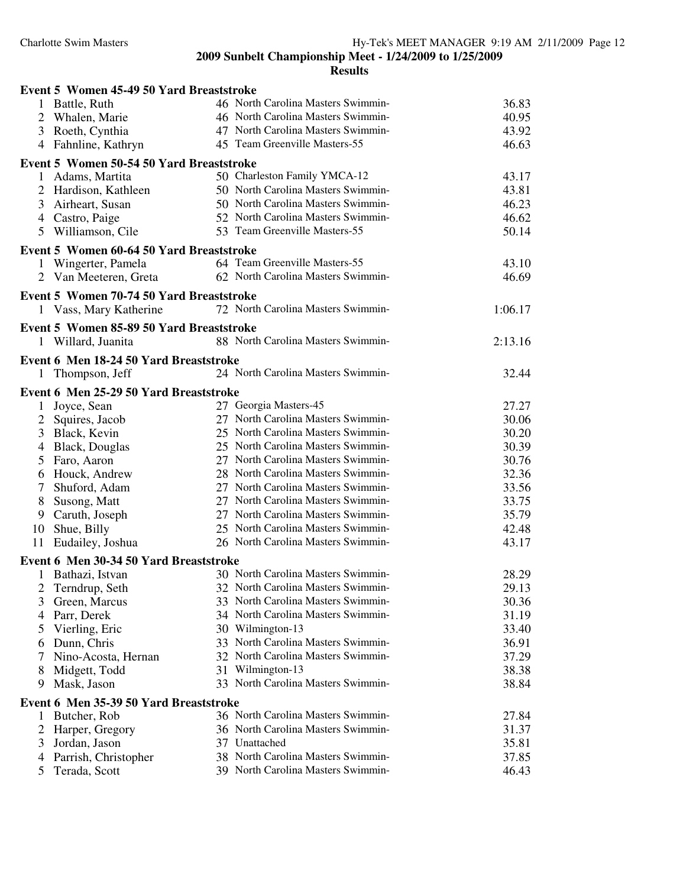## 2009 Sunbelt Championship Meet - 1/24/2009 to 1/25/2009

## Results

**Event 5 Women 45-49 50 Yard Breaststroke**

| Place | Name | Age | Team | Time |
|---|---|---|---|---|
| 1 | Battle, Ruth | 46 | North Carolina Masters Swimmin- | 36.83 |
| 2 | Whalen, Marie | 46 | North Carolina Masters Swimmin- | 40.95 |
| 3 | Roeth, Cynthia | 47 | North Carolina Masters Swimmin- | 43.92 |
| 4 | Fahnline, Kathryn | 45 | Team Greenville Masters-55 | 46.63 |

**Event 5 Women 50-54 50 Yard Breaststroke**

| Place | Name | Age | Team | Time |
|---|---|---|---|---|
| 1 | Adams, Martita | 50 | Charleston Family YMCA-12 | 43.17 |
| 2 | Hardison, Kathleen | 50 | North Carolina Masters Swimmin- | 43.81 |
| 3 | Airheart, Susan | 50 | North Carolina Masters Swimmin- | 46.23 |
| 4 | Castro, Paige | 52 | North Carolina Masters Swimmin- | 46.62 |
| 5 | Williamson, Cile | 53 | Team Greenville Masters-55 | 50.14 |

**Event 5 Women 60-64 50 Yard Breaststroke**

| Place | Name | Age | Team | Time |
|---|---|---|---|---|
| 1 | Wingerter, Pamela | 64 | Team Greenville Masters-55 | 43.10 |
| 2 | Van Meeteren, Greta | 62 | North Carolina Masters Swimmin- | 46.69 |

**Event 5 Women 70-74 50 Yard Breaststroke**

| Place | Name | Age | Team | Time |
|---|---|---|---|---|
| 1 | Vass, Mary Katherine | 72 | North Carolina Masters Swimmin- | 1:06.17 |

**Event 5 Women 85-89 50 Yard Breaststroke**

| Place | Name | Age | Team | Time |
|---|---|---|---|---|
| 1 | Willard, Juanita | 88 | North Carolina Masters Swimmin- | 2:13.16 |

**Event 6 Men 18-24 50 Yard Breaststroke**

| Place | Name | Age | Team | Time |
|---|---|---|---|---|
| 1 | Thompson, Jeff | 24 | North Carolina Masters Swimmin- | 32.44 |

**Event 6 Men 25-29 50 Yard Breaststroke**

| Place | Name | Age | Team | Time |
|---|---|---|---|---|
| 1 | Joyce, Sean | 27 | Georgia Masters-45 | 27.27 |
| 2 | Squires, Jacob | 27 | North Carolina Masters Swimmin- | 30.06 |
| 3 | Black, Kevin | 25 | North Carolina Masters Swimmin- | 30.20 |
| 4 | Black, Douglas | 25 | North Carolina Masters Swimmin- | 30.39 |
| 5 | Faro, Aaron | 27 | North Carolina Masters Swimmin- | 30.76 |
| 6 | Houck, Andrew | 28 | North Carolina Masters Swimmin- | 32.36 |
| 7 | Shuford, Adam | 27 | North Carolina Masters Swimmin- | 33.56 |
| 8 | Susong, Matt | 27 | North Carolina Masters Swimmin- | 33.75 |
| 9 | Caruth, Joseph | 27 | North Carolina Masters Swimmin- | 35.79 |
| 10 | Shue, Billy | 25 | North Carolina Masters Swimmin- | 42.48 |
| 11 | Eudailey, Joshua | 26 | North Carolina Masters Swimmin- | 43.17 |

**Event 6 Men 30-34 50 Yard Breaststroke**

| Place | Name | Age | Team | Time |
|---|---|---|---|---|
| 1 | Bathazi, Istvan | 30 | North Carolina Masters Swimmin- | 28.29 |
| 2 | Terndrup, Seth | 32 | North Carolina Masters Swimmin- | 29.13 |
| 3 | Green, Marcus | 33 | North Carolina Masters Swimmin- | 30.36 |
| 4 | Parr, Derek | 34 | North Carolina Masters Swimmin- | 31.19 |
| 5 | Vierling, Eric | 30 | Wilmington-13 | 33.40 |
| 6 | Dunn, Chris | 33 | North Carolina Masters Swimmin- | 36.91 |
| 7 | Nino-Acosta, Hernan | 32 | North Carolina Masters Swimmin- | 37.29 |
| 8 | Midgett, Todd | 31 | Wilmington-13 | 38.38 |
| 9 | Mask, Jason | 33 | North Carolina Masters Swimmin- | 38.84 |

**Event 6 Men 35-39 50 Yard Breaststroke**

| Place | Name | Age | Team | Time |
|---|---|---|---|---|
| 1 | Butcher, Rob | 36 | North Carolina Masters Swimmin- | 27.84 |
| 2 | Harper, Gregory | 36 | North Carolina Masters Swimmin- | 31.37 |
| 3 | Jordan, Jason | 37 | Unattached | 35.81 |
| 4 | Parrish, Christopher | 38 | North Carolina Masters Swimmin- | 37.85 |
| 5 | Terada, Scott | 39 | North Carolina Masters Swimmin- | 46.43 |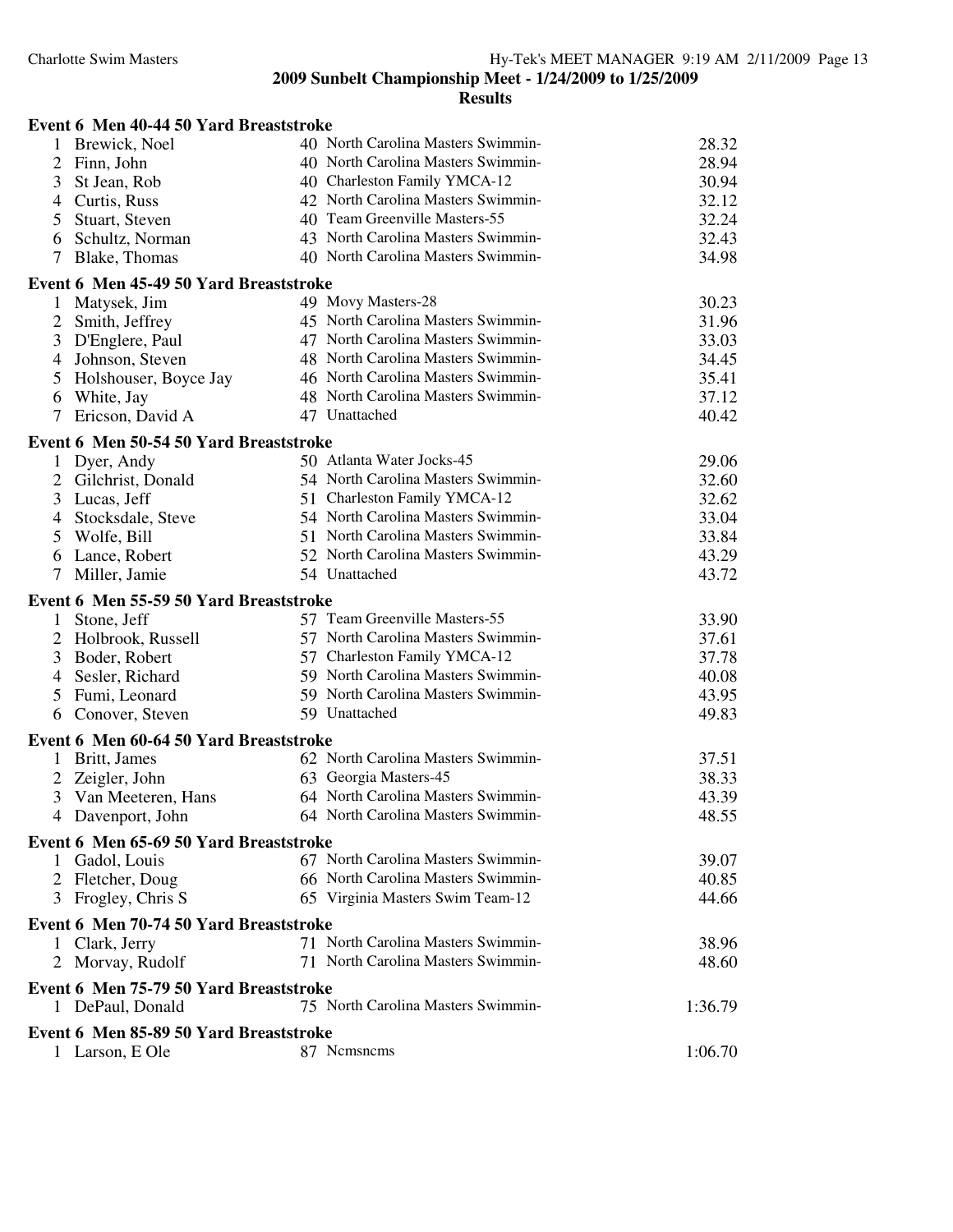2009 Sunbelt Championship Meet - 1/24/2009 to 1/25/2009

**Results**

### Event 6 Men 40-44 50 Yard Breaststroke

| | Name | Age | Team | Time |
|---|---|---|---|---|
| 1 | Brewick, Noel | 40 | North Carolina Masters Swimmin- | 28.32 |
| 2 | Finn, John | 40 | North Carolina Masters Swimmin- | 28.94 |
| 3 | St Jean, Rob | 40 | Charleston Family YMCA-12 | 30.94 |
| 4 | Curtis, Russ | 42 | North Carolina Masters Swimmin- | 32.12 |
| 5 | Stuart, Steven | 40 | Team Greenville Masters-55 | 32.24 |
| 6 | Schultz, Norman | 43 | North Carolina Masters Swimmin- | 32.43 |
| 7 | Blake, Thomas | 40 | North Carolina Masters Swimmin- | 34.98 |

### Event 6 Men 45-49 50 Yard Breaststroke

| | Name | Age | Team | Time |
|---|---|---|---|---|
| 1 | Matysek, Jim | 49 | Movy Masters-28 | 30.23 |
| 2 | Smith, Jeffrey | 45 | North Carolina Masters Swimmin- | 31.96 |
| 3 | D'Englere, Paul | 47 | North Carolina Masters Swimmin- | 33.03 |
| 4 | Johnson, Steven | 48 | North Carolina Masters Swimmin- | 34.45 |
| 5 | Holshouser, Boyce Jay | 46 | North Carolina Masters Swimmin- | 35.41 |
| 6 | White, Jay | 48 | North Carolina Masters Swimmin- | 37.12 |
| 7 | Ericson, David A | 47 | Unattached | 40.42 |

### Event 6 Men 50-54 50 Yard Breaststroke

| | Name | Age | Team | Time |
|---|---|---|---|---|
| 1 | Dyer, Andy | 50 | Atlanta Water Jocks-45 | 29.06 |
| 2 | Gilchrist, Donald | 54 | North Carolina Masters Swimmin- | 32.60 |
| 3 | Lucas, Jeff | 51 | Charleston Family YMCA-12 | 32.62 |
| 4 | Stocksdale, Steve | 54 | North Carolina Masters Swimmin- | 33.04 |
| 5 | Wolfe, Bill | 51 | North Carolina Masters Swimmin- | 33.84 |
| 6 | Lance, Robert | 52 | North Carolina Masters Swimmin- | 43.29 |
| 7 | Miller, Jamie | 54 | Unattached | 43.72 |

### Event 6 Men 55-59 50 Yard Breaststroke

| | Name | Age | Team | Time |
|---|---|---|---|---|
| 1 | Stone, Jeff | 57 | Team Greenville Masters-55 | 33.90 |
| 2 | Holbrook, Russell | 57 | North Carolina Masters Swimmin- | 37.61 |
| 3 | Boder, Robert | 57 | Charleston Family YMCA-12 | 37.78 |
| 4 | Sesler, Richard | 59 | North Carolina Masters Swimmin- | 40.08 |
| 5 | Fumi, Leonard | 59 | North Carolina Masters Swimmin- | 43.95 |
| 6 | Conover, Steven | 59 | Unattached | 49.83 |

### Event 6 Men 60-64 50 Yard Breaststroke

| | Name | Age | Team | Time |
|---|---|---|---|---|
| 1 | Britt, James | 62 | North Carolina Masters Swimmin- | 37.51 |
| 2 | Zeigler, John | 63 | Georgia Masters-45 | 38.33 |
| 3 | Van Meeteren, Hans | 64 | North Carolina Masters Swimmin- | 43.39 |
| 4 | Davenport, John | 64 | North Carolina Masters Swimmin- | 48.55 |

### Event 6 Men 65-69 50 Yard Breaststroke

| | Name | Age | Team | Time |
|---|---|---|---|---|
| 1 | Gadol, Louis | 67 | North Carolina Masters Swimmin- | 39.07 |
| 2 | Fletcher, Doug | 66 | North Carolina Masters Swimmin- | 40.85 |
| 3 | Frogley, Chris S | 65 | Virginia Masters Swim Team-12 | 44.66 |

### Event 6 Men 70-74 50 Yard Breaststroke

| | Name | Age | Team | Time |
|---|---|---|---|---|
| 1 | Clark, Jerry | 71 | North Carolina Masters Swimmin- | 38.96 |
| 2 | Morvay, Rudolf | 71 | North Carolina Masters Swimmin- | 48.60 |

### Event 6 Men 75-79 50 Yard Breaststroke

| | Name | Age | Team | Time |
|---|---|---|---|---|
| 1 | DePaul, Donald | 75 | North Carolina Masters Swimmin- | 1:36.79 |

### Event 6 Men 85-89 50 Yard Breaststroke

| | Name | Age | Team | Time |
|---|---|---|---|---|
| 1 | Larson, E Ole | 87 | Ncmsncms | 1:06.70 |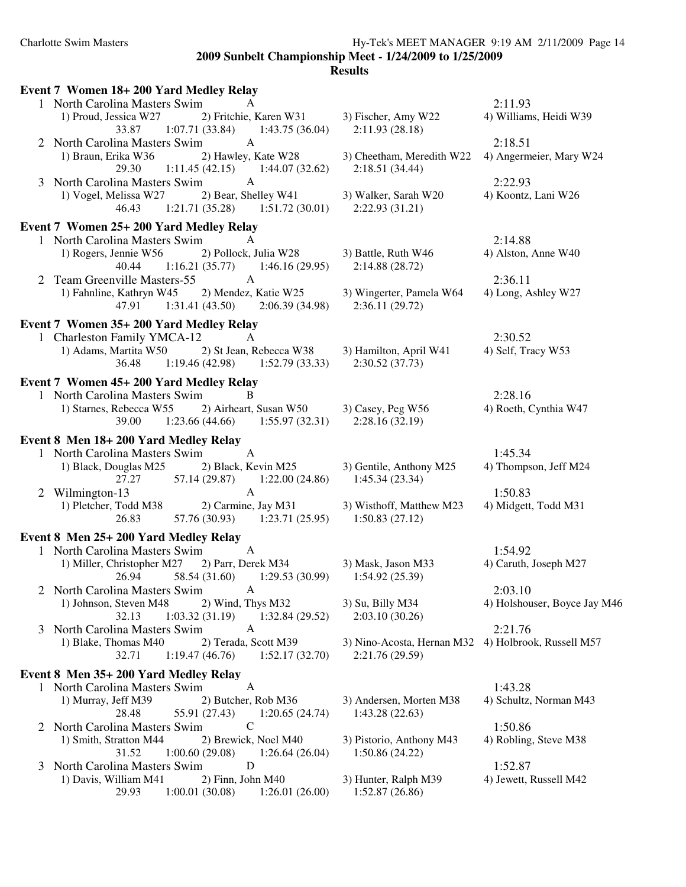**2009 Sunbelt Championship Meet - 1/24/2009 to 1/25/2009**

**Results**

### Event 7 Women 18+ 200 Yard Medley Relay

```
  1 North Carolina Masters Swim          A                                                  2:11.93
      1) Proud, Jessica W27         2) Fritchie, Karen W31       3) Fischer, Amy W22          4) Williams, Heidi W39
           33.87      1:07.71 (33.84)      1:43.75 (36.04)      2:11.93 (28.18)
  2 North Carolina Masters Swim          A                                                  2:18.51
      1) Braun, Erika W36           2) Hawley, Kate W28          3) Cheetham, Meredith W22    4) Angermeier, Mary W24
           29.30      1:11.45 (42.15)      1:44.07 (32.62)      2:18.51 (34.44)
  3 North Carolina Masters Swim          A                                                  2:22.93
      1) Vogel, Melissa W27         2) Bear, Shelley W41         3) Walker, Sarah W20         4) Koontz, Lani W26
           46.43      1:21.71 (35.28)      1:51.72 (30.01)      2:22.93 (31.21)
```

### Event 7 Women 25+ 200 Yard Medley Relay

```
  1 North Carolina Masters Swim          A                                                  2:14.88
      1) Rogers, Jennie W56         2) Pollock, Julia W28        3) Battle, Ruth W46          4) Alston, Anne W40
           40.44      1:16.21 (35.77)      1:46.16 (29.95)      2:14.88 (28.72)
  2 Team Greenville Masters-55           A                                                  2:36.11
      1) Fahnline, Kathryn W45      2) Mendez, Katie W25         3) Wingerter, Pamela W64     4) Long, Ashley W27
           47.91      1:31.41 (43.50)      2:06.39 (34.98)      2:36.11 (29.72)
```

### Event 7 Women 35+ 200 Yard Medley Relay

```
  1 Charleston Family YMCA-12            A                                                  2:30.52
      1) Adams, Martita W50         2) St Jean, Rebecca W38      3) Hamilton, April W41       4) Self, Tracy W53
           36.48      1:19.46 (42.98)      1:52.79 (33.33)      2:30.52 (37.73)
```

### Event 7 Women 45+ 200 Yard Medley Relay

```
  1 North Carolina Masters Swim          B                                                  2:28.16
      1) Starnes, Rebecca W55       2) Airheart, Susan W50       3) Casey, Peg W56            4) Roeth, Cynthia W47
           39.00      1:23.66 (44.66)      1:55.97 (32.31)      2:28.16 (32.19)
```

### Event 8 Men 18+ 200 Yard Medley Relay

```
  1 North Carolina Masters Swim          A                                                  1:45.34
      1) Black, Douglas M25         2) Black, Kevin M25          3) Gentile, Anthony M25      4) Thompson, Jeff M24
           27.27        57.14 (29.87)      1:22.00 (24.86)      1:45.34 (23.34)
  2 Wilmington-13                        A                                                  1:50.83
      1) Pletcher, Todd M38         2) Carmine, Jay M31          3) Wisthoff, Matthew M23     4) Midgett, Todd M31
           26.83        57.76 (30.93)      1:23.71 (25.95)      1:50.83 (27.12)
```

### Event 8 Men 25+ 200 Yard Medley Relay

```
  1 North Carolina Masters Swim          A                                                  1:54.92
      1) Miller, Christopher M27    2) Parr, Derek M34           3) Mask, Jason M33           4) Caruth, Joseph M27
           26.94        58.54 (31.60)      1:29.53 (30.99)      1:54.92 (25.39)
  2 North Carolina Masters Swim          A                                                  2:03.10
      1) Johnson, Steven M48        2) Wind, Thys M32            3) Su, Billy M34             4) Holshouser, Boyce Jay M46
           32.13      1:03.32 (31.19)      1:32.84 (29.52)      2:03.10 (30.26)
  3 North Carolina Masters Swim          A                                                  2:21.76
      1) Blake, Thomas M40          2) Terada, Scott M39         3) Nino-Acosta, Hernan M32   4) Holbrook, Russell M57
           32.71      1:19.47 (46.76)      1:52.17 (32.70)      2:21.76 (29.59)
```

### Event 8 Men 35+ 200 Yard Medley Relay

```
  1 North Carolina Masters Swim          A                                                  1:43.28
      1) Murray, Jeff M39           2) Butcher, Rob M36          3) Andersen, Morten M38      4) Schultz, Norman M43
           28.48        55.91 (27.43)      1:20.65 (24.74)      1:43.28 (22.63)
  2 North Carolina Masters Swim          C                                                  1:50.86
      1) Smith, Stratton M44        2) Brewick, Noel M40         3) Pistorio, Anthony M43     4) Robling, Steve M38
           31.52      1:00.60 (29.08)      1:26.64 (26.04)      1:50.86 (24.22)
  3 North Carolina Masters Swim          D                                                  1:52.87
      1) Davis, William M41         2) Finn, John M40            3) Hunter, Ralph M39         4) Jewett, Russell M42
           29.93      1:00.01 (30.08)      1:26.01 (26.00)      1:52.87 (26.86)
```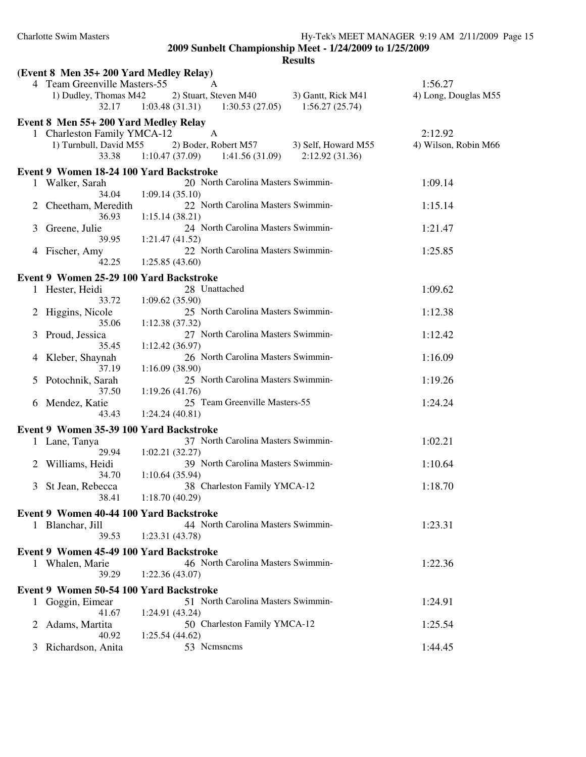## 2009 Sunbelt Championship Meet - 1/24/2009 to 1/25/2009

### Results

**(Event 8 Men 35+ 200 Yard Medley Relay)**

4 Team Greenville Masters-55 A 1:56.27
1) Dudley, Thomas M42 2) Stuart, Steven M40 3) Gantt, Rick M41 4) Long, Douglas M55
32.17 1:03.48 (31.31) 1:30.53 (27.05) 1:56.27 (25.74)

**Event 8 Men 55+ 200 Yard Medley Relay**

1 Charleston Family YMCA-12 A 2:12.92
1) Turnbull, David M55 2) Boder, Robert M57 3) Self, Howard M55 4) Wilson, Robin M66
33.38 1:10.47 (37.09) 1:41.56 (31.09) 2:12.92 (31.36)

**Event 9 Women 18-24 100 Yard Backstroke**

| Place | Name | Age | Team | Time |
|---|---|---|---|---|
| 1 | Walker, Sarah | 20 | North Carolina Masters Swimmin- | 1:09.14 |
| | 34.04 1:09.14 (35.10) | | | |
| 2 | Cheetham, Meredith | 22 | North Carolina Masters Swimmin- | 1:15.14 |
| | 36.93 1:15.14 (38.21) | | | |
| 3 | Greene, Julie | 24 | North Carolina Masters Swimmin- | 1:21.47 |
| | 39.95 1:21.47 (41.52) | | | |
| 4 | Fischer, Amy | 22 | North Carolina Masters Swimmin- | 1:25.85 |
| | 42.25 1:25.85 (43.60) | | | |

**Event 9 Women 25-29 100 Yard Backstroke**

| Place | Name | Age | Team | Time |
|---|---|---|---|---|
| 1 | Hester, Heidi | 28 | Unattached | 1:09.62 |
| | 33.72 1:09.62 (35.90) | | | |
| 2 | Higgins, Nicole | 25 | North Carolina Masters Swimmin- | 1:12.38 |
| | 35.06 1:12.38 (37.32) | | | |
| 3 | Proud, Jessica | 27 | North Carolina Masters Swimmin- | 1:12.42 |
| | 35.45 1:12.42 (36.97) | | | |
| 4 | Kleber, Shaynah | 26 | North Carolina Masters Swimmin- | 1:16.09 |
| | 37.19 1:16.09 (38.90) | | | |
| 5 | Potochnik, Sarah | 25 | North Carolina Masters Swimmin- | 1:19.26 |
| | 37.50 1:19.26 (41.76) | | | |
| 6 | Mendez, Katie | 25 | Team Greenville Masters-55 | 1:24.24 |
| | 43.43 1:24.24 (40.81) | | | |

**Event 9 Women 35-39 100 Yard Backstroke**

| Place | Name | Age | Team | Time |
|---|---|---|---|---|
| 1 | Lane, Tanya | 37 | North Carolina Masters Swimmin- | 1:02.21 |
| | 29.94 1:02.21 (32.27) | | | |
| 2 | Williams, Heidi | 39 | North Carolina Masters Swimmin- | 1:10.64 |
| | 34.70 1:10.64 (35.94) | | | |
| 3 | St Jean, Rebecca | 38 | Charleston Family YMCA-12 | 1:18.70 |
| | 38.41 1:18.70 (40.29) | | | |

**Event 9 Women 40-44 100 Yard Backstroke**

| Place | Name | Age | Team | Time |
|---|---|---|---|---|
| 1 | Blanchar, Jill | 44 | North Carolina Masters Swimmin- | 1:23.31 |
| | 39.53 1:23.31 (43.78) | | | |

**Event 9 Women 45-49 100 Yard Backstroke**

| Place | Name | Age | Team | Time |
|---|---|---|---|---|
| 1 | Whalen, Marie | 46 | North Carolina Masters Swimmin- | 1:22.36 |
| | 39.29 1:22.36 (43.07) | | | |

**Event 9 Women 50-54 100 Yard Backstroke**

| Place | Name | Age | Team | Time |
|---|---|---|---|---|
| 1 | Goggin, Eimear | 51 | North Carolina Masters Swimmin- | 1:24.91 |
| | 41.67 1:24.91 (43.24) | | | |
| 2 | Adams, Martita | 50 | Charleston Family YMCA-12 | 1:25.54 |
| | 40.92 1:25.54 (44.62) | | | |
| 3 | Richardson, Anita | 53 | Ncmsncms | 1:44.45 |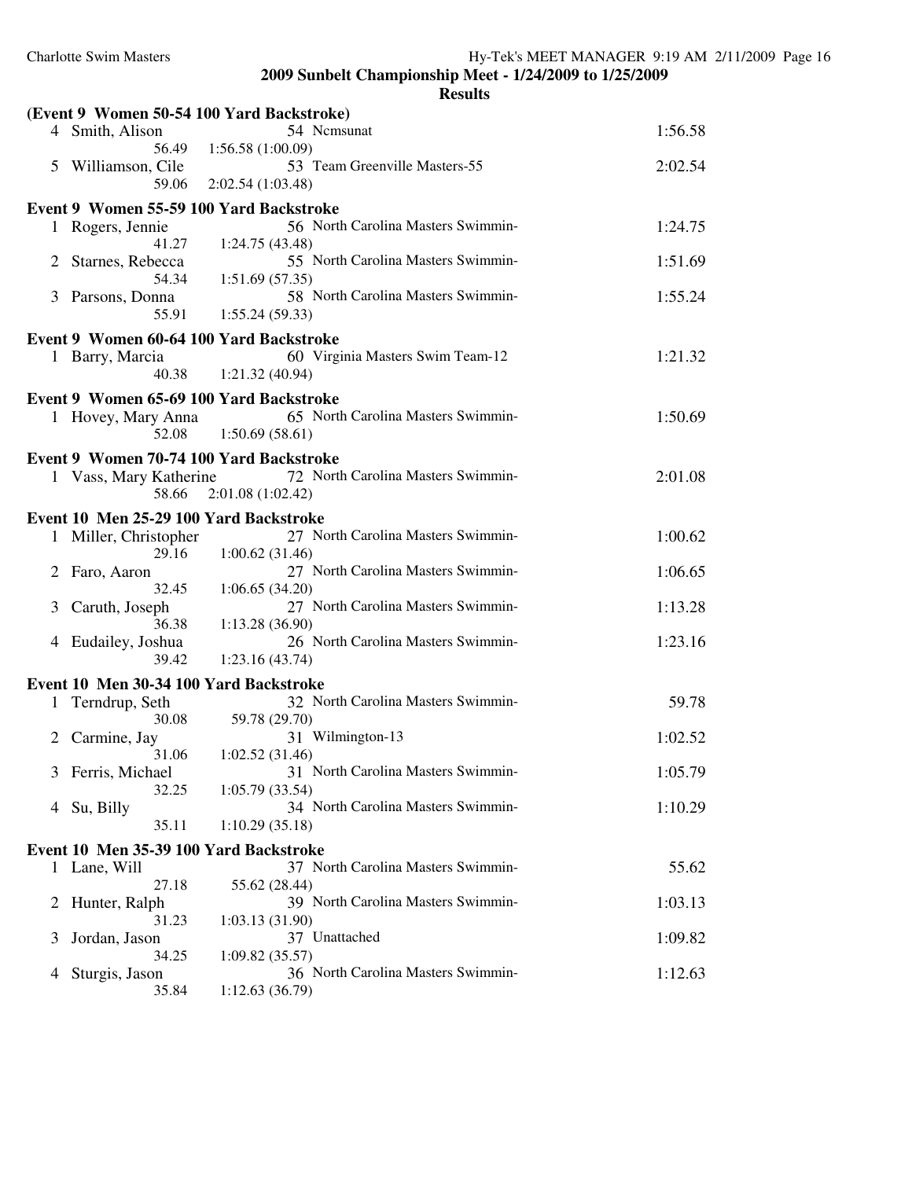**2009 Sunbelt Championship Meet - 1/24/2009 to 1/25/2009**

**Results**

**(Event 9 Women 50-54 100 Yard Backstroke)**

| | Name | Age | Team | Time |
|---|---|---|---|---|
| 4 | Smith, Alison | 54 | Ncmsunat | 1:56.58 |
| | 56.49 | 1:56.58 (1:00.09) | | |
| 5 | Williamson, Cile | 53 | Team Greenville Masters-55 | 2:02.54 |
| | 59.06 | 2:02.54 (1:03.48) | | |

**Event 9 Women 55-59 100 Yard Backstroke**

| | Name | Age | Team | Time |
|---|---|---|---|---|
| 1 | Rogers, Jennie | 56 | North Carolina Masters Swimmin- | 1:24.75 |
| | 41.27 | 1:24.75 (43.48) | | |
| 2 | Starnes, Rebecca | 55 | North Carolina Masters Swimmin- | 1:51.69 |
| | 54.34 | 1:51.69 (57.35) | | |
| 3 | Parsons, Donna | 58 | North Carolina Masters Swimmin- | 1:55.24 |
| | 55.91 | 1:55.24 (59.33) | | |

**Event 9 Women 60-64 100 Yard Backstroke**

| | Name | Age | Team | Time |
|---|---|---|---|---|
| 1 | Barry, Marcia | 60 | Virginia Masters Swim Team-12 | 1:21.32 |
| | 40.38 | 1:21.32 (40.94) | | |

**Event 9 Women 65-69 100 Yard Backstroke**

| | Name | Age | Team | Time |
|---|---|---|---|---|
| 1 | Hovey, Mary Anna | 65 | North Carolina Masters Swimmin- | 1:50.69 |
| | 52.08 | 1:50.69 (58.61) | | |

**Event 9 Women 70-74 100 Yard Backstroke**

| | Name | Age | Team | Time |
|---|---|---|---|---|
| 1 | Vass, Mary Katherine | 72 | North Carolina Masters Swimmin- | 2:01.08 |
| | 58.66 | 2:01.08 (1:02.42) | | |

**Event 10 Men 25-29 100 Yard Backstroke**

| | Name | Age | Team | Time |
|---|---|---|---|---|
| 1 | Miller, Christopher | 27 | North Carolina Masters Swimmin- | 1:00.62 |
| | 29.16 | 1:00.62 (31.46) | | |
| 2 | Faro, Aaron | 27 | North Carolina Masters Swimmin- | 1:06.65 |
| | 32.45 | 1:06.65 (34.20) | | |
| 3 | Caruth, Joseph | 27 | North Carolina Masters Swimmin- | 1:13.28 |
| | 36.38 | 1:13.28 (36.90) | | |
| 4 | Eudailey, Joshua | 26 | North Carolina Masters Swimmin- | 1:23.16 |
| | 39.42 | 1:23.16 (43.74) | | |

**Event 10 Men 30-34 100 Yard Backstroke**

| | Name | Age | Team | Time |
|---|---|---|---|---|
| 1 | Terndrup, Seth | 32 | North Carolina Masters Swimmin- | 59.78 |
| | 30.08 | 59.78 (29.70) | | |
| 2 | Carmine, Jay | 31 | Wilmington-13 | 1:02.52 |
| | 31.06 | 1:02.52 (31.46) | | |
| 3 | Ferris, Michael | 31 | North Carolina Masters Swimmin- | 1:05.79 |
| | 32.25 | 1:05.79 (33.54) | | |
| 4 | Su, Billy | 34 | North Carolina Masters Swimmin- | 1:10.29 |
| | 35.11 | 1:10.29 (35.18) | | |

**Event 10 Men 35-39 100 Yard Backstroke**

| | Name | Age | Team | Time |
|---|---|---|---|---|
| 1 | Lane, Will | 37 | North Carolina Masters Swimmin- | 55.62 |
| | 27.18 | 55.62 (28.44) | | |
| 2 | Hunter, Ralph | 39 | North Carolina Masters Swimmin- | 1:03.13 |
| | 31.23 | 1:03.13 (31.90) | | |
| 3 | Jordan, Jason | 37 | Unattached | 1:09.82 |
| | 34.25 | 1:09.82 (35.57) | | |
| 4 | Sturgis, Jason | 36 | North Carolina Masters Swimmin- | 1:12.63 |
| | 35.84 | 1:12.63 (36.79) | | |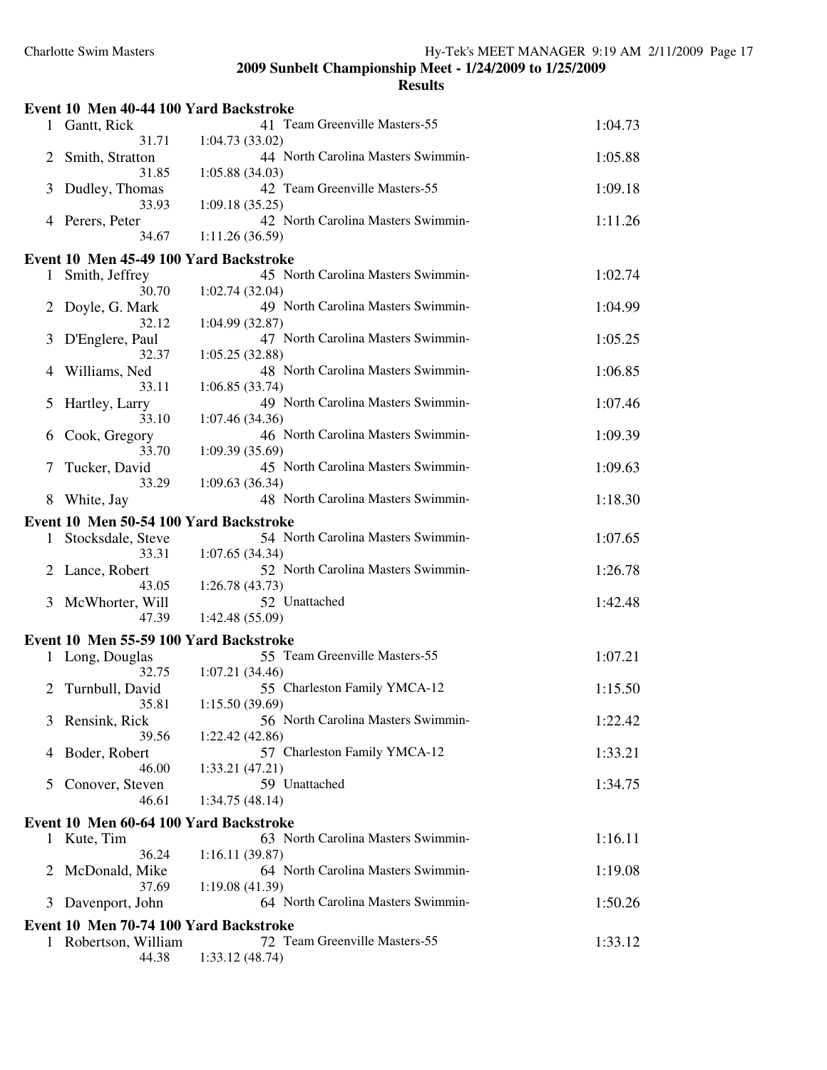**2009 Sunbelt Championship Meet - 1/24/2009 to 1/25/2009**

**Results**

### Event 10 Men 40-44 100 Yard Backstroke

| Place | Name | Age | Team | Splits | Finals Time |
|---|---|---|---|---|---|
| 1 | Gantt, Rick | 41 | Team Greenville Masters-55 | 31.71 / 1:04.73 (33.02) | 1:04.73 |
| 2 | Smith, Stratton | 44 | North Carolina Masters Swimmin- | 31.85 / 1:05.88 (34.03) | 1:05.88 |
| 3 | Dudley, Thomas | 42 | Team Greenville Masters-55 | 33.93 / 1:09.18 (35.25) | 1:09.18 |
| 4 | Perers, Peter | 42 | North Carolina Masters Swimmin- | 34.67 / 1:11.26 (36.59) | 1:11.26 |

### Event 10 Men 45-49 100 Yard Backstroke

| Place | Name | Age | Team | Splits | Finals Time |
|---|---|---|---|---|---|
| 1 | Smith, Jeffrey | 45 | North Carolina Masters Swimmin- | 30.70 / 1:02.74 (32.04) | 1:02.74 |
| 2 | Doyle, G. Mark | 49 | North Carolina Masters Swimmin- | 32.12 / 1:04.99 (32.87) | 1:04.99 |
| 3 | D'Englere, Paul | 47 | North Carolina Masters Swimmin- | 32.37 / 1:05.25 (32.88) | 1:05.25 |
| 4 | Williams, Ned | 48 | North Carolina Masters Swimmin- | 33.11 / 1:06.85 (33.74) | 1:06.85 |
| 5 | Hartley, Larry | 49 | North Carolina Masters Swimmin- | 33.10 / 1:07.46 (34.36) | 1:07.46 |
| 6 | Cook, Gregory | 46 | North Carolina Masters Swimmin- | 33.70 / 1:09.39 (35.69) | 1:09.39 |
| 7 | Tucker, David | 45 | North Carolina Masters Swimmin- | 33.29 / 1:09.63 (36.34) | 1:09.63 |
| 8 | White, Jay | 48 | North Carolina Masters Swimmin- | | 1:18.30 |

### Event 10 Men 50-54 100 Yard Backstroke

| Place | Name | Age | Team | Splits | Finals Time |
|---|---|---|---|---|---|
| 1 | Stocksdale, Steve | 54 | North Carolina Masters Swimmin- | 33.31 / 1:07.65 (34.34) | 1:07.65 |
| 2 | Lance, Robert | 52 | North Carolina Masters Swimmin- | 43.05 / 1:26.78 (43.73) | 1:26.78 |
| 3 | McWhorter, Will | 52 | Unattached | 47.39 / 1:42.48 (55.09) | 1:42.48 |

### Event 10 Men 55-59 100 Yard Backstroke

| Place | Name | Age | Team | Splits | Finals Time |
|---|---|---|---|---|---|
| 1 | Long, Douglas | 55 | Team Greenville Masters-55 | 32.75 / 1:07.21 (34.46) | 1:07.21 |
| 2 | Turnbull, David | 55 | Charleston Family YMCA-12 | 35.81 / 1:15.50 (39.69) | 1:15.50 |
| 3 | Rensink, Rick | 56 | North Carolina Masters Swimmin- | 39.56 / 1:22.42 (42.86) | 1:22.42 |
| 4 | Boder, Robert | 57 | Charleston Family YMCA-12 | 46.00 / 1:33.21 (47.21) | 1:33.21 |
| 5 | Conover, Steven | 59 | Unattached | 46.61 / 1:34.75 (48.14) | 1:34.75 |

### Event 10 Men 60-64 100 Yard Backstroke

| Place | Name | Age | Team | Splits | Finals Time |
|---|---|---|---|---|---|
| 1 | Kute, Tim | 63 | North Carolina Masters Swimmin- | 36.24 / 1:16.11 (39.87) | 1:16.11 |
| 2 | McDonald, Mike | 64 | North Carolina Masters Swimmin- | 37.69 / 1:19.08 (41.39) | 1:19.08 |
| 3 | Davenport, John | 64 | North Carolina Masters Swimmin- | | 1:50.26 |

### Event 10 Men 70-74 100 Yard Backstroke

| Place | Name | Age | Team | Splits | Finals Time |
|---|---|---|---|---|---|
| 1 | Robertson, William | 72 | Team Greenville Masters-55 | 44.38 / 1:33.12 (48.74) | 1:33.12 |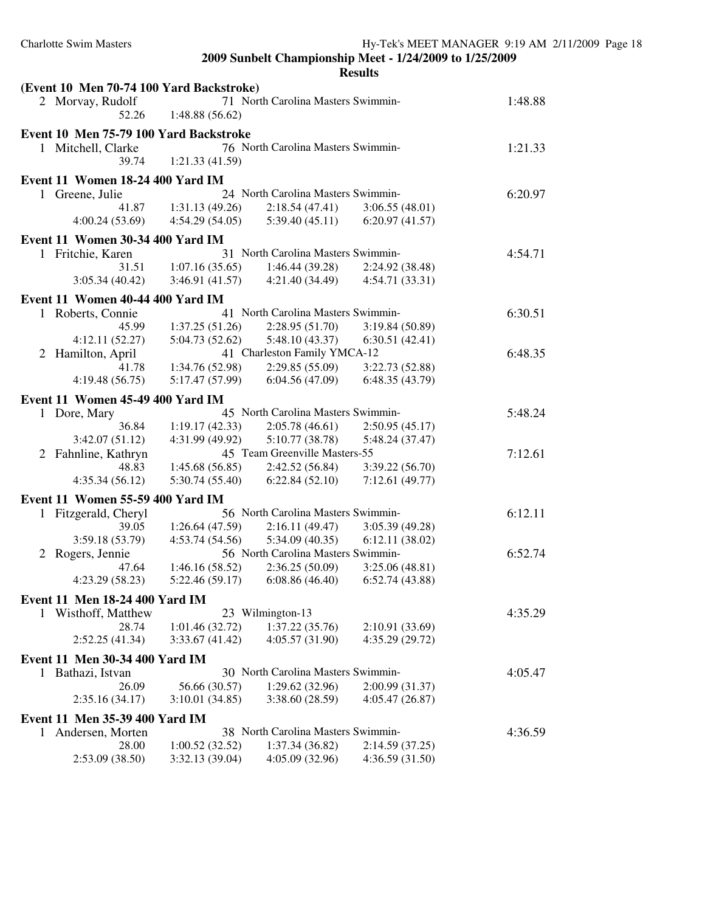## 2009 Sunbelt Championship Meet - 1/24/2009 to 1/25/2009

### Results

**(Event 10 Men 70-74 100 Yard Backstroke)**

```
  2 Morvay, Rudolf              71 North Carolina Masters Swimmin-            1:48.88
              52.26      1:48.88 (56.62)
```

**Event 10 Men 75-79 100 Yard Backstroke**

```
  1 Mitchell, Clarke            76 North Carolina Masters Swimmin-            1:21.33
              39.74      1:21.33 (41.59)
```

**Event 11 Women 18-24 400 Yard IM**

```
  1 Greene, Julie               24 North Carolina Masters Swimmin-            6:20.97
              41.87      1:31.13 (49.26)    2:18.54 (47.41)    3:06.55 (48.01)
    4:00.24 (53.69)      4:54.29 (54.05)    5:39.40 (45.11)    6:20.97 (41.57)
```

**Event 11 Women 30-34 400 Yard IM**

```
  1 Fritchie, Karen             31 North Carolina Masters Swimmin-            4:54.71
              31.51      1:07.16 (35.65)    1:46.44 (39.28)    2:24.92 (38.48)
    3:05.34 (40.42)      3:46.91 (41.57)    4:21.40 (34.49)    4:54.71 (33.31)
```

**Event 11 Women 40-44 400 Yard IM**

```
  1 Roberts, Connie             41 North Carolina Masters Swimmin-            6:30.51
              45.99      1:37.25 (51.26)    2:28.95 (51.70)    3:19.84 (50.89)
    4:12.11 (52.27)      5:04.73 (52.62)    5:48.10 (43.37)    6:30.51 (42.41)
  2 Hamilton, April             41 Charleston Family YMCA-12                  6:48.35
              41.78      1:34.76 (52.98)    2:29.85 (55.09)    3:22.73 (52.88)
    4:19.48 (56.75)      5:17.47 (57.99)    6:04.56 (47.09)    6:48.35 (43.79)
```

**Event 11 Women 45-49 400 Yard IM**

```
  1 Dore, Mary                  45 North Carolina Masters Swimmin-            5:48.24
              36.84      1:19.17 (42.33)    2:05.78 (46.61)    2:50.95 (45.17)
    3:42.07 (51.12)      4:31.99 (49.92)    5:10.77 (38.78)    5:48.24 (37.47)
  2 Fahnline, Kathryn           45 Team Greenville Masters-55                 7:12.61
              48.83      1:45.68 (56.85)    2:42.52 (56.84)    3:39.22 (56.70)
    4:35.34 (56.12)      5:30.74 (55.40)    6:22.84 (52.10)    7:12.61 (49.77)
```

**Event 11 Women 55-59 400 Yard IM**

```
  1 Fitzgerald, Cheryl          56 North Carolina Masters Swimmin-            6:12.11
              39.05      1:26.64 (47.59)    2:16.11 (49.47)    3:05.39 (49.28)
    3:59.18 (53.79)      4:53.74 (54.56)    5:34.09 (40.35)    6:12.11 (38.02)
  2 Rogers, Jennie              56 North Carolina Masters Swimmin-            6:52.74
              47.64      1:46.16 (58.52)    2:36.25 (50.09)    3:25.06 (48.81)
    4:23.29 (58.23)      5:22.46 (59.17)    6:08.86 (46.40)    6:52.74 (43.88)
```

**Event 11 Men 18-24 400 Yard IM**

```
  1 Wisthoff, Matthew           23 Wilmington-13                              4:35.29
              28.74      1:01.46 (32.72)    1:37.22 (35.76)    2:10.91 (33.69)
    2:52.25 (41.34)      3:33.67 (41.42)    4:05.57 (31.90)    4:35.29 (29.72)
```

**Event 11 Men 30-34 400 Yard IM**

```
  1 Bathazi, Istvan             30 North Carolina Masters Swimmin-            4:05.47
              26.09        56.66 (30.57)    1:29.62 (32.96)    2:00.99 (31.37)
    2:35.16 (34.17)      3:10.01 (34.85)    3:38.60 (28.59)    4:05.47 (26.87)
```

**Event 11 Men 35-39 400 Yard IM**

```
  1 Andersen, Morten            38 North Carolina Masters Swimmin-            4:36.59
              28.00      1:00.52 (32.52)    1:37.34 (36.82)    2:14.59 (37.25)
    2:53.09 (38.50)      3:32.13 (39.04)    4:05.09 (32.96)    4:36.59 (31.50)
```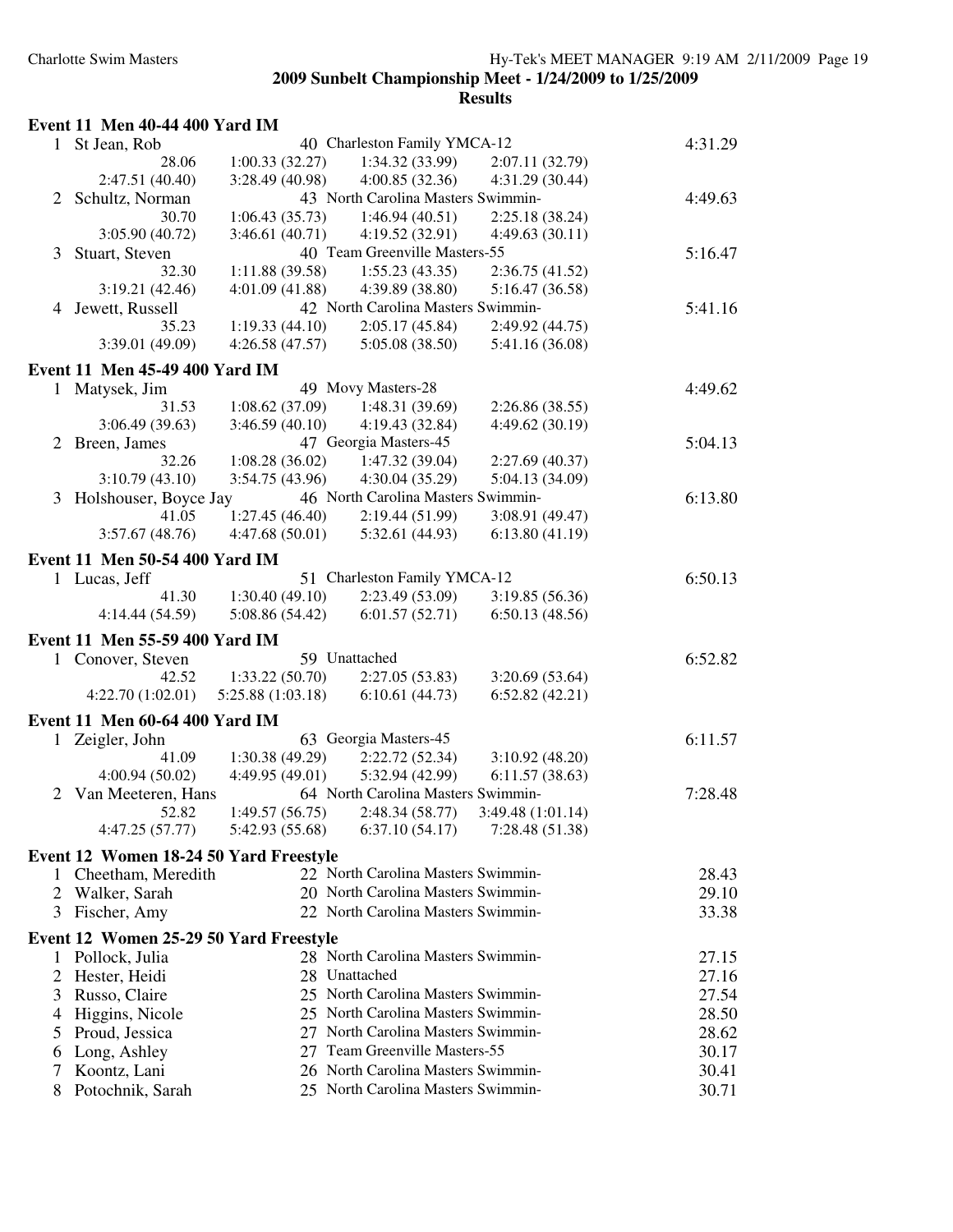**2009 Sunbelt Championship Meet - 1/24/2009 to 1/25/2009**

**Results**

### Event 11 Men 40-44 400 Yard IM

| Place | Name | Age | Team | Time |
|---|---|---|---|---|
| 1 | St Jean, Rob | 40 | Charleston Family YMCA-12 | 4:31.29 |
| | 28.06 / 1:00.33 (32.27) / 1:34.32 (33.99) / 2:07.11 (32.79) | | | |
| | 2:47.51 (40.40) / 3:28.49 (40.98) / 4:00.85 (32.36) / 4:31.29 (30.44) | | | |
| 2 | Schultz, Norman | 43 | North Carolina Masters Swimmin- | 4:49.63 |
| | 30.70 / 1:06.43 (35.73) / 1:46.94 (40.51) / 2:25.18 (38.24) | | | |
| | 3:05.90 (40.72) / 3:46.61 (40.71) / 4:19.52 (32.91) / 4:49.63 (30.11) | | | |
| 3 | Stuart, Steven | 40 | Team Greenville Masters-55 | 5:16.47 |
| | 32.30 / 1:11.88 (39.58) / 1:55.23 (43.35) / 2:36.75 (41.52) | | | |
| | 3:19.21 (42.46) / 4:01.09 (41.88) / 4:39.89 (38.80) / 5:16.47 (36.58) | | | |
| 4 | Jewett, Russell | 42 | North Carolina Masters Swimmin- | 5:41.16 |
| | 35.23 / 1:19.33 (44.10) / 2:05.17 (45.84) / 2:49.92 (44.75) | | | |
| | 3:39.01 (49.09) / 4:26.58 (47.57) / 5:05.08 (38.50) / 5:41.16 (36.08) | | | |

### Event 11 Men 45-49 400 Yard IM

| Place | Name | Age | Team | Time |
|---|---|---|---|---|
| 1 | Matysek, Jim | 49 | Movy Masters-28 | 4:49.62 |
| | 31.53 / 1:08.62 (37.09) / 1:48.31 (39.69) / 2:26.86 (38.55) | | | |
| | 3:06.49 (39.63) / 3:46.59 (40.10) / 4:19.43 (32.84) / 4:49.62 (30.19) | | | |
| 2 | Breen, James | 47 | Georgia Masters-45 | 5:04.13 |
| | 32.26 / 1:08.28 (36.02) / 1:47.32 (39.04) / 2:27.69 (40.37) | | | |
| | 3:10.79 (43.10) / 3:54.75 (43.96) / 4:30.04 (35.29) / 5:04.13 (34.09) | | | |
| 3 | Holshouser, Boyce Jay | 46 | North Carolina Masters Swimmin- | 6:13.80 |
| | 41.05 / 1:27.45 (46.40) / 2:19.44 (51.99) / 3:08.91 (49.47) | | | |
| | 3:57.67 (48.76) / 4:47.68 (50.01) / 5:32.61 (44.93) / 6:13.80 (41.19) | | | |

### Event 11 Men 50-54 400 Yard IM

| Place | Name | Age | Team | Time |
|---|---|---|---|---|
| 1 | Lucas, Jeff | 51 | Charleston Family YMCA-12 | 6:50.13 |
| | 41.30 / 1:30.40 (49.10) / 2:23.49 (53.09) / 3:19.85 (56.36) | | | |
| | 4:14.44 (54.59) / 5:08.86 (54.42) / 6:01.57 (52.71) / 6:50.13 (48.56) | | | |

### Event 11 Men 55-59 400 Yard IM

| Place | Name | Age | Team | Time |
|---|---|---|---|---|
| 1 | Conover, Steven | 59 | Unattached | 6:52.82 |
| | 42.52 / 1:33.22 (50.70) / 2:27.05 (53.83) / 3:20.69 (53.64) | | | |
| | 4:22.70 (1:02.01) / 5:25.88 (1:03.18) / 6:10.61 (44.73) / 6:52.82 (42.21) | | | |

### Event 11 Men 60-64 400 Yard IM

| Place | Name | Age | Team | Time |
|---|---|---|---|---|
| 1 | Zeigler, John | 63 | Georgia Masters-45 | 6:11.57 |
| | 41.09 / 1:30.38 (49.29) / 2:22.72 (52.34) / 3:10.92 (48.20) | | | |
| | 4:00.94 (50.02) / 4:49.95 (49.01) / 5:32.94 (42.99) / 6:11.57 (38.63) | | | |
| 2 | Van Meeteren, Hans | 64 | North Carolina Masters Swimmin- | 7:28.48 |
| | 52.82 / 1:49.57 (56.75) / 2:48.34 (58.77) / 3:49.48 (1:01.14) | | | |
| | 4:47.25 (57.77) / 5:42.93 (55.68) / 6:37.10 (54.17) / 7:28.48 (51.38) | | | |

### Event 12 Women 18-24 50 Yard Freestyle

| Place | Name | Age | Team | Time |
|---|---|---|---|---|
| 1 | Cheetham, Meredith | 22 | North Carolina Masters Swimmin- | 28.43 |
| 2 | Walker, Sarah | 20 | North Carolina Masters Swimmin- | 29.10 |
| 3 | Fischer, Amy | 22 | North Carolina Masters Swimmin- | 33.38 |

### Event 12 Women 25-29 50 Yard Freestyle

| Place | Name | Age | Team | Time |
|---|---|---|---|---|
| 1 | Pollock, Julia | 28 | North Carolina Masters Swimmin- | 27.15 |
| 2 | Hester, Heidi | 28 | Unattached | 27.16 |
| 3 | Russo, Claire | 25 | North Carolina Masters Swimmin- | 27.54 |
| 4 | Higgins, Nicole | 25 | North Carolina Masters Swimmin- | 28.50 |
| 5 | Proud, Jessica | 27 | North Carolina Masters Swimmin- | 28.62 |
| 6 | Long, Ashley | 27 | Team Greenville Masters-55 | 30.17 |
| 7 | Koontz, Lani | 26 | North Carolina Masters Swimmin- | 30.41 |
| 8 | Potochnik, Sarah | 25 | North Carolina Masters Swimmin- | 30.71 |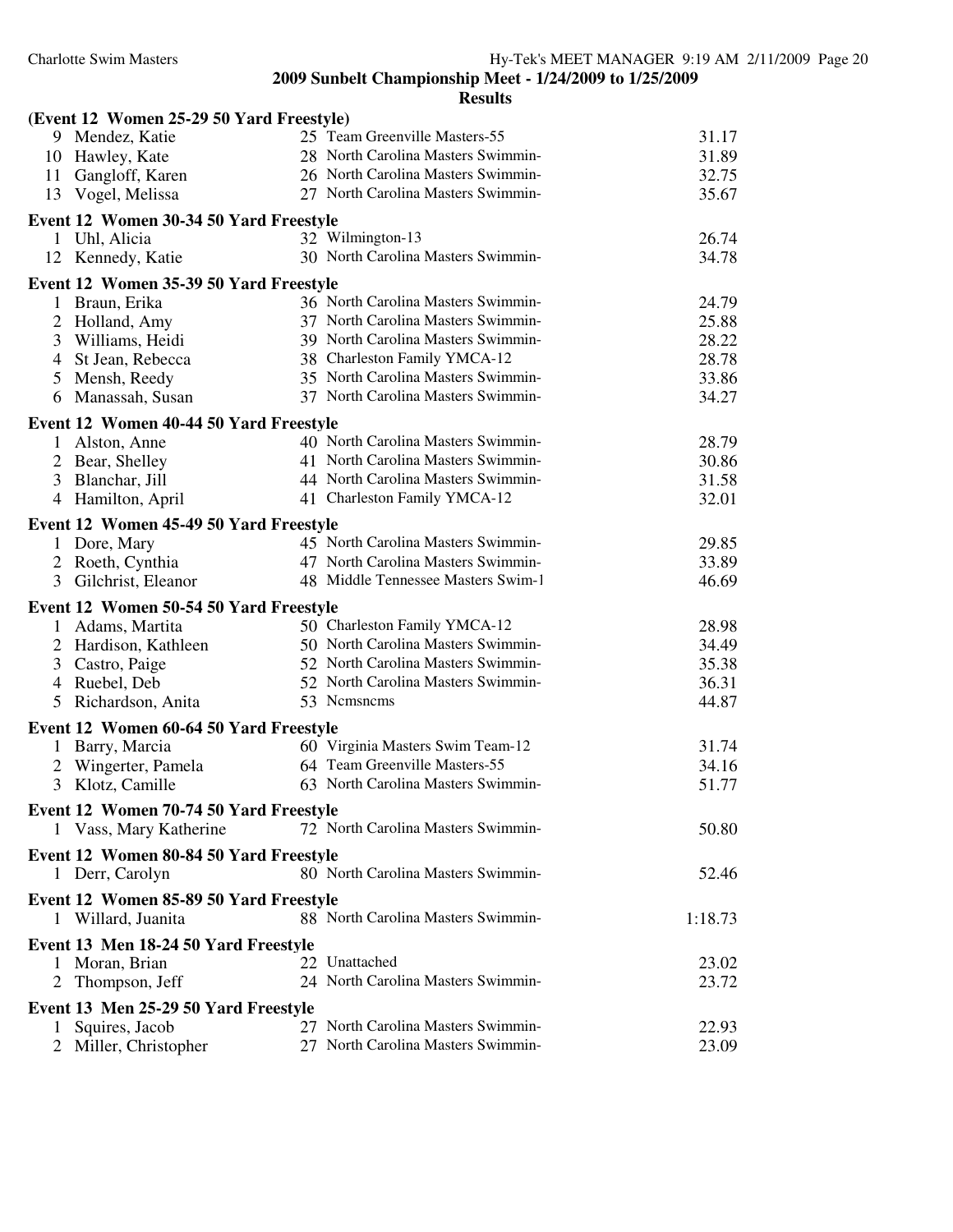## 2009 Sunbelt Championship Meet - 1/24/2009 to 1/25/2009

### Results

**(Event 12 Women 25-29 50 Yard Freestyle)**

| Place | Name | Age | Team | Time |
|---|---|---|---|---|
| 9 | Mendez, Katie | 25 | Team Greenville Masters-55 | 31.17 |
| 10 | Hawley, Kate | 28 | North Carolina Masters Swimmin- | 31.89 |
| 11 | Gangloff, Karen | 26 | North Carolina Masters Swimmin- | 32.75 |
| 13 | Vogel, Melissa | 27 | North Carolina Masters Swimmin- | 35.67 |

**Event 12 Women 30-34 50 Yard Freestyle**

| Place | Name | Age | Team | Time |
|---|---|---|---|---|
| 1 | Uhl, Alicia | 32 | Wilmington-13 | 26.74 |
| 12 | Kennedy, Katie | 30 | North Carolina Masters Swimmin- | 34.78 |

**Event 12 Women 35-39 50 Yard Freestyle**

| Place | Name | Age | Team | Time |
|---|---|---|---|---|
| 1 | Braun, Erika | 36 | North Carolina Masters Swimmin- | 24.79 |
| 2 | Holland, Amy | 37 | North Carolina Masters Swimmin- | 25.88 |
| 3 | Williams, Heidi | 39 | North Carolina Masters Swimmin- | 28.22 |
| 4 | St Jean, Rebecca | 38 | Charleston Family YMCA-12 | 28.78 |
| 5 | Mensh, Reedy | 35 | North Carolina Masters Swimmin- | 33.86 |
| 6 | Manassah, Susan | 37 | North Carolina Masters Swimmin- | 34.27 |

**Event 12 Women 40-44 50 Yard Freestyle**

| Place | Name | Age | Team | Time |
|---|---|---|---|---|
| 1 | Alston, Anne | 40 | North Carolina Masters Swimmin- | 28.79 |
| 2 | Bear, Shelley | 41 | North Carolina Masters Swimmin- | 30.86 |
| 3 | Blanchar, Jill | 44 | North Carolina Masters Swimmin- | 31.58 |
| 4 | Hamilton, April | 41 | Charleston Family YMCA-12 | 32.01 |

**Event 12 Women 45-49 50 Yard Freestyle**

| Place | Name | Age | Team | Time |
|---|---|---|---|---|
| 1 | Dore, Mary | 45 | North Carolina Masters Swimmin- | 29.85 |
| 2 | Roeth, Cynthia | 47 | North Carolina Masters Swimmin- | 33.89 |
| 3 | Gilchrist, Eleanor | 48 | Middle Tennessee Masters Swim-1 | 46.69 |

**Event 12 Women 50-54 50 Yard Freestyle**

| Place | Name | Age | Team | Time |
|---|---|---|---|---|
| 1 | Adams, Martita | 50 | Charleston Family YMCA-12 | 28.98 |
| 2 | Hardison, Kathleen | 50 | North Carolina Masters Swimmin- | 34.49 |
| 3 | Castro, Paige | 52 | North Carolina Masters Swimmin- | 35.38 |
| 4 | Ruebel, Deb | 52 | North Carolina Masters Swimmin- | 36.31 |
| 5 | Richardson, Anita | 53 | Ncmsncms | 44.87 |

**Event 12 Women 60-64 50 Yard Freestyle**

| Place | Name | Age | Team | Time |
|---|---|---|---|---|
| 1 | Barry, Marcia | 60 | Virginia Masters Swim Team-12 | 31.74 |
| 2 | Wingerter, Pamela | 64 | Team Greenville Masters-55 | 34.16 |
| 3 | Klotz, Camille | 63 | North Carolina Masters Swimmin- | 51.77 |

**Event 12 Women 70-74 50 Yard Freestyle**

| Place | Name | Age | Team | Time |
|---|---|---|---|---|
| 1 | Vass, Mary Katherine | 72 | North Carolina Masters Swimmin- | 50.80 |

**Event 12 Women 80-84 50 Yard Freestyle**

| Place | Name | Age | Team | Time |
|---|---|---|---|---|
| 1 | Derr, Carolyn | 80 | North Carolina Masters Swimmin- | 52.46 |

**Event 12 Women 85-89 50 Yard Freestyle**

| Place | Name | Age | Team | Time |
|---|---|---|---|---|
| 1 | Willard, Juanita | 88 | North Carolina Masters Swimmin- | 1:18.73 |

**Event 13 Men 18-24 50 Yard Freestyle**

| Place | Name | Age | Team | Time |
|---|---|---|---|---|
| 1 | Moran, Brian | 22 | Unattached | 23.02 |
| 2 | Thompson, Jeff | 24 | North Carolina Masters Swimmin- | 23.72 |

**Event 13 Men 25-29 50 Yard Freestyle**

| Place | Name | Age | Team | Time |
|---|---|---|---|---|
| 1 | Squires, Jacob | 27 | North Carolina Masters Swimmin- | 22.93 |
| 2 | Miller, Christopher | 27 | North Carolina Masters Swimmin- | 23.09 |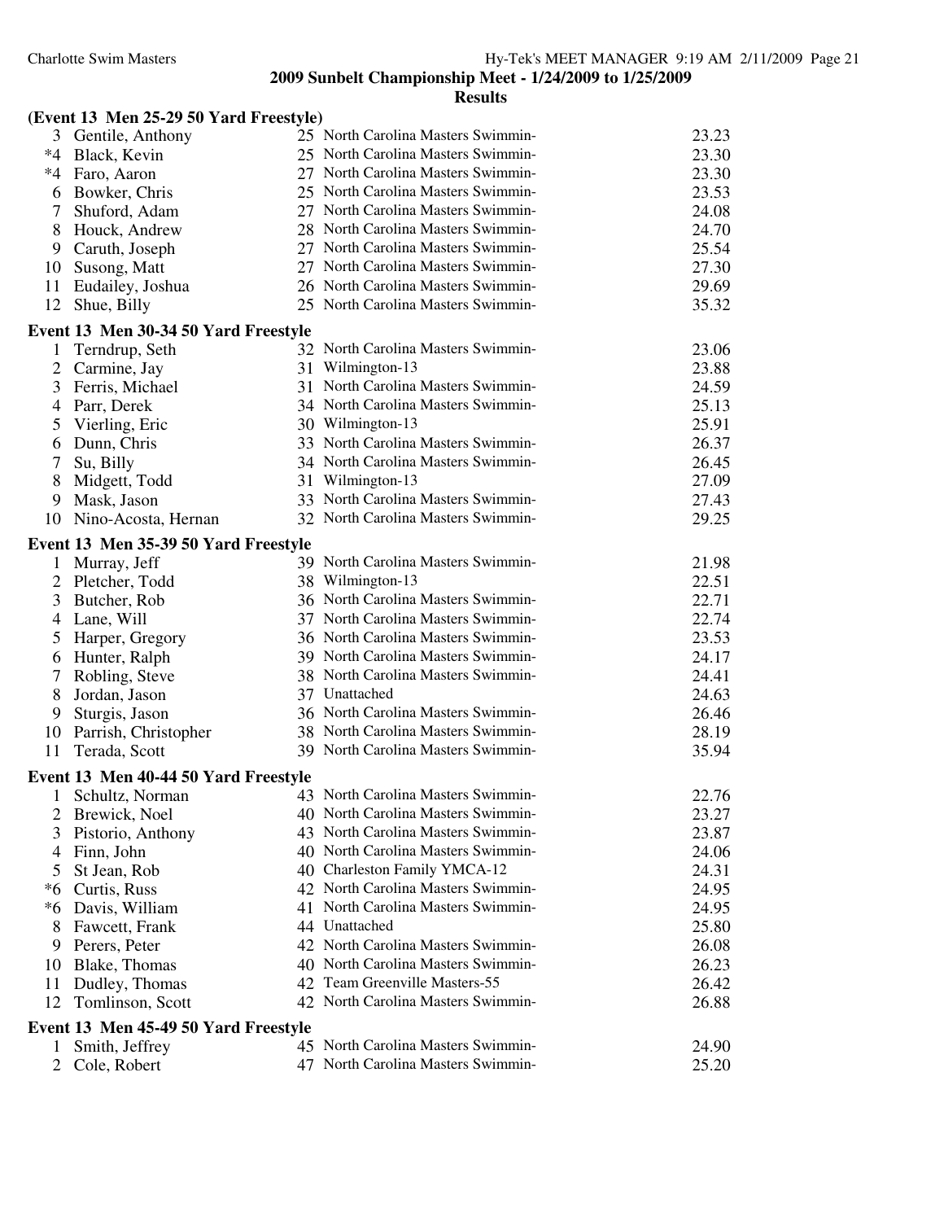**2009 Sunbelt Championship Meet - 1/24/2009 to 1/25/2009**

**Results**

### (Event 13 Men 25-29 50 Yard Freestyle)

| Place | Name | Age | Team | Time |
|---|---|---|---|---|
| 3 | Gentile, Anthony | 25 | North Carolina Masters Swimmin- | 23.23 |
| *4 | Black, Kevin | 25 | North Carolina Masters Swimmin- | 23.30 |
| *4 | Faro, Aaron | 27 | North Carolina Masters Swimmin- | 23.30 |
| 6 | Bowker, Chris | 25 | North Carolina Masters Swimmin- | 23.53 |
| 7 | Shuford, Adam | 27 | North Carolina Masters Swimmin- | 24.08 |
| 8 | Houck, Andrew | 28 | North Carolina Masters Swimmin- | 24.70 |
| 9 | Caruth, Joseph | 27 | North Carolina Masters Swimmin- | 25.54 |
| 10 | Susong, Matt | 27 | North Carolina Masters Swimmin- | 27.30 |
| 11 | Eudailey, Joshua | 26 | North Carolina Masters Swimmin- | 29.69 |
| 12 | Shue, Billy | 25 | North Carolina Masters Swimmin- | 35.32 |

### Event 13 Men 30-34 50 Yard Freestyle

| Place | Name | Age | Team | Time |
|---|---|---|---|---|
| 1 | Terndrup, Seth | 32 | North Carolina Masters Swimmin- | 23.06 |
| 2 | Carmine, Jay | 31 | Wilmington-13 | 23.88 |
| 3 | Ferris, Michael | 31 | North Carolina Masters Swimmin- | 24.59 |
| 4 | Parr, Derek | 34 | North Carolina Masters Swimmin- | 25.13 |
| 5 | Vierling, Eric | 30 | Wilmington-13 | 25.91 |
| 6 | Dunn, Chris | 33 | North Carolina Masters Swimmin- | 26.37 |
| 7 | Su, Billy | 34 | North Carolina Masters Swimmin- | 26.45 |
| 8 | Midgett, Todd | 31 | Wilmington-13 | 27.09 |
| 9 | Mask, Jason | 33 | North Carolina Masters Swimmin- | 27.43 |
| 10 | Nino-Acosta, Hernan | 32 | North Carolina Masters Swimmin- | 29.25 |

### Event 13 Men 35-39 50 Yard Freestyle

| Place | Name | Age | Team | Time |
|---|---|---|---|---|
| 1 | Murray, Jeff | 39 | North Carolina Masters Swimmin- | 21.98 |
| 2 | Pletcher, Todd | 38 | Wilmington-13 | 22.51 |
| 3 | Butcher, Rob | 36 | North Carolina Masters Swimmin- | 22.71 |
| 4 | Lane, Will | 37 | North Carolina Masters Swimmin- | 22.74 |
| 5 | Harper, Gregory | 36 | North Carolina Masters Swimmin- | 23.53 |
| 6 | Hunter, Ralph | 39 | North Carolina Masters Swimmin- | 24.17 |
| 7 | Robling, Steve | 38 | North Carolina Masters Swimmin- | 24.41 |
| 8 | Jordan, Jason | 37 | Unattached | 24.63 |
| 9 | Sturgis, Jason | 36 | North Carolina Masters Swimmin- | 26.46 |
| 10 | Parrish, Christopher | 38 | North Carolina Masters Swimmin- | 28.19 |
| 11 | Terada, Scott | 39 | North Carolina Masters Swimmin- | 35.94 |

### Event 13 Men 40-44 50 Yard Freestyle

| Place | Name | Age | Team | Time |
|---|---|---|---|---|
| 1 | Schultz, Norman | 43 | North Carolina Masters Swimmin- | 22.76 |
| 2 | Brewick, Noel | 40 | North Carolina Masters Swimmin- | 23.27 |
| 3 | Pistorio, Anthony | 43 | North Carolina Masters Swimmin- | 23.87 |
| 4 | Finn, John | 40 | North Carolina Masters Swimmin- | 24.06 |
| 5 | St Jean, Rob | 40 | Charleston Family YMCA-12 | 24.31 |
| *6 | Curtis, Russ | 42 | North Carolina Masters Swimmin- | 24.95 |
| *6 | Davis, William | 41 | North Carolina Masters Swimmin- | 24.95 |
| 8 | Fawcett, Frank | 44 | Unattached | 25.80 |
| 9 | Perers, Peter | 42 | North Carolina Masters Swimmin- | 26.08 |
| 10 | Blake, Thomas | 40 | North Carolina Masters Swimmin- | 26.23 |
| 11 | Dudley, Thomas | 42 | Team Greenville Masters-55 | 26.42 |
| 12 | Tomlinson, Scott | 42 | North Carolina Masters Swimmin- | 26.88 |

### Event 13 Men 45-49 50 Yard Freestyle

| Place | Name | Age | Team | Time |
|---|---|---|---|---|
| 1 | Smith, Jeffrey | 45 | North Carolina Masters Swimmin- | 24.90 |
| 2 | Cole, Robert | 47 | North Carolina Masters Swimmin- | 25.20 |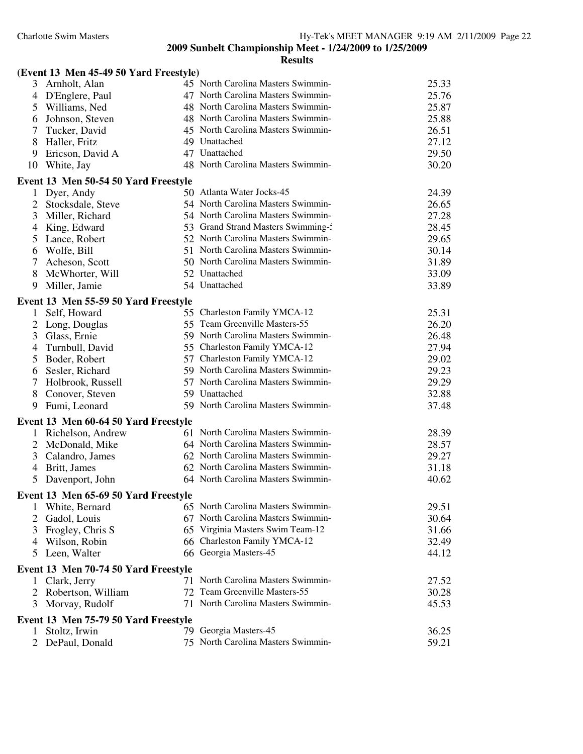## 2009 Sunbelt Championship Meet - 1/24/2009 to 1/25/2009

### Results

**(Event 13 Men 45-49 50 Yard Freestyle)**

| Place | Name | Age | Team | Time |
|---|---|---|---|---|
| 3 | Arnholt, Alan | 45 | North Carolina Masters Swimmin- | 25.33 |
| 4 | D'Englere, Paul | 47 | North Carolina Masters Swimmin- | 25.76 |
| 5 | Williams, Ned | 48 | North Carolina Masters Swimmin- | 25.87 |
| 6 | Johnson, Steven | 48 | North Carolina Masters Swimmin- | 25.88 |
| 7 | Tucker, David | 45 | North Carolina Masters Swimmin- | 26.51 |
| 8 | Haller, Fritz | 49 | Unattached | 27.12 |
| 9 | Ericson, David A | 47 | Unattached | 29.50 |
| 10 | White, Jay | 48 | North Carolina Masters Swimmin- | 30.20 |

**Event 13 Men 50-54 50 Yard Freestyle**

| Place | Name | Age | Team | Time |
|---|---|---|---|---|
| 1 | Dyer, Andy | 50 | Atlanta Water Jocks-45 | 24.39 |
| 2 | Stocksdale, Steve | 54 | North Carolina Masters Swimmin- | 26.65 |
| 3 | Miller, Richard | 54 | North Carolina Masters Swimmin- | 27.28 |
| 4 | King, Edward | 53 | Grand Strand Masters Swimming-! | 28.45 |
| 5 | Lance, Robert | 52 | North Carolina Masters Swimmin- | 29.65 |
| 6 | Wolfe, Bill | 51 | North Carolina Masters Swimmin- | 30.14 |
| 7 | Acheson, Scott | 50 | North Carolina Masters Swimmin- | 31.89 |
| 8 | McWhorter, Will | 52 | Unattached | 33.09 |
| 9 | Miller, Jamie | 54 | Unattached | 33.89 |

**Event 13 Men 55-59 50 Yard Freestyle**

| Place | Name | Age | Team | Time |
|---|---|---|---|---|
| 1 | Self, Howard | 55 | Charleston Family YMCA-12 | 25.31 |
| 2 | Long, Douglas | 55 | Team Greenville Masters-55 | 26.20 |
| 3 | Glass, Ernie | 59 | North Carolina Masters Swimmin- | 26.48 |
| 4 | Turnbull, David | 55 | Charleston Family YMCA-12 | 27.94 |
| 5 | Boder, Robert | 57 | Charleston Family YMCA-12 | 29.02 |
| 6 | Sesler, Richard | 59 | North Carolina Masters Swimmin- | 29.23 |
| 7 | Holbrook, Russell | 57 | North Carolina Masters Swimmin- | 29.29 |
| 8 | Conover, Steven | 59 | Unattached | 32.88 |
| 9 | Fumi, Leonard | 59 | North Carolina Masters Swimmin- | 37.48 |

**Event 13 Men 60-64 50 Yard Freestyle**

| Place | Name | Age | Team | Time |
|---|---|---|---|---|
| 1 | Richelson, Andrew | 61 | North Carolina Masters Swimmin- | 28.39 |
| 2 | McDonald, Mike | 64 | North Carolina Masters Swimmin- | 28.57 |
| 3 | Calandro, James | 62 | North Carolina Masters Swimmin- | 29.27 |
| 4 | Britt, James | 62 | North Carolina Masters Swimmin- | 31.18 |
| 5 | Davenport, John | 64 | North Carolina Masters Swimmin- | 40.62 |

**Event 13 Men 65-69 50 Yard Freestyle**

| Place | Name | Age | Team | Time |
|---|---|---|---|---|
| 1 | White, Bernard | 65 | North Carolina Masters Swimmin- | 29.51 |
| 2 | Gadol, Louis | 67 | North Carolina Masters Swimmin- | 30.64 |
| 3 | Frogley, Chris S | 65 | Virginia Masters Swim Team-12 | 31.66 |
| 4 | Wilson, Robin | 66 | Charleston Family YMCA-12 | 32.49 |
| 5 | Leen, Walter | 66 | Georgia Masters-45 | 44.12 |

**Event 13 Men 70-74 50 Yard Freestyle**

| Place | Name | Age | Team | Time |
|---|---|---|---|---|
| 1 | Clark, Jerry | 71 | North Carolina Masters Swimmin- | 27.52 |
| 2 | Robertson, William | 72 | Team Greenville Masters-55 | 30.28 |
| 3 | Morvay, Rudolf | 71 | North Carolina Masters Swimmin- | 45.53 |

**Event 13 Men 75-79 50 Yard Freestyle**

| Place | Name | Age | Team | Time |
|---|---|---|---|---|
| 1 | Stoltz, Irwin | 79 | Georgia Masters-45 | 36.25 |
| 2 | DePaul, Donald | 75 | North Carolina Masters Swimmin- | 59.21 |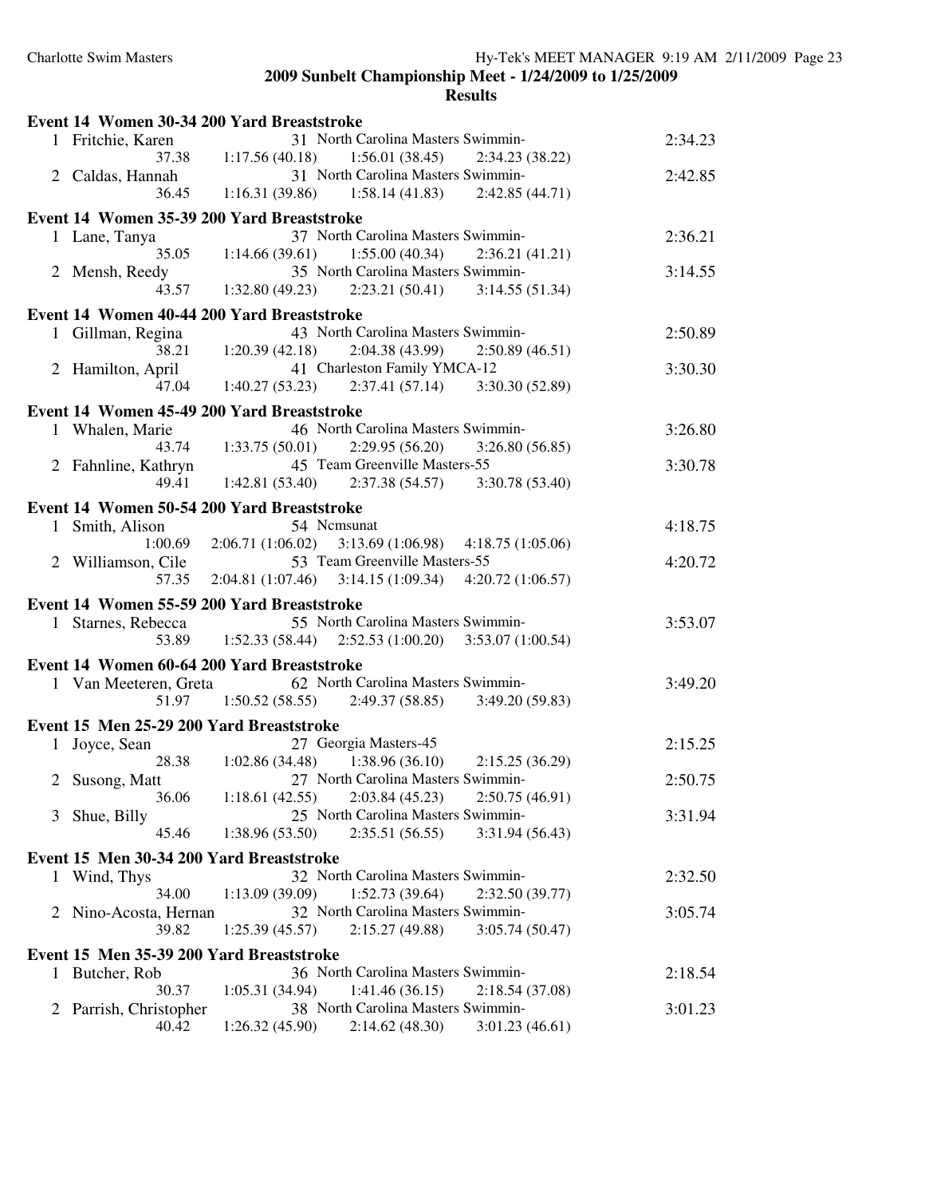**2009 Sunbelt Championship Meet - 1/24/2009 to 1/25/2009**

**Results**

### Event 14 Women 30-34 200 Yard Breaststroke

| Place | Name | Age | Team | Time |
|---|---|---|---|---|
| 1 | Fritchie, Karen | 31 | North Carolina Masters Swimmin- | 2:34.23 |
| | 37.38 | 1:17.56 (40.18) | 1:56.01 (38.45) | 2:34.23 (38.22) |
| 2 | Caldas, Hannah | 31 | North Carolina Masters Swimmin- | 2:42.85 |
| | 36.45 | 1:16.31 (39.86) | 1:58.14 (41.83) | 2:42.85 (44.71) |

### Event 14 Women 35-39 200 Yard Breaststroke

| Place | Name | Age | Team | Time |
|---|---|---|---|---|
| 1 | Lane, Tanya | 37 | North Carolina Masters Swimmin- | 2:36.21 |
| | 35.05 | 1:14.66 (39.61) | 1:55.00 (40.34) | 2:36.21 (41.21) |
| 2 | Mensh, Reedy | 35 | North Carolina Masters Swimmin- | 3:14.55 |
| | 43.57 | 1:32.80 (49.23) | 2:23.21 (50.41) | 3:14.55 (51.34) |

### Event 14 Women 40-44 200 Yard Breaststroke

| Place | Name | Age | Team | Time |
|---|---|---|---|---|
| 1 | Gillman, Regina | 43 | North Carolina Masters Swimmin- | 2:50.89 |
| | 38.21 | 1:20.39 (42.18) | 2:04.38 (43.99) | 2:50.89 (46.51) |
| 2 | Hamilton, April | 41 | Charleston Family YMCA-12 | 3:30.30 |
| | 47.04 | 1:40.27 (53.23) | 2:37.41 (57.14) | 3:30.30 (52.89) |

### Event 14 Women 45-49 200 Yard Breaststroke

| Place | Name | Age | Team | Time |
|---|---|---|---|---|
| 1 | Whalen, Marie | 46 | North Carolina Masters Swimmin- | 3:26.80 |
| | 43.74 | 1:33.75 (50.01) | 2:29.95 (56.20) | 3:26.80 (56.85) |
| 2 | Fahnline, Kathryn | 45 | Team Greenville Masters-55 | 3:30.78 |
| | 49.41 | 1:42.81 (53.40) | 2:37.38 (54.57) | 3:30.78 (53.40) |

### Event 14 Women 50-54 200 Yard Breaststroke

| Place | Name | Age | Team | Time |
|---|---|---|---|---|
| 1 | Smith, Alison | 54 | Ncmsunat | 4:18.75 |
| | 1:00.69 | 2:06.71 (1:06.02) | 3:13.69 (1:06.98) | 4:18.75 (1:05.06) |
| 2 | Williamson, Cile | 53 | Team Greenville Masters-55 | 4:20.72 |
| | 57.35 | 2:04.81 (1:07.46) | 3:14.15 (1:09.34) | 4:20.72 (1:06.57) |

### Event 14 Women 55-59 200 Yard Breaststroke

| Place | Name | Age | Team | Time |
|---|---|---|---|---|
| 1 | Starnes, Rebecca | 55 | North Carolina Masters Swimmin- | 3:53.07 |
| | 53.89 | 1:52.33 (58.44) | 2:52.53 (1:00.20) | 3:53.07 (1:00.54) |

### Event 14 Women 60-64 200 Yard Breaststroke

| Place | Name | Age | Team | Time |
|---|---|---|---|---|
| 1 | Van Meeteren, Greta | 62 | North Carolina Masters Swimmin- | 3:49.20 |
| | 51.97 | 1:50.52 (58.55) | 2:49.37 (58.85) | 3:49.20 (59.83) |

### Event 15 Men 25-29 200 Yard Breaststroke

| Place | Name | Age | Team | Time |
|---|---|---|---|---|
| 1 | Joyce, Sean | 27 | Georgia Masters-45 | 2:15.25 |
| | 28.38 | 1:02.86 (34.48) | 1:38.96 (36.10) | 2:15.25 (36.29) |
| 2 | Susong, Matt | 27 | North Carolina Masters Swimmin- | 2:50.75 |
| | 36.06 | 1:18.61 (42.55) | 2:03.84 (45.23) | 2:50.75 (46.91) |
| 3 | Shue, Billy | 25 | North Carolina Masters Swimmin- | 3:31.94 |
| | 45.46 | 1:38.96 (53.50) | 2:35.51 (56.55) | 3:31.94 (56.43) |

### Event 15 Men 30-34 200 Yard Breaststroke

| Place | Name | Age | Team | Time |
|---|---|---|---|---|
| 1 | Wind, Thys | 32 | North Carolina Masters Swimmin- | 2:32.50 |
| | 34.00 | 1:13.09 (39.09) | 1:52.73 (39.64) | 2:32.50 (39.77) |
| 2 | Nino-Acosta, Hernan | 32 | North Carolina Masters Swimmin- | 3:05.74 |
| | 39.82 | 1:25.39 (45.57) | 2:15.27 (49.88) | 3:05.74 (50.47) |

### Event 15 Men 35-39 200 Yard Breaststroke

| Place | Name | Age | Team | Time |
|---|---|---|---|---|
| 1 | Butcher, Rob | 36 | North Carolina Masters Swimmin- | 2:18.54 |
| | 30.37 | 1:05.31 (34.94) | 1:41.46 (36.15) | 2:18.54 (37.08) |
| 2 | Parrish, Christopher | 38 | North Carolina Masters Swimmin- | 3:01.23 |
| | 40.42 | 1:26.32 (45.90) | 2:14.62 (48.30) | 3:01.23 (46.61) |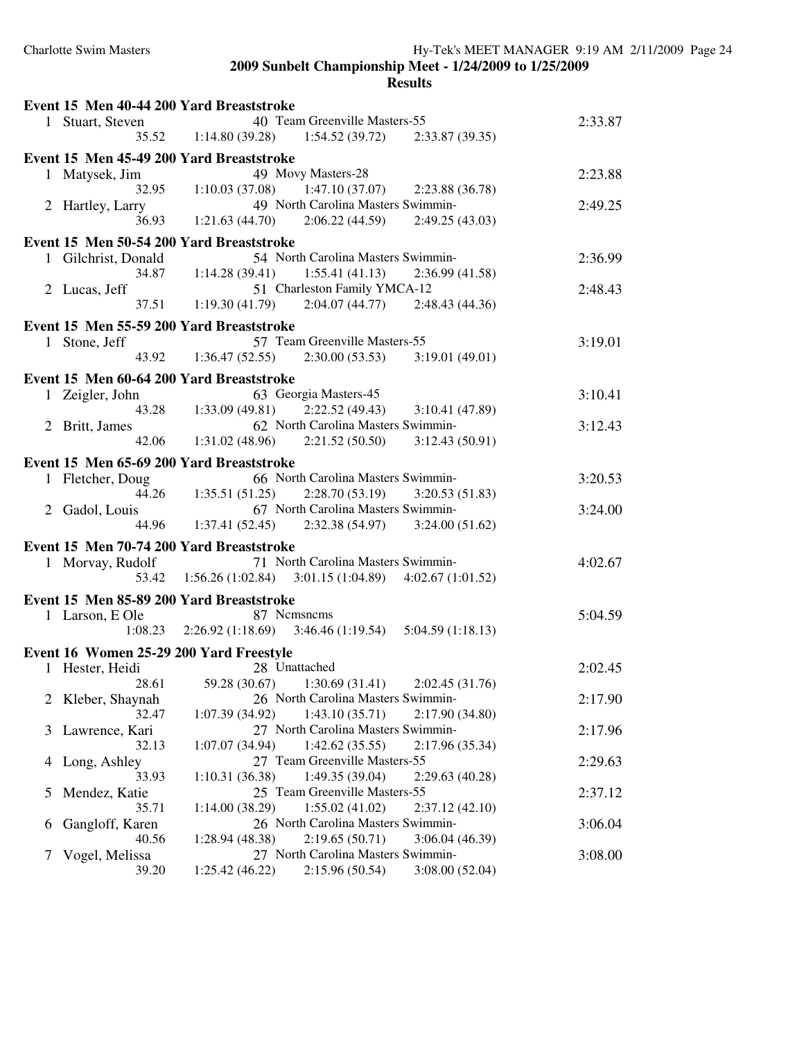**2009 Sunbelt Championship Meet - 1/24/2009 to 1/25/2009**

**Results**

### Event 15 Men 40-44 200 Yard Breaststroke

| Place | Name | Age | Team | | | | Finals Time |
|---|---|---|---|---|---|---|---|
| 1 | Stuart, Steven | 40 | Team Greenville Masters-55 | | | | 2:33.87 |
| | 35.52 | 1:14.80 (39.28) | 1:54.52 (39.72) | 2:33.87 (39.35) | | | |

### Event 15 Men 45-49 200 Yard Breaststroke

| Place | Name | Age | Team | | | | Finals Time |
|---|---|---|---|---|---|---|---|
| 1 | Matysek, Jim | 49 | Movy Masters-28 | | | | 2:23.88 |
| | 32.95 | 1:10.03 (37.08) | 1:47.10 (37.07) | 2:23.88 (36.78) | | | |
| 2 | Hartley, Larry | 49 | North Carolina Masters Swimmin- | | | | 2:49.25 |
| | 36.93 | 1:21.63 (44.70) | 2:06.22 (44.59) | 2:49.25 (43.03) | | | |

### Event 15 Men 50-54 200 Yard Breaststroke

| Place | Name | Age | Team | | | | Finals Time |
|---|---|---|---|---|---|---|---|
| 1 | Gilchrist, Donald | 54 | North Carolina Masters Swimmin- | | | | 2:36.99 |
| | 34.87 | 1:14.28 (39.41) | 1:55.41 (41.13) | 2:36.99 (41.58) | | | |
| 2 | Lucas, Jeff | 51 | Charleston Family YMCA-12 | | | | 2:48.43 |
| | 37.51 | 1:19.30 (41.79) | 2:04.07 (44.77) | 2:48.43 (44.36) | | | |

### Event 15 Men 55-59 200 Yard Breaststroke

| Place | Name | Age | Team | | | | Finals Time |
|---|---|---|---|---|---|---|---|
| 1 | Stone, Jeff | 57 | Team Greenville Masters-55 | | | | 3:19.01 |
| | 43.92 | 1:36.47 (52.55) | 2:30.00 (53.53) | 3:19.01 (49.01) | | | |

### Event 15 Men 60-64 200 Yard Breaststroke

| Place | Name | Age | Team | | | | Finals Time |
|---|---|---|---|---|---|---|---|
| 1 | Zeigler, John | 63 | Georgia Masters-45 | | | | 3:10.41 |
| | 43.28 | 1:33.09 (49.81) | 2:22.52 (49.43) | 3:10.41 (47.89) | | | |
| 2 | Britt, James | 62 | North Carolina Masters Swimmin- | | | | 3:12.43 |
| | 42.06 | 1:31.02 (48.96) | 2:21.52 (50.50) | 3:12.43 (50.91) | | | |

### Event 15 Men 65-69 200 Yard Breaststroke

| Place | Name | Age | Team | | | | Finals Time |
|---|---|---|---|---|---|---|---|
| 1 | Fletcher, Doug | 66 | North Carolina Masters Swimmin- | | | | 3:20.53 |
| | 44.26 | 1:35.51 (51.25) | 2:28.70 (53.19) | 3:20.53 (51.83) | | | |
| 2 | Gadol, Louis | 67 | North Carolina Masters Swimmin- | | | | 3:24.00 |
| | 44.96 | 1:37.41 (52.45) | 2:32.38 (54.97) | 3:24.00 (51.62) | | | |

### Event 15 Men 70-74 200 Yard Breaststroke

| Place | Name | Age | Team | | | | Finals Time |
|---|---|---|---|---|---|---|---|
| 1 | Morvay, Rudolf | 71 | North Carolina Masters Swimmin- | | | | 4:02.67 |
| | 53.42 | 1:56.26 (1:02.84) | 3:01.15 (1:04.89) | 4:02.67 (1:01.52) | | | |

### Event 15 Men 85-89 200 Yard Breaststroke

| Place | Name | Age | Team | | | | Finals Time |
|---|---|---|---|---|---|---|---|
| 1 | Larson, E Ole | 87 | Ncmsncms | | | | 5:04.59 |
| | 1:08.23 | 2:26.92 (1:18.69) | 3:46.46 (1:19.54) | 5:04.59 (1:18.13) | | | |

### Event 16 Women 25-29 200 Yard Freestyle

| Place | Name | Age | Team | | | | Finals Time |
|---|---|---|---|---|---|---|---|
| 1 | Hester, Heidi | 28 | Unattached | | | | 2:02.45 |
| | 28.61 | 59.28 (30.67) | 1:30.69 (31.41) | 2:02.45 (31.76) | | | |
| 2 | Kleber, Shaynah | 26 | North Carolina Masters Swimmin- | | | | 2:17.90 |
| | 32.47 | 1:07.39 (34.92) | 1:43.10 (35.71) | 2:17.90 (34.80) | | | |
| 3 | Lawrence, Kari | 27 | North Carolina Masters Swimmin- | | | | 2:17.96 |
| | 32.13 | 1:07.07 (34.94) | 1:42.62 (35.55) | 2:17.96 (35.34) | | | |
| 4 | Long, Ashley | 27 | Team Greenville Masters-55 | | | | 2:29.63 |
| | 33.93 | 1:10.31 (36.38) | 1:49.35 (39.04) | 2:29.63 (40.28) | | | |
| 5 | Mendez, Katie | 25 | Team Greenville Masters-55 | | | | 2:37.12 |
| | 35.71 | 1:14.00 (38.29) | 1:55.02 (41.02) | 2:37.12 (42.10) | | | |
| 6 | Gangloff, Karen | 26 | North Carolina Masters Swimmin- | | | | 3:06.04 |
| | 40.56 | 1:28.94 (48.38) | 2:19.65 (50.71) | 3:06.04 (46.39) | | | |
| 7 | Vogel, Melissa | 27 | North Carolina Masters Swimmin- | | | | 3:08.00 |
| | 39.20 | 1:25.42 (46.22) | 2:15.96 (50.54) | 3:08.00 (52.04) | | | |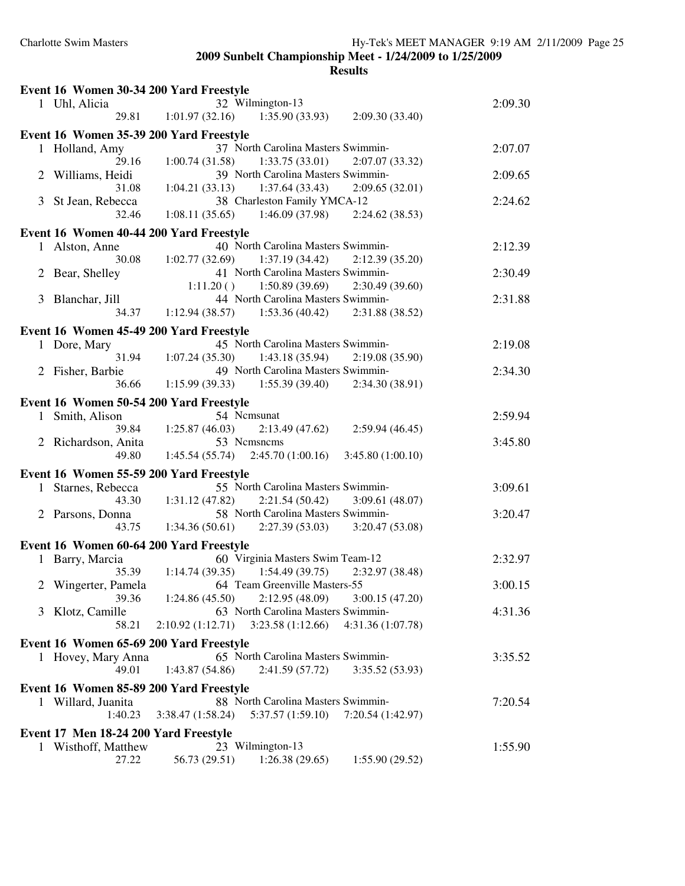**2009 Sunbelt Championship Meet - 1/24/2009 to 1/25/2009**

**Results**

**Event 16 Women 30-34 200 Yard Freestyle**

```
  1 Uhl, Alicia                  32 Wilmington-13                                  2:09.30
              29.81    1:01.97 (32.16)    1:35.90 (33.93)    2:09.30 (33.40)
```

**Event 16 Women 35-39 200 Yard Freestyle**

```
  1 Holland, Amy                 37 North Carolina Masters Swimmin-                2:07.07
              29.16    1:00.74 (31.58)    1:33.75 (33.01)    2:07.07 (33.32)
  2 Williams, Heidi              39 North Carolina Masters Swimmin-                2:09.65
              31.08    1:04.21 (33.13)    1:37.64 (33.43)    2:09.65 (32.01)
  3 St Jean, Rebecca             38 Charleston Family YMCA-12                      2:24.62
              32.46    1:08.11 (35.65)    1:46.09 (37.98)    2:24.62 (38.53)
```

**Event 16 Women 40-44 200 Yard Freestyle**

```
  1 Alston, Anne                 40 North Carolina Masters Swimmin-                2:12.39
              30.08    1:02.77 (32.69)    1:37.19 (34.42)    2:12.39 (35.20)
  2 Bear, Shelley                41 North Carolina Masters Swimmin-                2:30.49
                       1:11.20 ()         1:50.89 (39.69)    2:30.49 (39.60)
  3 Blanchar, Jill               44 North Carolina Masters Swimmin-                2:31.88
              34.37    1:12.94 (38.57)    1:53.36 (40.42)    2:31.88 (38.52)
```

**Event 16 Women 45-49 200 Yard Freestyle**

```
  1 Dore, Mary                   45 North Carolina Masters Swimmin-                2:19.08
              31.94    1:07.24 (35.30)    1:43.18 (35.94)    2:19.08 (35.90)
  2 Fisher, Barbie               49 North Carolina Masters Swimmin-                2:34.30
              36.66    1:15.99 (39.33)    1:55.39 (39.40)    2:34.30 (38.91)
```

**Event 16 Women 50-54 200 Yard Freestyle**

```
  1 Smith, Alison                54 Ncmsunat                                       2:59.94
              39.84    1:25.87 (46.03)    2:13.49 (47.62)    2:59.94 (46.45)
  2 Richardson, Anita            53 Ncmsncms                                       3:45.80
              49.80    1:45.54 (55.74)    2:45.70 (1:00.16)  3:45.80 (1:00.10)
```

**Event 16 Women 55-59 200 Yard Freestyle**

```
  1 Starnes, Rebecca             55 North Carolina Masters Swimmin-                3:09.61
              43.30    1:31.12 (47.82)    2:21.54 (50.42)    3:09.61 (48.07)
  2 Parsons, Donna               58 North Carolina Masters Swimmin-                3:20.47
              43.75    1:34.36 (50.61)    2:27.39 (53.03)    3:20.47 (53.08)
```

**Event 16 Women 60-64 200 Yard Freestyle**

```
  1 Barry, Marcia                60 Virginia Masters Swim Team-12                  2:32.97
              35.39    1:14.74 (39.35)    1:54.49 (39.75)    2:32.97 (38.48)
  2 Wingerter, Pamela            64 Team Greenville Masters-55                     3:00.15
              39.36    1:24.86 (45.50)    2:12.95 (48.09)    3:00.15 (47.20)
  3 Klotz, Camille               63 North Carolina Masters Swimmin-                4:31.36
              58.21    2:10.92 (1:12.71)  3:23.58 (1:12.66)  4:31.36 (1:07.78)
```

**Event 16 Women 65-69 200 Yard Freestyle**

```
  1 Hovey, Mary Anna             65 North Carolina Masters Swimmin-                3:35.52
              49.01    1:43.87 (54.86)    2:41.59 (57.72)    3:35.52 (53.93)
```

**Event 16 Women 85-89 200 Yard Freestyle**

```
  1 Willard, Juanita             88 North Carolina Masters Swimmin-                7:20.54
            1:40.23    3:38.47 (1:58.24)  5:37.57 (1:59.10)  7:20.54 (1:42.97)
```

**Event 17 Men 18-24 200 Yard Freestyle**

```
  1 Wisthoff, Matthew            23 Wilmington-13                                  1:55.90
              27.22      56.73 (29.51)    1:26.38 (29.65)    1:55.90 (29.52)
```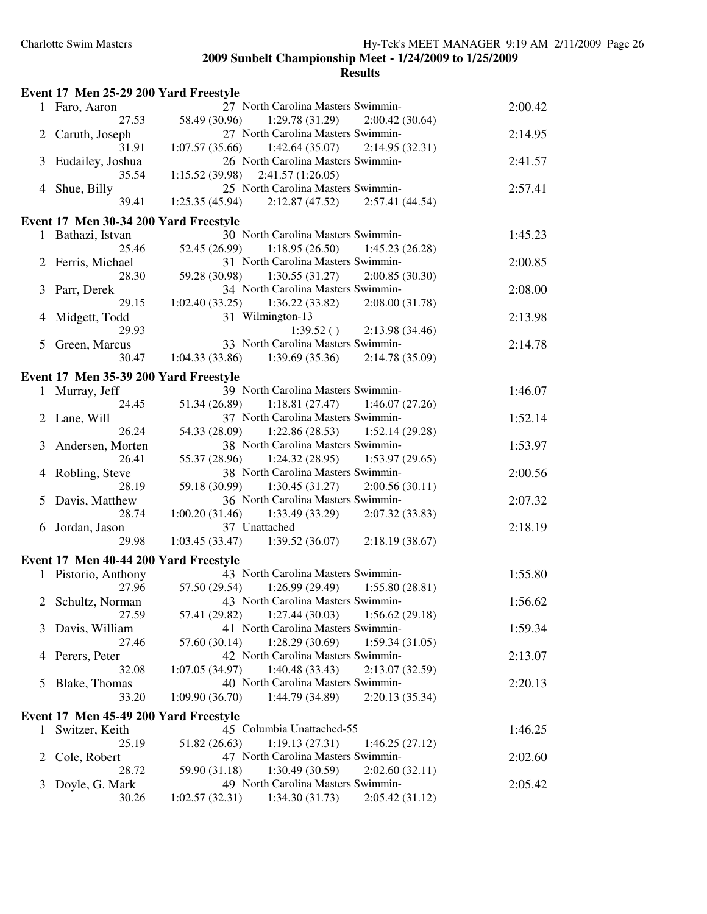## 2009 Sunbelt Championship Meet - 1/24/2009 to 1/25/2009

### Results

**Event 17 Men 25-29 200 Yard Freestyle**

| Place | Name | Age | Team | Finals Time |
|---|---|---|---|---|
| 1 | Faro, Aaron | 27 | North Carolina Masters Swimmin- | 2:00.42 |
| | 27.53 | 58.49 (30.96) | 1:29.78 (31.29) | 2:00.42 (30.64) |
| 2 | Caruth, Joseph | 27 | North Carolina Masters Swimmin- | 2:14.95 |
| | 31.91 | 1:07.57 (35.66) | 1:42.64 (35.07) | 2:14.95 (32.31) |
| 3 | Eudailey, Joshua | 26 | North Carolina Masters Swimmin- | 2:41.57 |
| | 35.54 | 1:15.52 (39.98) | 2:41.57 (1:26.05) | |
| 4 | Shue, Billy | 25 | North Carolina Masters Swimmin- | 2:57.41 |
| | 39.41 | 1:25.35 (45.94) | 2:12.87 (47.52) | 2:57.41 (44.54) |

**Event 17 Men 30-34 200 Yard Freestyle**

| Place | Name | Age | Team | Finals Time |
|---|---|---|---|---|
| 1 | Bathazi, Istvan | 30 | North Carolina Masters Swimmin- | 1:45.23 |
| | 25.46 | 52.45 (26.99) | 1:18.95 (26.50) | 1:45.23 (26.28) |
| 2 | Ferris, Michael | 31 | North Carolina Masters Swimmin- | 2:00.85 |
| | 28.30 | 59.28 (30.98) | 1:30.55 (31.27) | 2:00.85 (30.30) |
| 3 | Parr, Derek | 34 | North Carolina Masters Swimmin- | 2:08.00 |
| | 29.15 | 1:02.40 (33.25) | 1:36.22 (33.82) | 2:08.00 (31.78) |
| 4 | Midgett, Todd | 31 | Wilmington-13 | 2:13.98 |
| | 29.93 | | 1:39.52 ( ) | 2:13.98 (34.46) |
| 5 | Green, Marcus | 33 | North Carolina Masters Swimmin- | 2:14.78 |
| | 30.47 | 1:04.33 (33.86) | 1:39.69 (35.36) | 2:14.78 (35.09) |

**Event 17 Men 35-39 200 Yard Freestyle**

| Place | Name | Age | Team | Finals Time |
|---|---|---|---|---|
| 1 | Murray, Jeff | 39 | North Carolina Masters Swimmin- | 1:46.07 |
| | 24.45 | 51.34 (26.89) | 1:18.81 (27.47) | 1:46.07 (27.26) |
| 2 | Lane, Will | 37 | North Carolina Masters Swimmin- | 1:52.14 |
| | 26.24 | 54.33 (28.09) | 1:22.86 (28.53) | 1:52.14 (29.28) |
| 3 | Andersen, Morten | 38 | North Carolina Masters Swimmin- | 1:53.97 |
| | 26.41 | 55.37 (28.96) | 1:24.32 (28.95) | 1:53.97 (29.65) |
| 4 | Robling, Steve | 38 | North Carolina Masters Swimmin- | 2:00.56 |
| | 28.19 | 59.18 (30.99) | 1:30.45 (31.27) | 2:00.56 (30.11) |
| 5 | Davis, Matthew | 36 | North Carolina Masters Swimmin- | 2:07.32 |
| | 28.74 | 1:00.20 (31.46) | 1:33.49 (33.29) | 2:07.32 (33.83) |
| 6 | Jordan, Jason | 37 | Unattached | 2:18.19 |
| | 29.98 | 1:03.45 (33.47) | 1:39.52 (36.07) | 2:18.19 (38.67) |

**Event 17 Men 40-44 200 Yard Freestyle**

| Place | Name | Age | Team | Finals Time |
|---|---|---|---|---|
| 1 | Pistorio, Anthony | 43 | North Carolina Masters Swimmin- | 1:55.80 |
| | 27.96 | 57.50 (29.54) | 1:26.99 (29.49) | 1:55.80 (28.81) |
| 2 | Schultz, Norman | 43 | North Carolina Masters Swimmin- | 1:56.62 |
| | 27.59 | 57.41 (29.82) | 1:27.44 (30.03) | 1:56.62 (29.18) |
| 3 | Davis, William | 41 | North Carolina Masters Swimmin- | 1:59.34 |
| | 27.46 | 57.60 (30.14) | 1:28.29 (30.69) | 1:59.34 (31.05) |
| 4 | Perers, Peter | 42 | North Carolina Masters Swimmin- | 2:13.07 |
| | 32.08 | 1:07.05 (34.97) | 1:40.48 (33.43) | 2:13.07 (32.59) |
| 5 | Blake, Thomas | 40 | North Carolina Masters Swimmin- | 2:20.13 |
| | 33.20 | 1:09.90 (36.70) | 1:44.79 (34.89) | 2:20.13 (35.34) |

**Event 17 Men 45-49 200 Yard Freestyle**

| Place | Name | Age | Team | Finals Time |
|---|---|---|---|---|
| 1 | Switzer, Keith | 45 | Columbia Unattached-55 | 1:46.25 |
| | 25.19 | 51.82 (26.63) | 1:19.13 (27.31) | 1:46.25 (27.12) |
| 2 | Cole, Robert | 47 | North Carolina Masters Swimmin- | 2:02.60 |
| | 28.72 | 59.90 (31.18) | 1:30.49 (30.59) | 2:02.60 (32.11) |
| 3 | Doyle, G. Mark | 49 | North Carolina Masters Swimmin- | 2:05.42 |
| | 30.26 | 1:02.57 (32.31) | 1:34.30 (31.73) | 2:05.42 (31.12) |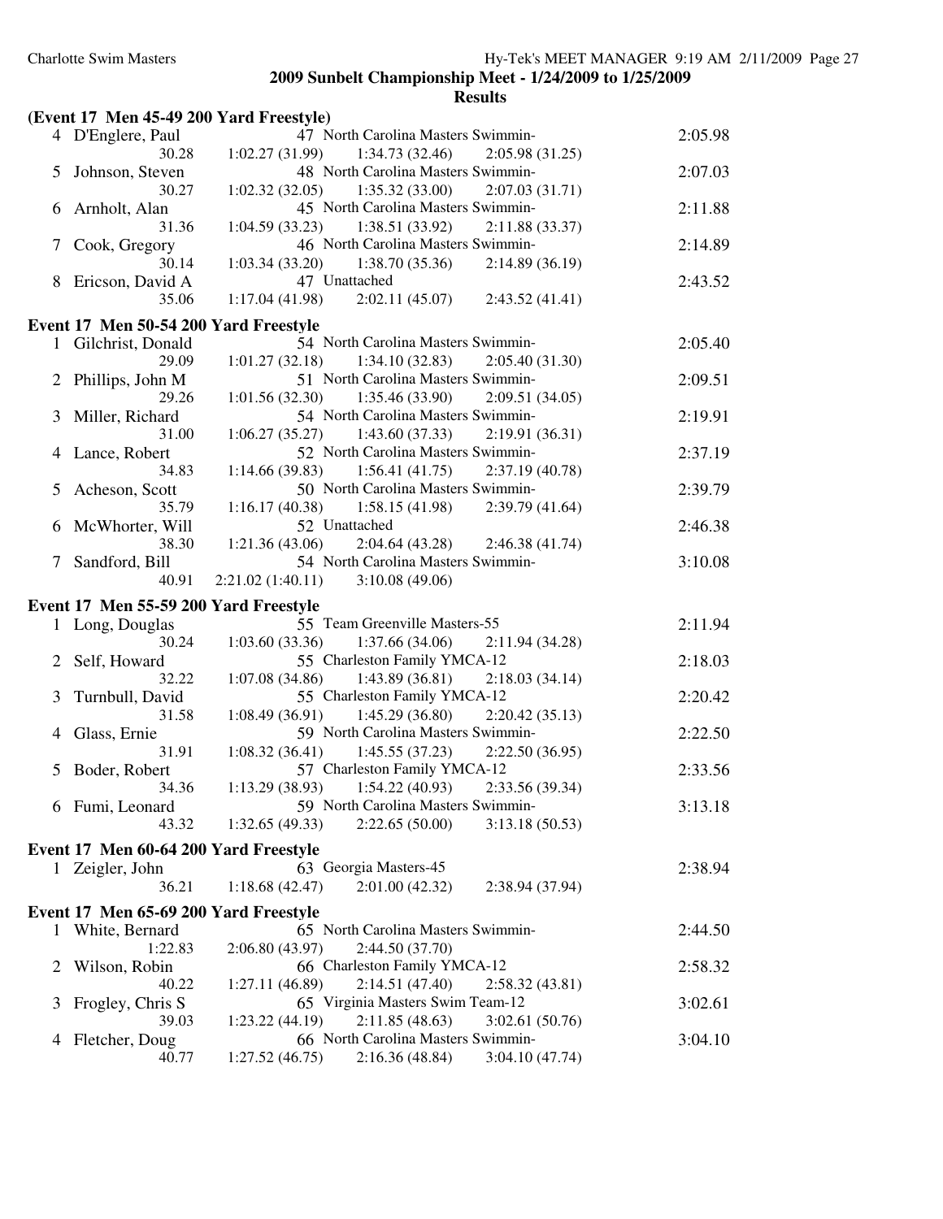**2009 Sunbelt Championship Meet - 1/24/2009 to 1/25/2009**

**Results**

### (Event 17 Men 45-49 200 Yard Freestyle)

| Place | Name | Age | Team | Finals Time |
|---|---|---|---|---|
| 4 | D'Englere, Paul | 47 | North Carolina Masters Swimmin- | 2:05.98 |
| | 30.28 | 1:02.27 (31.99) | 1:34.73 (32.46) | 2:05.98 (31.25) |
| 5 | Johnson, Steven | 48 | North Carolina Masters Swimmin- | 2:07.03 |
| | 30.27 | 1:02.32 (32.05) | 1:35.32 (33.00) | 2:07.03 (31.71) |
| 6 | Arnholt, Alan | 45 | North Carolina Masters Swimmin- | 2:11.88 |
| | 31.36 | 1:04.59 (33.23) | 1:38.51 (33.92) | 2:11.88 (33.37) |
| 7 | Cook, Gregory | 46 | North Carolina Masters Swimmin- | 2:14.89 |
| | 30.14 | 1:03.34 (33.20) | 1:38.70 (35.36) | 2:14.89 (36.19) |
| 8 | Ericson, David A | 47 | Unattached | 2:43.52 |
| | 35.06 | 1:17.04 (41.98) | 2:02.11 (45.07) | 2:43.52 (41.41) |

### Event 17 Men 50-54 200 Yard Freestyle

| Place | Name | Age | Team | Finals Time |
|---|---|---|---|---|
| 1 | Gilchrist, Donald | 54 | North Carolina Masters Swimmin- | 2:05.40 |
| | 29.09 | 1:01.27 (32.18) | 1:34.10 (32.83) | 2:05.40 (31.30) |
| 2 | Phillips, John M | 51 | North Carolina Masters Swimmin- | 2:09.51 |
| | 29.26 | 1:01.56 (32.30) | 1:35.46 (33.90) | 2:09.51 (34.05) |
| 3 | Miller, Richard | 54 | North Carolina Masters Swimmin- | 2:19.91 |
| | 31.00 | 1:06.27 (35.27) | 1:43.60 (37.33) | 2:19.91 (36.31) |
| 4 | Lance, Robert | 52 | North Carolina Masters Swimmin- | 2:37.19 |
| | 34.83 | 1:14.66 (39.83) | 1:56.41 (41.75) | 2:37.19 (40.78) |
| 5 | Acheson, Scott | 50 | North Carolina Masters Swimmin- | 2:39.79 |
| | 35.79 | 1:16.17 (40.38) | 1:58.15 (41.98) | 2:39.79 (41.64) |
| 6 | McWhorter, Will | 52 | Unattached | 2:46.38 |
| | 38.30 | 1:21.36 (43.06) | 2:04.64 (43.28) | 2:46.38 (41.74) |
| 7 | Sandford, Bill | 54 | North Carolina Masters Swimmin- | 3:10.08 |
| | 40.91 | 2:21.02 (1:40.11) | 3:10.08 (49.06) | |

### Event 17 Men 55-59 200 Yard Freestyle

| Place | Name | Age | Team | Finals Time |
|---|---|---|---|---|
| 1 | Long, Douglas | 55 | Team Greenville Masters-55 | 2:11.94 |
| | 30.24 | 1:03.60 (33.36) | 1:37.66 (34.06) | 2:11.94 (34.28) |
| 2 | Self, Howard | 55 | Charleston Family YMCA-12 | 2:18.03 |
| | 32.22 | 1:07.08 (34.86) | 1:43.89 (36.81) | 2:18.03 (34.14) |
| 3 | Turnbull, David | 55 | Charleston Family YMCA-12 | 2:20.42 |
| | 31.58 | 1:08.49 (36.91) | 1:45.29 (36.80) | 2:20.42 (35.13) |
| 4 | Glass, Ernie | 59 | North Carolina Masters Swimmin- | 2:22.50 |
| | 31.91 | 1:08.32 (36.41) | 1:45.55 (37.23) | 2:22.50 (36.95) |
| 5 | Boder, Robert | 57 | Charleston Family YMCA-12 | 2:33.56 |
| | 34.36 | 1:13.29 (38.93) | 1:54.22 (40.93) | 2:33.56 (39.34) |
| 6 | Fumi, Leonard | 59 | North Carolina Masters Swimmin- | 3:13.18 |
| | 43.32 | 1:32.65 (49.33) | 2:22.65 (50.00) | 3:13.18 (50.53) |

### Event 17 Men 60-64 200 Yard Freestyle

| Place | Name | Age | Team | Finals Time |
|---|---|---|---|---|
| 1 | Zeigler, John | 63 | Georgia Masters-45 | 2:38.94 |
| | 36.21 | 1:18.68 (42.47) | 2:01.00 (42.32) | 2:38.94 (37.94) |

### Event 17 Men 65-69 200 Yard Freestyle

| Place | Name | Age | Team | Finals Time |
|---|---|---|---|---|
| 1 | White, Bernard | 65 | North Carolina Masters Swimmin- | 2:44.50 |
| | 1:22.83 | 2:06.80 (43.97) | 2:44.50 (37.70) | |
| 2 | Wilson, Robin | 66 | Charleston Family YMCA-12 | 2:58.32 |
| | 40.22 | 1:27.11 (46.89) | 2:14.51 (47.40) | 2:58.32 (43.81) |
| 3 | Frogley, Chris S | 65 | Virginia Masters Swim Team-12 | 3:02.61 |
| | 39.03 | 1:23.22 (44.19) | 2:11.85 (48.63) | 3:02.61 (50.76) |
| 4 | Fletcher, Doug | 66 | North Carolina Masters Swimmin- | 3:04.10 |
| | 40.77 | 1:27.52 (46.75) | 2:16.36 (48.84) | 3:04.10 (47.74) |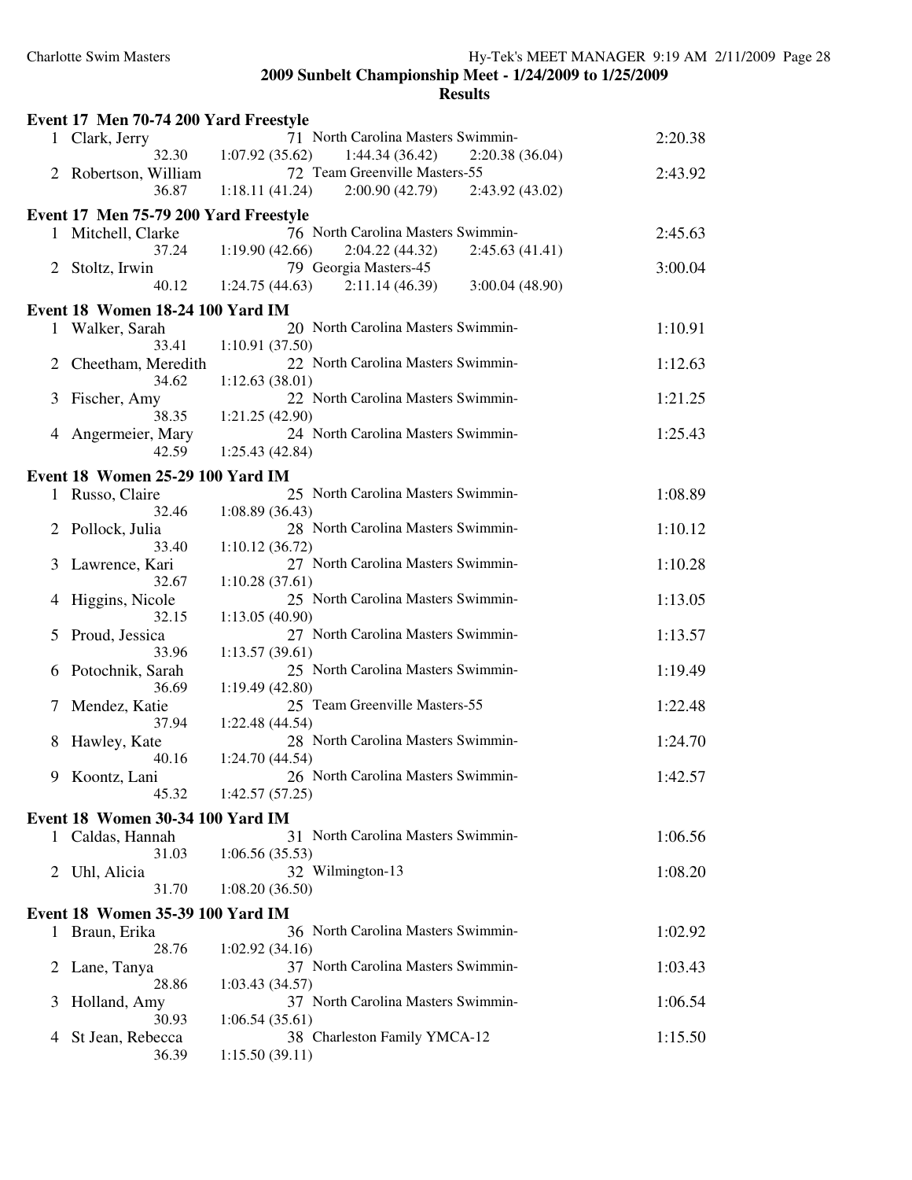**Charlotte Swim Masters**

## 2009 Sunbelt Championship Meet - 1/24/2009 to 1/25/2009

### Results

#### Event 17 Men 70-74 200 Yard Freestyle

| Place | Name | Age | Team | Finals Time |
|---|---|---|---|---|
| 1 | Clark, Jerry | 71 | North Carolina Masters Swimmin- | 2:20.38 |
| | 32.30 | 1:07.92 (35.62) | 1:44.34 (36.42) | 2:20.38 (36.04) |
| 2 | Robertson, William | 72 | Team Greenville Masters-55 | 2:43.92 |
| | 36.87 | 1:18.11 (41.24) | 2:00.90 (42.79) | 2:43.92 (43.02) |

#### Event 17 Men 75-79 200 Yard Freestyle

| Place | Name | Age | Team | Finals Time |
|---|---|---|---|---|
| 1 | Mitchell, Clarke | 76 | North Carolina Masters Swimmin- | 2:45.63 |
| | 37.24 | 1:19.90 (42.66) | 2:04.22 (44.32) | 2:45.63 (41.41) |
| 2 | Stoltz, Irwin | 79 | Georgia Masters-45 | 3:00.04 |
| | 40.12 | 1:24.75 (44.63) | 2:11.14 (46.39) | 3:00.04 (48.90) |

#### Event 18 Women 18-24 100 Yard IM

| Place | Name | Age | Team | Finals Time |
|---|---|---|---|---|
| 1 | Walker, Sarah | 20 | North Carolina Masters Swimmin- | 1:10.91 |
| | 33.41 | 1:10.91 (37.50) | | |
| 2 | Cheetham, Meredith | 22 | North Carolina Masters Swimmin- | 1:12.63 |
| | 34.62 | 1:12.63 (38.01) | | |
| 3 | Fischer, Amy | 22 | North Carolina Masters Swimmin- | 1:21.25 |
| | 38.35 | 1:21.25 (42.90) | | |
| 4 | Angermeier, Mary | 24 | North Carolina Masters Swimmin- | 1:25.43 |
| | 42.59 | 1:25.43 (42.84) | | |

#### Event 18 Women 25-29 100 Yard IM

| Place | Name | Age | Team | Finals Time |
|---|---|---|---|---|
| 1 | Russo, Claire | 25 | North Carolina Masters Swimmin- | 1:08.89 |
| | 32.46 | 1:08.89 (36.43) | | |
| 2 | Pollock, Julia | 28 | North Carolina Masters Swimmin- | 1:10.12 |
| | 33.40 | 1:10.12 (36.72) | | |
| 3 | Lawrence, Kari | 27 | North Carolina Masters Swimmin- | 1:10.28 |
| | 32.67 | 1:10.28 (37.61) | | |
| 4 | Higgins, Nicole | 25 | North Carolina Masters Swimmin- | 1:13.05 |
| | 32.15 | 1:13.05 (40.90) | | |
| 5 | Proud, Jessica | 27 | North Carolina Masters Swimmin- | 1:13.57 |
| | 33.96 | 1:13.57 (39.61) | | |
| 6 | Potochnik, Sarah | 25 | North Carolina Masters Swimmin- | 1:19.49 |
| | 36.69 | 1:19.49 (42.80) | | |
| 7 | Mendez, Katie | 25 | Team Greenville Masters-55 | 1:22.48 |
| | 37.94 | 1:22.48 (44.54) | | |
| 8 | Hawley, Kate | 28 | North Carolina Masters Swimmin- | 1:24.70 |
| | 40.16 | 1:24.70 (44.54) | | |
| 9 | Koontz, Lani | 26 | North Carolina Masters Swimmin- | 1:42.57 |
| | 45.32 | 1:42.57 (57.25) | | |

#### Event 18 Women 30-34 100 Yard IM

| Place | Name | Age | Team | Finals Time |
|---|---|---|---|---|
| 1 | Caldas, Hannah | 31 | North Carolina Masters Swimmin- | 1:06.56 |
| | 31.03 | 1:06.56 (35.53) | | |
| 2 | Uhl, Alicia | 32 | Wilmington-13 | 1:08.20 |
| | 31.70 | 1:08.20 (36.50) | | |

#### Event 18 Women 35-39 100 Yard IM

| Place | Name | Age | Team | Finals Time |
|---|---|---|---|---|
| 1 | Braun, Erika | 36 | North Carolina Masters Swimmin- | 1:02.92 |
| | 28.76 | 1:02.92 (34.16) | | |
| 2 | Lane, Tanya | 37 | North Carolina Masters Swimmin- | 1:03.43 |
| | 28.86 | 1:03.43 (34.57) | | |
| 3 | Holland, Amy | 37 | North Carolina Masters Swimmin- | 1:06.54 |
| | 30.93 | 1:06.54 (35.61) | | |
| 4 | St Jean, Rebecca | 38 | Charleston Family YMCA-12 | 1:15.50 |
| | 36.39 | 1:15.50 (39.11) | | |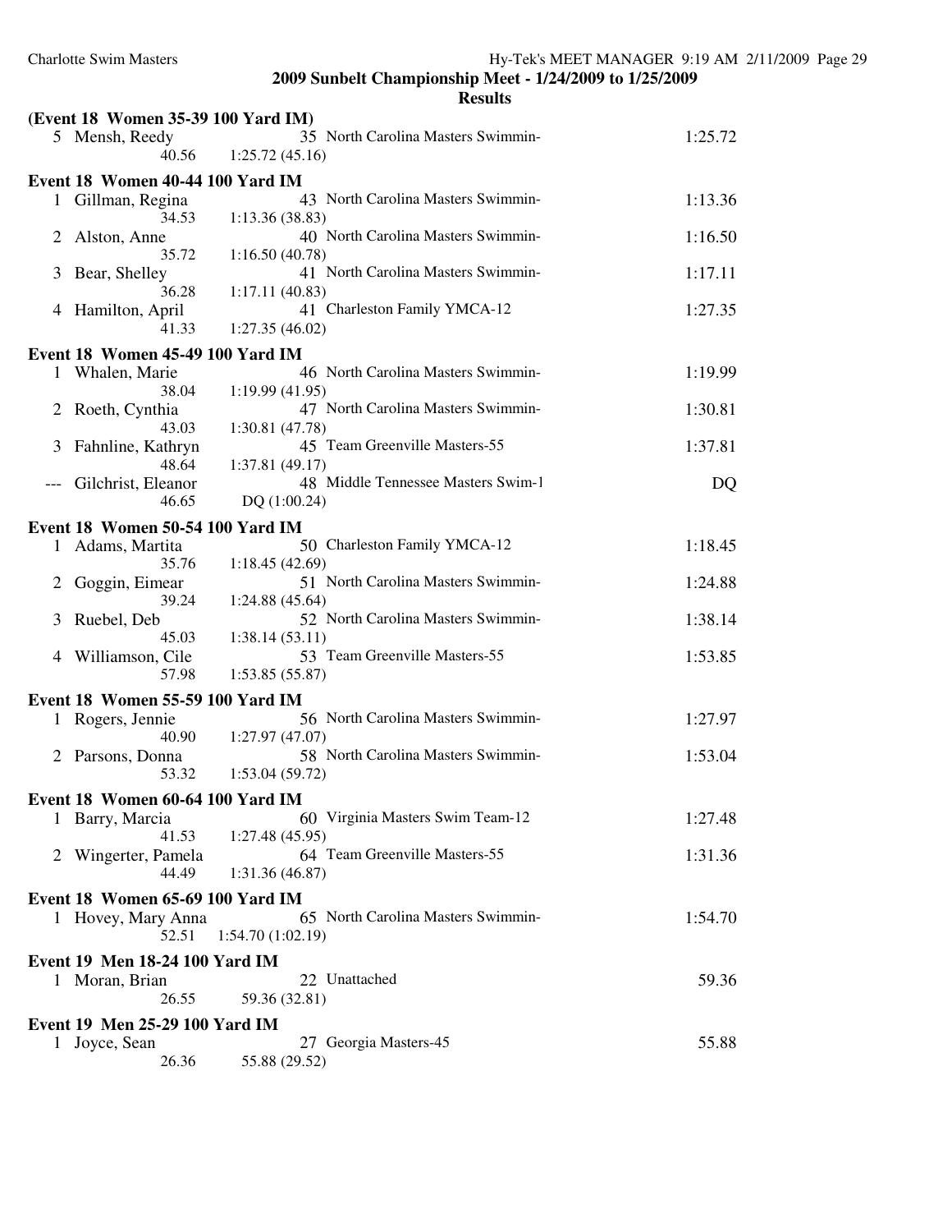**2009 Sunbelt Championship Meet - 1/24/2009 to 1/25/2009**

**Results**

**(Event 18 Women 35-39 100 Yard IM)**

| | Name | Age | Team | Time |
|---|---|---|---|---|
| 5 | Mensh, Reedy | 35 | North Carolina Masters Swimmin- | 1:25.72 |
| | 40.56 | 1:25.72 (45.16) | | |

**Event 18 Women 40-44 100 Yard IM**

| | Name | Age | Team | Time |
|---|---|---|---|---|
| 1 | Gillman, Regina | 43 | North Carolina Masters Swimmin- | 1:13.36 |
| | 34.53 | 1:13.36 (38.83) | | |
| 2 | Alston, Anne | 40 | North Carolina Masters Swimmin- | 1:16.50 |
| | 35.72 | 1:16.50 (40.78) | | |
| 3 | Bear, Shelley | 41 | North Carolina Masters Swimmin- | 1:17.11 |
| | 36.28 | 1:17.11 (40.83) | | |
| 4 | Hamilton, April | 41 | Charleston Family YMCA-12 | 1:27.35 |
| | 41.33 | 1:27.35 (46.02) | | |

**Event 18 Women 45-49 100 Yard IM**

| | Name | Age | Team | Time |
|---|---|---|---|---|
| 1 | Whalen, Marie | 46 | North Carolina Masters Swimmin- | 1:19.99 |
| | 38.04 | 1:19.99 (41.95) | | |
| 2 | Roeth, Cynthia | 47 | North Carolina Masters Swimmin- | 1:30.81 |
| | 43.03 | 1:30.81 (47.78) | | |
| 3 | Fahnline, Kathryn | 45 | Team Greenville Masters-55 | 1:37.81 |
| | 48.64 | 1:37.81 (49.17) | | |
| --- | Gilchrist, Eleanor | 48 | Middle Tennessee Masters Swim-1 | DQ |
| | 46.65 | DQ (1:00.24) | | |

**Event 18 Women 50-54 100 Yard IM**

| | Name | Age | Team | Time |
|---|---|---|---|---|
| 1 | Adams, Martita | 50 | Charleston Family YMCA-12 | 1:18.45 |
| | 35.76 | 1:18.45 (42.69) | | |
| 2 | Goggin, Eimear | 51 | North Carolina Masters Swimmin- | 1:24.88 |
| | 39.24 | 1:24.88 (45.64) | | |
| 3 | Ruebel, Deb | 52 | North Carolina Masters Swimmin- | 1:38.14 |
| | 45.03 | 1:38.14 (53.11) | | |
| 4 | Williamson, Cile | 53 | Team Greenville Masters-55 | 1:53.85 |
| | 57.98 | 1:53.85 (55.87) | | |

**Event 18 Women 55-59 100 Yard IM**

| | Name | Age | Team | Time |
|---|---|---|---|---|
| 1 | Rogers, Jennie | 56 | North Carolina Masters Swimmin- | 1:27.97 |
| | 40.90 | 1:27.97 (47.07) | | |
| 2 | Parsons, Donna | 58 | North Carolina Masters Swimmin- | 1:53.04 |
| | 53.32 | 1:53.04 (59.72) | | |

**Event 18 Women 60-64 100 Yard IM**

| | Name | Age | Team | Time |
|---|---|---|---|---|
| 1 | Barry, Marcia | 60 | Virginia Masters Swim Team-12 | 1:27.48 |
| | 41.53 | 1:27.48 (45.95) | | |
| 2 | Wingerter, Pamela | 64 | Team Greenville Masters-55 | 1:31.36 |
| | 44.49 | 1:31.36 (46.87) | | |

**Event 18 Women 65-69 100 Yard IM**

| | Name | Age | Team | Time |
|---|---|---|---|---|
| 1 | Hovey, Mary Anna | 65 | North Carolina Masters Swimmin- | 1:54.70 |
| | 52.51 | 1:54.70 (1:02.19) | | |

**Event 19 Men 18-24 100 Yard IM**

| | Name | Age | Team | Time |
|---|---|---|---|---|
| 1 | Moran, Brian | 22 | Unattached | 59.36 |
| | 26.55 | 59.36 (32.81) | | |

**Event 19 Men 25-29 100 Yard IM**

| | Name | Age | Team | Time |
|---|---|---|---|---|
| 1 | Joyce, Sean | 27 | Georgia Masters-45 | 55.88 |
| | 26.36 | 55.88 (29.52) | | |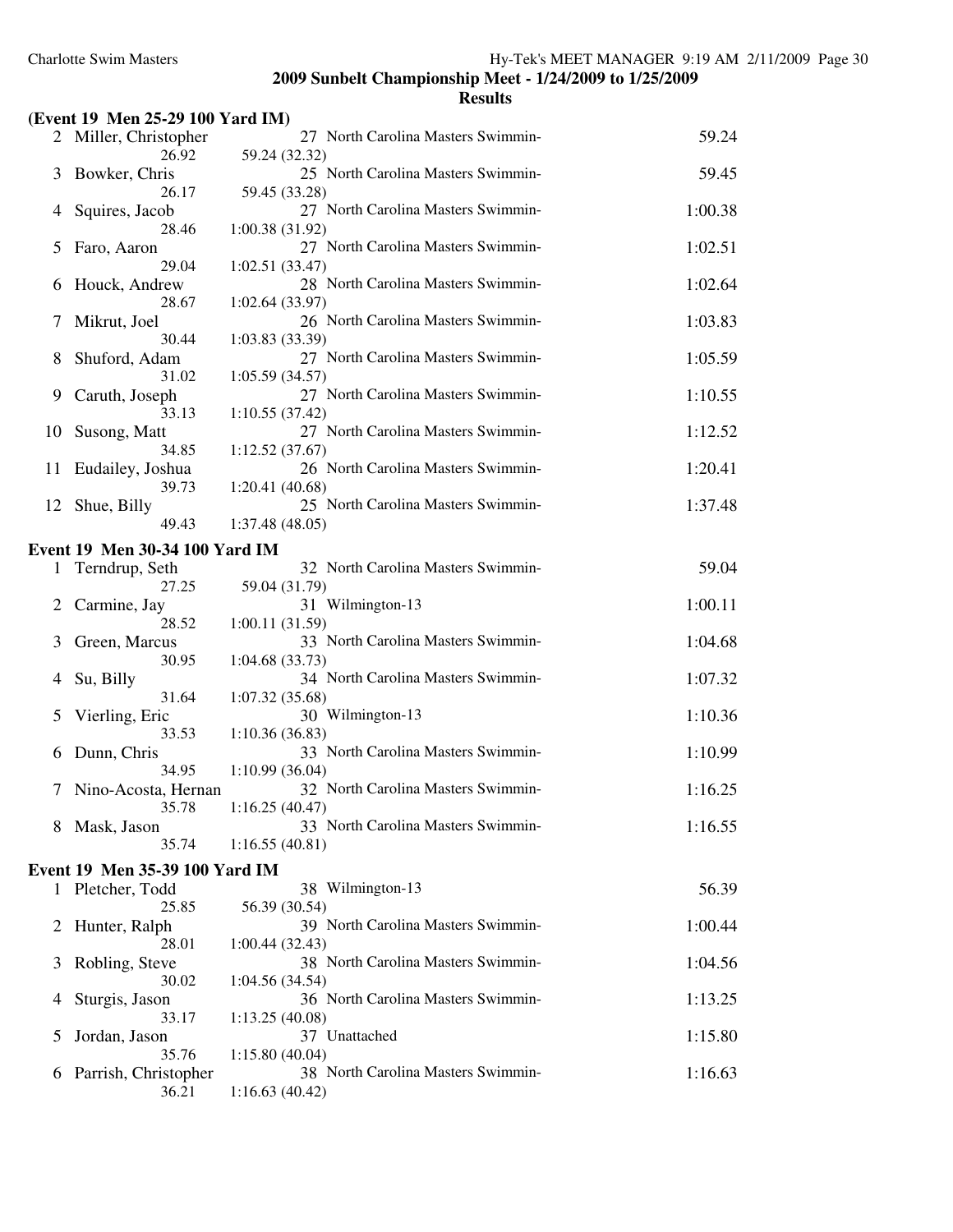**2009 Sunbelt Championship Meet - 1/24/2009 to 1/25/2009**

**Results**

### (Event 19 Men 25-29 100 Yard IM)

| Place | Name | Age | Team | Finals Time |
|---|---|---|---|---|
| 2 | Miller, Christopher | 27 | North Carolina Masters Swimmin- | 59.24 |
| | 26.92 | 59.24 (32.32) | | |
| 3 | Bowker, Chris | 25 | North Carolina Masters Swimmin- | 59.45 |
| | 26.17 | 59.45 (33.28) | | |
| 4 | Squires, Jacob | 27 | North Carolina Masters Swimmin- | 1:00.38 |
| | 28.46 | 1:00.38 (31.92) | | |
| 5 | Faro, Aaron | 27 | North Carolina Masters Swimmin- | 1:02.51 |
| | 29.04 | 1:02.51 (33.47) | | |
| 6 | Houck, Andrew | 28 | North Carolina Masters Swimmin- | 1:02.64 |
| | 28.67 | 1:02.64 (33.97) | | |
| 7 | Mikrut, Joel | 26 | North Carolina Masters Swimmin- | 1:03.83 |
| | 30.44 | 1:03.83 (33.39) | | |
| 8 | Shuford, Adam | 27 | North Carolina Masters Swimmin- | 1:05.59 |
| | 31.02 | 1:05.59 (34.57) | | |
| 9 | Caruth, Joseph | 27 | North Carolina Masters Swimmin- | 1:10.55 |
| | 33.13 | 1:10.55 (37.42) | | |
| 10 | Susong, Matt | 27 | North Carolina Masters Swimmin- | 1:12.52 |
| | 34.85 | 1:12.52 (37.67) | | |
| 11 | Eudailey, Joshua | 26 | North Carolina Masters Swimmin- | 1:20.41 |
| | 39.73 | 1:20.41 (40.68) | | |
| 12 | Shue, Billy | 25 | North Carolina Masters Swimmin- | 1:37.48 |
| | 49.43 | 1:37.48 (48.05) | | |

### Event 19 Men 30-34 100 Yard IM

| Place | Name | Age | Team | Finals Time |
|---|---|---|---|---|
| 1 | Terndrup, Seth | 32 | North Carolina Masters Swimmin- | 59.04 |
| | 27.25 | 59.04 (31.79) | | |
| 2 | Carmine, Jay | 31 | Wilmington-13 | 1:00.11 |
| | 28.52 | 1:00.11 (31.59) | | |
| 3 | Green, Marcus | 33 | North Carolina Masters Swimmin- | 1:04.68 |
| | 30.95 | 1:04.68 (33.73) | | |
| 4 | Su, Billy | 34 | North Carolina Masters Swimmin- | 1:07.32 |
| | 31.64 | 1:07.32 (35.68) | | |
| 5 | Vierling, Eric | 30 | Wilmington-13 | 1:10.36 |
| | 33.53 | 1:10.36 (36.83) | | |
| 6 | Dunn, Chris | 33 | North Carolina Masters Swimmin- | 1:10.99 |
| | 34.95 | 1:10.99 (36.04) | | |
| 7 | Nino-Acosta, Hernan | 32 | North Carolina Masters Swimmin- | 1:16.25 |
| | 35.78 | 1:16.25 (40.47) | | |
| 8 | Mask, Jason | 33 | North Carolina Masters Swimmin- | 1:16.55 |
| | 35.74 | 1:16.55 (40.81) | | |

### Event 19 Men 35-39 100 Yard IM

| Place | Name | Age | Team | Finals Time |
|---|---|---|---|---|
| 1 | Pletcher, Todd | 38 | Wilmington-13 | 56.39 |
| | 25.85 | 56.39 (30.54) | | |
| 2 | Hunter, Ralph | 39 | North Carolina Masters Swimmin- | 1:00.44 |
| | 28.01 | 1:00.44 (32.43) | | |
| 3 | Robling, Steve | 38 | North Carolina Masters Swimmin- | 1:04.56 |
| | 30.02 | 1:04.56 (34.54) | | |
| 4 | Sturgis, Jason | 36 | North Carolina Masters Swimmin- | 1:13.25 |
| | 33.17 | 1:13.25 (40.08) | | |
| 5 | Jordan, Jason | 37 | Unattached | 1:15.80 |
| | 35.76 | 1:15.80 (40.04) | | |
| 6 | Parrish, Christopher | 38 | North Carolina Masters Swimmin- | 1:16.63 |
| | 36.21 | 1:16.63 (40.42) | | |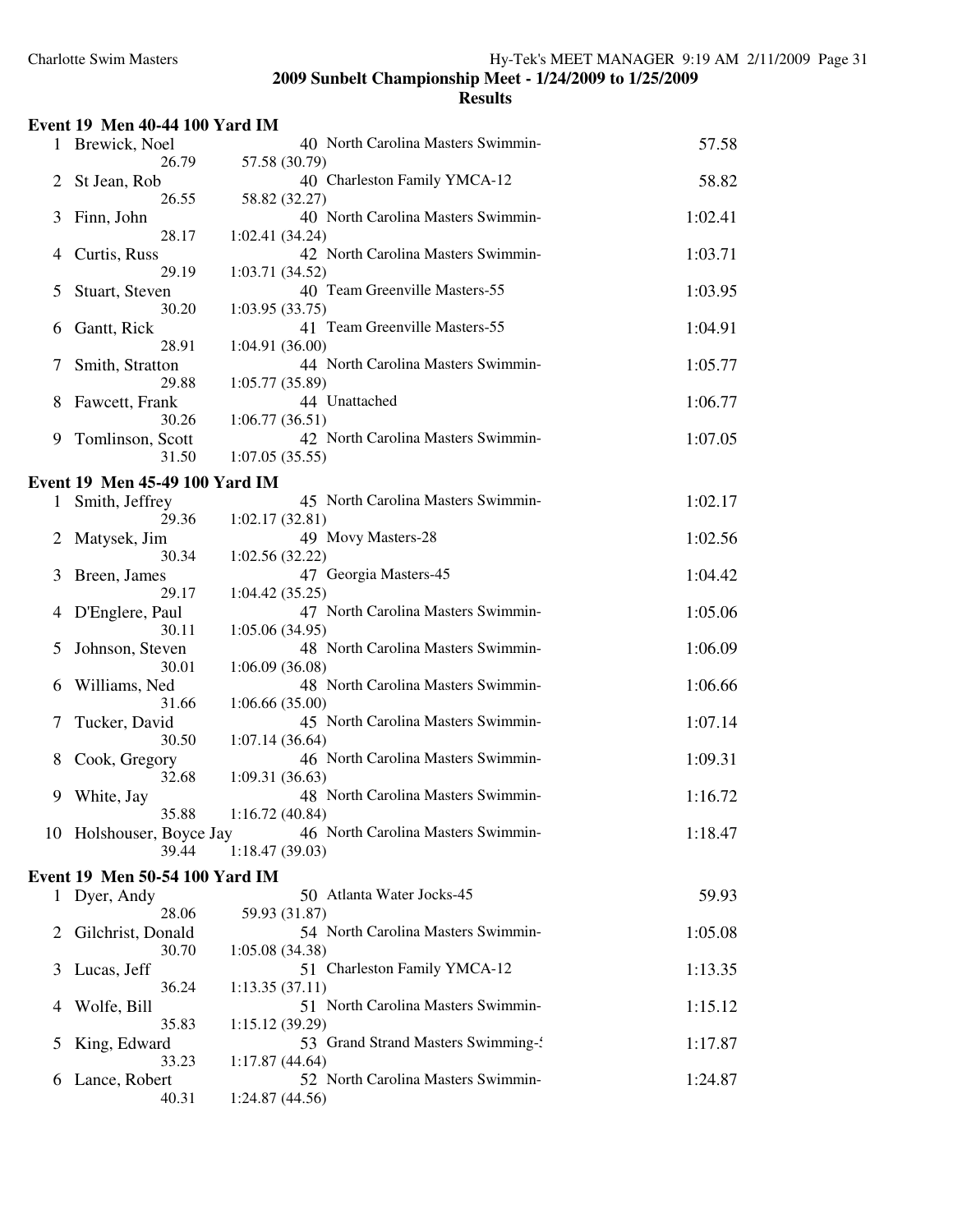**2009 Sunbelt Championship Meet - 1/24/2009 to 1/25/2009**

**Results**

### Event 19 Men 40-44 100 Yard IM

| Place | Name | Age | Team | Finals Time |
|---|---|---|---|---|
| 1 | Brewick, Noel | 40 | North Carolina Masters Swimmin- | 57.58 |
| | 26.79 | | 57.58 (30.79) | |
| 2 | St Jean, Rob | 40 | Charleston Family YMCA-12 | 58.82 |
| | 26.55 | | 58.82 (32.27) | |
| 3 | Finn, John | 40 | North Carolina Masters Swimmin- | 1:02.41 |
| | 28.17 | | 1:02.41 (34.24) | |
| 4 | Curtis, Russ | 42 | North Carolina Masters Swimmin- | 1:03.71 |
| | 29.19 | | 1:03.71 (34.52) | |
| 5 | Stuart, Steven | 40 | Team Greenville Masters-55 | 1:03.95 |
| | 30.20 | | 1:03.95 (33.75) | |
| 6 | Gantt, Rick | 41 | Team Greenville Masters-55 | 1:04.91 |
| | 28.91 | | 1:04.91 (36.00) | |
| 7 | Smith, Stratton | 44 | North Carolina Masters Swimmin- | 1:05.77 |
| | 29.88 | | 1:05.77 (35.89) | |
| 8 | Fawcett, Frank | 44 | Unattached | 1:06.77 |
| | 30.26 | | 1:06.77 (36.51) | |
| 9 | Tomlinson, Scott | 42 | North Carolina Masters Swimmin- | 1:07.05 |
| | 31.50 | | 1:07.05 (35.55) | |

### Event 19 Men 45-49 100 Yard IM

| Place | Name | Age | Team | Finals Time |
|---|---|---|---|---|
| 1 | Smith, Jeffrey | 45 | North Carolina Masters Swimmin- | 1:02.17 |
| | 29.36 | | 1:02.17 (32.81) | |
| 2 | Matysek, Jim | 49 | Movy Masters-28 | 1:02.56 |
| | 30.34 | | 1:02.56 (32.22) | |
| 3 | Breen, James | 47 | Georgia Masters-45 | 1:04.42 |
| | 29.17 | | 1:04.42 (35.25) | |
| 4 | D'Englere, Paul | 47 | North Carolina Masters Swimmin- | 1:05.06 |
| | 30.11 | | 1:05.06 (34.95) | |
| 5 | Johnson, Steven | 48 | North Carolina Masters Swimmin- | 1:06.09 |
| | 30.01 | | 1:06.09 (36.08) | |
| 6 | Williams, Ned | 48 | North Carolina Masters Swimmin- | 1:06.66 |
| | 31.66 | | 1:06.66 (35.00) | |
| 7 | Tucker, David | 45 | North Carolina Masters Swimmin- | 1:07.14 |
| | 30.50 | | 1:07.14 (36.64) | |
| 8 | Cook, Gregory | 46 | North Carolina Masters Swimmin- | 1:09.31 |
| | 32.68 | | 1:09.31 (36.63) | |
| 9 | White, Jay | 48 | North Carolina Masters Swimmin- | 1:16.72 |
| | 35.88 | | 1:16.72 (40.84) | |
| 10 | Holshouser, Boyce Jay | 46 | North Carolina Masters Swimmin- | 1:18.47 |
| | 39.44 | | 1:18.47 (39.03) | |

### Event 19 Men 50-54 100 Yard IM

| Place | Name | Age | Team | Finals Time |
|---|---|---|---|---|
| 1 | Dyer, Andy | 50 | Atlanta Water Jocks-45 | 59.93 |
| | 28.06 | | 59.93 (31.87) | |
| 2 | Gilchrist, Donald | 54 | North Carolina Masters Swimmin- | 1:05.08 |
| | 30.70 | | 1:05.08 (34.38) | |
| 3 | Lucas, Jeff | 51 | Charleston Family YMCA-12 | 1:13.35 |
| | 36.24 | | 1:13.35 (37.11) | |
| 4 | Wolfe, Bill | 51 | North Carolina Masters Swimmin- | 1:15.12 |
| | 35.83 | | 1:15.12 (39.29) | |
| 5 | King, Edward | 53 | Grand Strand Masters Swimming-! | 1:17.87 |
| | 33.23 | | 1:17.87 (44.64) | |
| 6 | Lance, Robert | 52 | North Carolina Masters Swimmin- | 1:24.87 |
| | 40.31 | | 1:24.87 (44.56) | |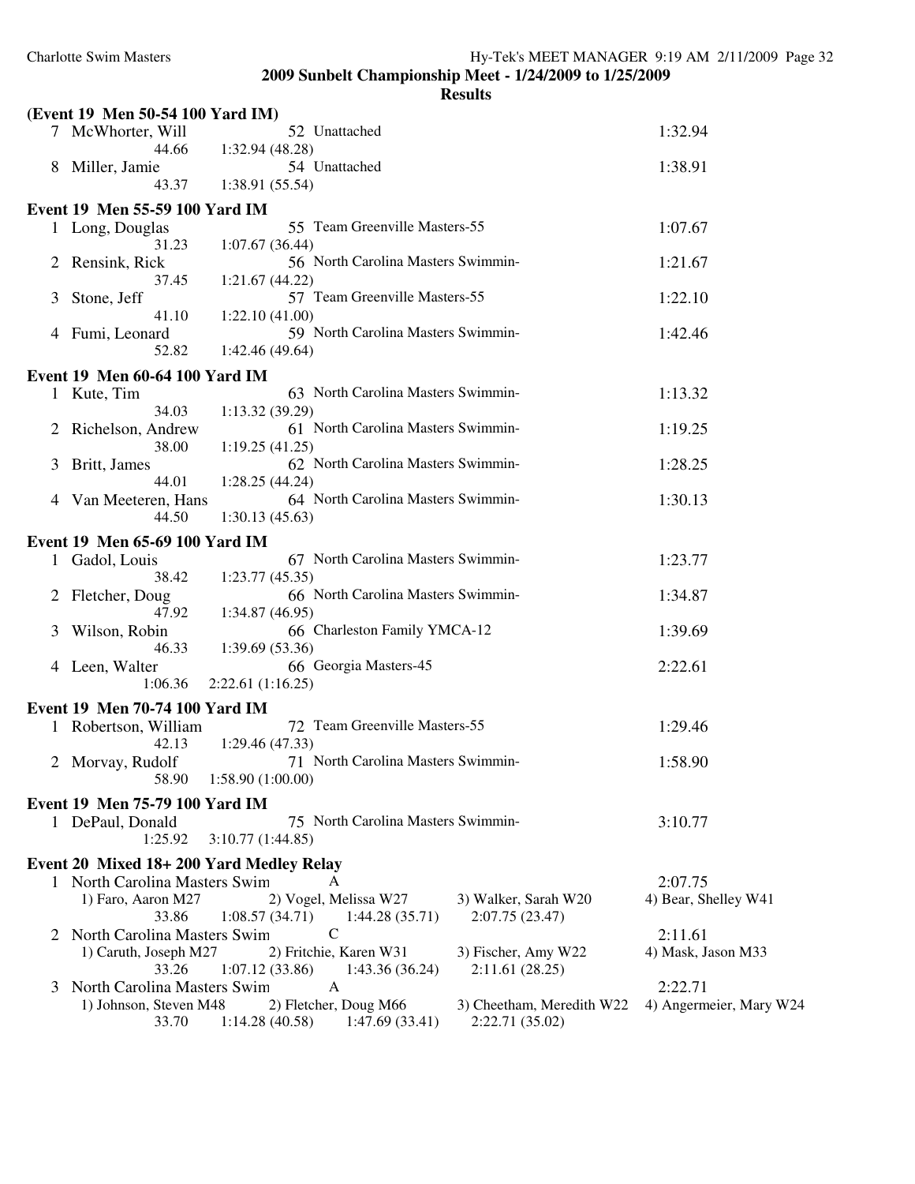**2009 Sunbelt Championship Meet - 1/24/2009 to 1/25/2009**

**Results**

### (Event 19 Men 50-54 100 Yard IM)

| Place | Name | Age | Team | Splits | Time |
|---|---|---|---|---|---|
| 7 | McWhorter, Will | 52 | Unattached | 44.66, 1:32.94 (48.28) | 1:32.94 |
| 8 | Miller, Jamie | 54 | Unattached | 43.37, 1:38.91 (55.54) | 1:38.91 |

### Event 19 Men 55-59 100 Yard IM

| Place | Name | Age | Team | Splits | Time |
|---|---|---|---|---|---|
| 1 | Long, Douglas | 55 | Team Greenville Masters-55 | 31.23, 1:07.67 (36.44) | 1:07.67 |
| 2 | Rensink, Rick | 56 | North Carolina Masters Swimmin- | 37.45, 1:21.67 (44.22) | 1:21.67 |
| 3 | Stone, Jeff | 57 | Team Greenville Masters-55 | 41.10, 1:22.10 (41.00) | 1:22.10 |
| 4 | Fumi, Leonard | 59 | North Carolina Masters Swimmin- | 52.82, 1:42.46 (49.64) | 1:42.46 |

### Event 19 Men 60-64 100 Yard IM

| Place | Name | Age | Team | Splits | Time |
|---|---|---|---|---|---|
| 1 | Kute, Tim | 63 | North Carolina Masters Swimmin- | 34.03, 1:13.32 (39.29) | 1:13.32 |
| 2 | Richelson, Andrew | 61 | North Carolina Masters Swimmin- | 38.00, 1:19.25 (41.25) | 1:19.25 |
| 3 | Britt, James | 62 | North Carolina Masters Swimmin- | 44.01, 1:28.25 (44.24) | 1:28.25 |
| 4 | Van Meeteren, Hans | 64 | North Carolina Masters Swimmin- | 44.50, 1:30.13 (45.63) | 1:30.13 |

### Event 19 Men 65-69 100 Yard IM

| Place | Name | Age | Team | Splits | Time |
|---|---|---|---|---|---|
| 1 | Gadol, Louis | 67 | North Carolina Masters Swimmin- | 38.42, 1:23.77 (45.35) | 1:23.77 |
| 2 | Fletcher, Doug | 66 | North Carolina Masters Swimmin- | 47.92, 1:34.87 (46.95) | 1:34.87 |
| 3 | Wilson, Robin | 66 | Charleston Family YMCA-12 | 46.33, 1:39.69 (53.36) | 1:39.69 |
| 4 | Leen, Walter | 66 | Georgia Masters-45 | 1:06.36, 2:22.61 (1:16.25) | 2:22.61 |

### Event 19 Men 70-74 100 Yard IM

| Place | Name | Age | Team | Splits | Time |
|---|---|---|---|---|---|
| 1 | Robertson, William | 72 | Team Greenville Masters-55 | 42.13, 1:29.46 (47.33) | 1:29.46 |
| 2 | Morvay, Rudolf | 71 | North Carolina Masters Swimmin- | 58.90, 1:58.90 (1:00.00) | 1:58.90 |

### Event 19 Men 75-79 100 Yard IM

| Place | Name | Age | Team | Splits | Time |
|---|---|---|---|---|---|
| 1 | DePaul, Donald | 75 | North Carolina Masters Swimmin- | 1:25.92, 3:10.77 (1:44.85) | 3:10.77 |

### Event 20 Mixed 18+ 200 Yard Medley Relay

| Place | Team | Relay | Time |
|---|---|---|---|
| 1 | North Carolina Masters Swim | A | 2:07.75 |
| | 1) Faro, Aaron M27; 2) Vogel, Melissa W27; 3) Walker, Sarah W20; 4) Bear, Shelley W41 | | |
| | 33.86; 1:08.57 (34.71); 1:44.28 (35.71); 2:07.75 (23.47) | | |
| 2 | North Carolina Masters Swim | C | 2:11.61 |
| | 1) Caruth, Joseph M27; 2) Fritchie, Karen W31; 3) Fischer, Amy W22; 4) Mask, Jason M33 | | |
| | 33.26; 1:07.12 (33.86); 1:43.36 (36.24); 2:11.61 (28.25) | | |
| 3 | North Carolina Masters Swim | A | 2:22.71 |
| | 1) Johnson, Steven M48; 2) Fletcher, Doug M66; 3) Cheetham, Meredith W22; 4) Angermeier, Mary W24 | | |
| | 33.70; 1:14.28 (40.58); 1:47.69 (33.41); 2:22.71 (35.02) | | |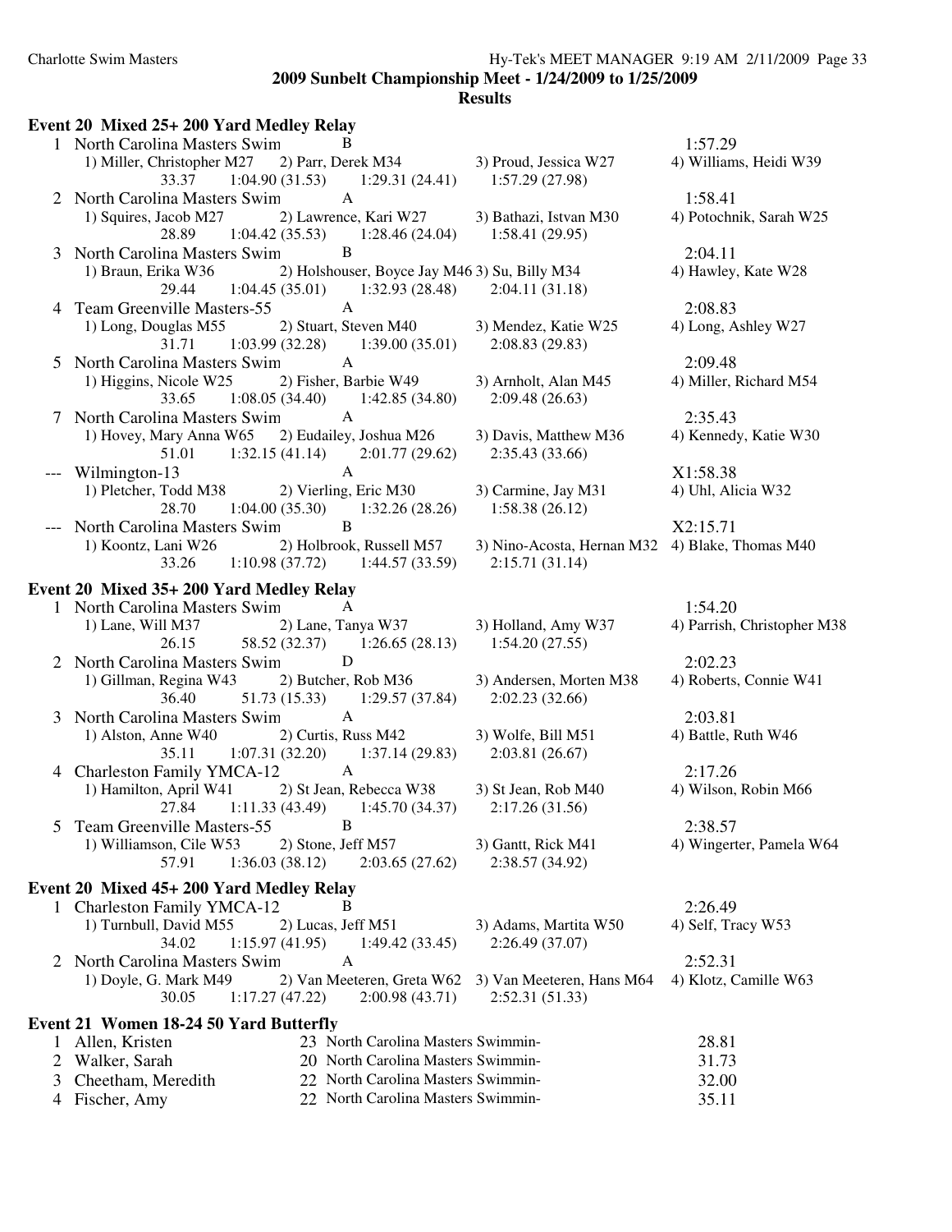**2009 Sunbelt Championship Meet - 1/24/2009 to 1/25/2009**

**Results**

### Event 20 Mixed 25+ 200 Yard Medley Relay

```
  1 North Carolina Masters Swim         B                                             1:57.29
      1) Miller, Christopher M27    2) Parr, Derek M34          3) Proud, Jessica W27         4) Williams, Heidi W39
            33.37     1:04.90 (31.53)     1:29.31 (24.41)     1:57.29 (27.98)
  2 North Carolina Masters Swim         A                                             1:58.41
      1) Squires, Jacob M27         2) Lawrence, Kari W27       3) Bathazi, Istvan M30        4) Potochnik, Sarah W25
            28.89     1:04.42 (35.53)     1:28.46 (24.04)     1:58.41 (29.95)
  3 North Carolina Masters Swim         B                                             2:04.11
      1) Braun, Erika W36           2) Holshouser, Boyce Jay M46 3) Su, Billy M34             4) Hawley, Kate W28
            29.44     1:04.45 (35.01)     1:32.93 (28.48)     2:04.11 (31.18)
  4 Team Greenville Masters-55          A                                             2:08.83
      1) Long, Douglas M55          2) Stuart, Steven M40       3) Mendez, Katie W25          4) Long, Ashley W27
            31.71     1:03.99 (32.28)     1:39.00 (35.01)     2:08.83 (29.83)
  5 North Carolina Masters Swim         A                                             2:09.48
      1) Higgins, Nicole W25        2) Fisher, Barbie W49       3) Arnholt, Alan M45          4) Miller, Richard M54
            33.65     1:08.05 (34.40)     1:42.85 (34.80)     2:09.48 (26.63)
  7 North Carolina Masters Swim         A                                             2:35.43
      1) Hovey, Mary Anna W65       2) Eudailey, Joshua M26     3) Davis, Matthew M36         4) Kennedy, Katie W30
            51.01     1:32.15 (41.14)     2:01.77 (29.62)     2:35.43 (33.66)
 --- Wilmington-13                      A                                            X1:58.38
      1) Pletcher, Todd M38         2) Vierling, Eric M30       3) Carmine, Jay M31           4) Uhl, Alicia W32
            28.70     1:04.00 (35.30)     1:32.26 (28.26)     1:58.38 (26.12)
 --- North Carolina Masters Swim        B                                            X2:15.71
      1) Koontz, Lani W26           2) Holbrook, Russell M57    3) Nino-Acosta, Hernan M32    4) Blake, Thomas M40
            33.26     1:10.98 (37.72)     1:44.57 (33.59)     2:15.71 (31.14)
```

### Event 20 Mixed 35+ 200 Yard Medley Relay

```
  1 North Carolina Masters Swim         A                                             1:54.20
      1) Lane, Will M37             2) Lane, Tanya W37          3) Holland, Amy W37           4) Parrish, Christopher M38
            26.15       58.52 (32.37)     1:26.65 (28.13)     1:54.20 (27.55)
  2 North Carolina Masters Swim         D                                             2:02.23
      1) Gillman, Regina W43        2) Butcher, Rob M36         3) Andersen, Morten M38       4) Roberts, Connie W41
            36.40       51.73 (15.33)     1:29.57 (37.84)     2:02.23 (32.66)
  3 North Carolina Masters Swim         A                                             2:03.81
      1) Alston, Anne W40           2) Curtis, Russ M42         3) Wolfe, Bill M51            4) Battle, Ruth W46
            35.11     1:07.31 (32.20)     1:37.14 (29.83)     2:03.81 (26.67)
  4 Charleston Family YMCA-12           A                                             2:17.26
      1) Hamilton, April W41        2) St Jean, Rebecca W38     3) St Jean, Rob M40           4) Wilson, Robin M66
            27.84     1:11.33 (43.49)     1:45.70 (34.37)     2:17.26 (31.56)
  5 Team Greenville Masters-55          B                                             2:38.57
      1) Williamson, Cile W53       2) Stone, Jeff M57          3) Gantt, Rick M41            4) Wingerter, Pamela W64
            57.91     1:36.03 (38.12)     2:03.65 (27.62)     2:38.57 (34.92)
```

### Event 20 Mixed 45+ 200 Yard Medley Relay

```
  1 Charleston Family YMCA-12           B                                             2:26.49
      1) Turnbull, David M55        2) Lucas, Jeff M51          3) Adams, Martita W50         4) Self, Tracy W53
            34.02     1:15.97 (41.95)     1:49.42 (33.45)     2:26.49 (37.07)
  2 North Carolina Masters Swim         A                                             2:52.31
      1) Doyle, G. Mark M49         2) Van Meeteren, Greta W62  3) Van Meeteren, Hans M64     4) Klotz, Camille W63
            30.05     1:17.27 (47.22)     2:00.98 (43.71)     2:52.31 (51.33)
```

### Event 21 Women 18-24 50 Yard Butterfly

```
  1 Allen, Kristen              23 North Carolina Masters Swimmin-              28.81
  2 Walker, Sarah               20 North Carolina Masters Swimmin-              31.73
  3 Cheetham, Meredith          22 North Carolina Masters Swimmin-              32.00
  4 Fischer, Amy                22 North Carolina Masters Swimmin-              35.11
```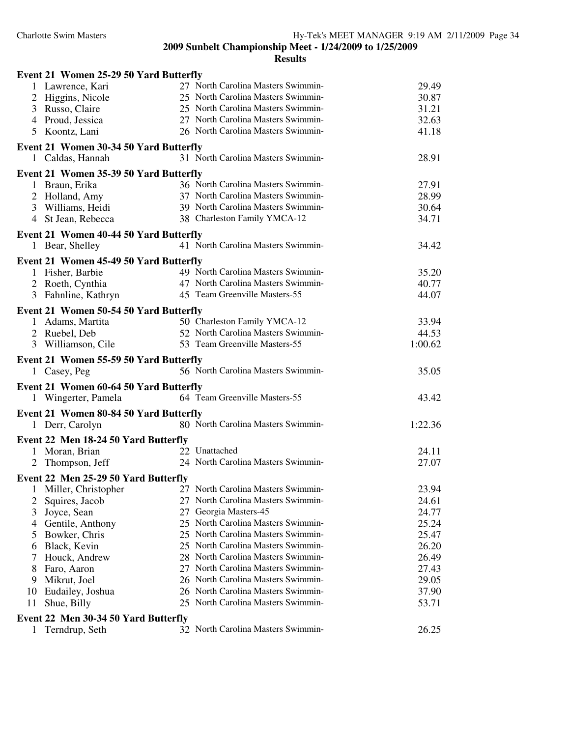**2009 Sunbelt Championship Meet - 1/24/2009 to 1/25/2009**

**Results**

**Event 21 Women 25-29 50 Yard Butterfly**

| | Name | Age | Team | Time |
|---|---|---|---|---|
| 1 | Lawrence, Kari | 27 | North Carolina Masters Swimmin- | 29.49 |
| 2 | Higgins, Nicole | 25 | North Carolina Masters Swimmin- | 30.87 |
| 3 | Russo, Claire | 25 | North Carolina Masters Swimmin- | 31.21 |
| 4 | Proud, Jessica | 27 | North Carolina Masters Swimmin- | 32.63 |
| 5 | Koontz, Lani | 26 | North Carolina Masters Swimmin- | 41.18 |

**Event 21 Women 30-34 50 Yard Butterfly**

| | Name | Age | Team | Time |
|---|---|---|---|---|
| 1 | Caldas, Hannah | 31 | North Carolina Masters Swimmin- | 28.91 |

**Event 21 Women 35-39 50 Yard Butterfly**

| | Name | Age | Team | Time |
|---|---|---|---|---|
| 1 | Braun, Erika | 36 | North Carolina Masters Swimmin- | 27.91 |
| 2 | Holland, Amy | 37 | North Carolina Masters Swimmin- | 28.99 |
| 3 | Williams, Heidi | 39 | North Carolina Masters Swimmin- | 30.64 |
| 4 | St Jean, Rebecca | 38 | Charleston Family YMCA-12 | 34.71 |

**Event 21 Women 40-44 50 Yard Butterfly**

| | Name | Age | Team | Time |
|---|---|---|---|---|
| 1 | Bear, Shelley | 41 | North Carolina Masters Swimmin- | 34.42 |

**Event 21 Women 45-49 50 Yard Butterfly**

| | Name | Age | Team | Time |
|---|---|---|---|---|
| 1 | Fisher, Barbie | 49 | North Carolina Masters Swimmin- | 35.20 |
| 2 | Roeth, Cynthia | 47 | North Carolina Masters Swimmin- | 40.77 |
| 3 | Fahnline, Kathryn | 45 | Team Greenville Masters-55 | 44.07 |

**Event 21 Women 50-54 50 Yard Butterfly**

| | Name | Age | Team | Time |
|---|---|---|---|---|
| 1 | Adams, Martita | 50 | Charleston Family YMCA-12 | 33.94 |
| 2 | Ruebel, Deb | 52 | North Carolina Masters Swimmin- | 44.53 |
| 3 | Williamson, Cile | 53 | Team Greenville Masters-55 | 1:00.62 |

**Event 21 Women 55-59 50 Yard Butterfly**

| | Name | Age | Team | Time |
|---|---|---|---|---|
| 1 | Casey, Peg | 56 | North Carolina Masters Swimmin- | 35.05 |

**Event 21 Women 60-64 50 Yard Butterfly**

| | Name | Age | Team | Time |
|---|---|---|---|---|
| 1 | Wingerter, Pamela | 64 | Team Greenville Masters-55 | 43.42 |

**Event 21 Women 80-84 50 Yard Butterfly**

| | Name | Age | Team | Time |
|---|---|---|---|---|
| 1 | Derr, Carolyn | 80 | North Carolina Masters Swimmin- | 1:22.36 |

**Event 22 Men 18-24 50 Yard Butterfly**

| | Name | Age | Team | Time |
|---|---|---|---|---|
| 1 | Moran, Brian | 22 | Unattached | 24.11 |
| 2 | Thompson, Jeff | 24 | North Carolina Masters Swimmin- | 27.07 |

**Event 22 Men 25-29 50 Yard Butterfly**

| | Name | Age | Team | Time |
|---|---|---|---|---|
| 1 | Miller, Christopher | 27 | North Carolina Masters Swimmin- | 23.94 |
| 2 | Squires, Jacob | 27 | North Carolina Masters Swimmin- | 24.61 |
| 3 | Joyce, Sean | 27 | Georgia Masters-45 | 24.77 |
| 4 | Gentile, Anthony | 25 | North Carolina Masters Swimmin- | 25.24 |
| 5 | Bowker, Chris | 25 | North Carolina Masters Swimmin- | 25.47 |
| 6 | Black, Kevin | 25 | North Carolina Masters Swimmin- | 26.20 |
| 7 | Houck, Andrew | 28 | North Carolina Masters Swimmin- | 26.49 |
| 8 | Faro, Aaron | 27 | North Carolina Masters Swimmin- | 27.43 |
| 9 | Mikrut, Joel | 26 | North Carolina Masters Swimmin- | 29.05 |
| 10 | Eudailey, Joshua | 26 | North Carolina Masters Swimmin- | 37.90 |
| 11 | Shue, Billy | 25 | North Carolina Masters Swimmin- | 53.71 |

**Event 22 Men 30-34 50 Yard Butterfly**

| | Name | Age | Team | Time |
|---|---|---|---|---|
| 1 | Terndrup, Seth | 32 | North Carolina Masters Swimmin- | 26.25 |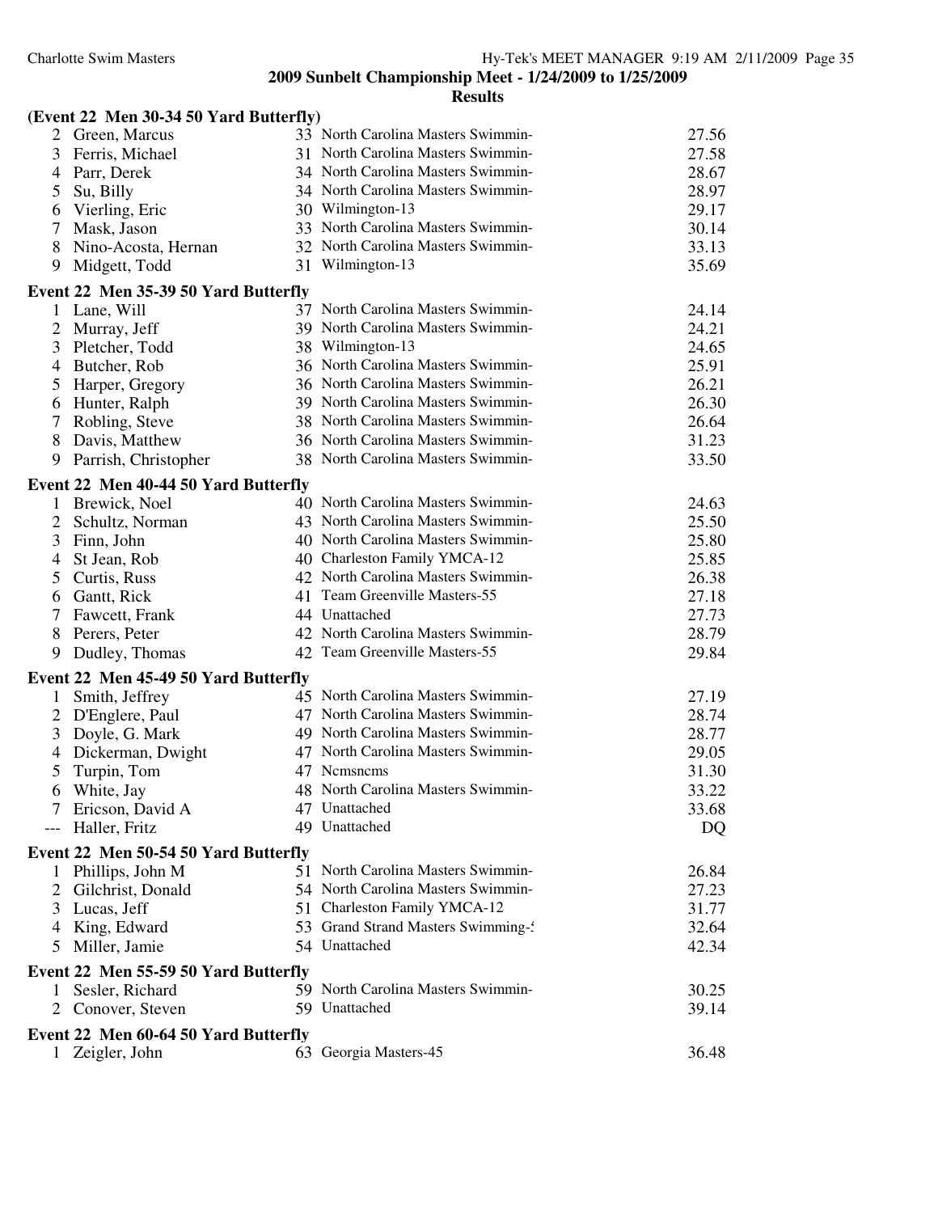## 2009 Sunbelt Championship Meet - 1/24/2009 to 1/25/2009

### Results

**(Event 22 Men 30-34 50 Yard Butterfly)**

| | Name | Age | Team | Time |
|---|---|---|---|---|
| 2 | Green, Marcus | 33 | North Carolina Masters Swimmin- | 27.56 |
| 3 | Ferris, Michael | 31 | North Carolina Masters Swimmin- | 27.58 |
| 4 | Parr, Derek | 34 | North Carolina Masters Swimmin- | 28.67 |
| 5 | Su, Billy | 34 | North Carolina Masters Swimmin- | 28.97 |
| 6 | Vierling, Eric | 30 | Wilmington-13 | 29.17 |
| 7 | Mask, Jason | 33 | North Carolina Masters Swimmin- | 30.14 |
| 8 | Nino-Acosta, Hernan | 32 | North Carolina Masters Swimmin- | 33.13 |
| 9 | Midgett, Todd | 31 | Wilmington-13 | 35.69 |

**Event 22 Men 35-39 50 Yard Butterfly**

| | Name | Age | Team | Time |
|---|---|---|---|---|
| 1 | Lane, Will | 37 | North Carolina Masters Swimmin- | 24.14 |
| 2 | Murray, Jeff | 39 | North Carolina Masters Swimmin- | 24.21 |
| 3 | Pletcher, Todd | 38 | Wilmington-13 | 24.65 |
| 4 | Butcher, Rob | 36 | North Carolina Masters Swimmin- | 25.91 |
| 5 | Harper, Gregory | 36 | North Carolina Masters Swimmin- | 26.21 |
| 6 | Hunter, Ralph | 39 | North Carolina Masters Swimmin- | 26.30 |
| 7 | Robling, Steve | 38 | North Carolina Masters Swimmin- | 26.64 |
| 8 | Davis, Matthew | 36 | North Carolina Masters Swimmin- | 31.23 |
| 9 | Parrish, Christopher | 38 | North Carolina Masters Swimmin- | 33.50 |

**Event 22 Men 40-44 50 Yard Butterfly**

| | Name | Age | Team | Time |
|---|---|---|---|---|
| 1 | Brewick, Noel | 40 | North Carolina Masters Swimmin- | 24.63 |
| 2 | Schultz, Norman | 43 | North Carolina Masters Swimmin- | 25.50 |
| 3 | Finn, John | 40 | North Carolina Masters Swimmin- | 25.80 |
| 4 | St Jean, Rob | 40 | Charleston Family YMCA-12 | 25.85 |
| 5 | Curtis, Russ | 42 | North Carolina Masters Swimmin- | 26.38 |
| 6 | Gantt, Rick | 41 | Team Greenville Masters-55 | 27.18 |
| 7 | Fawcett, Frank | 44 | Unattached | 27.73 |
| 8 | Perers, Peter | 42 | North Carolina Masters Swimmin- | 28.79 |
| 9 | Dudley, Thomas | 42 | Team Greenville Masters-55 | 29.84 |

**Event 22 Men 45-49 50 Yard Butterfly**

| | Name | Age | Team | Time |
|---|---|---|---|---|
| 1 | Smith, Jeffrey | 45 | North Carolina Masters Swimmin- | 27.19 |
| 2 | D'Englere, Paul | 47 | North Carolina Masters Swimmin- | 28.74 |
| 3 | Doyle, G. Mark | 49 | North Carolina Masters Swimmin- | 28.77 |
| 4 | Dickerman, Dwight | 47 | North Carolina Masters Swimmin- | 29.05 |
| 5 | Turpin, Tom | 47 | Ncmsncms | 31.30 |
| 6 | White, Jay | 48 | North Carolina Masters Swimmin- | 33.22 |
| 7 | Ericson, David A | 47 | Unattached | 33.68 |
| --- | Haller, Fritz | 49 | Unattached | DQ |

**Event 22 Men 50-54 50 Yard Butterfly**

| | Name | Age | Team | Time |
|---|---|---|---|---|
| 1 | Phillips, John M | 51 | North Carolina Masters Swimmin- | 26.84 |
| 2 | Gilchrist, Donald | 54 | North Carolina Masters Swimmin- | 27.23 |
| 3 | Lucas, Jeff | 51 | Charleston Family YMCA-12 | 31.77 |
| 4 | King, Edward | 53 | Grand Strand Masters Swimming-5 | 32.64 |
| 5 | Miller, Jamie | 54 | Unattached | 42.34 |

**Event 22 Men 55-59 50 Yard Butterfly**

| | Name | Age | Team | Time |
|---|---|---|---|---|
| 1 | Sesler, Richard | 59 | North Carolina Masters Swimmin- | 30.25 |
| 2 | Conover, Steven | 59 | Unattached | 39.14 |

**Event 22 Men 60-64 50 Yard Butterfly**

| | Name | Age | Team | Time |
|---|---|---|---|---|
| 1 | Zeigler, John | 63 | Georgia Masters-45 | 36.48 |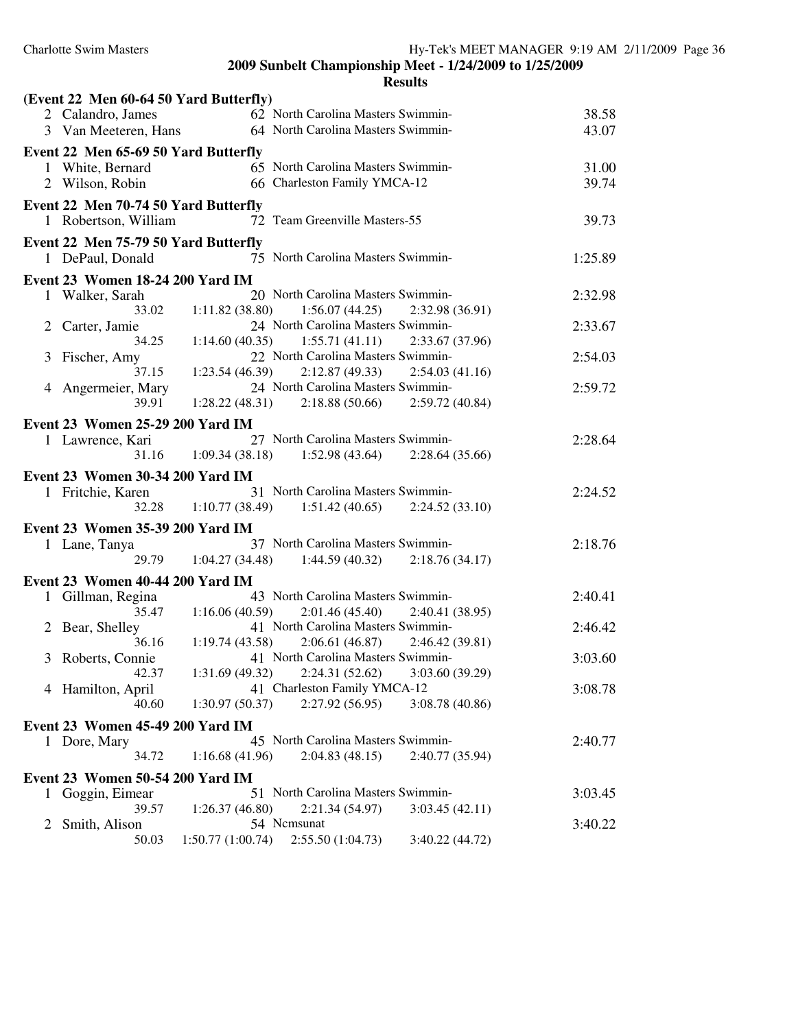**2009 Sunbelt Championship Meet - 1/24/2009 to 1/25/2009**

**Results**

**(Event 22 Men 60-64 50 Yard Butterfly)**

| | Name | Age | Team | Time |
|---|---|---|---|---|
| 2 | Calandro, James | 62 | North Carolina Masters Swimmin- | 38.58 |
| 3 | Van Meeteren, Hans | 64 | North Carolina Masters Swimmin- | 43.07 |

**Event 22 Men 65-69 50 Yard Butterfly**

| | Name | Age | Team | Time |
|---|---|---|---|---|
| 1 | White, Bernard | 65 | North Carolina Masters Swimmin- | 31.00 |
| 2 | Wilson, Robin | 66 | Charleston Family YMCA-12 | 39.74 |

**Event 22 Men 70-74 50 Yard Butterfly**

| | Name | Age | Team | Time |
|---|---|---|---|---|
| 1 | Robertson, William | 72 | Team Greenville Masters-55 | 39.73 |

**Event 22 Men 75-79 50 Yard Butterfly**

| | Name | Age | Team | Time |
|---|---|---|---|---|
| 1 | DePaul, Donald | 75 | North Carolina Masters Swimmin- | 1:25.89 |

**Event 23 Women 18-24 200 Yard IM**

| | Name | Age | Team | Time |
|---|---|---|---|---|
| 1 | Walker, Sarah | 20 | North Carolina Masters Swimmin- | 2:32.98 |
| | 33.02 | 1:11.82 (38.80) | 1:56.07 (44.25) | 2:32.98 (36.91) |
| 2 | Carter, Jamie | 24 | North Carolina Masters Swimmin- | 2:33.67 |
| | 34.25 | 1:14.60 (40.35) | 1:55.71 (41.11) | 2:33.67 (37.96) |
| 3 | Fischer, Amy | 22 | North Carolina Masters Swimmin- | 2:54.03 |
| | 37.15 | 1:23.54 (46.39) | 2:12.87 (49.33) | 2:54.03 (41.16) |
| 4 | Angermeier, Mary | 24 | North Carolina Masters Swimmin- | 2:59.72 |
| | 39.91 | 1:28.22 (48.31) | 2:18.88 (50.66) | 2:59.72 (40.84) |

**Event 23 Women 25-29 200 Yard IM**

| | Name | Age | Team | Time |
|---|---|---|---|---|
| 1 | Lawrence, Kari | 27 | North Carolina Masters Swimmin- | 2:28.64 |
| | 31.16 | 1:09.34 (38.18) | 1:52.98 (43.64) | 2:28.64 (35.66) |

**Event 23 Women 30-34 200 Yard IM**

| | Name | Age | Team | Time |
|---|---|---|---|---|
| 1 | Fritchie, Karen | 31 | North Carolina Masters Swimmin- | 2:24.52 |
| | 32.28 | 1:10.77 (38.49) | 1:51.42 (40.65) | 2:24.52 (33.10) |

**Event 23 Women 35-39 200 Yard IM**

| | Name | Age | Team | Time |
|---|---|---|---|---|
| 1 | Lane, Tanya | 37 | North Carolina Masters Swimmin- | 2:18.76 |
| | 29.79 | 1:04.27 (34.48) | 1:44.59 (40.32) | 2:18.76 (34.17) |

**Event 23 Women 40-44 200 Yard IM**

| | Name | Age | Team | Time |
|---|---|---|---|---|
| 1 | Gillman, Regina | 43 | North Carolina Masters Swimmin- | 2:40.41 |
| | 35.47 | 1:16.06 (40.59) | 2:01.46 (45.40) | 2:40.41 (38.95) |
| 2 | Bear, Shelley | 41 | North Carolina Masters Swimmin- | 2:46.42 |
| | 36.16 | 1:19.74 (43.58) | 2:06.61 (46.87) | 2:46.42 (39.81) |
| 3 | Roberts, Connie | 41 | North Carolina Masters Swimmin- | 3:03.60 |
| | 42.37 | 1:31.69 (49.32) | 2:24.31 (52.62) | 3:03.60 (39.29) |
| 4 | Hamilton, April | 41 | Charleston Family YMCA-12 | 3:08.78 |
| | 40.60 | 1:30.97 (50.37) | 2:27.92 (56.95) | 3:08.78 (40.86) |

**Event 23 Women 45-49 200 Yard IM**

| | Name | Age | Team | Time |
|---|---|---|---|---|
| 1 | Dore, Mary | 45 | North Carolina Masters Swimmin- | 2:40.77 |
| | 34.72 | 1:16.68 (41.96) | 2:04.83 (48.15) | 2:40.77 (35.94) |

**Event 23 Women 50-54 200 Yard IM**

| | Name | Age | Team | Time |
|---|---|---|---|---|
| 1 | Goggin, Eimear | 51 | North Carolina Masters Swimmin- | 3:03.45 |
| | 39.57 | 1:26.37 (46.80) | 2:21.34 (54.97) | 3:03.45 (42.11) |
| 2 | Smith, Alison | 54 | Ncmsunat | 3:40.22 |
| | 50.03 | 1:50.77 (1:00.74) | 2:55.50 (1:04.73) | 3:40.22 (44.72) |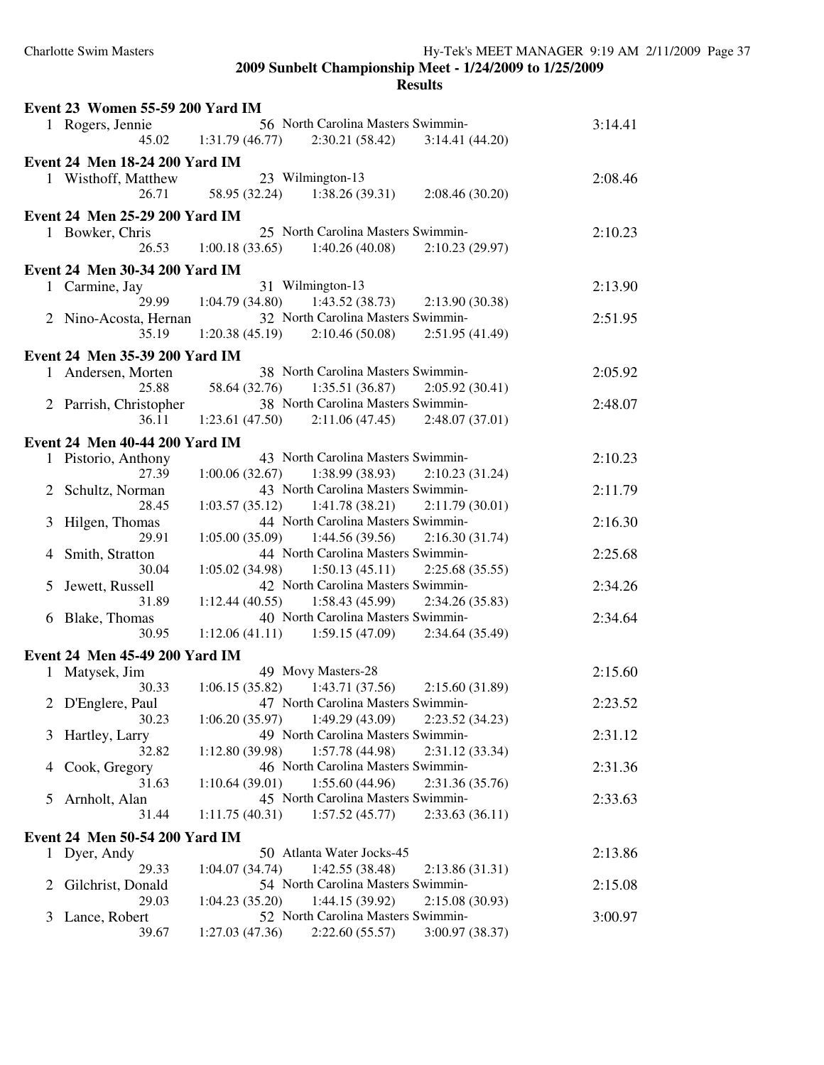**2009 Sunbelt Championship Meet - 1/24/2009 to 1/25/2009**

**Results**

### Event 23 Women 55-59 200 Yard IM

1 Rogers, Jennie — 56 North Carolina Masters Swimmin- — 3:14.41
45.02 1:31.79 (46.77) 2:30.21 (58.42) 3:14.41 (44.20)

### Event 24 Men 18-24 200 Yard IM

1 Wisthoff, Matthew — 23 Wilmington-13 — 2:08.46
26.71 58.95 (32.24) 1:38.26 (39.31) 2:08.46 (30.20)

### Event 24 Men 25-29 200 Yard IM

1 Bowker, Chris — 25 North Carolina Masters Swimmin- — 2:10.23
26.53 1:00.18 (33.65) 1:40.26 (40.08) 2:10.23 (29.97)

### Event 24 Men 30-34 200 Yard IM

1 Carmine, Jay — 31 Wilmington-13 — 2:13.90
29.99 1:04.79 (34.80) 1:43.52 (38.73) 2:13.90 (30.38)

2 Nino-Acosta, Hernan — 32 North Carolina Masters Swimmin- — 2:51.95
35.19 1:20.38 (45.19) 2:10.46 (50.08) 2:51.95 (41.49)

### Event 24 Men 35-39 200 Yard IM

1 Andersen, Morten — 38 North Carolina Masters Swimmin- — 2:05.92
25.88 58.64 (32.76) 1:35.51 (36.87) 2:05.92 (30.41)

2 Parrish, Christopher — 38 North Carolina Masters Swimmin- — 2:48.07
36.11 1:23.61 (47.50) 2:11.06 (47.45) 2:48.07 (37.01)

### Event 24 Men 40-44 200 Yard IM

1 Pistorio, Anthony — 43 North Carolina Masters Swimmin- — 2:10.23
27.39 1:00.06 (32.67) 1:38.99 (38.93) 2:10.23 (31.24)

2 Schultz, Norman — 43 North Carolina Masters Swimmin- — 2:11.79
28.45 1:03.57 (35.12) 1:41.78 (38.21) 2:11.79 (30.01)

3 Hilgen, Thomas — 44 North Carolina Masters Swimmin- — 2:16.30
29.91 1:05.00 (35.09) 1:44.56 (39.56) 2:16.30 (31.74)

4 Smith, Stratton — 44 North Carolina Masters Swimmin- — 2:25.68
30.04 1:05.02 (34.98) 1:50.13 (45.11) 2:25.68 (35.55)

5 Jewett, Russell — 42 North Carolina Masters Swimmin- — 2:34.26
31.89 1:12.44 (40.55) 1:58.43 (45.99) 2:34.26 (35.83)

6 Blake, Thomas — 40 North Carolina Masters Swimmin- — 2:34.64
30.95 1:12.06 (41.11) 1:59.15 (47.09) 2:34.64 (35.49)

### Event 24 Men 45-49 200 Yard IM

1 Matysek, Jim — 49 Movy Masters-28 — 2:15.60
30.33 1:06.15 (35.82) 1:43.71 (37.56) 2:15.60 (31.89)

2 D'Englere, Paul — 47 North Carolina Masters Swimmin- — 2:23.52
30.23 1:06.20 (35.97) 1:49.29 (43.09) 2:23.52 (34.23)

3 Hartley, Larry — 49 North Carolina Masters Swimmin- — 2:31.12
32.82 1:12.80 (39.98) 1:57.78 (44.98) 2:31.12 (33.34)

4 Cook, Gregory — 46 North Carolina Masters Swimmin- — 2:31.36
31.63 1:10.64 (39.01) 1:55.60 (44.96) 2:31.36 (35.76)

5 Arnholt, Alan — 45 North Carolina Masters Swimmin- — 2:33.63
31.44 1:11.75 (40.31) 1:57.52 (45.77) 2:33.63 (36.11)

### Event 24 Men 50-54 200 Yard IM

1 Dyer, Andy — 50 Atlanta Water Jocks-45 — 2:13.86
29.33 1:04.07 (34.74) 1:42.55 (38.48) 2:13.86 (31.31)

2 Gilchrist, Donald — 54 North Carolina Masters Swimmin- — 2:15.08
29.03 1:04.23 (35.20) 1:44.15 (39.92) 2:15.08 (30.93)

3 Lance, Robert — 52 North Carolina Masters Swimmin- — 3:00.97
39.67 1:27.03 (47.36) 2:22.60 (55.57) 3:00.97 (38.37)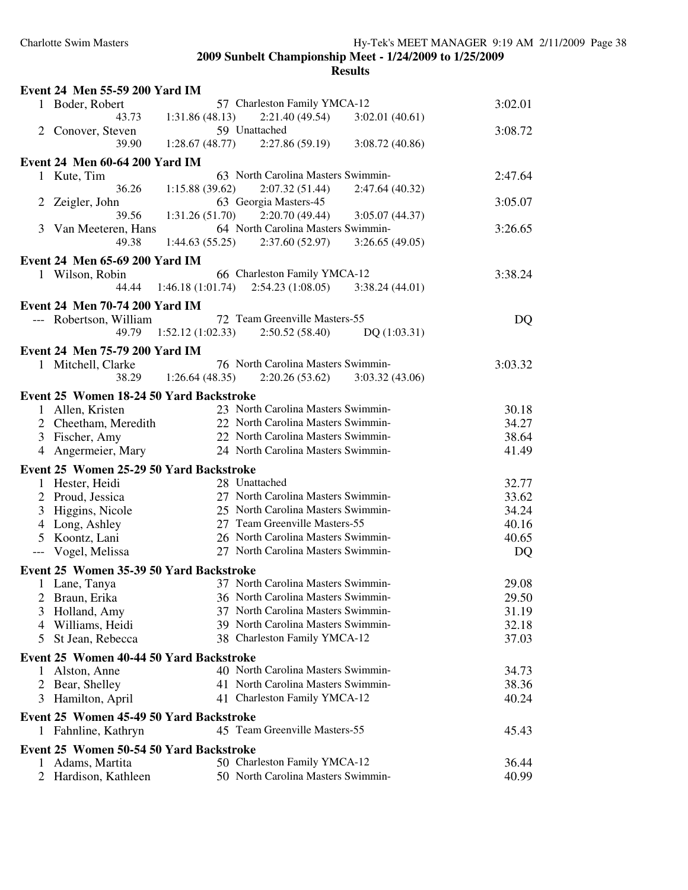**2009 Sunbelt Championship Meet - 1/24/2009 to 1/25/2009**

**Results**

### Event 24 Men 55-59 200 Yard IM

| Place | Name | Age | Team | Time |
|---|---|---|---|---|
| 1 | Boder, Robert | 57 | Charleston Family YMCA-12 | 3:02.01 |
| | 43.73 | 1:31.86 (48.13) | 2:21.40 (49.54) | 3:02.01 (40.61) |
| 2 | Conover, Steven | 59 | Unattached | 3:08.72 |
| | 39.90 | 1:28.67 (48.77) | 2:27.86 (59.19) | 3:08.72 (40.86) |

### Event 24 Men 60-64 200 Yard IM

| Place | Name | Age | Team | Time |
|---|---|---|---|---|
| 1 | Kute, Tim | 63 | North Carolina Masters Swimmin- | 2:47.64 |
| | 36.26 | 1:15.88 (39.62) | 2:07.32 (51.44) | 2:47.64 (40.32) |
| 2 | Zeigler, John | 63 | Georgia Masters-45 | 3:05.07 |
| | 39.56 | 1:31.26 (51.70) | 2:20.70 (49.44) | 3:05.07 (44.37) |
| 3 | Van Meeteren, Hans | 64 | North Carolina Masters Swimmin- | 3:26.65 |
| | 49.38 | 1:44.63 (55.25) | 2:37.60 (52.97) | 3:26.65 (49.05) |

### Event 24 Men 65-69 200 Yard IM

| Place | Name | Age | Team | Time |
|---|---|---|---|---|
| 1 | Wilson, Robin | 66 | Charleston Family YMCA-12 | 3:38.24 |
| | 44.44 | 1:46.18 (1:01.74) | 2:54.23 (1:08.05) | 3:38.24 (44.01) |

### Event 24 Men 70-74 200 Yard IM

| Place | Name | Age | Team | Time |
|---|---|---|---|---|
| --- | Robertson, William | 72 | Team Greenville Masters-55 | DQ |
| | 49.79 | 1:52.12 (1:02.33) | 2:50.52 (58.40) | DQ (1:03.31) |

### Event 24 Men 75-79 200 Yard IM

| Place | Name | Age | Team | Time |
|---|---|---|---|---|
| 1 | Mitchell, Clarke | 76 | North Carolina Masters Swimmin- | 3:03.32 |
| | 38.29 | 1:26.64 (48.35) | 2:20.26 (53.62) | 3:03.32 (43.06) |

### Event 25 Women 18-24 50 Yard Backstroke

| Place | Name | Age | Team | Time |
|---|---|---|---|---|
| 1 | Allen, Kristen | 23 | North Carolina Masters Swimmin- | 30.18 |
| 2 | Cheetham, Meredith | 22 | North Carolina Masters Swimmin- | 34.27 |
| 3 | Fischer, Amy | 22 | North Carolina Masters Swimmin- | 38.64 |
| 4 | Angermeier, Mary | 24 | North Carolina Masters Swimmin- | 41.49 |

### Event 25 Women 25-29 50 Yard Backstroke

| Place | Name | Age | Team | Time |
|---|---|---|---|---|
| 1 | Hester, Heidi | 28 | Unattached | 32.77 |
| 2 | Proud, Jessica | 27 | North Carolina Masters Swimmin- | 33.62 |
| 3 | Higgins, Nicole | 25 | North Carolina Masters Swimmin- | 34.24 |
| 4 | Long, Ashley | 27 | Team Greenville Masters-55 | 40.16 |
| 5 | Koontz, Lani | 26 | North Carolina Masters Swimmin- | 40.65 |
| --- | Vogel, Melissa | 27 | North Carolina Masters Swimmin- | DQ |

### Event 25 Women 35-39 50 Yard Backstroke

| Place | Name | Age | Team | Time |
|---|---|---|---|---|
| 1 | Lane, Tanya | 37 | North Carolina Masters Swimmin- | 29.08 |
| 2 | Braun, Erika | 36 | North Carolina Masters Swimmin- | 29.50 |
| 3 | Holland, Amy | 37 | North Carolina Masters Swimmin- | 31.19 |
| 4 | Williams, Heidi | 39 | North Carolina Masters Swimmin- | 32.18 |
| 5 | St Jean, Rebecca | 38 | Charleston Family YMCA-12 | 37.03 |

### Event 25 Women 40-44 50 Yard Backstroke

| Place | Name | Age | Team | Time |
|---|---|---|---|---|
| 1 | Alston, Anne | 40 | North Carolina Masters Swimmin- | 34.73 |
| 2 | Bear, Shelley | 41 | North Carolina Masters Swimmin- | 38.36 |
| 3 | Hamilton, April | 41 | Charleston Family YMCA-12 | 40.24 |

### Event 25 Women 45-49 50 Yard Backstroke

| Place | Name | Age | Team | Time |
|---|---|---|---|---|
| 1 | Fahnline, Kathryn | 45 | Team Greenville Masters-55 | 45.43 |

### Event 25 Women 50-54 50 Yard Backstroke

| Place | Name | Age | Team | Time |
|---|---|---|---|---|
| 1 | Adams, Martita | 50 | Charleston Family YMCA-12 | 36.44 |
| 2 | Hardison, Kathleen | 50 | North Carolina Masters Swimmin- | 40.99 |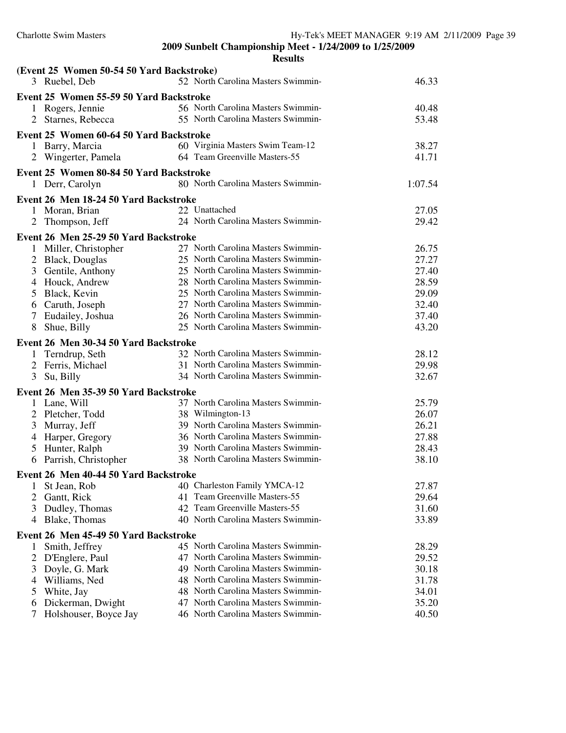**2009 Sunbelt Championship Meet - 1/24/2009 to 1/25/2009**

**Results**

**(Event 25 Women 50-54 50 Yard Backstroke)**

| | Name | Age | Team | Time |
|---|---|---|---|---|
| 3 | Ruebel, Deb | 52 | North Carolina Masters Swimmin- | 46.33 |

**Event 25 Women 55-59 50 Yard Backstroke**

| | Name | Age | Team | Time |
|---|---|---|---|---|
| 1 | Rogers, Jennie | 56 | North Carolina Masters Swimmin- | 40.48 |
| 2 | Starnes, Rebecca | 55 | North Carolina Masters Swimmin- | 53.48 |

**Event 25 Women 60-64 50 Yard Backstroke**

| | Name | Age | Team | Time |
|---|---|---|---|---|
| 1 | Barry, Marcia | 60 | Virginia Masters Swim Team-12 | 38.27 |
| 2 | Wingerter, Pamela | 64 | Team Greenville Masters-55 | 41.71 |

**Event 25 Women 80-84 50 Yard Backstroke**

| | Name | Age | Team | Time |
|---|---|---|---|---|
| 1 | Derr, Carolyn | 80 | North Carolina Masters Swimmin- | 1:07.54 |

**Event 26 Men 18-24 50 Yard Backstroke**

| | Name | Age | Team | Time |
|---|---|---|---|---|
| 1 | Moran, Brian | 22 | Unattached | 27.05 |
| 2 | Thompson, Jeff | 24 | North Carolina Masters Swimmin- | 29.42 |

**Event 26 Men 25-29 50 Yard Backstroke**

| | Name | Age | Team | Time |
|---|---|---|---|---|
| 1 | Miller, Christopher | 27 | North Carolina Masters Swimmin- | 26.75 |
| 2 | Black, Douglas | 25 | North Carolina Masters Swimmin- | 27.27 |
| 3 | Gentile, Anthony | 25 | North Carolina Masters Swimmin- | 27.40 |
| 4 | Houck, Andrew | 28 | North Carolina Masters Swimmin- | 28.59 |
| 5 | Black, Kevin | 25 | North Carolina Masters Swimmin- | 29.09 |
| 6 | Caruth, Joseph | 27 | North Carolina Masters Swimmin- | 32.40 |
| 7 | Eudailey, Joshua | 26 | North Carolina Masters Swimmin- | 37.40 |
| 8 | Shue, Billy | 25 | North Carolina Masters Swimmin- | 43.20 |

**Event 26 Men 30-34 50 Yard Backstroke**

| | Name | Age | Team | Time |
|---|---|---|---|---|
| 1 | Terndrup, Seth | 32 | North Carolina Masters Swimmin- | 28.12 |
| 2 | Ferris, Michael | 31 | North Carolina Masters Swimmin- | 29.98 |
| 3 | Su, Billy | 34 | North Carolina Masters Swimmin- | 32.67 |

**Event 26 Men 35-39 50 Yard Backstroke**

| | Name | Age | Team | Time |
|---|---|---|---|---|
| 1 | Lane, Will | 37 | North Carolina Masters Swimmin- | 25.79 |
| 2 | Pletcher, Todd | 38 | Wilmington-13 | 26.07 |
| 3 | Murray, Jeff | 39 | North Carolina Masters Swimmin- | 26.21 |
| 4 | Harper, Gregory | 36 | North Carolina Masters Swimmin- | 27.88 |
| 5 | Hunter, Ralph | 39 | North Carolina Masters Swimmin- | 28.43 |
| 6 | Parrish, Christopher | 38 | North Carolina Masters Swimmin- | 38.10 |

**Event 26 Men 40-44 50 Yard Backstroke**

| | Name | Age | Team | Time |
|---|---|---|---|---|
| 1 | St Jean, Rob | 40 | Charleston Family YMCA-12 | 27.87 |
| 2 | Gantt, Rick | 41 | Team Greenville Masters-55 | 29.64 |
| 3 | Dudley, Thomas | 42 | Team Greenville Masters-55 | 31.60 |
| 4 | Blake, Thomas | 40 | North Carolina Masters Swimmin- | 33.89 |

**Event 26 Men 45-49 50 Yard Backstroke**

| | Name | Age | Team | Time |
|---|---|---|---|---|
| 1 | Smith, Jeffrey | 45 | North Carolina Masters Swimmin- | 28.29 |
| 2 | D'Englere, Paul | 47 | North Carolina Masters Swimmin- | 29.52 |
| 3 | Doyle, G. Mark | 49 | North Carolina Masters Swimmin- | 30.18 |
| 4 | Williams, Ned | 48 | North Carolina Masters Swimmin- | 31.78 |
| 5 | White, Jay | 48 | North Carolina Masters Swimmin- | 34.01 |
| 6 | Dickerman, Dwight | 47 | North Carolina Masters Swimmin- | 35.20 |
| 7 | Holshouser, Boyce Jay | 46 | North Carolina Masters Swimmin- | 40.50 |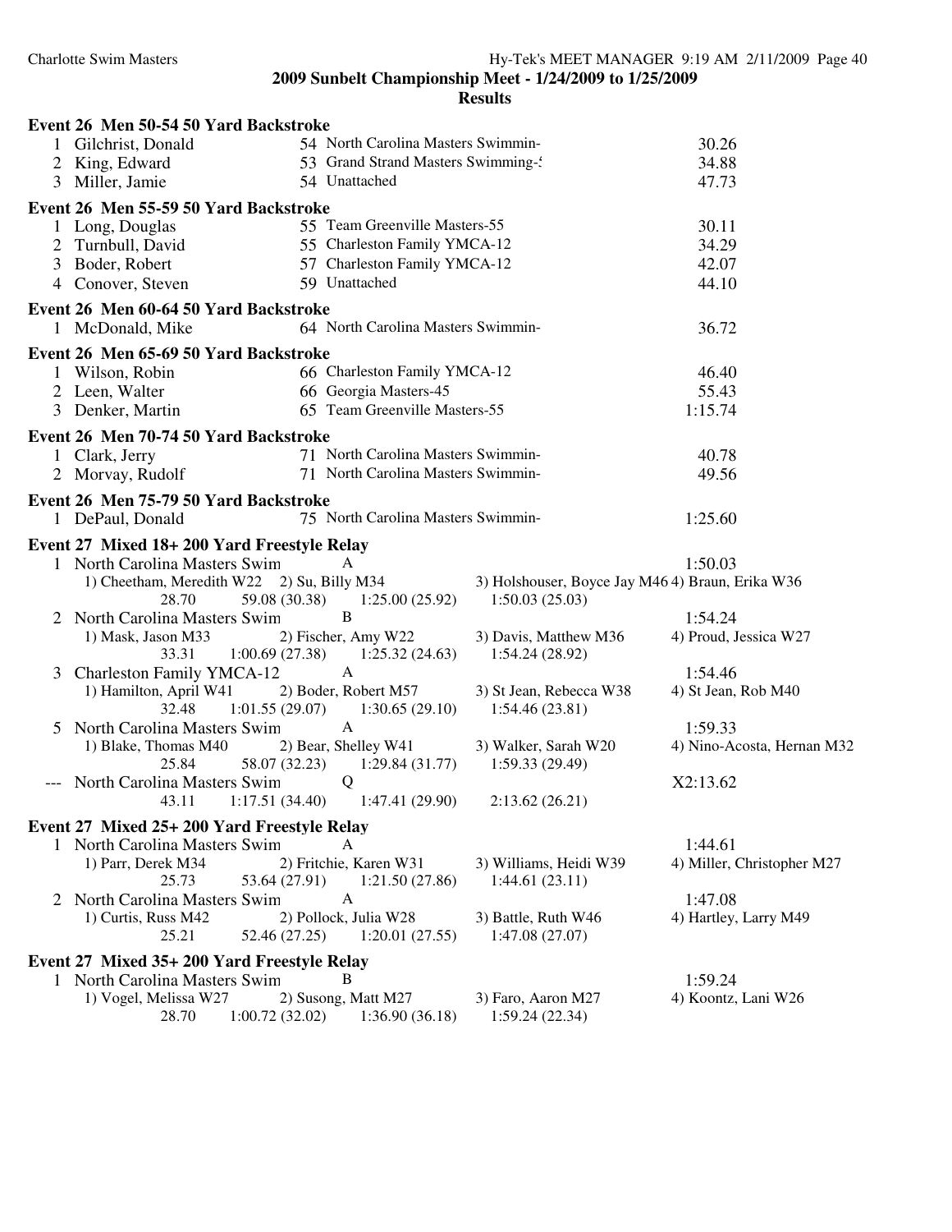**2009 Sunbelt Championship Meet - 1/24/2009 to 1/25/2009**

**Results**

### Event 26 Men 50-54 50 Yard Backstroke

| | Name | Age | Team | Time |
|---|---|---|---|---|
| 1 | Gilchrist, Donald | 54 | North Carolina Masters Swimmin- | 30.26 |
| 2 | King, Edward | 53 | Grand Strand Masters Swimming-! | 34.88 |
| 3 | Miller, Jamie | 54 | Unattached | 47.73 |

### Event 26 Men 55-59 50 Yard Backstroke

| | Name | Age | Team | Time |
|---|---|---|---|---|
| 1 | Long, Douglas | 55 | Team Greenville Masters-55 | 30.11 |
| 2 | Turnbull, David | 55 | Charleston Family YMCA-12 | 34.29 |
| 3 | Boder, Robert | 57 | Charleston Family YMCA-12 | 42.07 |
| 4 | Conover, Steven | 59 | Unattached | 44.10 |

### Event 26 Men 60-64 50 Yard Backstroke

| | Name | Age | Team | Time |
|---|---|---|---|---|
| 1 | McDonald, Mike | 64 | North Carolina Masters Swimmin- | 36.72 |

### Event 26 Men 65-69 50 Yard Backstroke

| | Name | Age | Team | Time |
|---|---|---|---|---|
| 1 | Wilson, Robin | 66 | Charleston Family YMCA-12 | 46.40 |
| 2 | Leen, Walter | 66 | Georgia Masters-45 | 55.43 |
| 3 | Denker, Martin | 65 | Team Greenville Masters-55 | 1:15.74 |

### Event 26 Men 70-74 50 Yard Backstroke

| | Name | Age | Team | Time |
|---|---|---|---|---|
| 1 | Clark, Jerry | 71 | North Carolina Masters Swimmin- | 40.78 |
| 2 | Morvay, Rudolf | 71 | North Carolina Masters Swimmin- | 49.56 |

### Event 26 Men 75-79 50 Yard Backstroke

| | Name | Age | Team | Time |
|---|---|---|---|---|
| 1 | DePaul, Donald | 75 | North Carolina Masters Swimmin- | 1:25.60 |

### Event 27 Mixed 18+ 200 Yard Freestyle Relay

1 North Carolina Masters Swim — A — 1:50.03
- 1) Cheetham, Meredith W22 2) Su, Billy M34 3) Holshouser, Boyce Jay M46 4) Braun, Erika W36
- 28.70 59.08 (30.38) 1:25.00 (25.92) 1:50.03 (25.03)

2 North Carolina Masters Swim — B — 1:54.24
- 1) Mask, Jason M33 2) Fischer, Amy W22 3) Davis, Matthew M36 4) Proud, Jessica W27
- 33.31 1:00.69 (27.38) 1:25.32 (24.63) 1:54.24 (28.92)

3 Charleston Family YMCA-12 — A — 1:54.46
- 1) Hamilton, April W41 2) Boder, Robert M57 3) St Jean, Rebecca W38 4) St Jean, Rob M40
- 32.48 1:01.55 (29.07) 1:30.65 (29.10) 1:54.46 (23.81)

5 North Carolina Masters Swim — A — 1:59.33
- 1) Blake, Thomas M40 2) Bear, Shelley W41 3) Walker, Sarah W20 4) Nino-Acosta, Hernan M32
- 25.84 58.07 (32.23) 1:29.84 (31.77) 1:59.33 (29.49)

--- North Carolina Masters Swim — Q — X2:13.62
- 43.11 1:17.51 (34.40) 1:47.41 (29.90) 2:13.62 (26.21)

### Event 27 Mixed 25+ 200 Yard Freestyle Relay

1 North Carolina Masters Swim — A — 1:44.61
- 1) Parr, Derek M34 2) Fritchie, Karen W31 3) Williams, Heidi W39 4) Miller, Christopher M27
- 25.73 53.64 (27.91) 1:21.50 (27.86) 1:44.61 (23.11)

2 North Carolina Masters Swim — A — 1:47.08
- 1) Curtis, Russ M42 2) Pollock, Julia W28 3) Battle, Ruth W46 4) Hartley, Larry M49
- 25.21 52.46 (27.25) 1:20.01 (27.55) 1:47.08 (27.07)

### Event 27 Mixed 35+ 200 Yard Freestyle Relay

1 North Carolina Masters Swim — B — 1:59.24
- 1) Vogel, Melissa W27 2) Susong, Matt M27 3) Faro, Aaron M27 4) Koontz, Lani W26
- 28.70 1:00.72 (32.02) 1:36.90 (36.18) 1:59.24 (22.34)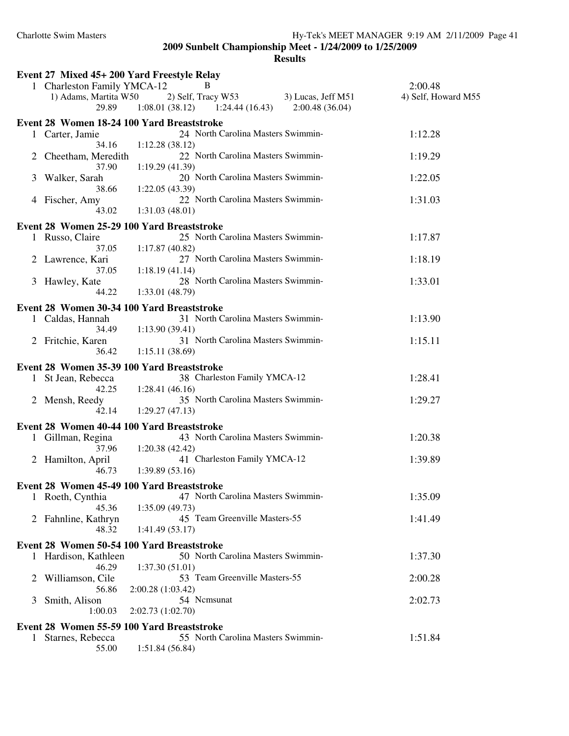**2009 Sunbelt Championship Meet - 1/24/2009 to 1/25/2009**

**Results**

### Event 27 Mixed 45+ 200 Yard Freestyle Relay

1 Charleston Family YMCA-12 B 2:00.48
  1) Adams, Martita W50 2) Self, Tracy W53 3) Lucas, Jeff M51 4) Self, Howard M55
  29.89 1:08.01 (38.12) 1:24.44 (16.43) 2:00.48 (36.04)

### Event 28 Women 18-24 100 Yard Breaststroke

1 Carter, Jamie 24 North Carolina Masters Swimmin- 1:12.28
  34.16 1:12.28 (38.12)
2 Cheetham, Meredith 22 North Carolina Masters Swimmin- 1:19.29
  37.90 1:19.29 (41.39)
3 Walker, Sarah 20 North Carolina Masters Swimmin- 1:22.05
  38.66 1:22.05 (43.39)
4 Fischer, Amy 22 North Carolina Masters Swimmin- 1:31.03
  43.02 1:31.03 (48.01)

### Event 28 Women 25-29 100 Yard Breaststroke

1 Russo, Claire 25 North Carolina Masters Swimmin- 1:17.87
  37.05 1:17.87 (40.82)
2 Lawrence, Kari 27 North Carolina Masters Swimmin- 1:18.19
  37.05 1:18.19 (41.14)
3 Hawley, Kate 28 North Carolina Masters Swimmin- 1:33.01
  44.22 1:33.01 (48.79)

### Event 28 Women 30-34 100 Yard Breaststroke

1 Caldas, Hannah 31 North Carolina Masters Swimmin- 1:13.90
  34.49 1:13.90 (39.41)
2 Fritchie, Karen 31 North Carolina Masters Swimmin- 1:15.11
  36.42 1:15.11 (38.69)

### Event 28 Women 35-39 100 Yard Breaststroke

1 St Jean, Rebecca 38 Charleston Family YMCA-12 1:28.41
  42.25 1:28.41 (46.16)
2 Mensh, Reedy 35 North Carolina Masters Swimmin- 1:29.27
  42.14 1:29.27 (47.13)

### Event 28 Women 40-44 100 Yard Breaststroke

1 Gillman, Regina 43 North Carolina Masters Swimmin- 1:20.38
  37.96 1:20.38 (42.42)
2 Hamilton, April 41 Charleston Family YMCA-12 1:39.89
  46.73 1:39.89 (53.16)

### Event 28 Women 45-49 100 Yard Breaststroke

1 Roeth, Cynthia 47 North Carolina Masters Swimmin- 1:35.09
  45.36 1:35.09 (49.73)
2 Fahnline, Kathryn 45 Team Greenville Masters-55 1:41.49
  48.32 1:41.49 (53.17)

### Event 28 Women 50-54 100 Yard Breaststroke

1 Hardison, Kathleen 50 North Carolina Masters Swimmin- 1:37.30
  46.29 1:37.30 (51.01)
2 Williamson, Cile 53 Team Greenville Masters-55 2:00.28
  56.86 2:00.28 (1:03.42)
3 Smith, Alison 54 Ncmsunat 2:02.73
  1:00.03 2:02.73 (1:02.70)

### Event 28 Women 55-59 100 Yard Breaststroke

1 Starnes, Rebecca 55 North Carolina Masters Swimmin- 1:51.84
  55.00 1:51.84 (56.84)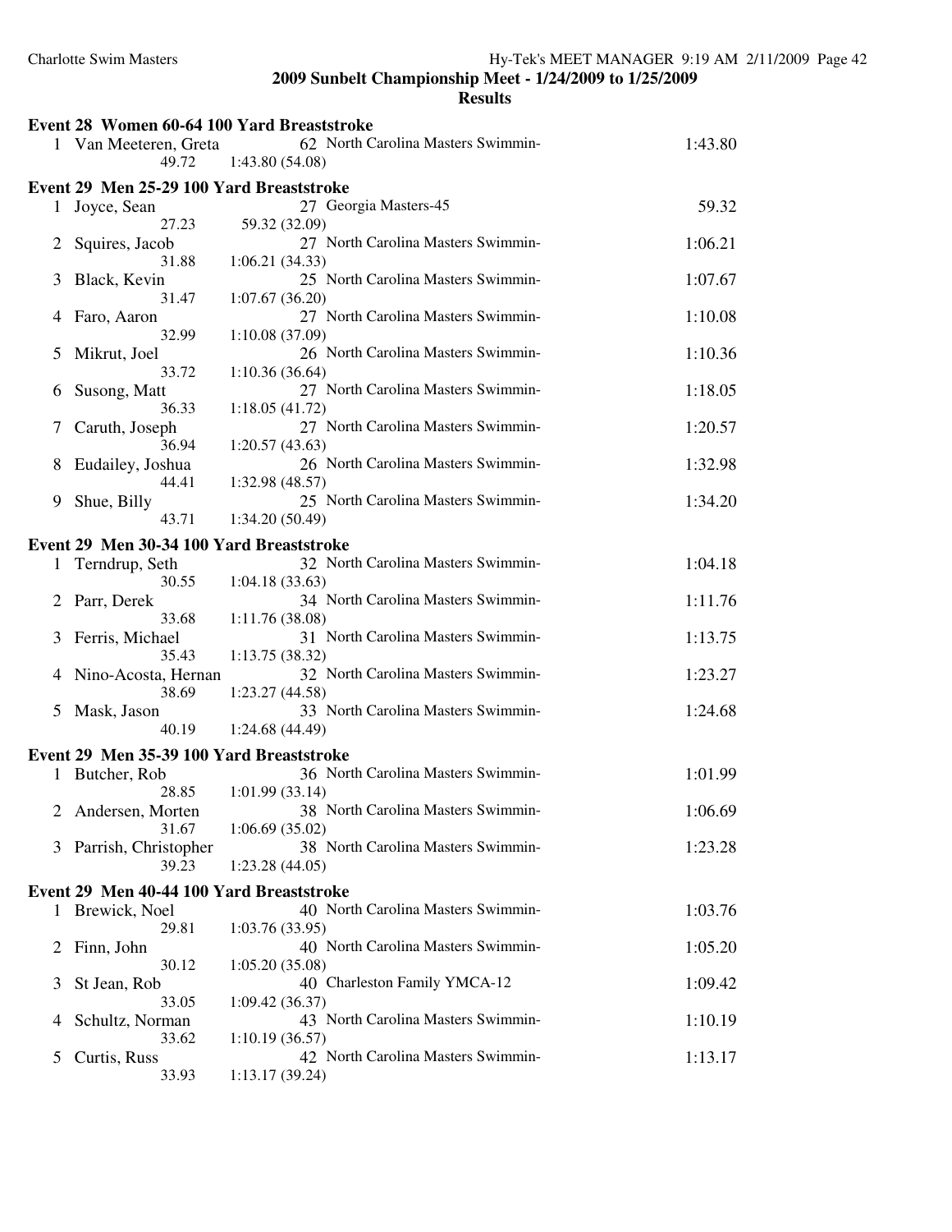**2009 Sunbelt Championship Meet - 1/24/2009 to 1/25/2009**

**Results**

### Event 28 Women 60-64 100 Yard Breaststroke

| Place | Name | Age | Team | Time | Splits |
|---|---|---|---|---|---|
| 1 | Van Meeteren, Greta | 62 | North Carolina Masters Swimmin- | 1:43.80 | 49.72, 1:43.80 (54.08) |

### Event 29 Men 25-29 100 Yard Breaststroke

| Place | Name | Age | Team | Time | Splits |
|---|---|---|---|---|---|
| 1 | Joyce, Sean | 27 | Georgia Masters-45 | 59.32 | 27.23, 59.32 (32.09) |
| 2 | Squires, Jacob | 27 | North Carolina Masters Swimmin- | 1:06.21 | 31.88, 1:06.21 (34.33) |
| 3 | Black, Kevin | 25 | North Carolina Masters Swimmin- | 1:07.67 | 31.47, 1:07.67 (36.20) |
| 4 | Faro, Aaron | 27 | North Carolina Masters Swimmin- | 1:10.08 | 32.99, 1:10.08 (37.09) |
| 5 | Mikrut, Joel | 26 | North Carolina Masters Swimmin- | 1:10.36 | 33.72, 1:10.36 (36.64) |
| 6 | Susong, Matt | 27 | North Carolina Masters Swimmin- | 1:18.05 | 36.33, 1:18.05 (41.72) |
| 7 | Caruth, Joseph | 27 | North Carolina Masters Swimmin- | 1:20.57 | 36.94, 1:20.57 (43.63) |
| 8 | Eudailey, Joshua | 26 | North Carolina Masters Swimmin- | 1:32.98 | 44.41, 1:32.98 (48.57) |
| 9 | Shue, Billy | 25 | North Carolina Masters Swimmin- | 1:34.20 | 43.71, 1:34.20 (50.49) |

### Event 29 Men 30-34 100 Yard Breaststroke

| Place | Name | Age | Team | Time | Splits |
|---|---|---|---|---|---|
| 1 | Terndrup, Seth | 32 | North Carolina Masters Swimmin- | 1:04.18 | 30.55, 1:04.18 (33.63) |
| 2 | Parr, Derek | 34 | North Carolina Masters Swimmin- | 1:11.76 | 33.68, 1:11.76 (38.08) |
| 3 | Ferris, Michael | 31 | North Carolina Masters Swimmin- | 1:13.75 | 35.43, 1:13.75 (38.32) |
| 4 | Nino-Acosta, Hernan | 32 | North Carolina Masters Swimmin- | 1:23.27 | 38.69, 1:23.27 (44.58) |
| 5 | Mask, Jason | 33 | North Carolina Masters Swimmin- | 1:24.68 | 40.19, 1:24.68 (44.49) |

### Event 29 Men 35-39 100 Yard Breaststroke

| Place | Name | Age | Team | Time | Splits |
|---|---|---|---|---|---|
| 1 | Butcher, Rob | 36 | North Carolina Masters Swimmin- | 1:01.99 | 28.85, 1:01.99 (33.14) |
| 2 | Andersen, Morten | 38 | North Carolina Masters Swimmin- | 1:06.69 | 31.67, 1:06.69 (35.02) |
| 3 | Parrish, Christopher | 38 | North Carolina Masters Swimmin- | 1:23.28 | 39.23, 1:23.28 (44.05) |

### Event 29 Men 40-44 100 Yard Breaststroke

| Place | Name | Age | Team | Time | Splits |
|---|---|---|---|---|---|
| 1 | Brewick, Noel | 40 | North Carolina Masters Swimmin- | 1:03.76 | 29.81, 1:03.76 (33.95) |
| 2 | Finn, John | 40 | North Carolina Masters Swimmin- | 1:05.20 | 30.12, 1:05.20 (35.08) |
| 3 | St Jean, Rob | 40 | Charleston Family YMCA-12 | 1:09.42 | 33.05, 1:09.42 (36.37) |
| 4 | Schultz, Norman | 43 | North Carolina Masters Swimmin- | 1:10.19 | 33.62, 1:10.19 (36.57) |
| 5 | Curtis, Russ | 42 | North Carolina Masters Swimmin- | 1:13.17 | 33.93, 1:13.17 (39.24) |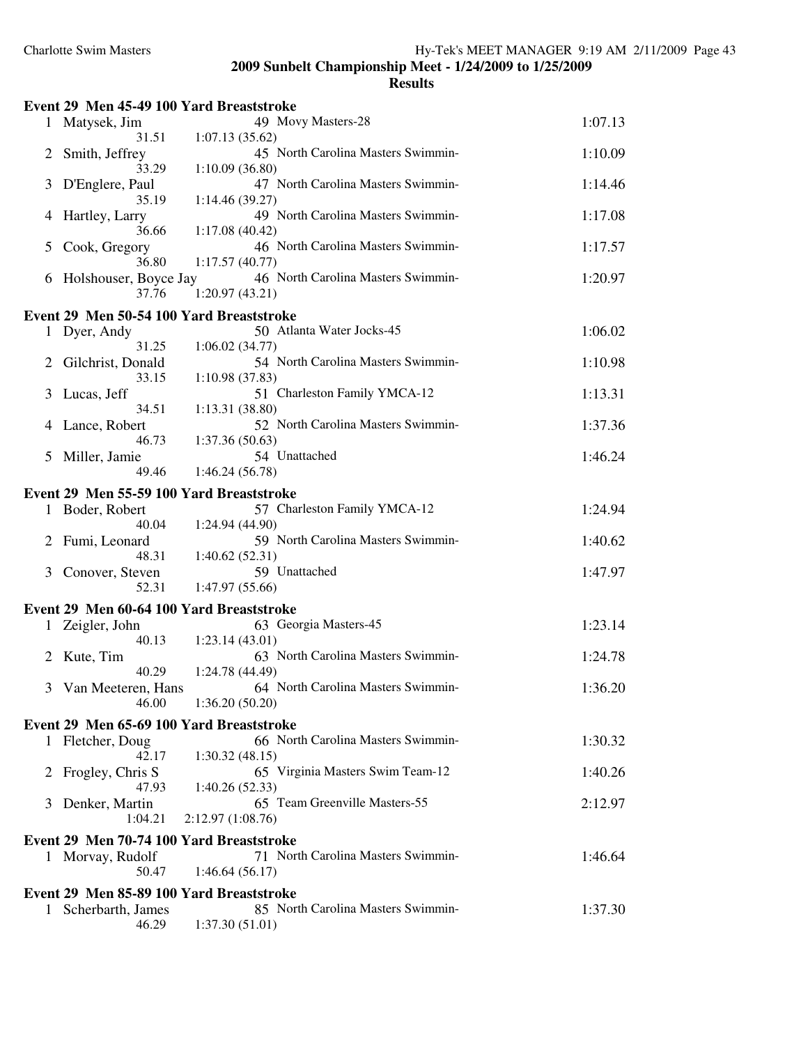**2009 Sunbelt Championship Meet - 1/24/2009 to 1/25/2009**

**Results**

### Event 29 Men 45-49 100 Yard Breaststroke

| Place | Name | Age | Team | Finals Time |
|---|---|---|---|---|
| 1 | Matysek, Jim | 49 | Movy Masters-28 | 1:07.13 |
| | 31.51 | 1:07.13 (35.62) | | |
| 2 | Smith, Jeffrey | 45 | North Carolina Masters Swimmin- | 1:10.09 |
| | 33.29 | 1:10.09 (36.80) | | |
| 3 | D'Englere, Paul | 47 | North Carolina Masters Swimmin- | 1:14.46 |
| | 35.19 | 1:14.46 (39.27) | | |
| 4 | Hartley, Larry | 49 | North Carolina Masters Swimmin- | 1:17.08 |
| | 36.66 | 1:17.08 (40.42) | | |
| 5 | Cook, Gregory | 46 | North Carolina Masters Swimmin- | 1:17.57 |
| | 36.80 | 1:17.57 (40.77) | | |
| 6 | Holshouser, Boyce Jay | 46 | North Carolina Masters Swimmin- | 1:20.97 |
| | 37.76 | 1:20.97 (43.21) | | |

### Event 29 Men 50-54 100 Yard Breaststroke

| Place | Name | Age | Team | Finals Time |
|---|---|---|---|---|
| 1 | Dyer, Andy | 50 | Atlanta Water Jocks-45 | 1:06.02 |
| | 31.25 | 1:06.02 (34.77) | | |
| 2 | Gilchrist, Donald | 54 | North Carolina Masters Swimmin- | 1:10.98 |
| | 33.15 | 1:10.98 (37.83) | | |
| 3 | Lucas, Jeff | 51 | Charleston Family YMCA-12 | 1:13.31 |
| | 34.51 | 1:13.31 (38.80) | | |
| 4 | Lance, Robert | 52 | North Carolina Masters Swimmin- | 1:37.36 |
| | 46.73 | 1:37.36 (50.63) | | |
| 5 | Miller, Jamie | 54 | Unattached | 1:46.24 |
| | 49.46 | 1:46.24 (56.78) | | |

### Event 29 Men 55-59 100 Yard Breaststroke

| Place | Name | Age | Team | Finals Time |
|---|---|---|---|---|
| 1 | Boder, Robert | 57 | Charleston Family YMCA-12 | 1:24.94 |
| | 40.04 | 1:24.94 (44.90) | | |
| 2 | Fumi, Leonard | 59 | North Carolina Masters Swimmin- | 1:40.62 |
| | 48.31 | 1:40.62 (52.31) | | |
| 3 | Conover, Steven | 59 | Unattached | 1:47.97 |
| | 52.31 | 1:47.97 (55.66) | | |

### Event 29 Men 60-64 100 Yard Breaststroke

| Place | Name | Age | Team | Finals Time |
|---|---|---|---|---|
| 1 | Zeigler, John | 63 | Georgia Masters-45 | 1:23.14 |
| | 40.13 | 1:23.14 (43.01) | | |
| 2 | Kute, Tim | 63 | North Carolina Masters Swimmin- | 1:24.78 |
| | 40.29 | 1:24.78 (44.49) | | |
| 3 | Van Meeteren, Hans | 64 | North Carolina Masters Swimmin- | 1:36.20 |
| | 46.00 | 1:36.20 (50.20) | | |

### Event 29 Men 65-69 100 Yard Breaststroke

| Place | Name | Age | Team | Finals Time |
|---|---|---|---|---|
| 1 | Fletcher, Doug | 66 | North Carolina Masters Swimmin- | 1:30.32 |
| | 42.17 | 1:30.32 (48.15) | | |
| 2 | Frogley, Chris S | 65 | Virginia Masters Swim Team-12 | 1:40.26 |
| | 47.93 | 1:40.26 (52.33) | | |
| 3 | Denker, Martin | 65 | Team Greenville Masters-55 | 2:12.97 |
| | 1:04.21 | 2:12.97 (1:08.76) | | |

### Event 29 Men 70-74 100 Yard Breaststroke

| Place | Name | Age | Team | Finals Time |
|---|---|---|---|---|
| 1 | Morvay, Rudolf | 71 | North Carolina Masters Swimmin- | 1:46.64 |
| | 50.47 | 1:46.64 (56.17) | | |

### Event 29 Men 85-89 100 Yard Breaststroke

| Place | Name | Age | Team | Finals Time |
|---|---|---|---|---|
| 1 | Scherbarth, James | 85 | North Carolina Masters Swimmin- | 1:37.30 |
| | 46.29 | 1:37.30 (51.01) | | |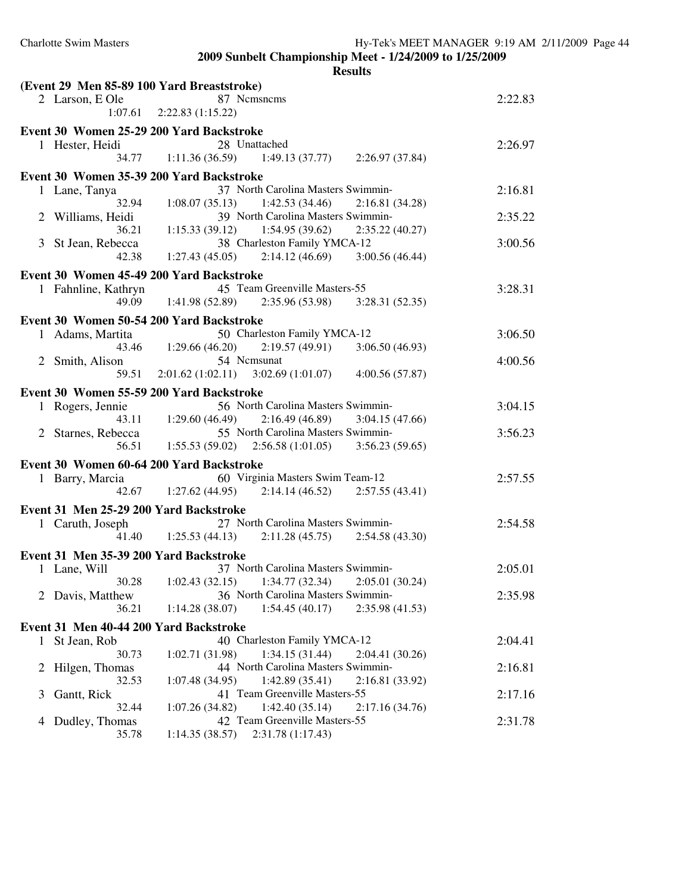**2009 Sunbelt Championship Meet - 1/24/2009 to 1/25/2009**

**Results**

**(Event 29 Men 85-89 100 Yard Breaststroke)**

```
  2 Larson, E Ole               87 Ncmsncms                                         2:22.83
          1:07.61    2:22.83 (1:15.22)
```

**Event 30 Women 25-29 200 Yard Backstroke**

```
  1 Hester, Heidi               28 Unattached                                       2:26.97
            34.77    1:11.36 (36.59)    1:49.13 (37.77)    2:26.97 (37.84)
```

**Event 30 Women 35-39 200 Yard Backstroke**

```
  1 Lane, Tanya                 37 North Carolina Masters Swimmin-                  2:16.81
            32.94    1:08.07 (35.13)    1:42.53 (34.46)    2:16.81 (34.28)
  2 Williams, Heidi             39 North Carolina Masters Swimmin-                  2:35.22
            36.21    1:15.33 (39.12)    1:54.95 (39.62)    2:35.22 (40.27)
  3 St Jean, Rebecca            38 Charleston Family YMCA-12                        3:00.56
            42.38    1:27.43 (45.05)    2:14.12 (46.69)    3:00.56 (46.44)
```

**Event 30 Women 45-49 200 Yard Backstroke**

```
  1 Fahnline, Kathryn           45 Team Greenville Masters-55                       3:28.31
            49.09    1:41.98 (52.89)    2:35.96 (53.98)    3:28.31 (52.35)
```

**Event 30 Women 50-54 200 Yard Backstroke**

```
  1 Adams, Martita              50 Charleston Family YMCA-12                        3:06.50
            43.46    1:29.66 (46.20)    2:19.57 (49.91)    3:06.50 (46.93)
  2 Smith, Alison               54 Ncmsunat                                         4:00.56
            59.51    2:01.62 (1:02.11)  3:02.69 (1:01.07)  4:00.56 (57.87)
```

**Event 30 Women 55-59 200 Yard Backstroke**

```
  1 Rogers, Jennie              56 North Carolina Masters Swimmin-                  3:04.15
            43.11    1:29.60 (46.49)    2:16.49 (46.89)    3:04.15 (47.66)
  2 Starnes, Rebecca            55 North Carolina Masters Swimmin-                  3:56.23
            56.51    1:55.53 (59.02)    2:56.58 (1:01.05)  3:56.23 (59.65)
```

**Event 30 Women 60-64 200 Yard Backstroke**

```
  1 Barry, Marcia               60 Virginia Masters Swim Team-12                    2:57.55
            42.67    1:27.62 (44.95)    2:14.14 (46.52)    2:57.55 (43.41)
```

**Event 31 Men 25-29 200 Yard Backstroke**

```
  1 Caruth, Joseph              27 North Carolina Masters Swimmin-                  2:54.58
            41.40    1:25.53 (44.13)    2:11.28 (45.75)    2:54.58 (43.30)
```

**Event 31 Men 35-39 200 Yard Backstroke**

```
  1 Lane, Will                  37 North Carolina Masters Swimmin-                  2:05.01
            30.28    1:02.43 (32.15)    1:34.77 (32.34)    2:05.01 (30.24)
  2 Davis, Matthew              36 North Carolina Masters Swimmin-                  2:35.98
            36.21    1:14.28 (38.07)    1:54.45 (40.17)    2:35.98 (41.53)
```

**Event 31 Men 40-44 200 Yard Backstroke**

```
  1 St Jean, Rob                40 Charleston Family YMCA-12                        2:04.41
            30.73    1:02.71 (31.98)    1:34.15 (31.44)    2:04.41 (30.26)
  2 Hilgen, Thomas              44 North Carolina Masters Swimmin-                  2:16.81
            32.53    1:07.48 (34.95)    1:42.89 (35.41)    2:16.81 (33.92)
  3 Gantt, Rick                 41 Team Greenville Masters-55                       2:17.16
            32.44    1:07.26 (34.82)    1:42.40 (35.14)    2:17.16 (34.76)
  4 Dudley, Thomas              42 Team Greenville Masters-55                       2:31.78
            35.78    1:14.35 (38.57)    2:31.78 (1:17.43)
```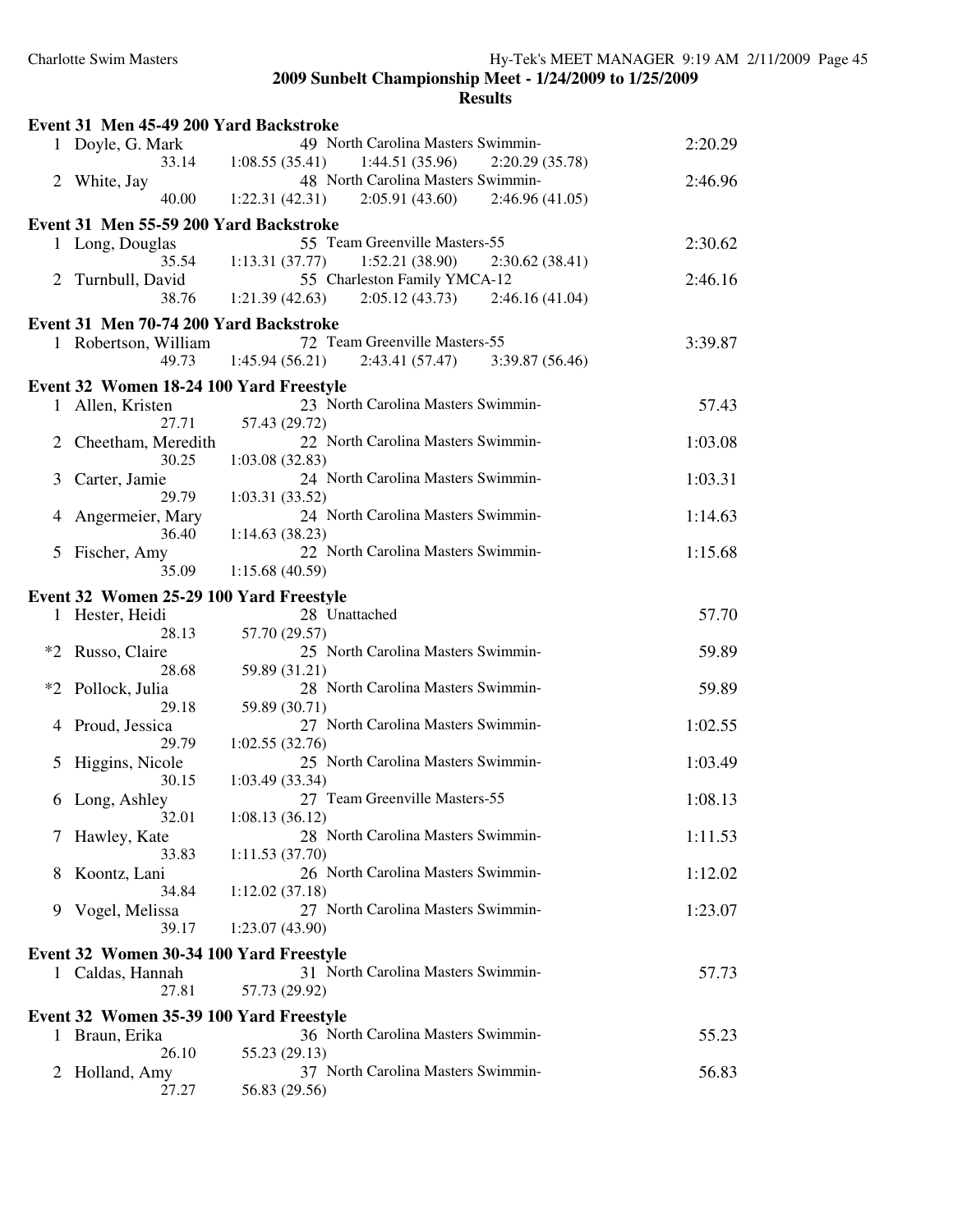## 2009 Sunbelt Championship Meet - 1/24/2009 to 1/25/2009

### Results

**Event 31 Men 45-49 200 Yard Backstroke**

| Place | Name | Age | Team | Time |
|---|---|---|---|---|
| 1 | Doyle, G. Mark | 49 | North Carolina Masters Swimmin- | 2:20.29 |
| | 33.14 | 1:08.55 (35.41) | 1:44.51 (35.96) | 2:20.29 (35.78) |
| 2 | White, Jay | 48 | North Carolina Masters Swimmin- | 2:46.96 |
| | 40.00 | 1:22.31 (42.31) | 2:05.91 (43.60) | 2:46.96 (41.05) |

**Event 31 Men 55-59 200 Yard Backstroke**

| Place | Name | Age | Team | Time |
|---|---|---|---|---|
| 1 | Long, Douglas | 55 | Team Greenville Masters-55 | 2:30.62 |
| | 35.54 | 1:13.31 (37.77) | 1:52.21 (38.90) | 2:30.62 (38.41) |
| 2 | Turnbull, David | 55 | Charleston Family YMCA-12 | 2:46.16 |
| | 38.76 | 1:21.39 (42.63) | 2:05.12 (43.73) | 2:46.16 (41.04) |

**Event 31 Men 70-74 200 Yard Backstroke**

| Place | Name | Age | Team | Time |
|---|---|---|---|---|
| 1 | Robertson, William | 72 | Team Greenville Masters-55 | 3:39.87 |
| | 49.73 | 1:45.94 (56.21) | 2:43.41 (57.47) | 3:39.87 (56.46) |

**Event 32 Women 18-24 100 Yard Freestyle**

| Place | Name | Age | Team | Time |
|---|---|---|---|---|
| 1 | Allen, Kristen | 23 | North Carolina Masters Swimmin- | 57.43 |
| | 27.71 | 57.43 (29.72) | | |
| 2 | Cheetham, Meredith | 22 | North Carolina Masters Swimmin- | 1:03.08 |
| | 30.25 | 1:03.08 (32.83) | | |
| 3 | Carter, Jamie | 24 | North Carolina Masters Swimmin- | 1:03.31 |
| | 29.79 | 1:03.31 (33.52) | | |
| 4 | Angermeier, Mary | 24 | North Carolina Masters Swimmin- | 1:14.63 |
| | 36.40 | 1:14.63 (38.23) | | |
| 5 | Fischer, Amy | 22 | North Carolina Masters Swimmin- | 1:15.68 |
| | 35.09 | 1:15.68 (40.59) | | |

**Event 32 Women 25-29 100 Yard Freestyle**

| Place | Name | Age | Team | Time |
|---|---|---|---|---|
| 1 | Hester, Heidi | 28 | Unattached | 57.70 |
| | 28.13 | 57.70 (29.57) | | |
| *2 | Russo, Claire | 25 | North Carolina Masters Swimmin- | 59.89 |
| | 28.68 | 59.89 (31.21) | | |
| *2 | Pollock, Julia | 28 | North Carolina Masters Swimmin- | 59.89 |
| | 29.18 | 59.89 (30.71) | | |
| 4 | Proud, Jessica | 27 | North Carolina Masters Swimmin- | 1:02.55 |
| | 29.79 | 1:02.55 (32.76) | | |
| 5 | Higgins, Nicole | 25 | North Carolina Masters Swimmin- | 1:03.49 |
| | 30.15 | 1:03.49 (33.34) | | |
| 6 | Long, Ashley | 27 | Team Greenville Masters-55 | 1:08.13 |
| | 32.01 | 1:08.13 (36.12) | | |
| 7 | Hawley, Kate | 28 | North Carolina Masters Swimmin- | 1:11.53 |
| | 33.83 | 1:11.53 (37.70) | | |
| 8 | Koontz, Lani | 26 | North Carolina Masters Swimmin- | 1:12.02 |
| | 34.84 | 1:12.02 (37.18) | | |
| 9 | Vogel, Melissa | 27 | North Carolina Masters Swimmin- | 1:23.07 |
| | 39.17 | 1:23.07 (43.90) | | |

**Event 32 Women 30-34 100 Yard Freestyle**

| Place | Name | Age | Team | Time |
|---|---|---|---|---|
| 1 | Caldas, Hannah | 31 | North Carolina Masters Swimmin- | 57.73 |
| | 27.81 | 57.73 (29.92) | | |

**Event 32 Women 35-39 100 Yard Freestyle**

| Place | Name | Age | Team | Time |
|---|---|---|---|---|
| 1 | Braun, Erika | 36 | North Carolina Masters Swimmin- | 55.23 |
| | 26.10 | 55.23 (29.13) | | |
| 2 | Holland, Amy | 37 | North Carolina Masters Swimmin- | 56.83 |
| | 27.27 | 56.83 (29.56) | | |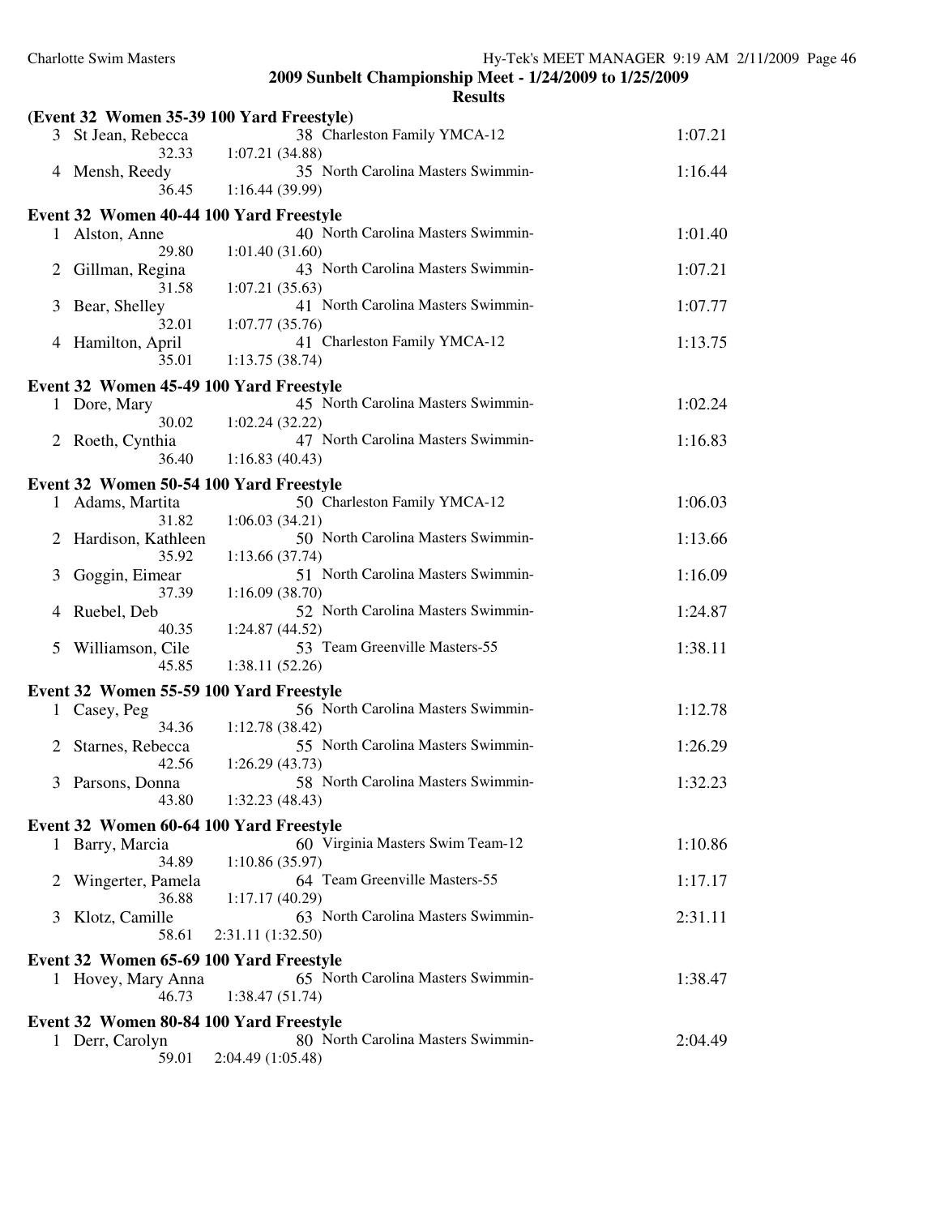**2009 Sunbelt Championship Meet - 1/24/2009 to 1/25/2009**

**Results**

**(Event 32 Women 35-39 100 Yard Freestyle)**

| | Name | Age | Team | Finals Time |
|---|---|---|---|---|
| 3 | St Jean, Rebecca | 38 | Charleston Family YMCA-12 | 1:07.21 |
| | 32.33 | 1:07.21 (34.88) | | |
| 4 | Mensh, Reedy | 35 | North Carolina Masters Swimmin- | 1:16.44 |
| | 36.45 | 1:16.44 (39.99) | | |

**Event 32 Women 40-44 100 Yard Freestyle**

| | Name | Age | Team | Finals Time |
|---|---|---|---|---|
| 1 | Alston, Anne | 40 | North Carolina Masters Swimmin- | 1:01.40 |
| | 29.80 | 1:01.40 (31.60) | | |
| 2 | Gillman, Regina | 43 | North Carolina Masters Swimmin- | 1:07.21 |
| | 31.58 | 1:07.21 (35.63) | | |
| 3 | Bear, Shelley | 41 | North Carolina Masters Swimmin- | 1:07.77 |
| | 32.01 | 1:07.77 (35.76) | | |
| 4 | Hamilton, April | 41 | Charleston Family YMCA-12 | 1:13.75 |
| | 35.01 | 1:13.75 (38.74) | | |

**Event 32 Women 45-49 100 Yard Freestyle**

| | Name | Age | Team | Finals Time |
|---|---|---|---|---|
| 1 | Dore, Mary | 45 | North Carolina Masters Swimmin- | 1:02.24 |
| | 30.02 | 1:02.24 (32.22) | | |
| 2 | Roeth, Cynthia | 47 | North Carolina Masters Swimmin- | 1:16.83 |
| | 36.40 | 1:16.83 (40.43) | | |

**Event 32 Women 50-54 100 Yard Freestyle**

| | Name | Age | Team | Finals Time |
|---|---|---|---|---|
| 1 | Adams, Martita | 50 | Charleston Family YMCA-12 | 1:06.03 |
| | 31.82 | 1:06.03 (34.21) | | |
| 2 | Hardison, Kathleen | 50 | North Carolina Masters Swimmin- | 1:13.66 |
| | 35.92 | 1:13.66 (37.74) | | |
| 3 | Goggin, Eimear | 51 | North Carolina Masters Swimmin- | 1:16.09 |
| | 37.39 | 1:16.09 (38.70) | | |
| 4 | Ruebel, Deb | 52 | North Carolina Masters Swimmin- | 1:24.87 |
| | 40.35 | 1:24.87 (44.52) | | |
| 5 | Williamson, Cile | 53 | Team Greenville Masters-55 | 1:38.11 |
| | 45.85 | 1:38.11 (52.26) | | |

**Event 32 Women 55-59 100 Yard Freestyle**

| | Name | Age | Team | Finals Time |
|---|---|---|---|---|
| 1 | Casey, Peg | 56 | North Carolina Masters Swimmin- | 1:12.78 |
| | 34.36 | 1:12.78 (38.42) | | |
| 2 | Starnes, Rebecca | 55 | North Carolina Masters Swimmin- | 1:26.29 |
| | 42.56 | 1:26.29 (43.73) | | |
| 3 | Parsons, Donna | 58 | North Carolina Masters Swimmin- | 1:32.23 |
| | 43.80 | 1:32.23 (48.43) | | |

**Event 32 Women 60-64 100 Yard Freestyle**

| | Name | Age | Team | Finals Time |
|---|---|---|---|---|
| 1 | Barry, Marcia | 60 | Virginia Masters Swim Team-12 | 1:10.86 |
| | 34.89 | 1:10.86 (35.97) | | |
| 2 | Wingerter, Pamela | 64 | Team Greenville Masters-55 | 1:17.17 |
| | 36.88 | 1:17.17 (40.29) | | |
| 3 | Klotz, Camille | 63 | North Carolina Masters Swimmin- | 2:31.11 |
| | 58.61 | 2:31.11 (1:32.50) | | |

**Event 32 Women 65-69 100 Yard Freestyle**

| | Name | Age | Team | Finals Time |
|---|---|---|---|---|
| 1 | Hovey, Mary Anna | 65 | North Carolina Masters Swimmin- | 1:38.47 |
| | 46.73 | 1:38.47 (51.74) | | |

**Event 32 Women 80-84 100 Yard Freestyle**

| | Name | Age | Team | Finals Time |
|---|---|---|---|---|
| 1 | Derr, Carolyn | 80 | North Carolina Masters Swimmin- | 2:04.49 |
| | 59.01 | 2:04.49 (1:05.48) | | |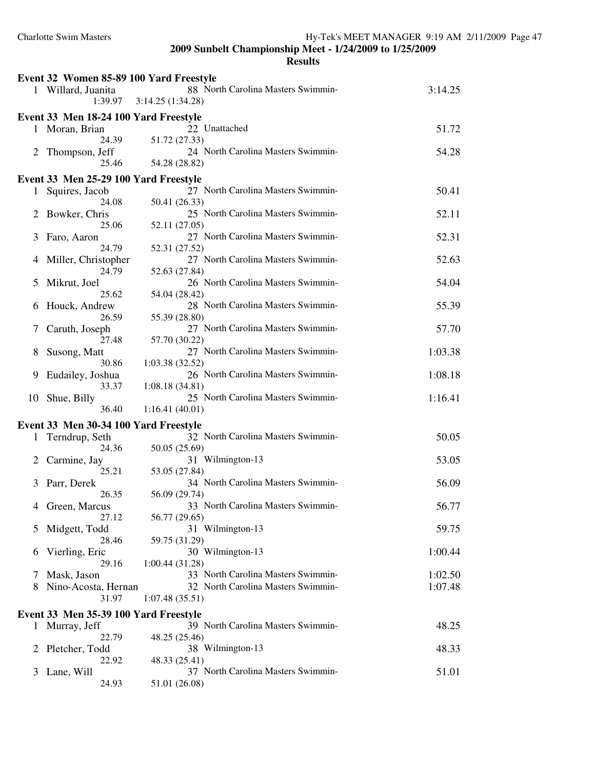**2009 Sunbelt Championship Meet - 1/24/2009 to 1/25/2009**

**Results**

### Event 32 Women 85-89 100 Yard Freestyle

| Place | Name | Age | Team | Time |
|---|---|---|---|---|
| 1 | Willard, Juanita | 88 | North Carolina Masters Swimmin- | 3:14.25 |
| | 1:39.97 | 3:14.25 (1:34.28) | | |

### Event 33 Men 18-24 100 Yard Freestyle

| Place | Name | Age | Team | Time |
|---|---|---|---|---|
| 1 | Moran, Brian | 22 | Unattached | 51.72 |
| | 24.39 | 51.72 (27.33) | | |
| 2 | Thompson, Jeff | 24 | North Carolina Masters Swimmin- | 54.28 |
| | 25.46 | 54.28 (28.82) | | |

### Event 33 Men 25-29 100 Yard Freestyle

| Place | Name | Age | Team | Time |
|---|---|---|---|---|
| 1 | Squires, Jacob | 27 | North Carolina Masters Swimmin- | 50.41 |
| | 24.08 | 50.41 (26.33) | | |
| 2 | Bowker, Chris | 25 | North Carolina Masters Swimmin- | 52.11 |
| | 25.06 | 52.11 (27.05) | | |
| 3 | Faro, Aaron | 27 | North Carolina Masters Swimmin- | 52.31 |
| | 24.79 | 52.31 (27.52) | | |
| 4 | Miller, Christopher | 27 | North Carolina Masters Swimmin- | 52.63 |
| | 24.79 | 52.63 (27.84) | | |
| 5 | Mikrut, Joel | 26 | North Carolina Masters Swimmin- | 54.04 |
| | 25.62 | 54.04 (28.42) | | |
| 6 | Houck, Andrew | 28 | North Carolina Masters Swimmin- | 55.39 |
| | 26.59 | 55.39 (28.80) | | |
| 7 | Caruth, Joseph | 27 | North Carolina Masters Swimmin- | 57.70 |
| | 27.48 | 57.70 (30.22) | | |
| 8 | Susong, Matt | 27 | North Carolina Masters Swimmin- | 1:03.38 |
| | 30.86 | 1:03.38 (32.52) | | |
| 9 | Eudailey, Joshua | 26 | North Carolina Masters Swimmin- | 1:08.18 |
| | 33.37 | 1:08.18 (34.81) | | |
| 10 | Shue, Billy | 25 | North Carolina Masters Swimmin- | 1:16.41 |
| | 36.40 | 1:16.41 (40.01) | | |

### Event 33 Men 30-34 100 Yard Freestyle

| Place | Name | Age | Team | Time |
|---|---|---|---|---|
| 1 | Terndrup, Seth | 32 | North Carolina Masters Swimmin- | 50.05 |
| | 24.36 | 50.05 (25.69) | | |
| 2 | Carmine, Jay | 31 | Wilmington-13 | 53.05 |
| | 25.21 | 53.05 (27.84) | | |
| 3 | Parr, Derek | 34 | North Carolina Masters Swimmin- | 56.09 |
| | 26.35 | 56.09 (29.74) | | |
| 4 | Green, Marcus | 33 | North Carolina Masters Swimmin- | 56.77 |
| | 27.12 | 56.77 (29.65) | | |
| 5 | Midgett, Todd | 31 | Wilmington-13 | 59.75 |
| | 28.46 | 59.75 (31.29) | | |
| 6 | Vierling, Eric | 30 | Wilmington-13 | 1:00.44 |
| | 29.16 | 1:00.44 (31.28) | | |
| 7 | Mask, Jason | 33 | North Carolina Masters Swimmin- | 1:02.50 |
| 8 | Nino-Acosta, Hernan | 32 | North Carolina Masters Swimmin- | 1:07.48 |
| | 31.97 | 1:07.48 (35.51) | | |

### Event 33 Men 35-39 100 Yard Freestyle

| Place | Name | Age | Team | Time |
|---|---|---|---|---|
| 1 | Murray, Jeff | 39 | North Carolina Masters Swimmin- | 48.25 |
| | 22.79 | 48.25 (25.46) | | |
| 2 | Pletcher, Todd | 38 | Wilmington-13 | 48.33 |
| | 22.92 | 48.33 (25.41) | | |
| 3 | Lane, Will | 37 | North Carolina Masters Swimmin- | 51.01 |
| | 24.93 | 51.01 (26.08) | | |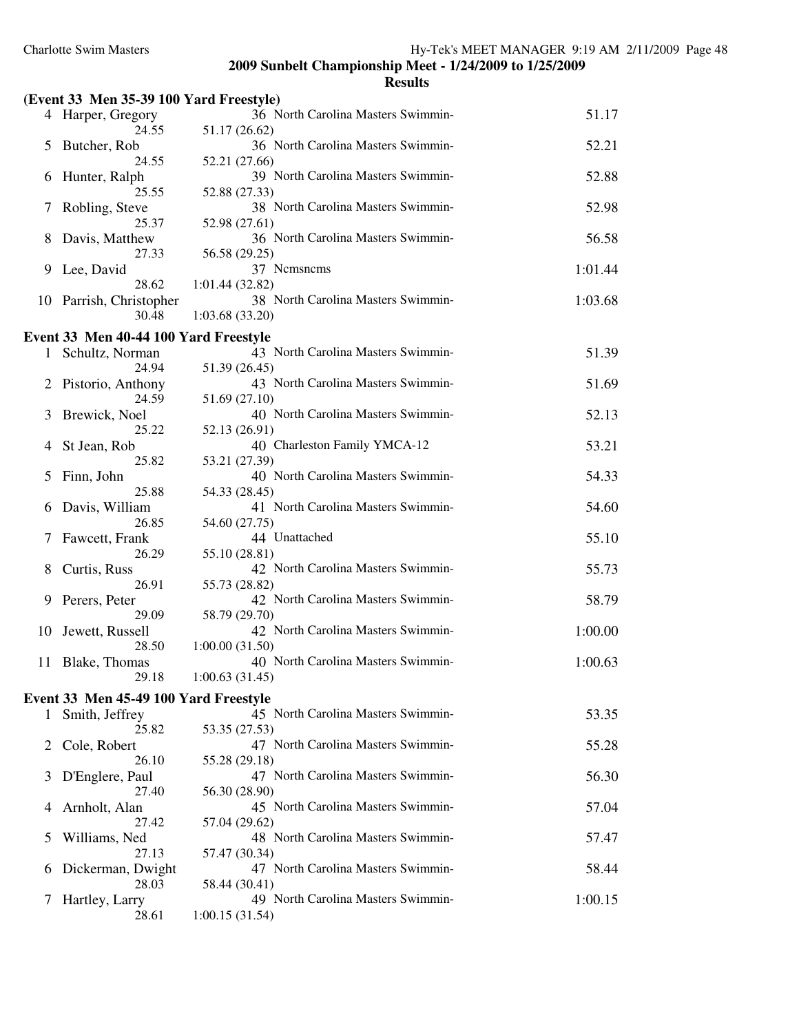2009 Sunbelt Championship Meet - 1/24/2009 to 1/25/2009

**Results**

**(Event 33 Men 35-39 100 Yard Freestyle)**

| Place | Name | Age | Team | Finals Time |
|---|---|---|---|---|
| 4 | Harper, Gregory | 36 | North Carolina Masters Swimmin- | 51.17 |
| | 24.55 | 51.17 (26.62) | | |
| 5 | Butcher, Rob | 36 | North Carolina Masters Swimmin- | 52.21 |
| | 24.55 | 52.21 (27.66) | | |
| 6 | Hunter, Ralph | 39 | North Carolina Masters Swimmin- | 52.88 |
| | 25.55 | 52.88 (27.33) | | |
| 7 | Robling, Steve | 38 | North Carolina Masters Swimmin- | 52.98 |
| | 25.37 | 52.98 (27.61) | | |
| 8 | Davis, Matthew | 36 | North Carolina Masters Swimmin- | 56.58 |
| | 27.33 | 56.58 (29.25) | | |
| 9 | Lee, David | 37 | Ncmsncms | 1:01.44 |
| | 28.62 | 1:01.44 (32.82) | | |
| 10 | Parrish, Christopher | 38 | North Carolina Masters Swimmin- | 1:03.68 |
| | 30.48 | 1:03.68 (33.20) | | |

**Event 33 Men 40-44 100 Yard Freestyle**

| Place | Name | Age | Team | Finals Time |
|---|---|---|---|---|
| 1 | Schultz, Norman | 43 | North Carolina Masters Swimmin- | 51.39 |
| | 24.94 | 51.39 (26.45) | | |
| 2 | Pistorio, Anthony | 43 | North Carolina Masters Swimmin- | 51.69 |
| | 24.59 | 51.69 (27.10) | | |
| 3 | Brewick, Noel | 40 | North Carolina Masters Swimmin- | 52.13 |
| | 25.22 | 52.13 (26.91) | | |
| 4 | St Jean, Rob | 40 | Charleston Family YMCA-12 | 53.21 |
| | 25.82 | 53.21 (27.39) | | |
| 5 | Finn, John | 40 | North Carolina Masters Swimmin- | 54.33 |
| | 25.88 | 54.33 (28.45) | | |
| 6 | Davis, William | 41 | North Carolina Masters Swimmin- | 54.60 |
| | 26.85 | 54.60 (27.75) | | |
| 7 | Fawcett, Frank | 44 | Unattached | 55.10 |
| | 26.29 | 55.10 (28.81) | | |
| 8 | Curtis, Russ | 42 | North Carolina Masters Swimmin- | 55.73 |
| | 26.91 | 55.73 (28.82) | | |
| 9 | Perers, Peter | 42 | North Carolina Masters Swimmin- | 58.79 |
| | 29.09 | 58.79 (29.70) | | |
| 10 | Jewett, Russell | 42 | North Carolina Masters Swimmin- | 1:00.00 |
| | 28.50 | 1:00.00 (31.50) | | |
| 11 | Blake, Thomas | 40 | North Carolina Masters Swimmin- | 1:00.63 |
| | 29.18 | 1:00.63 (31.45) | | |

**Event 33 Men 45-49 100 Yard Freestyle**

| Place | Name | Age | Team | Finals Time |
|---|---|---|---|---|
| 1 | Smith, Jeffrey | 45 | North Carolina Masters Swimmin- | 53.35 |
| | 25.82 | 53.35 (27.53) | | |
| 2 | Cole, Robert | 47 | North Carolina Masters Swimmin- | 55.28 |
| | 26.10 | 55.28 (29.18) | | |
| 3 | D'Englere, Paul | 47 | North Carolina Masters Swimmin- | 56.30 |
| | 27.40 | 56.30 (28.90) | | |
| 4 | Arnholt, Alan | 45 | North Carolina Masters Swimmin- | 57.04 |
| | 27.42 | 57.04 (29.62) | | |
| 5 | Williams, Ned | 48 | North Carolina Masters Swimmin- | 57.47 |
| | 27.13 | 57.47 (30.34) | | |
| 6 | Dickerman, Dwight | 47 | North Carolina Masters Swimmin- | 58.44 |
| | 28.03 | 58.44 (30.41) | | |
| 7 | Hartley, Larry | 49 | North Carolina Masters Swimmin- | 1:00.15 |
| | 28.61 | 1:00.15 (31.54) | | |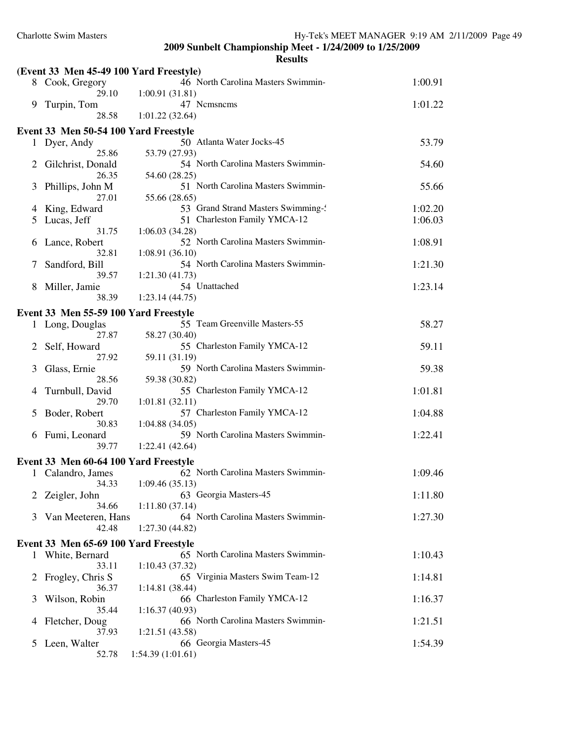**2009 Sunbelt Championship Meet - 1/24/2009 to 1/25/2009**

**Results**

### (Event 33 Men 45-49 100 Yard Freestyle)

| Place | Name | Age | Team | Finals Time |
|---|---|---|---|---|
| 8 | Cook, Gregory | 46 | North Carolina Masters Swimmin- | 1:00.91 |
| | 29.10 | 1:00.91 (31.81) | | |
| 9 | Turpin, Tom | 47 | Ncmsncms | 1:01.22 |
| | 28.58 | 1:01.22 (32.64) | | |

### Event 33 Men 50-54 100 Yard Freestyle

| Place | Name | Age | Team | Finals Time |
|---|---|---|---|---|
| 1 | Dyer, Andy | 50 | Atlanta Water Jocks-45 | 53.79 |
| | 25.86 | 53.79 (27.93) | | |
| 2 | Gilchrist, Donald | 54 | North Carolina Masters Swimmin- | 54.60 |
| | 26.35 | 54.60 (28.25) | | |
| 3 | Phillips, John M | 51 | North Carolina Masters Swimmin- | 55.66 |
| | 27.01 | 55.66 (28.65) | | |
| 4 | King, Edward | 53 | Grand Strand Masters Swimming-! | 1:02.20 |
| 5 | Lucas, Jeff | 51 | Charleston Family YMCA-12 | 1:06.03 |
| | 31.75 | 1:06.03 (34.28) | | |
| 6 | Lance, Robert | 52 | North Carolina Masters Swimmin- | 1:08.91 |
| | 32.81 | 1:08.91 (36.10) | | |
| 7 | Sandford, Bill | 54 | North Carolina Masters Swimmin- | 1:21.30 |
| | 39.57 | 1:21.30 (41.73) | | |
| 8 | Miller, Jamie | 54 | Unattached | 1:23.14 |
| | 38.39 | 1:23.14 (44.75) | | |

### Event 33 Men 55-59 100 Yard Freestyle

| Place | Name | Age | Team | Finals Time |
|---|---|---|---|---|
| 1 | Long, Douglas | 55 | Team Greenville Masters-55 | 58.27 |
| | 27.87 | 58.27 (30.40) | | |
| 2 | Self, Howard | 55 | Charleston Family YMCA-12 | 59.11 |
| | 27.92 | 59.11 (31.19) | | |
| 3 | Glass, Ernie | 59 | North Carolina Masters Swimmin- | 59.38 |
| | 28.56 | 59.38 (30.82) | | |
| 4 | Turnbull, David | 55 | Charleston Family YMCA-12 | 1:01.81 |
| | 29.70 | 1:01.81 (32.11) | | |
| 5 | Boder, Robert | 57 | Charleston Family YMCA-12 | 1:04.88 |
| | 30.83 | 1:04.88 (34.05) | | |
| 6 | Fumi, Leonard | 59 | North Carolina Masters Swimmin- | 1:22.41 |
| | 39.77 | 1:22.41 (42.64) | | |

### Event 33 Men 60-64 100 Yard Freestyle

| Place | Name | Age | Team | Finals Time |
|---|---|---|---|---|
| 1 | Calandro, James | 62 | North Carolina Masters Swimmin- | 1:09.46 |
| | 34.33 | 1:09.46 (35.13) | | |
| 2 | Zeigler, John | 63 | Georgia Masters-45 | 1:11.80 |
| | 34.66 | 1:11.80 (37.14) | | |
| 3 | Van Meeteren, Hans | 64 | North Carolina Masters Swimmin- | 1:27.30 |
| | 42.48 | 1:27.30 (44.82) | | |

### Event 33 Men 65-69 100 Yard Freestyle

| Place | Name | Age | Team | Finals Time |
|---|---|---|---|---|
| 1 | White, Bernard | 65 | North Carolina Masters Swimmin- | 1:10.43 |
| | 33.11 | 1:10.43 (37.32) | | |
| 2 | Frogley, Chris S | 65 | Virginia Masters Swim Team-12 | 1:14.81 |
| | 36.37 | 1:14.81 (38.44) | | |
| 3 | Wilson, Robin | 66 | Charleston Family YMCA-12 | 1:16.37 |
| | 35.44 | 1:16.37 (40.93) | | |
| 4 | Fletcher, Doug | 66 | North Carolina Masters Swimmin- | 1:21.51 |
| | 37.93 | 1:21.51 (43.58) | | |
| 5 | Leen, Walter | 66 | Georgia Masters-45 | 1:54.39 |
| | 52.78 | 1:54.39 (1:01.61) | | |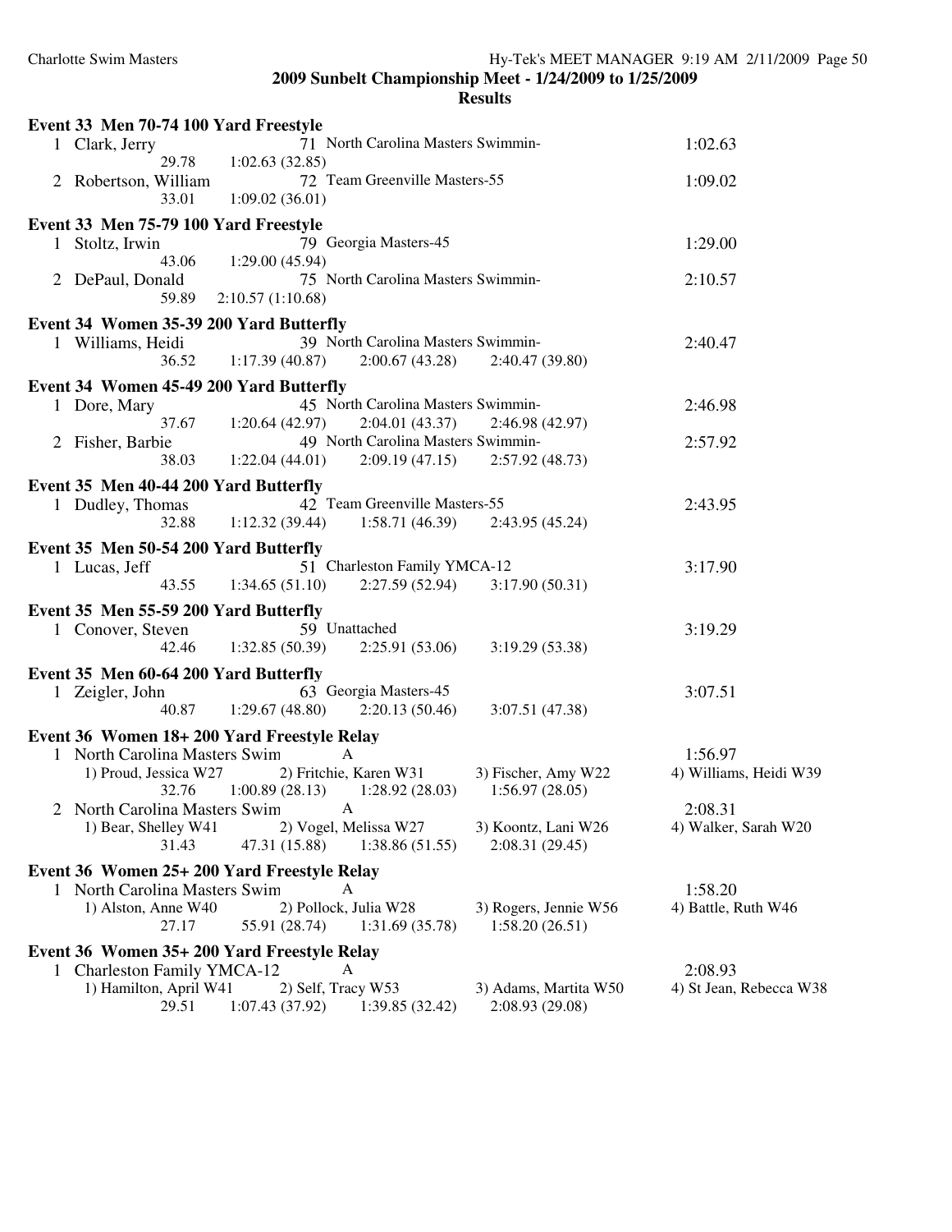## 2009 Sunbelt Championship Meet - 1/24/2009 to 1/25/2009

### Results

**Event 33 Men 70-74 100 Yard Freestyle**

1 Clark, Jerry 71 North Carolina Masters Swimmin- 1:02.63
29.78 1:02.63 (32.85)

2 Robertson, William 72 Team Greenville Masters-55 1:09.02
33.01 1:09.02 (36.01)

**Event 33 Men 75-79 100 Yard Freestyle**

1 Stoltz, Irwin 79 Georgia Masters-45 1:29.00
43.06 1:29.00 (45.94)

2 DePaul, Donald 75 North Carolina Masters Swimmin- 2:10.57
59.89 2:10.57 (1:10.68)

**Event 34 Women 35-39 200 Yard Butterfly**

1 Williams, Heidi 39 North Carolina Masters Swimmin- 2:40.47
36.52 1:17.39 (40.87) 2:00.67 (43.28) 2:40.47 (39.80)

**Event 34 Women 45-49 200 Yard Butterfly**

1 Dore, Mary 45 North Carolina Masters Swimmin- 2:46.98
37.67 1:20.64 (42.97) 2:04.01 (43.37) 2:46.98 (42.97)

2 Fisher, Barbie 49 North Carolina Masters Swimmin- 2:57.92
38.03 1:22.04 (44.01) 2:09.19 (47.15) 2:57.92 (48.73)

**Event 35 Men 40-44 200 Yard Butterfly**

1 Dudley, Thomas 42 Team Greenville Masters-55 2:43.95
32.88 1:12.32 (39.44) 1:58.71 (46.39) 2:43.95 (45.24)

**Event 35 Men 50-54 200 Yard Butterfly**

1 Lucas, Jeff 51 Charleston Family YMCA-12 3:17.90
43.55 1:34.65 (51.10) 2:27.59 (52.94) 3:17.90 (50.31)

**Event 35 Men 55-59 200 Yard Butterfly**

1 Conover, Steven 59 Unattached 3:19.29
42.46 1:32.85 (50.39) 2:25.91 (53.06) 3:19.29 (53.38)

**Event 35 Men 60-64 200 Yard Butterfly**

1 Zeigler, John 63 Georgia Masters-45 3:07.51
40.87 1:29.67 (48.80) 2:20.13 (50.46) 3:07.51 (47.38)

**Event 36 Women 18+ 200 Yard Freestyle Relay**

1 North Carolina Masters Swim A 1:56.97
1) Proud, Jessica W27 2) Fritchie, Karen W31 3) Fischer, Amy W22 4) Williams, Heidi W39
32.76 1:00.89 (28.13) 1:28.92 (28.03) 1:56.97 (28.05)

2 North Carolina Masters Swim A 2:08.31
1) Bear, Shelley W41 2) Vogel, Melissa W27 3) Koontz, Lani W26 4) Walker, Sarah W20
31.43 47.31 (15.88) 1:38.86 (51.55) 2:08.31 (29.45)

**Event 36 Women 25+ 200 Yard Freestyle Relay**

1 North Carolina Masters Swim A 1:58.20
1) Alston, Anne W40 2) Pollock, Julia W28 3) Rogers, Jennie W56 4) Battle, Ruth W46
27.17 55.91 (28.74) 1:31.69 (35.78) 1:58.20 (26.51)

**Event 36 Women 35+ 200 Yard Freestyle Relay**

1 Charleston Family YMCA-12 A 2:08.93
1) Hamilton, April W41 2) Self, Tracy W53 3) Adams, Martita W50 4) St Jean, Rebecca W38
29.51 1:07.43 (37.92) 1:39.85 (32.42) 2:08.93 (29.08)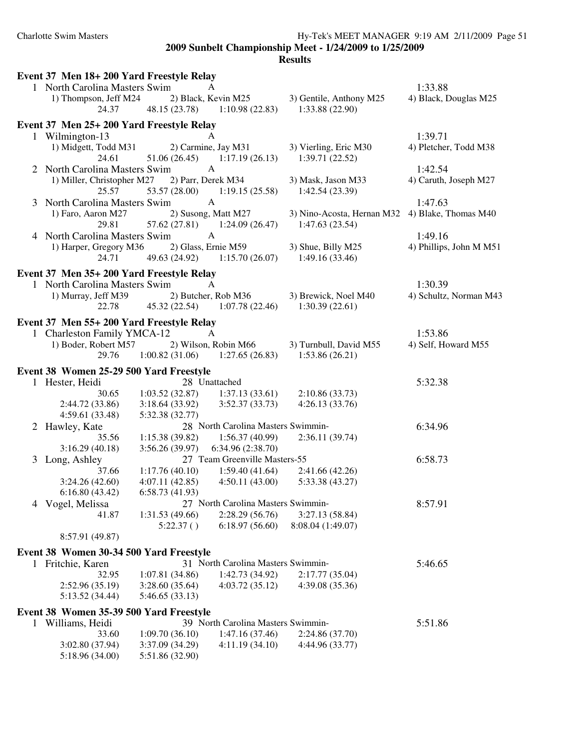**2009 Sunbelt Championship Meet - 1/24/2009 to 1/25/2009**

**Results**

**Event 37 Men 18+ 200 Yard Freestyle Relay**

```
  1 North Carolina Masters Swim            A                                                 1:33.88
      1) Thompson, Jeff M24      2) Black, Kevin M25         3) Gentile, Anthony M25       4) Black, Douglas M25
              24.37        48.15 (23.78)     1:10.98 (22.83)     1:33.88 (22.90)
```

**Event 37 Men 25+ 200 Yard Freestyle Relay**

```
  1 Wilmington-13                          A                                                 1:39.71
      1) Midgett, Todd M31       2) Carmine, Jay M31         3) Vierling, Eric M30         4) Pletcher, Todd M38
              24.61        51.06 (26.45)     1:17.19 (26.13)     1:39.71 (22.52)
  2 North Carolina Masters Swim            A                                                 1:42.54
      1) Miller, Christopher M27 2) Parr, Derek M34          3) Mask, Jason M33            4) Caruth, Joseph M27
              25.57        53.57 (28.00)     1:19.15 (25.58)     1:42.54 (23.39)
  3 North Carolina Masters Swim            A                                                 1:47.63
      1) Faro, Aaron M27         2) Susong, Matt M27         3) Nino-Acosta, Hernan M32    4) Blake, Thomas M40
              29.81        57.62 (27.81)     1:24.09 (26.47)     1:47.63 (23.54)
  4 North Carolina Masters Swim            A                                                 1:49.16
      1) Harper, Gregory M36     2) Glass, Ernie M59         3) Shue, Billy M25            4) Phillips, John M M51
              24.71        49.63 (24.92)     1:15.70 (26.07)     1:49.16 (33.46)
```

**Event 37 Men 35+ 200 Yard Freestyle Relay**

```
  1 North Carolina Masters Swim            A                                                 1:30.39
      1) Murray, Jeff M39        2) Butcher, Rob M36         3) Brewick, Noel M40          4) Schultz, Norman M43
              22.78        45.32 (22.54)     1:07.78 (22.46)     1:30.39 (22.61)
```

**Event 37 Men 55+ 200 Yard Freestyle Relay**

```
  1 Charleston Family YMCA-12              A                                                 1:53.86
      1) Boder, Robert M57       2) Wilson, Robin M66        3) Turnbull, David M55        4) Self, Howard M55
              29.76      1:00.82 (31.06)     1:27.65 (26.83)     1:53.86 (26.21)
```

**Event 38 Women 25-29 500 Yard Freestyle**

```
  1 Hester, Heidi                      28 Unattached                                         5:32.38
              30.65      1:03.52 (32.87)     1:37.13 (33.61)     2:10.86 (33.73)
    2:44.72 (33.86)      3:18.64 (33.92)     3:52.37 (33.73)     4:26.13 (33.76)
    4:59.61 (33.48)      5:32.38 (32.77)
  2 Hawley, Kate                       28 North Carolina Masters Swimmin-                    6:34.96
              35.56      1:15.38 (39.82)     1:56.37 (40.99)     2:36.11 (39.74)
    3:16.29 (40.18)      3:56.26 (39.97)     6:34.96 (2:38.70)
  3 Long, Ashley                       27 Team Greenville Masters-55                         6:58.73
              37.66      1:17.76 (40.10)     1:59.40 (41.64)     2:41.66 (42.26)
    3:24.26 (42.60)      4:07.11 (42.85)     4:50.11 (43.00)     5:33.38 (43.27)
    6:16.80 (43.42)      6:58.73 (41.93)
  4 Vogel, Melissa                     27 North Carolina Masters Swimmin-                    8:57.91
              41.87      1:31.53 (49.66)     2:28.29 (56.76)     3:27.13 (58.84)
                           5:22.37 ( )       6:18.97 (56.60)     8:08.04 (1:49.07)
    8:57.91 (49.87)
```

**Event 38 Women 30-34 500 Yard Freestyle**

```
  1 Fritchie, Karen                    31 North Carolina Masters Swimmin-                    5:46.65
              32.95      1:07.81 (34.86)     1:42.73 (34.92)     2:17.77 (35.04)
    2:52.96 (35.19)      3:28.60 (35.64)     4:03.72 (35.12)     4:39.08 (35.36)
    5:13.52 (34.44)      5:46.65 (33.13)
```

**Event 38 Women 35-39 500 Yard Freestyle**

```
  1 Williams, Heidi                    39 North Carolina Masters Swimmin-                    5:51.86
              33.60      1:09.70 (36.10)     1:47.16 (37.46)     2:24.86 (37.70)
    3:02.80 (37.94)      3:37.09 (34.29)     4:11.19 (34.10)     4:44.96 (33.77)
    5:18.96 (34.00)      5:51.86 (32.90)
```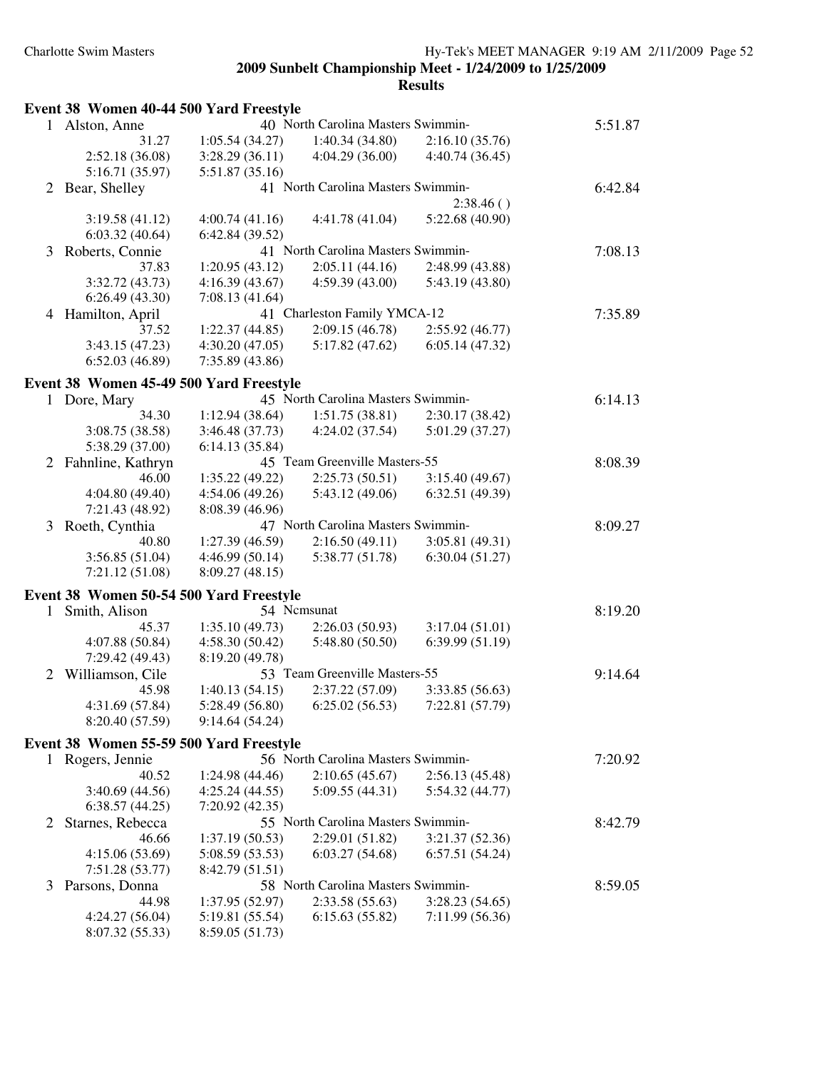**2009 Sunbelt Championship Meet - 1/24/2009 to 1/25/2009**

**Results**

### Event 38 Women 40-44 500 Yard Freestyle

```
  1 Alston, Anne                 40 North Carolina Masters Swimmin-                 5:51.87
              31.27    1:05.54 (34.27)   1:40.34 (34.80)   2:16.10 (35.76)
    2:52.18 (36.08)    3:28.29 (36.11)   4:04.29 (36.00)   4:40.74 (36.45)
    5:16.71 (35.97)    5:51.87 (35.16)
  2 Bear, Shelley                41 North Carolina Masters Swimmin-                 6:42.84
                                                            2:38.46 ( )
    3:19.58 (41.12)    4:00.74 (41.16)   4:41.78 (41.04)   5:22.68 (40.90)
    6:03.32 (40.64)    6:42.84 (39.52)
  3 Roberts, Connie              41 North Carolina Masters Swimmin-                 7:08.13
              37.83    1:20.95 (43.12)   2:05.11 (44.16)   2:48.99 (43.88)
    3:32.72 (43.73)    4:16.39 (43.67)   4:59.39 (43.00)   5:43.19 (43.80)
    6:26.49 (43.30)    7:08.13 (41.64)
  4 Hamilton, April              41 Charleston Family YMCA-12                       7:35.89
              37.52    1:22.37 (44.85)   2:09.15 (46.78)   2:55.92 (46.77)
    3:43.15 (47.23)    4:30.20 (47.05)   5:17.82 (47.62)   6:05.14 (47.32)
    6:52.03 (46.89)    7:35.89 (43.86)
```

### Event 38 Women 45-49 500 Yard Freestyle

```
  1 Dore, Mary                   45 North Carolina Masters Swimmin-                 6:14.13
              34.30    1:12.94 (38.64)   1:51.75 (38.81)   2:30.17 (38.42)
    3:08.75 (38.58)    3:46.48 (37.73)   4:24.02 (37.54)   5:01.29 (37.27)
    5:38.29 (37.00)    6:14.13 (35.84)
  2 Fahnline, Kathryn            45 Team Greenville Masters-55                      8:08.39
              46.00    1:35.22 (49.22)   2:25.73 (50.51)   3:15.40 (49.67)
    4:04.80 (49.40)    4:54.06 (49.26)   5:43.12 (49.06)   6:32.51 (49.39)
    7:21.43 (48.92)    8:08.39 (46.96)
  3 Roeth, Cynthia               47 North Carolina Masters Swimmin-                 8:09.27
              40.80    1:27.39 (46.59)   2:16.50 (49.11)   3:05.81 (49.31)
    3:56.85 (51.04)    4:46.99 (50.14)   5:38.77 (51.78)   6:30.04 (51.27)
    7:21.12 (51.08)    8:09.27 (48.15)
```

### Event 38 Women 50-54 500 Yard Freestyle

```
  1 Smith, Alison                54 Ncmsunat                                        8:19.20
              45.37    1:35.10 (49.73)   2:26.03 (50.93)   3:17.04 (51.01)
    4:07.88 (50.84)    4:58.30 (50.42)   5:48.80 (50.50)   6:39.99 (51.19)
    7:29.42 (49.43)    8:19.20 (49.78)
  2 Williamson, Cile             53 Team Greenville Masters-55                      9:14.64
              45.98    1:40.13 (54.15)   2:37.22 (57.09)   3:33.85 (56.63)
    4:31.69 (57.84)    5:28.49 (56.80)   6:25.02 (56.53)   7:22.81 (57.79)
    8:20.40 (57.59)    9:14.64 (54.24)
```

### Event 38 Women 55-59 500 Yard Freestyle

```
  1 Rogers, Jennie               56 North Carolina Masters Swimmin-                 7:20.92
              40.52    1:24.98 (44.46)   2:10.65 (45.67)   2:56.13 (45.48)
    3:40.69 (44.56)    4:25.24 (44.55)   5:09.55 (44.31)   5:54.32 (44.77)
    6:38.57 (44.25)    7:20.92 (42.35)
  2 Starnes, Rebecca             55 North Carolina Masters Swimmin-                 8:42.79
              46.66    1:37.19 (50.53)   2:29.01 (51.82)   3:21.37 (52.36)
    4:15.06 (53.69)    5:08.59 (53.53)   6:03.27 (54.68)   6:57.51 (54.24)
    7:51.28 (53.77)    8:42.79 (51.51)
  3 Parsons, Donna               58 North Carolina Masters Swimmin-                 8:59.05
              44.98    1:37.95 (52.97)   2:33.58 (55.63)   3:28.23 (54.65)
    4:24.27 (56.04)    5:19.81 (55.54)   6:15.63 (55.82)   7:11.99 (56.36)
    8:07.32 (55.33)    8:59.05 (51.73)
```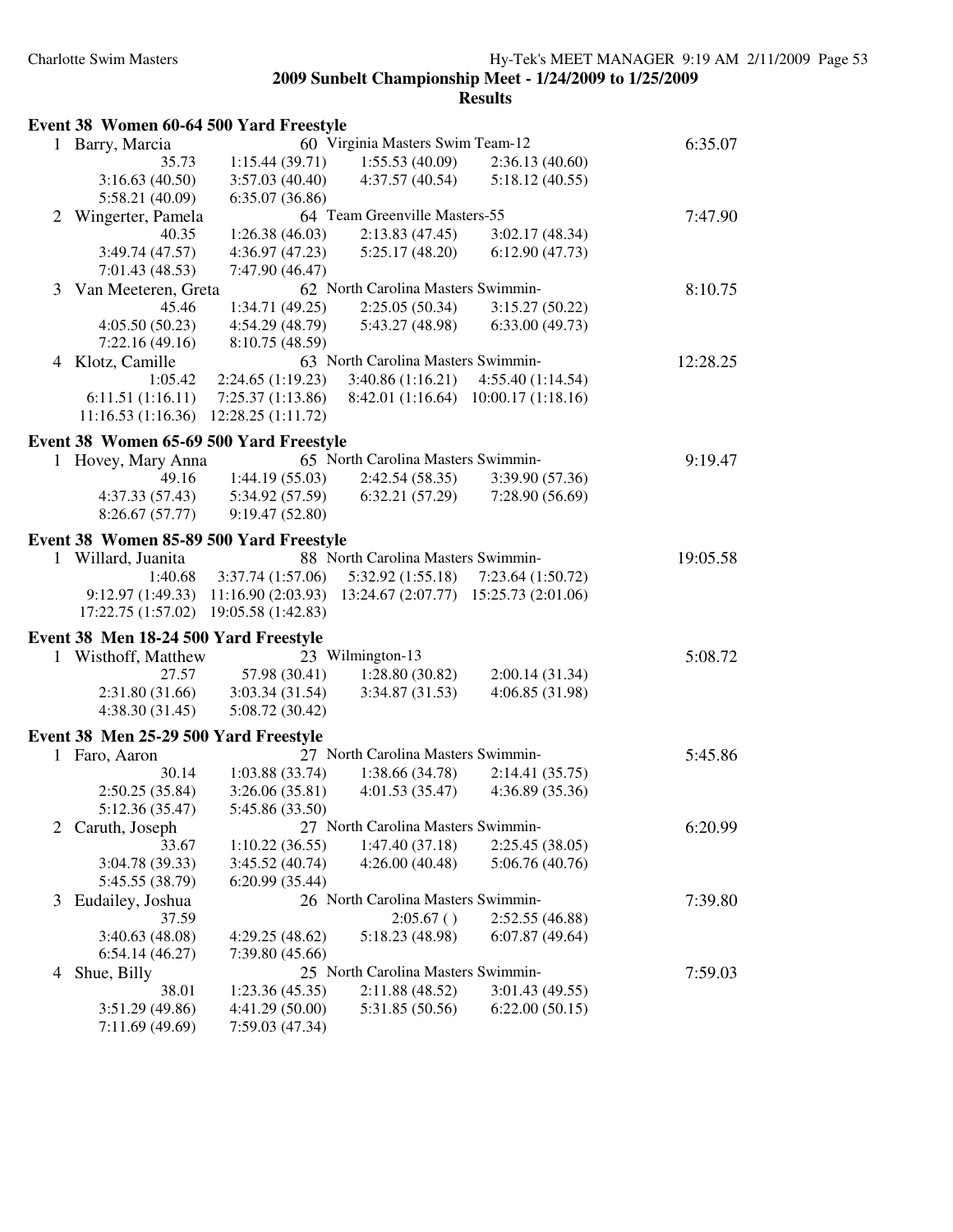**2009 Sunbelt Championship Meet - 1/24/2009 to 1/25/2009**

**Results**

### Event 38 Women 60-64 500 Yard Freestyle

```
  1 Barry, Marcia                 60 Virginia Masters Swim Team-12           6:35.07
              35.73       1:15.44 (39.71)    1:55.53 (40.09)    2:36.13 (40.60)
    3:16.63 (40.50)       3:57.03 (40.40)    4:37.57 (40.54)    5:18.12 (40.55)
    5:58.21 (40.09)       6:35.07 (36.86)
  2 Wingerter, Pamela             64 Team Greenville Masters-55              7:47.90
              40.35       1:26.38 (46.03)    2:13.83 (47.45)    3:02.17 (48.34)
    3:49.74 (47.57)       4:36.97 (47.23)    5:25.17 (48.20)    6:12.90 (47.73)
    7:01.43 (48.53)       7:47.90 (46.47)
  3 Van Meeteren, Greta           62 North Carolina Masters Swimmin-         8:10.75
              45.46       1:34.71 (49.25)    2:25.05 (50.34)    3:15.27 (50.22)
    4:05.50 (50.23)       4:54.29 (48.79)    5:43.27 (48.98)    6:33.00 (49.73)
    7:22.16 (49.16)       8:10.75 (48.59)
  4 Klotz, Camille                63 North Carolina Masters Swimmin-        12:28.25
            1:05.42     2:24.65 (1:19.23)  3:40.86 (1:16.21)  4:55.40 (1:14.54)
  6:11.51 (1:16.11)     7:25.37 (1:13.86)  8:42.01 (1:16.64) 10:00.17 (1:18.16)
 11:16.53 (1:16.36)    12:28.25 (1:11.72)
```

### Event 38 Women 65-69 500 Yard Freestyle

```
  1 Hovey, Mary Anna              65 North Carolina Masters Swimmin-         9:19.47
              49.16       1:44.19 (55.03)    2:42.54 (58.35)    3:39.90 (57.36)
    4:37.33 (57.43)       5:34.92 (57.59)    6:32.21 (57.29)    7:28.90 (56.69)
    8:26.67 (57.77)       9:19.47 (52.80)
```

### Event 38 Women 85-89 500 Yard Freestyle

```
  1 Willard, Juanita              88 North Carolina Masters Swimmin-        19:05.58
            1:40.68     3:37.74 (1:57.06)  5:32.92 (1:55.18)  7:23.64 (1:50.72)
  9:12.97 (1:49.33)    11:16.90 (2:03.93) 13:24.67 (2:07.77) 15:25.73 (2:01.06)
 17:22.75 (1:57.02)    19:05.58 (1:42.83)
```

### Event 38 Men 18-24 500 Yard Freestyle

```
  1 Wisthoff, Matthew             23 Wilmington-13                           5:08.72
              27.57         57.98 (30.41)    1:28.80 (30.82)    2:00.14 (31.34)
    2:31.80 (31.66)       3:03.34 (31.54)    3:34.87 (31.53)    4:06.85 (31.98)
    4:38.30 (31.45)       5:08.72 (30.42)
```

### Event 38 Men 25-29 500 Yard Freestyle

```
  1 Faro, Aaron                   27 North Carolina Masters Swimmin-         5:45.86
              30.14       1:03.88 (33.74)    1:38.66 (34.78)    2:14.41 (35.75)
    2:50.25 (35.84)       3:26.06 (35.81)    4:01.53 (35.47)    4:36.89 (35.36)
    5:12.36 (35.47)       5:45.86 (33.50)
  2 Caruth, Joseph                27 North Carolina Masters Swimmin-         6:20.99
              33.67       1:10.22 (36.55)    1:47.40 (37.18)    2:25.45 (38.05)
    3:04.78 (39.33)       3:45.52 (40.74)    4:26.00 (40.48)    5:06.76 (40.76)
    5:45.55 (38.79)       6:20.99 (35.44)
  3 Eudailey, Joshua              26 North Carolina Masters Swimmin-         7:39.80
              37.59                          2:05.67 ()         2:52.55 (46.88)
    3:40.63 (48.08)       4:29.25 (48.62)    5:18.23 (48.98)    6:07.87 (49.64)
    6:54.14 (46.27)       7:39.80 (45.66)
  4 Shue, Billy                   25 North Carolina Masters Swimmin-         7:59.03
              38.01       1:23.36 (45.35)    2:11.88 (48.52)    3:01.43 (49.55)
    3:51.29 (49.86)       4:41.29 (50.00)    5:31.85 (50.56)    6:22.00 (50.15)
    7:11.69 (49.69)       7:59.03 (47.34)
```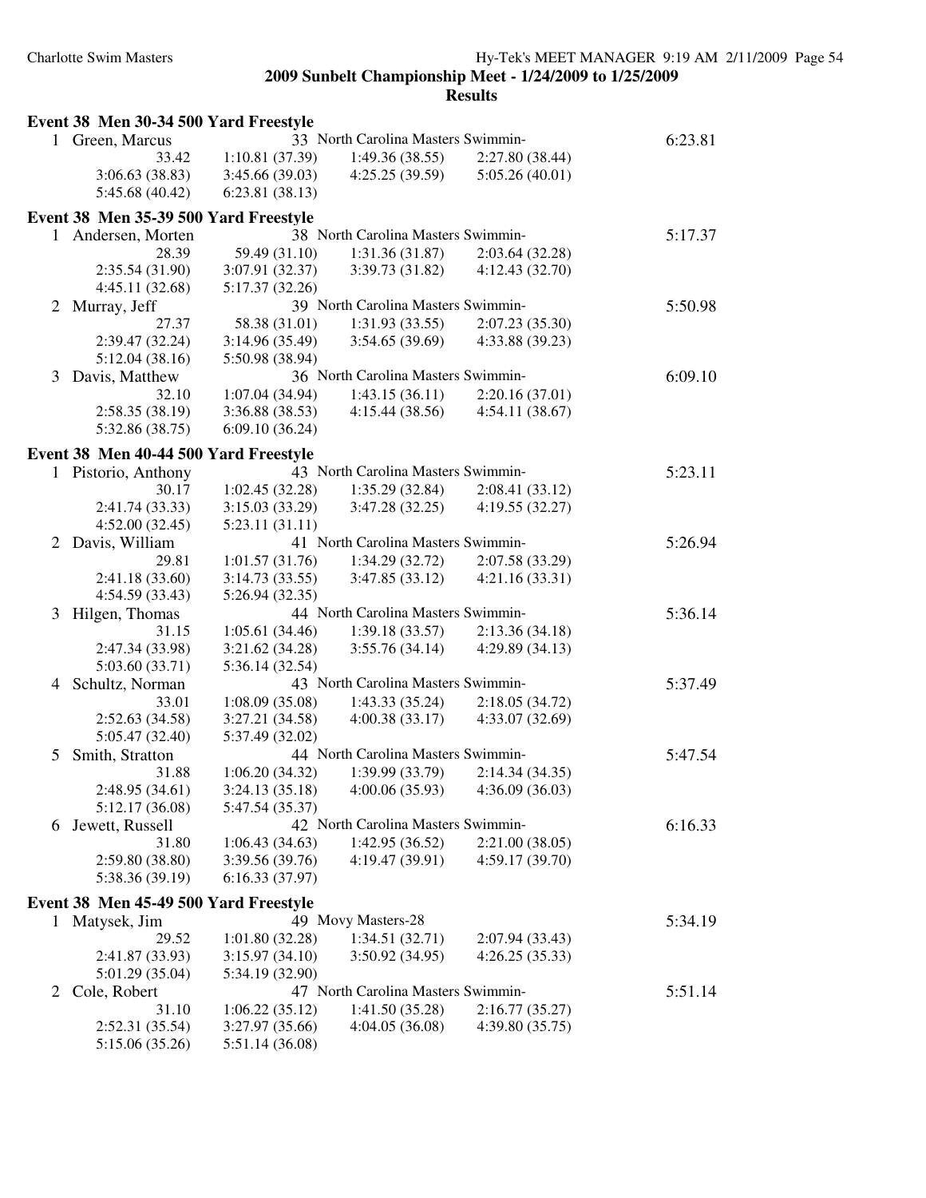**2009 Sunbelt Championship Meet - 1/24/2009 to 1/25/2009**

**Results**

### Event 38 Men 30-34 500 Yard Freestyle

1 Green, Marcus — 33 North Carolina Masters Swimmin- — 6:23.81

| | | | |
|---|---|---|---|
| 33.42 | 1:10.81 (37.39) | 1:49.36 (38.55) | 2:27.80 (38.44) |
| 3:06.63 (38.83) | 3:45.66 (39.03) | 4:25.25 (39.59) | 5:05.26 (40.01) |
| 5:45.68 (40.42) | 6:23.81 (38.13) | | |

### Event 38 Men 35-39 500 Yard Freestyle

1 Andersen, Morten — 38 North Carolina Masters Swimmin- — 5:17.37

| | | | |
|---|---|---|---|
| 28.39 | 59.49 (31.10) | 1:31.36 (31.87) | 2:03.64 (32.28) |
| 2:35.54 (31.90) | 3:07.91 (32.37) | 3:39.73 (31.82) | 4:12.43 (32.70) |
| 4:45.11 (32.68) | 5:17.37 (32.26) | | |

2 Murray, Jeff — 39 North Carolina Masters Swimmin- — 5:50.98

| | | | |
|---|---|---|---|
| 27.37 | 58.38 (31.01) | 1:31.93 (33.55) | 2:07.23 (35.30) |
| 2:39.47 (32.24) | 3:14.96 (35.49) | 3:54.65 (39.69) | 4:33.88 (39.23) |
| 5:12.04 (38.16) | 5:50.98 (38.94) | | |

3 Davis, Matthew — 36 North Carolina Masters Swimmin- — 6:09.10

| | | | |
|---|---|---|---|
| 32.10 | 1:07.04 (34.94) | 1:43.15 (36.11) | 2:20.16 (37.01) |
| 2:58.35 (38.19) | 3:36.88 (38.53) | 4:15.44 (38.56) | 4:54.11 (38.67) |
| 5:32.86 (38.75) | 6:09.10 (36.24) | | |

### Event 38 Men 40-44 500 Yard Freestyle

1 Pistorio, Anthony — 43 North Carolina Masters Swimmin- — 5:23.11

| | | | |
|---|---|---|---|
| 30.17 | 1:02.45 (32.28) | 1:35.29 (32.84) | 2:08.41 (33.12) |
| 2:41.74 (33.33) | 3:15.03 (33.29) | 3:47.28 (32.25) | 4:19.55 (32.27) |
| 4:52.00 (32.45) | 5:23.11 (31.11) | | |

2 Davis, William — 41 North Carolina Masters Swimmin- — 5:26.94

| | | | |
|---|---|---|---|
| 29.81 | 1:01.57 (31.76) | 1:34.29 (32.72) | 2:07.58 (33.29) |
| 2:41.18 (33.60) | 3:14.73 (33.55) | 3:47.85 (33.12) | 4:21.16 (33.31) |
| 4:54.59 (33.43) | 5:26.94 (32.35) | | |

3 Hilgen, Thomas — 44 North Carolina Masters Swimmin- — 5:36.14

| | | | |
|---|---|---|---|
| 31.15 | 1:05.61 (34.46) | 1:39.18 (33.57) | 2:13.36 (34.18) |
| 2:47.34 (33.98) | 3:21.62 (34.28) | 3:55.76 (34.14) | 4:29.89 (34.13) |
| 5:03.60 (33.71) | 5:36.14 (32.54) | | |

4 Schultz, Norman — 43 North Carolina Masters Swimmin- — 5:37.49

| | | | |
|---|---|---|---|
| 33.01 | 1:08.09 (35.08) | 1:43.33 (35.24) | 2:18.05 (34.72) |
| 2:52.63 (34.58) | 3:27.21 (34.58) | 4:00.38 (33.17) | 4:33.07 (32.69) |
| 5:05.47 (32.40) | 5:37.49 (32.02) | | |

5 Smith, Stratton — 44 North Carolina Masters Swimmin- — 5:47.54

| | | | |
|---|---|---|---|
| 31.88 | 1:06.20 (34.32) | 1:39.99 (33.79) | 2:14.34 (34.35) |
| 2:48.95 (34.61) | 3:24.13 (35.18) | 4:00.06 (35.93) | 4:36.09 (36.03) |
| 5:12.17 (36.08) | 5:47.54 (35.37) | | |

6 Jewett, Russell — 42 North Carolina Masters Swimmin- — 6:16.33

| | | | |
|---|---|---|---|
| 31.80 | 1:06.43 (34.63) | 1:42.95 (36.52) | 2:21.00 (38.05) |
| 2:59.80 (38.80) | 3:39.56 (39.76) | 4:19.47 (39.91) | 4:59.17 (39.70) |
| 5:38.36 (39.19) | 6:16.33 (37.97) | | |

### Event 38 Men 45-49 500 Yard Freestyle

1 Matysek, Jim — 49 Movy Masters-28 — 5:34.19

| | | | |
|---|---|---|---|
| 29.52 | 1:01.80 (32.28) | 1:34.51 (32.71) | 2:07.94 (33.43) |
| 2:41.87 (33.93) | 3:15.97 (34.10) | 3:50.92 (34.95) | 4:26.25 (35.33) |
| 5:01.29 (35.04) | 5:34.19 (32.90) | | |

2 Cole, Robert — 47 North Carolina Masters Swimmin- — 5:51.14

| | | | |
|---|---|---|---|
| 31.10 | 1:06.22 (35.12) | 1:41.50 (35.28) | 2:16.77 (35.27) |
| 2:52.31 (35.54) | 3:27.97 (35.66) | 4:04.05 (36.08) | 4:39.80 (35.75) |
| 5:15.06 (35.26) | 5:51.14 (36.08) | | |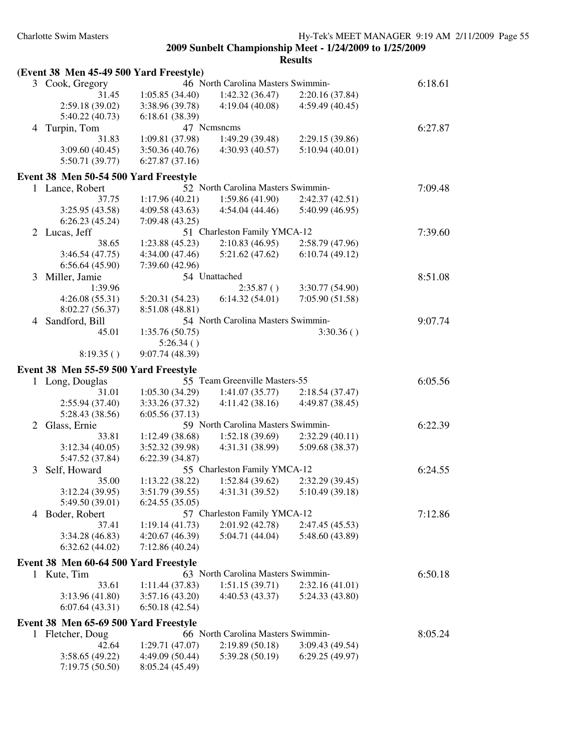**2009 Sunbelt Championship Meet - 1/24/2009 to 1/25/2009**

**Results**

### (Event 38 Men 45-49 500 Yard Freestyle)

```
  3 Cook, Gregory                46 North Carolina Masters Swimmin-                  6:18.61
           31.45     1:05.85 (34.40)     1:42.32 (36.47)     2:20.16 (37.84)
   2:59.18 (39.02)   3:38.96 (39.78)     4:19.04 (40.08)     4:59.49 (40.45)
   5:40.22 (40.73)   6:18.61 (38.39)
  4 Turpin, Tom                  47 Ncmsncms                                         6:27.87
           31.83     1:09.81 (37.98)     1:49.29 (39.48)     2:29.15 (39.86)
   3:09.60 (40.45)   3:50.36 (40.76)     4:30.93 (40.57)     5:10.94 (40.01)
   5:50.71 (39.77)   6:27.87 (37.16)
```

### Event 38 Men 50-54 500 Yard Freestyle

```
  1 Lance, Robert                52 North Carolina Masters Swimmin-                  7:09.48
           37.75     1:17.96 (40.21)     1:59.86 (41.90)     2:42.37 (42.51)
   3:25.95 (43.58)   4:09.58 (43.63)     4:54.04 (44.46)     5:40.99 (46.95)
   6:26.23 (45.24)   7:09.48 (43.25)
  2 Lucas, Jeff                  51 Charleston Family YMCA-12                        7:39.60
           38.65     1:23.88 (45.23)     2:10.83 (46.95)     2:58.79 (47.96)
   3:46.54 (47.75)   4:34.00 (47.46)     5:21.62 (47.62)     6:10.74 (49.12)
   6:56.64 (45.90)   7:39.60 (42.96)
  3 Miller, Jamie                54 Unattached                                       8:51.08
         1:39.96                              2:35.87 ( )    3:30.77 (54.90)
   4:26.08 (55.31)   5:20.31 (54.23)     6:14.32 (54.01)     7:05.90 (51.58)
   8:02.27 (56.37)   8:51.08 (48.81)
  4 Sandford, Bill               54 North Carolina Masters Swimmin-                  9:07.74
           45.01     1:35.76 (50.75)                              3:30.36 ( )
                          5:26.34 ( )
       8:19.35 ( )   9:07.74 (48.39)
```

### Event 38 Men 55-59 500 Yard Freestyle

```
  1 Long, Douglas                55 Team Greenville Masters-55                       6:05.56
           31.01     1:05.30 (34.29)     1:41.07 (35.77)     2:18.54 (37.47)
   2:55.94 (37.40)   3:33.26 (37.32)     4:11.42 (38.16)     4:49.87 (38.45)
   5:28.43 (38.56)   6:05.56 (37.13)
  2 Glass, Ernie                 59 North Carolina Masters Swimmin-                  6:22.39
           33.81     1:12.49 (38.68)     1:52.18 (39.69)     2:32.29 (40.11)
   3:12.34 (40.05)   3:52.32 (39.98)     4:31.31 (38.99)     5:09.68 (38.37)
   5:47.52 (37.84)   6:22.39 (34.87)
  3 Self, Howard                 55 Charleston Family YMCA-12                        6:24.55
           35.00     1:13.22 (38.22)     1:52.84 (39.62)     2:32.29 (39.45)
   3:12.24 (39.95)   3:51.79 (39.55)     4:31.31 (39.52)     5:10.49 (39.18)
   5:49.50 (39.01)   6:24.55 (35.05)
  4 Boder, Robert                57 Charleston Family YMCA-12                        7:12.86
           37.41     1:19.14 (41.73)     2:01.92 (42.78)     2:47.45 (45.53)
   3:34.28 (46.83)   4:20.67 (46.39)     5:04.71 (44.04)     5:48.60 (43.89)
   6:32.62 (44.02)   7:12.86 (40.24)
```

### Event 38 Men 60-64 500 Yard Freestyle

```
  1 Kute, Tim                    63 North Carolina Masters Swimmin-                  6:50.18
           33.61     1:11.44 (37.83)     1:51.15 (39.71)     2:32.16 (41.01)
   3:13.96 (41.80)   3:57.16 (43.20)     4:40.53 (43.37)     5:24.33 (43.80)
   6:07.64 (43.31)   6:50.18 (42.54)
```

### Event 38 Men 65-69 500 Yard Freestyle

```
  1 Fletcher, Doug               66 North Carolina Masters Swimmin-                  8:05.24
           42.64     1:29.71 (47.07)     2:19.89 (50.18)     3:09.43 (49.54)
   3:58.65 (49.22)   4:49.09 (50.44)     5:39.28 (50.19)     6:29.25 (49.97)
   7:19.75 (50.50)   8:05.24 (45.49)
```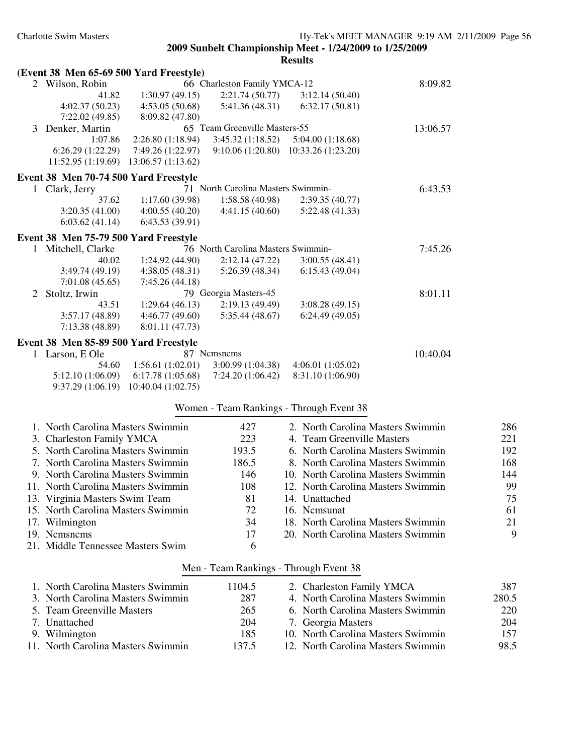**2009 Sunbelt Championship Meet - 1/24/2009 to 1/25/2009**

**Results**

### (Event 38 Men 65-69 500 Yard Freestyle)

```
  2 Wilson, Robin               66 Charleston Family YMCA-12                      8:09.82
            41.82     1:30.97 (49.15)     2:21.74 (50.77)     3:12.14 (50.40)
  4:02.37 (50.23)     4:53.05 (50.68)     5:41.36 (48.31)     6:32.17 (50.81)
  7:22.02 (49.85)     8:09.82 (47.80)
  3 Denker, Martin              65 Team Greenville Masters-55                    13:06.57
          1:07.86   2:26.80 (1:18.94)   3:45.32 (1:18.52)   5:04.00 (1:18.68)
6:26.29 (1:22.29)   7:49.26 (1:22.97)   9:10.06 (1:20.80)  10:33.26 (1:23.20)
11:52.95 (1:19.69)  13:06.57 (1:13.62)
```

### Event 38 Men 70-74 500 Yard Freestyle

```
  1 Clark, Jerry                71 North Carolina Masters Swimmin-                6:43.53
            37.62     1:17.60 (39.98)     1:58.58 (40.98)     2:39.35 (40.77)
  3:20.35 (41.00)     4:00.55 (40.20)     4:41.15 (40.60)     5:22.48 (41.33)
  6:03.62 (41.14)     6:43.53 (39.91)
```

### Event 38 Men 75-79 500 Yard Freestyle

```
  1 Mitchell, Clarke            76 North Carolina Masters Swimmin-                7:45.26
            40.02     1:24.92 (44.90)     2:12.14 (47.22)     3:00.55 (48.41)
  3:49.74 (49.19)     4:38.05 (48.31)     5:26.39 (48.34)     6:15.43 (49.04)
  7:01.08 (45.65)     7:45.26 (44.18)
  2 Stoltz, Irwin               79 Georgia Masters-45                             8:01.11
            43.51     1:29.64 (46.13)     2:19.13 (49.49)     3:08.28 (49.15)
  3:57.17 (48.89)     4:46.77 (49.60)     5:35.44 (48.67)     6:24.49 (49.05)
  7:13.38 (48.89)     8:01.11 (47.73)
```

### Event 38 Men 85-89 500 Yard Freestyle

```
  1 Larson, E Ole               87 Ncmsncms                                      10:40.04
            54.60   1:56.61 (1:02.01)   3:00.99 (1:04.38)   4:06.01 (1:05.02)
5:12.10 (1:06.09)   6:17.78 (1:05.68)   7:24.20 (1:06.42)   8:31.10 (1:06.90)
9:37.29 (1:06.19)  10:40.04 (1:02.75)
```

### Women - Team Rankings - Through Event 38

| Rank | Team | Points | Rank | Team | Points |
|---|---|---|---|---|---|
| 1. | North Carolina Masters Swimmin | 427 | 2. | North Carolina Masters Swimmin | 286 |
| 3. | Charleston Family YMCA | 223 | 4. | Team Greenville Masters | 221 |
| 5. | North Carolina Masters Swimmin | 193.5 | 6. | North Carolina Masters Swimmin | 192 |
| 7. | North Carolina Masters Swimmin | 186.5 | 8. | North Carolina Masters Swimmin | 168 |
| 9. | North Carolina Masters Swimmin | 146 | 10. | North Carolina Masters Swimmin | 144 |
| 11. | North Carolina Masters Swimmin | 108 | 12. | North Carolina Masters Swimmin | 99 |
| 13. | Virginia Masters Swim Team | 81 | 14. | Unattached | 75 |
| 15. | North Carolina Masters Swimmin | 72 | 16. | Ncmsunat | 61 |
| 17. | Wilmington | 34 | 18. | North Carolina Masters Swimmin | 21 |
| 19. | Ncmsncms | 17 | 20. | North Carolina Masters Swimmin | 9 |
| 21. | Middle Tennessee Masters Swim | 6 | | | |

### Men - Team Rankings - Through Event 38

| Rank | Team | Points | Rank | Team | Points |
|---|---|---|---|---|---|
| 1. | North Carolina Masters Swimmin | 1104.5 | 2. | Charleston Family YMCA | 387 |
| 3. | North Carolina Masters Swimmin | 287 | 4. | North Carolina Masters Swimmin | 280.5 |
| 5. | Team Greenville Masters | 265 | 6. | North Carolina Masters Swimmin | 220 |
| 7. | Unattached | 204 | 7. | Georgia Masters | 204 |
| 9. | Wilmington | 185 | 10. | North Carolina Masters Swimmin | 157 |
| 11. | North Carolina Masters Swimmin | 137.5 | 12. | North Carolina Masters Swimmin | 98.5 |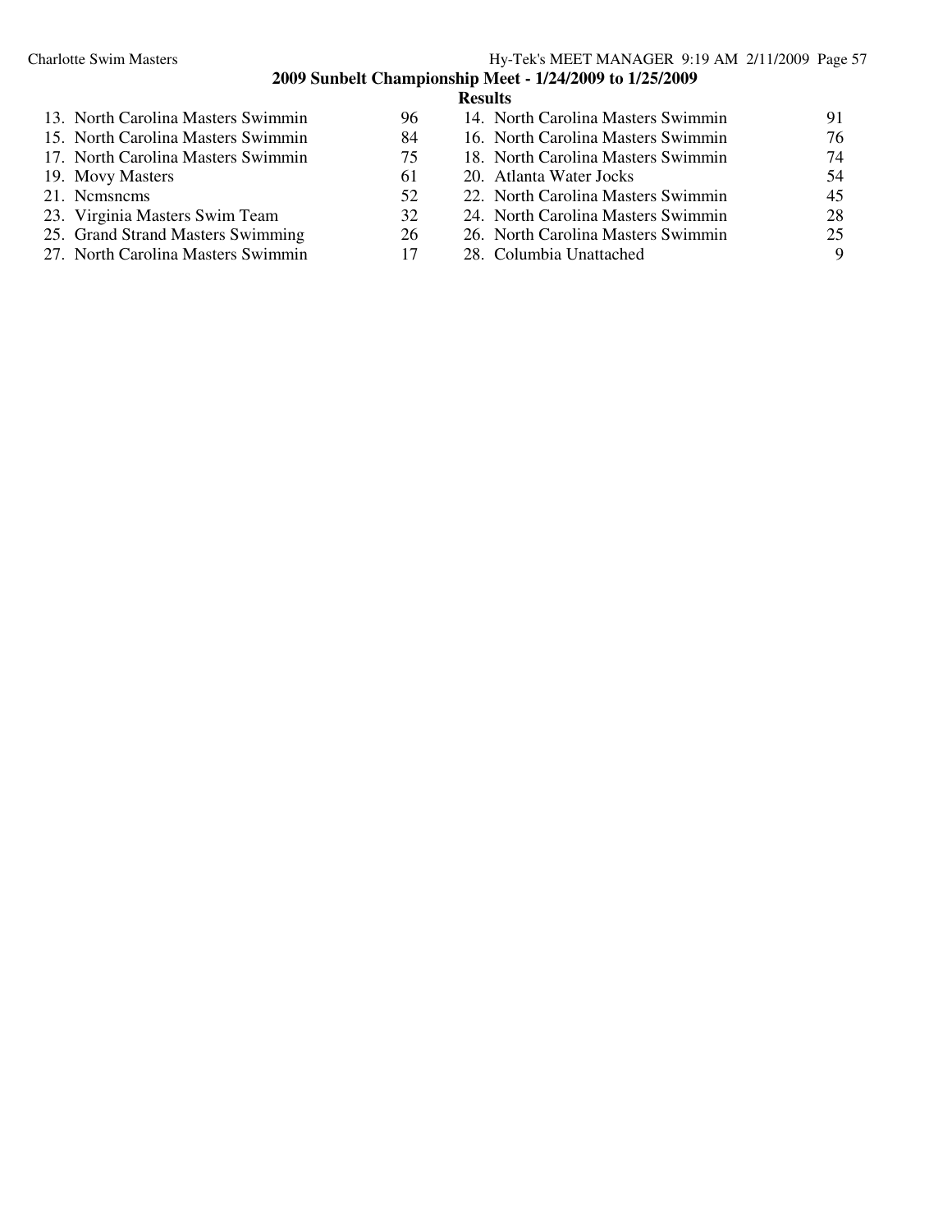## 2009 Sunbelt Championship Meet - 1/24/2009 to 1/25/2009

### Results

13. North Carolina Masters Swimmin 96
14. North Carolina Masters Swimmin 91
15. North Carolina Masters Swimmin 84
16. North Carolina Masters Swimmin 76
17. North Carolina Masters Swimmin 75
18. North Carolina Masters Swimmin 74
19. Movy Masters 61
20. Atlanta Water Jocks 54
21. Ncmsncms 52
22. North Carolina Masters Swimmin 45
23. Virginia Masters Swim Team 32
24. North Carolina Masters Swimmin 28
25. Grand Strand Masters Swimming 26
26. North Carolina Masters Swimmin 25
27. North Carolina Masters Swimmin 17
28. Columbia Unattached 9